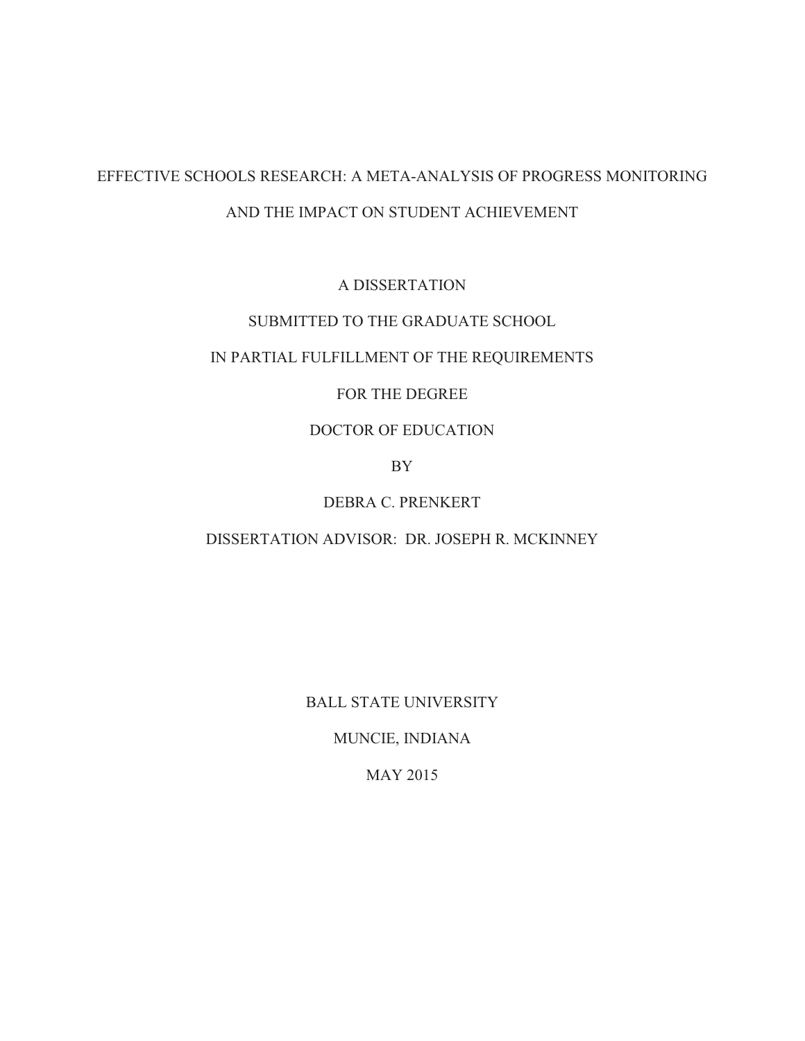# EFFECTIVE SCHOOLS RESEARCH: A META-ANALYSIS OF PROGRESS MONITORING AND THE IMPACT ON STUDENT ACHIEVEMENT

A DISSERTATION

SUBMITTED TO THE GRADUATE SCHOOL

IN PARTIAL FULFILLMENT OF THE REQUIREMENTS

FOR THE DEGREE

DOCTOR OF EDUCATION

BY

DEBRA C. PRENKERT

DISSERTATION ADVISOR: DR. JOSEPH R. MCKINNEY

BALL STATE UNIVERSITY

MUNCIE, INDIANA

MAY 2015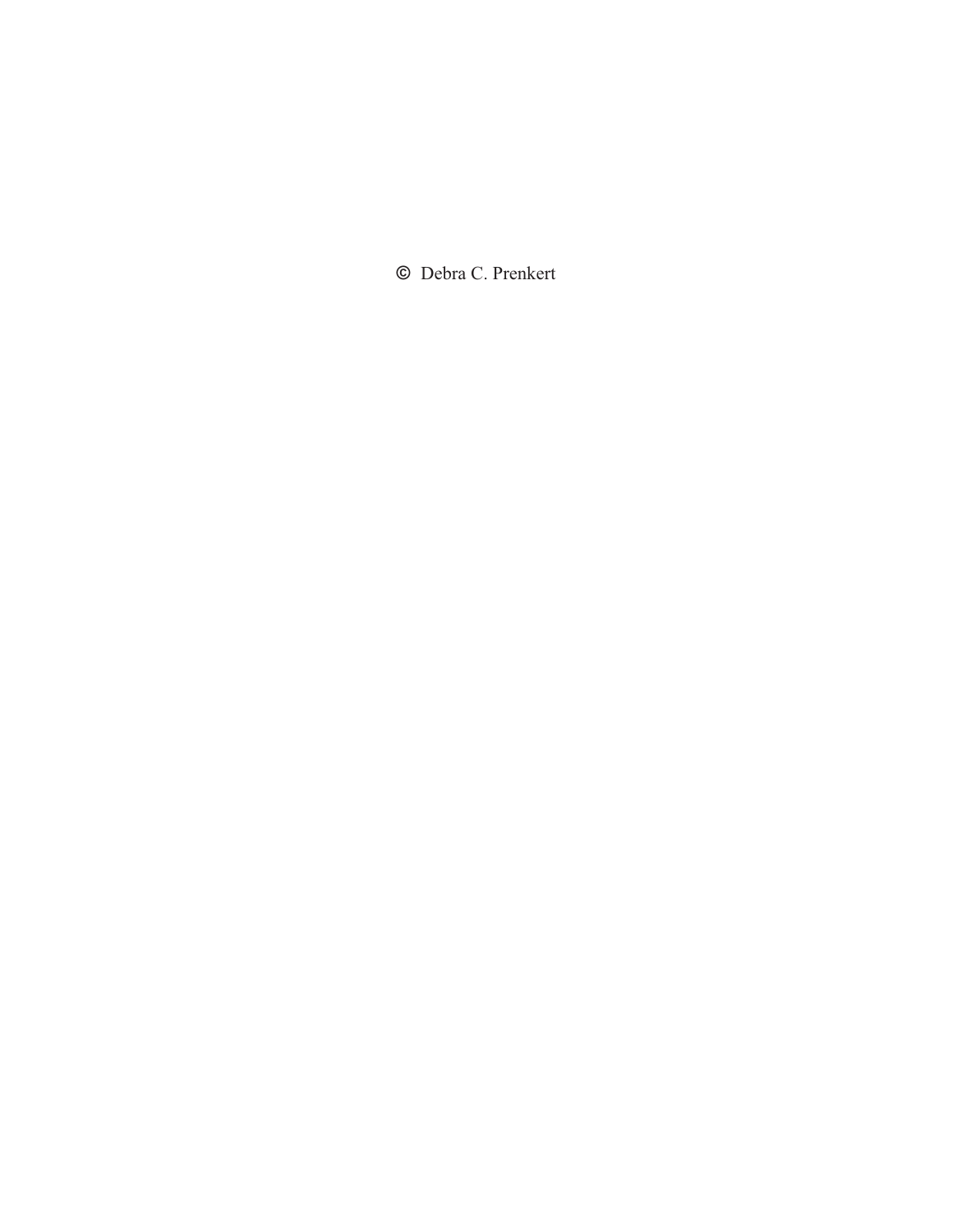© Debra C. Prenkert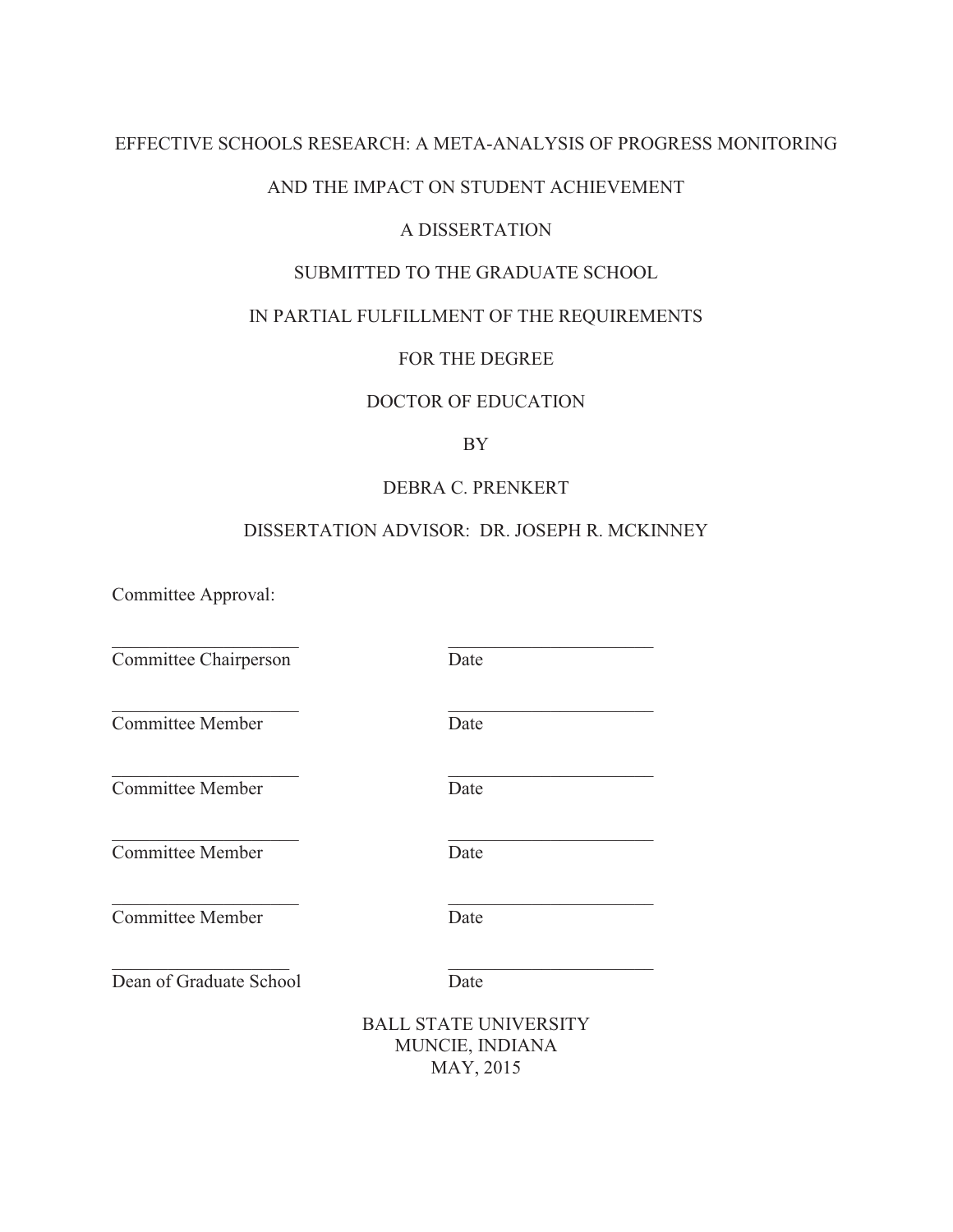EFFECTIVE SCHOOLS RESEARCH: A META-ANALYSIS OF PROGRESS MONITORING

AND THE IMPACT ON STUDENT ACHIEVEMENT

A DISSERTATION

SUBMITTED TO THE GRADUATE SCHOOL

IN PARTIAL FULFILLMENT OF THE REQUIREMENTS

FOR THE DEGREE

DOCTOR OF EDUCATION

BY

DEBRA C. PRENKERT

DISSERTATION ADVISOR: DR. JOSEPH R. MCKINNEY

Committee Approval:

____________________ ____________________
Committee Chairperson Date

____________________ ____________________
Committee Member Date

____________________ ____________________
Committee Member Date

____________________ ____________________
Committee Member Date

____________________ ____________________
Committee Member Date

____________________ ____________________
Dean of Graduate School Date

BALL STATE UNIVERSITY
MUNCIE, INDIANA
MAY, 2015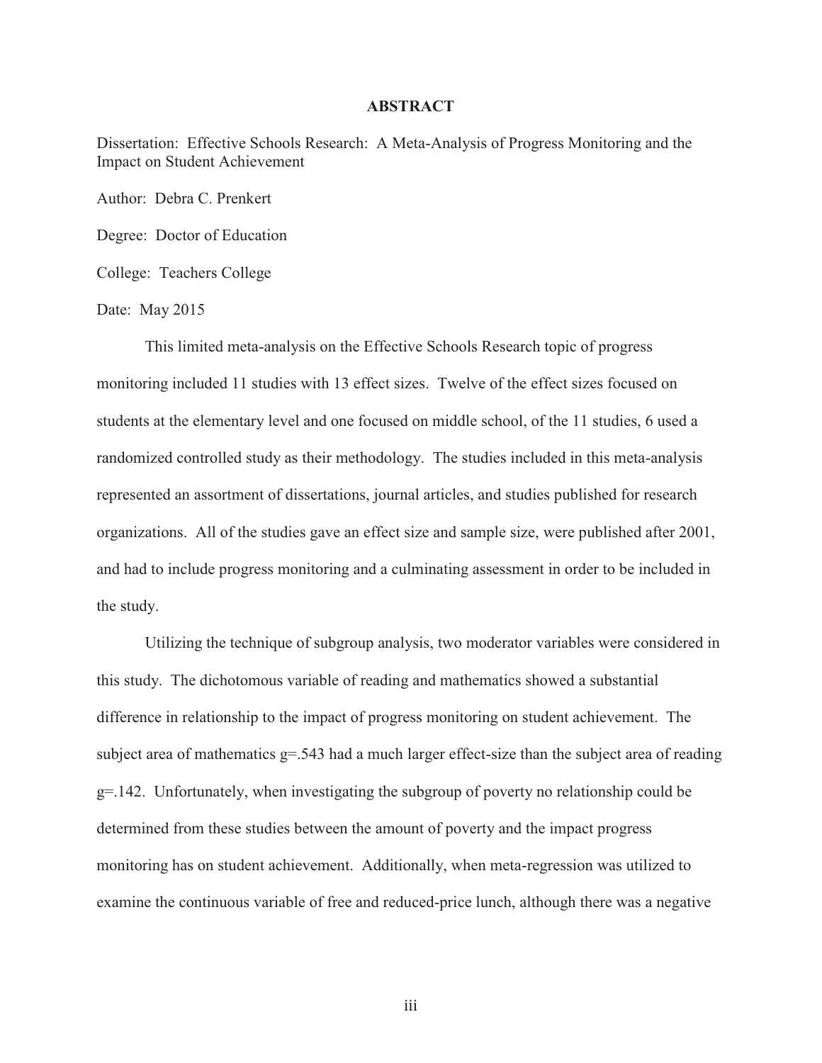# ABSTRACT

Dissertation: Effective Schools Research: A Meta-Analysis of Progress Monitoring and the Impact on Student Achievement

Author: Debra C. Prenkert

Degree: Doctor of Education

College: Teachers College

Date: May 2015

This limited meta-analysis on the Effective Schools Research topic of progress monitoring included 11 studies with 13 effect sizes. Twelve of the effect sizes focused on students at the elementary level and one focused on middle school, of the 11 studies, 6 used a randomized controlled study as their methodology. The studies included in this meta-analysis represented an assortment of dissertations, journal articles, and studies published for research organizations. All of the studies gave an effect size and sample size, were published after 2001, and had to include progress monitoring and a culminating assessment in order to be included in the study.

Utilizing the technique of subgroup analysis, two moderator variables were considered in this study. The dichotomous variable of reading and mathematics showed a substantial difference in relationship to the impact of progress monitoring on student achievement. The subject area of mathematics $g=.543$ had a much larger effect-size than the subject area of reading $g=.142$. Unfortunately, when investigating the subgroup of poverty no relationship could be determined from these studies between the amount of poverty and the impact progress monitoring has on student achievement. Additionally, when meta-regression was utilized to examine the continuous variable of free and reduced-price lunch, although there was a negative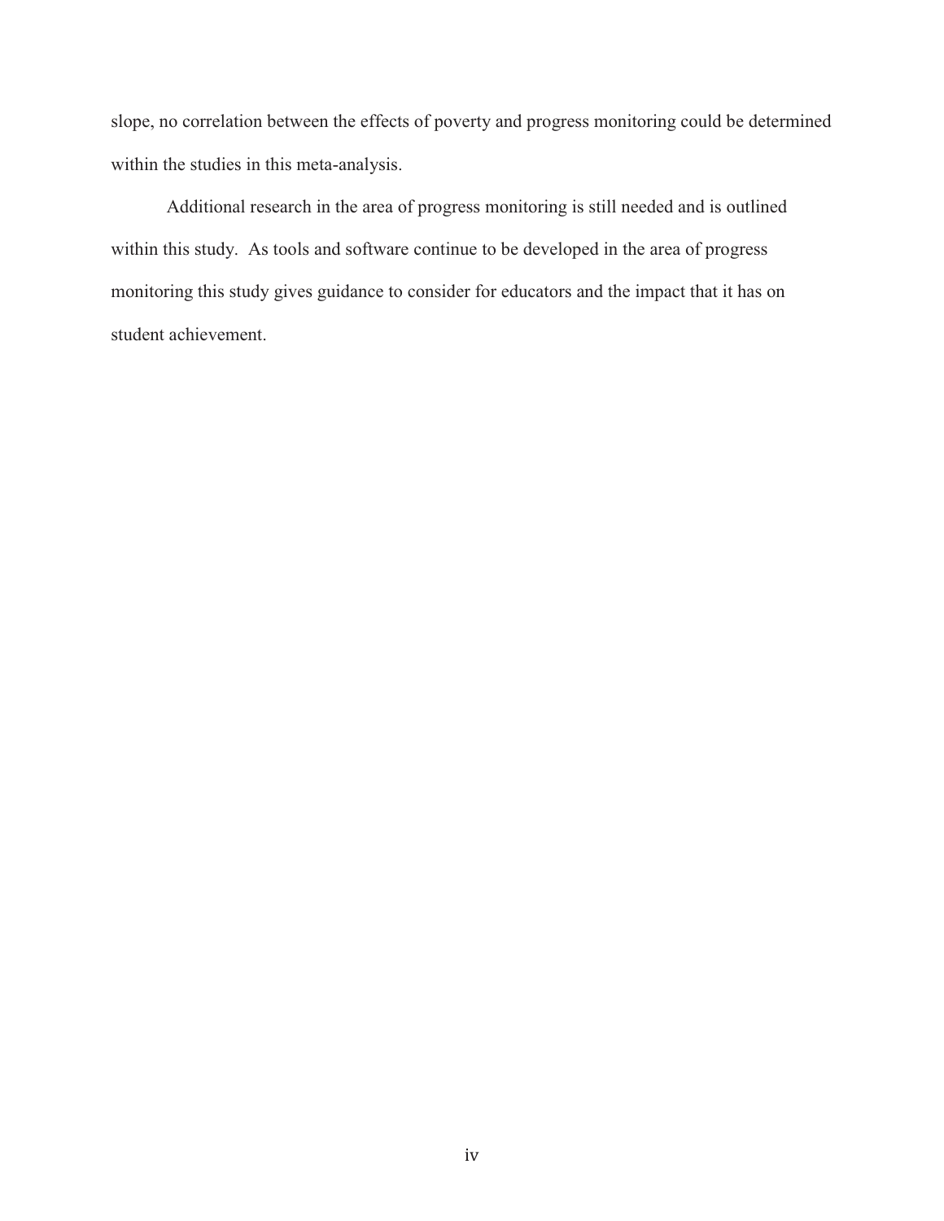slope, no correlation between the effects of poverty and progress monitoring could be determined within the studies in this meta-analysis.

Additional research in the area of progress monitoring is still needed and is outlined within this study. As tools and software continue to be developed in the area of progress monitoring this study gives guidance to consider for educators and the impact that it has on student achievement.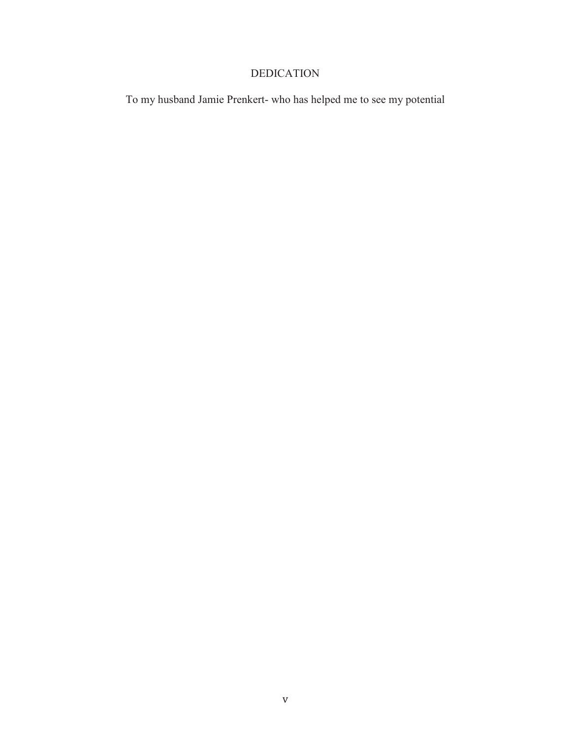# DEDICATION

To my husband Jamie Prenkert- who has helped me to see my potential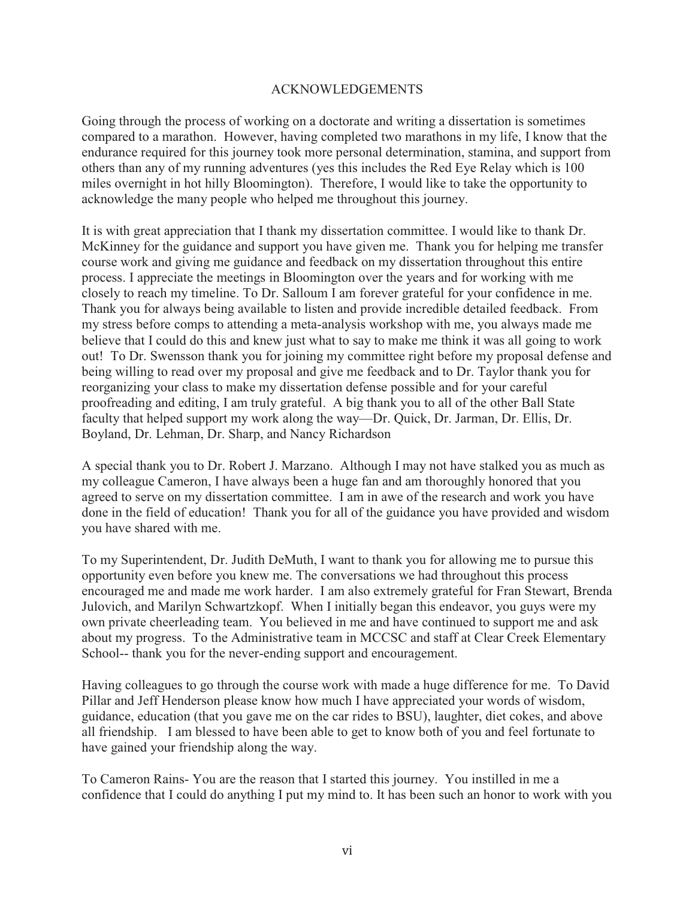# ACKNOWLEDGEMENTS

Going through the process of working on a doctorate and writing a dissertation is sometimes compared to a marathon. However, having completed two marathons in my life, I know that the endurance required for this journey took more personal determination, stamina, and support from others than any of my running adventures (yes this includes the Red Eye Relay which is 100 miles overnight in hot hilly Bloomington). Therefore, I would like to take the opportunity to acknowledge the many people who helped me throughout this journey.

It is with great appreciation that I thank my dissertation committee. I would like to thank Dr. McKinney for the guidance and support you have given me. Thank you for helping me transfer course work and giving me guidance and feedback on my dissertation throughout this entire process. I appreciate the meetings in Bloomington over the years and for working with me closely to reach my timeline. To Dr. Salloum I am forever grateful for your confidence in me. Thank you for always being available to listen and provide incredible detailed feedback. From my stress before comps to attending a meta-analysis workshop with me, you always made me believe that I could do this and knew just what to say to make me think it was all going to work out! To Dr. Swensson thank you for joining my committee right before my proposal defense and being willing to read over my proposal and give me feedback and to Dr. Taylor thank you for reorganizing your class to make my dissertation defense possible and for your careful proofreading and editing, I am truly grateful. A big thank you to all of the other Ball State faculty that helped support my work along the way—Dr. Quick, Dr. Jarman, Dr. Ellis, Dr. Boyland, Dr. Lehman, Dr. Sharp, and Nancy Richardson

A special thank you to Dr. Robert J. Marzano. Although I may not have stalked you as much as my colleague Cameron, I have always been a huge fan and am thoroughly honored that you agreed to serve on my dissertation committee. I am in awe of the research and work you have done in the field of education! Thank you for all of the guidance you have provided and wisdom you have shared with me.

To my Superintendent, Dr. Judith DeMuth, I want to thank you for allowing me to pursue this opportunity even before you knew me. The conversations we had throughout this process encouraged me and made me work harder. I am also extremely grateful for Fran Stewart, Brenda Julovich, and Marilyn Schwartzkopf. When I initially began this endeavor, you guys were my own private cheerleading team. You believed in me and have continued to support me and ask about my progress. To the Administrative team in MCCSC and staff at Clear Creek Elementary School-- thank you for the never-ending support and encouragement.

Having colleagues to go through the course work with made a huge difference for me. To David Pillar and Jeff Henderson please know how much I have appreciated your words of wisdom, guidance, education (that you gave me on the car rides to BSU), laughter, diet cokes, and above all friendship. I am blessed to have been able to get to know both of you and feel fortunate to have gained your friendship along the way.

To Cameron Rains- You are the reason that I started this journey. You instilled in me a confidence that I could do anything I put my mind to. It has been such an honor to work with you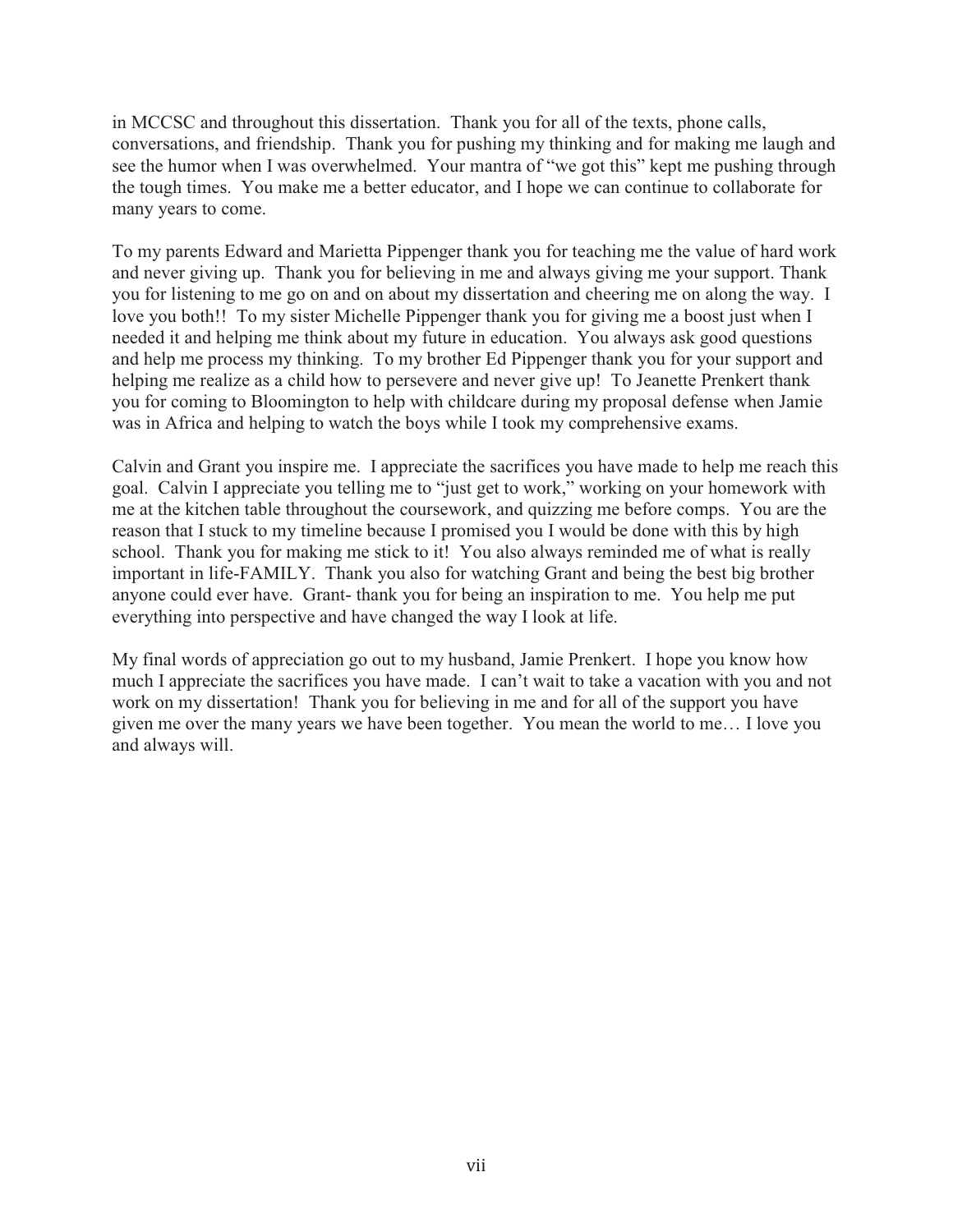in MCCSC and throughout this dissertation. Thank you for all of the texts, phone calls, conversations, and friendship. Thank you for pushing my thinking and for making me laugh and see the humor when I was overwhelmed. Your mantra of "we got this" kept me pushing through the tough times. You make me a better educator, and I hope we can continue to collaborate for many years to come.

To my parents Edward and Marietta Pippenger thank you for teaching me the value of hard work and never giving up. Thank you for believing in me and always giving me your support. Thank you for listening to me go on and on about my dissertation and cheering me on along the way. I love you both!! To my sister Michelle Pippenger thank you for giving me a boost just when I needed it and helping me think about my future in education. You always ask good questions and help me process my thinking. To my brother Ed Pippenger thank you for your support and helping me realize as a child how to persevere and never give up! To Jeanette Prenkert thank you for coming to Bloomington to help with childcare during my proposal defense when Jamie was in Africa and helping to watch the boys while I took my comprehensive exams.

Calvin and Grant you inspire me. I appreciate the sacrifices you have made to help me reach this goal. Calvin I appreciate you telling me to "just get to work," working on your homework with me at the kitchen table throughout the coursework, and quizzing me before comps. You are the reason that I stuck to my timeline because I promised you I would be done with this by high school. Thank you for making me stick to it! You also always reminded me of what is really important in life-FAMILY. Thank you also for watching Grant and being the best big brother anyone could ever have. Grant- thank you for being an inspiration to me. You help me put everything into perspective and have changed the way I look at life.

My final words of appreciation go out to my husband, Jamie Prenkert. I hope you know how much I appreciate the sacrifices you have made. I can't wait to take a vacation with you and not work on my dissertation! Thank you for believing in me and for all of the support you have given me over the many years we have been together. You mean the world to me… I love you and always will.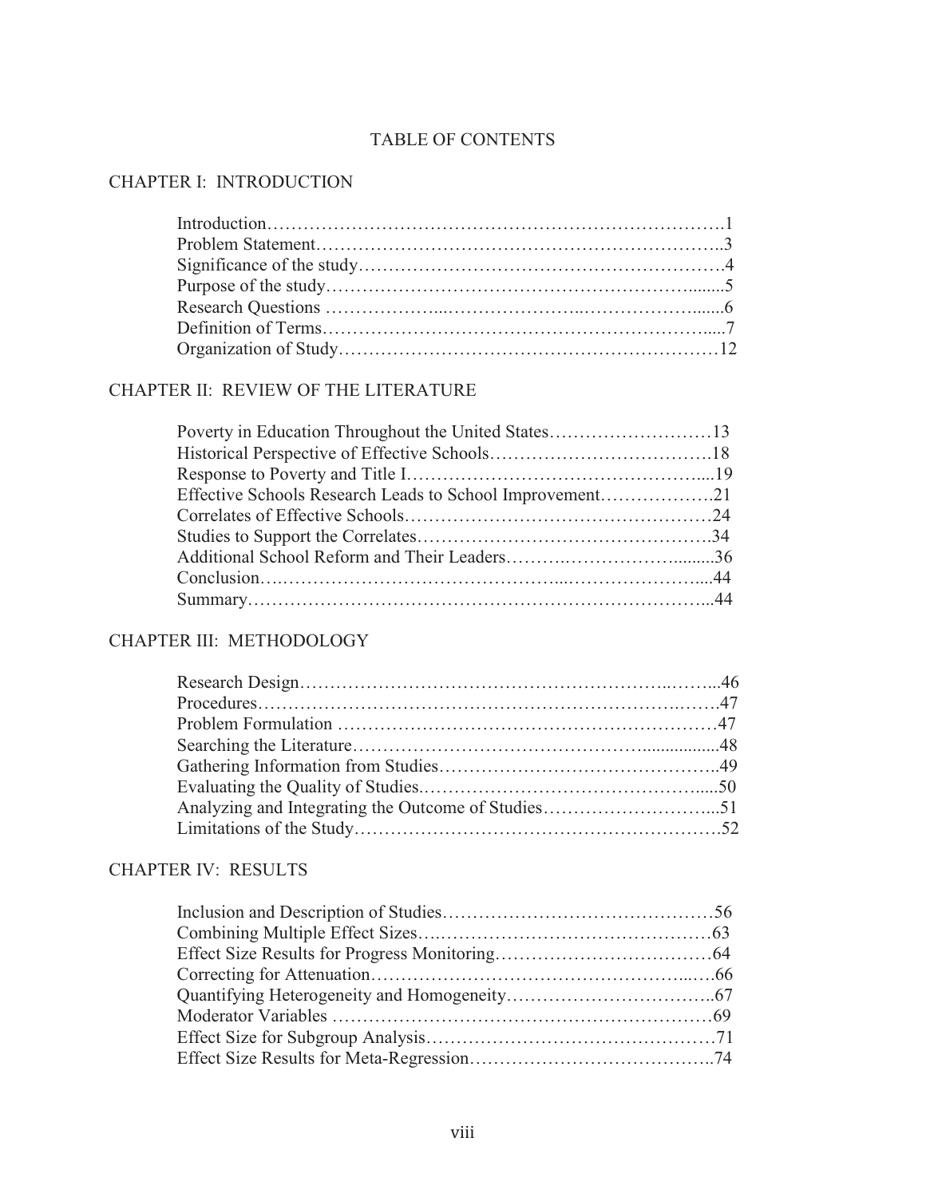# TABLE OF CONTENTS

## CHAPTER I: INTRODUCTION

Introduction……………………………………………………………….1
Problem Statement………………………………………………………..3
Significance of the study……………………………………………….4
Purpose of the study……………………………………………........5
Research Questions ………………...………………..……………......6
Definition of Terms……………………………………………….....7
Organization of Study……………………………………………….12

## CHAPTER II: REVIEW OF THE LITERATURE

Poverty in Education Throughout the United States………………………13
Historical Perspective of Effective Schools……………………………….18
Response to Poverty and Title I……………………………………….....19
Effective Schools Research Leads to School Improvement……………….21
Correlates of Effective Schools…………………………………………24
Studies to Support the Correlates……………………………………….34
Additional School Reform and Their Leaders……….……………….........36
Conclusion….……………………………………...…………………....44
Summary………………………………………………………………...44

## CHAPTER III: METHODOLOGY

Research Design……………………………………………….……...46
Procedures…………………………………………………………….…….47
Problem Formulation ……………………………………………………47
Searching the Literature………………………………………................48
Gathering Information from Studies………………………………………..49
Evaluating the Quality of Studies.………………………………………....50
Analyzing and Integrating the Outcome of Studies………………………...51
Limitations of the Study……………………………………………………52

## CHAPTER IV: RESULTS

Inclusion and Description of Studies……………………………………56
Combining Multiple Effect Sizes….………………………………………63
Effect Size Results for Progress Monitoring………………………………64
Correcting for Attenuation…………………………………………...….66
Quantifying Heterogeneity and Homogeneity……………………………..67
Moderator Variables ……………………………………………………69
Effect Size for Subgroup Analysis………………………………………71
Effect Size Results for Meta-Regression…………………………………..74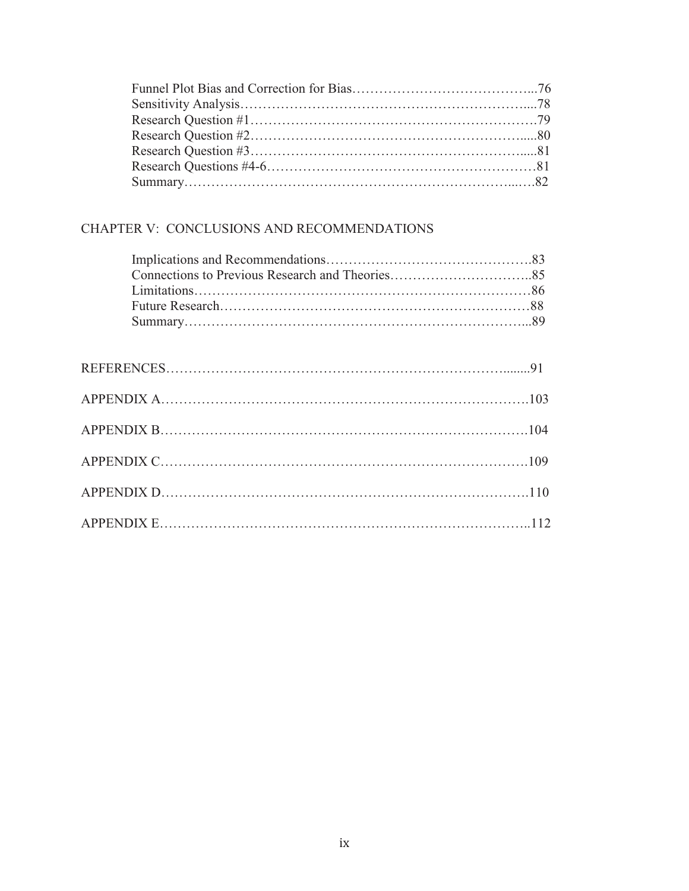Funnel Plot Bias and Correction for Bias....................................76
Sensitivity Analysis....................................................78
Research Question #1....................................................79
Research Question #2....................................................80
Research Question #3....................................................81
Research Questions #4-6.................................................81
Summary.................................................................82

CHAPTER V: CONCLUSIONS AND RECOMMENDATIONS

Implications and Recommendations........................................83
Connections to Previous Research and Theories...........................85
Limitations.............................................................86
Future Research.........................................................88
Summary.................................................................89

REFERENCES..............................................................91

APPENDIX A..............................................................103

APPENDIX B..............................................................104

APPENDIX C..............................................................109

APPENDIX D..............................................................110

APPENDIX E..............................................................112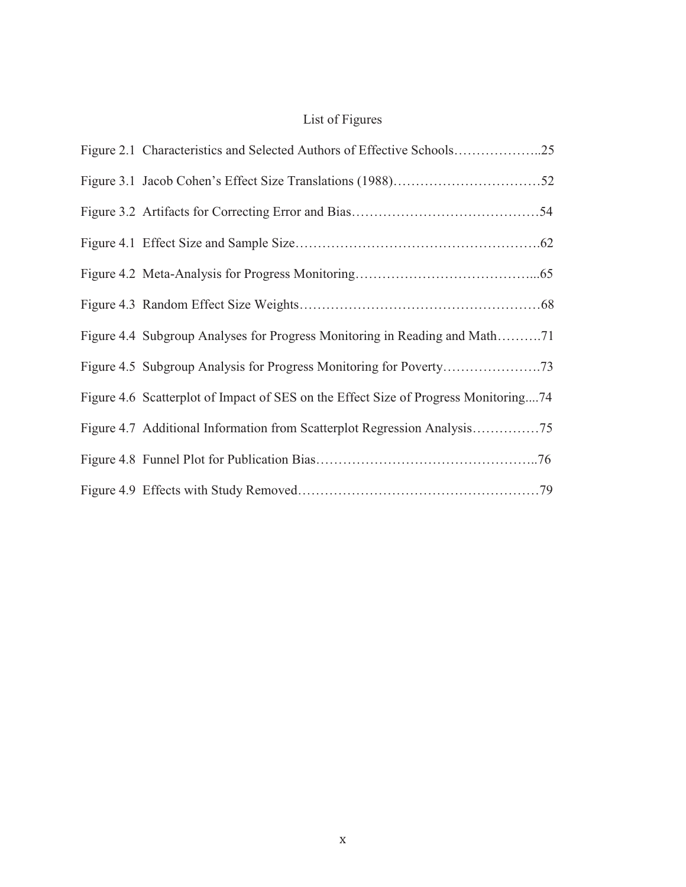# List of Figures

Figure 2.1 Characteristics and Selected Authors of Effective Schools………………..25

Figure 3.1 Jacob Cohen's Effect Size Translations (1988)……………………………52

Figure 3.2 Artifacts for Correcting Error and Bias……………………………………54

Figure 4.1 Effect Size and Sample Size……………………………………………….62

Figure 4.2 Meta-Analysis for Progress Monitoring…………………………………...65

Figure 4.3 Random Effect Size Weights……………………………………………68

Figure 4.4 Subgroup Analyses for Progress Monitoring in Reading and Math……….71

Figure 4.5 Subgroup Analysis for Progress Monitoring for Poverty………………….73

Figure 4.6 Scatterplot of Impact of SES on the Effect Size of Progress Monitoring....74

Figure 4.7 Additional Information from Scatterplot Regression Analysis……………75

Figure 4.8 Funnel Plot for Publication Bias…………………………………………..76

Figure 4.9 Effects with Study Removed………………………………………………79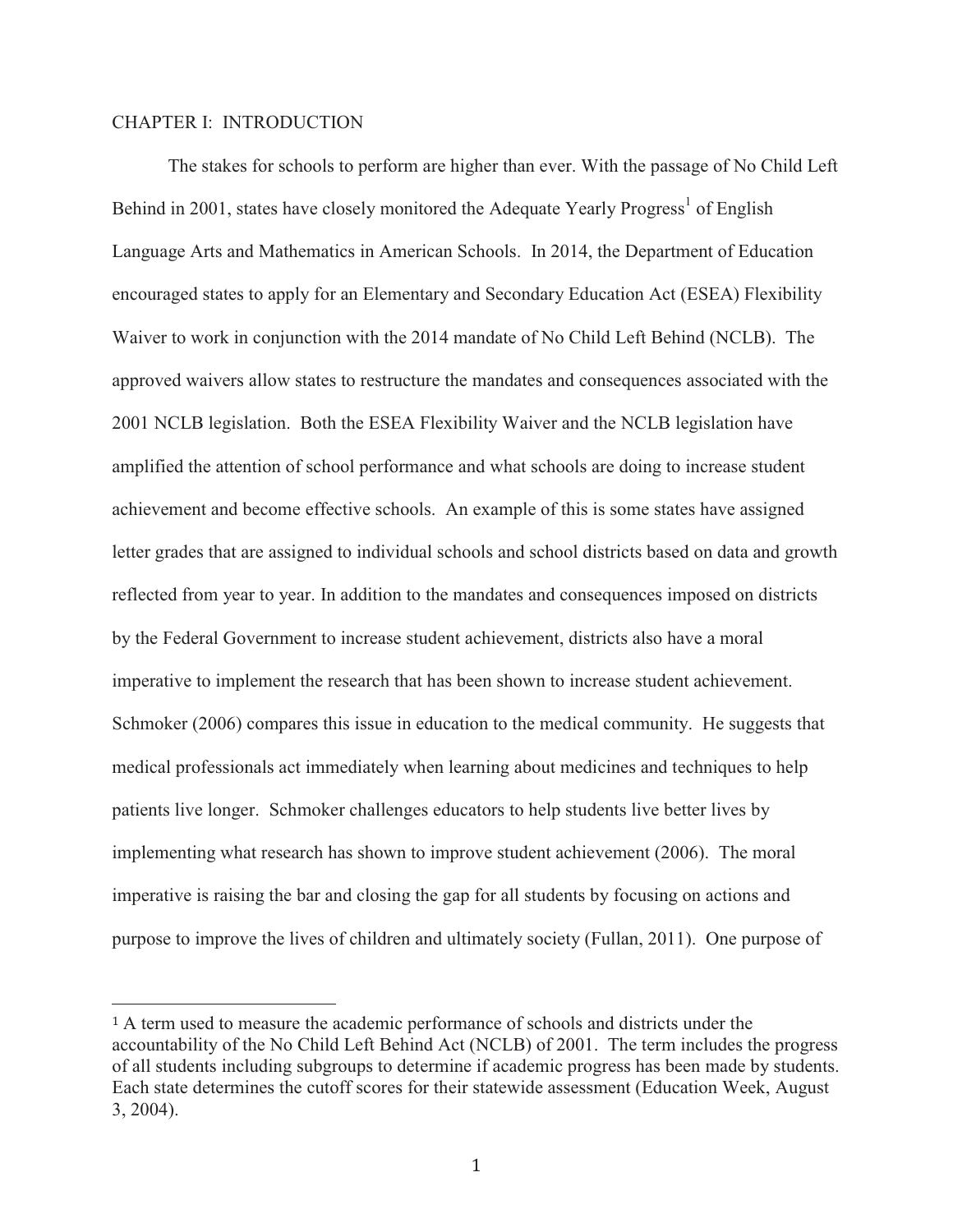# CHAPTER I: INTRODUCTION

The stakes for schools to perform are higher than ever. With the passage of No Child Left Behind in 2001, states have closely monitored the Adequate Yearly Progress[1] of English Language Arts and Mathematics in American Schools. In 2014, the Department of Education encouraged states to apply for an Elementary and Secondary Education Act (ESEA) Flexibility Waiver to work in conjunction with the 2014 mandate of No Child Left Behind (NCLB). The approved waivers allow states to restructure the mandates and consequences associated with the 2001 NCLB legislation. Both the ESEA Flexibility Waiver and the NCLB legislation have amplified the attention of school performance and what schools are doing to increase student achievement and become effective schools. An example of this is some states have assigned letter grades that are assigned to individual schools and school districts based on data and growth reflected from year to year. In addition to the mandates and consequences imposed on districts by the Federal Government to increase student achievement, districts also have a moral imperative to implement the research that has been shown to increase student achievement. Schmoker (2006) compares this issue in education to the medical community. He suggests that medical professionals act immediately when learning about medicines and techniques to help patients live longer. Schmoker challenges educators to help students live better lives by implementing what research has shown to improve student achievement (2006). The moral imperative is raising the bar and closing the gap for all students by focusing on actions and purpose to improve the lives of children and ultimately society (Fullan, 2011). One purpose of

---

[1] A term used to measure the academic performance of schools and districts under the accountability of the No Child Left Behind Act (NCLB) of 2001. The term includes the progress of all students including subgroups to determine if academic progress has been made by students. Each state determines the cutoff scores for their statewide assessment (Education Week, August 3, 2004).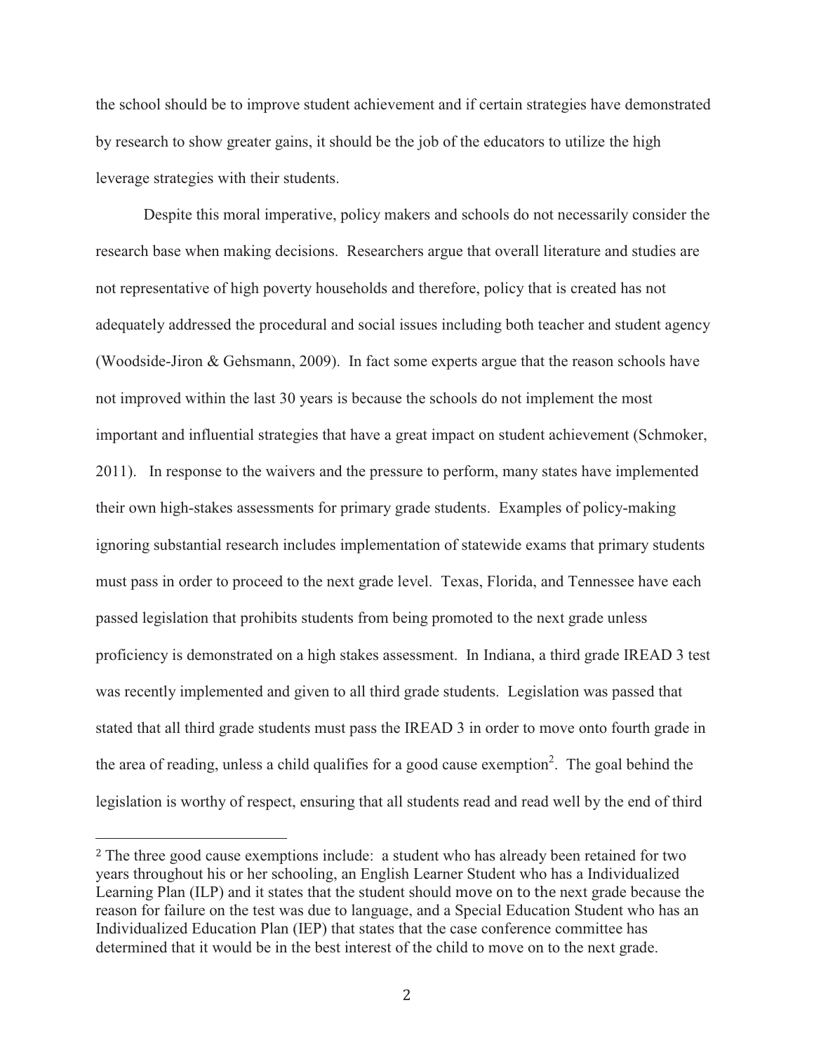the school should be to improve student achievement and if certain strategies have demonstrated by research to show greater gains, it should be the job of the educators to utilize the high leverage strategies with their students.

Despite this moral imperative, policy makers and schools do not necessarily consider the research base when making decisions. Researchers argue that overall literature and studies are not representative of high poverty households and therefore, policy that is created has not adequately addressed the procedural and social issues including both teacher and student agency (Woodside-Jiron & Gehsmann, 2009). In fact some experts argue that the reason schools have not improved within the last 30 years is because the schools do not implement the most important and influential strategies that have a great impact on student achievement (Schmoker, 2011). In response to the waivers and the pressure to perform, many states have implemented their own high-stakes assessments for primary grade students. Examples of policy-making ignoring substantial research includes implementation of statewide exams that primary students must pass in order to proceed to the next grade level. Texas, Florida, and Tennessee have each passed legislation that prohibits students from being promoted to the next grade unless proficiency is demonstrated on a high stakes assessment. In Indiana, a third grade IREAD 3 test was recently implemented and given to all third grade students. Legislation was passed that stated that all third grade students must pass the IREAD 3 in order to move onto fourth grade in the area of reading, unless a child qualifies for a good cause exemption[2]. The goal behind the legislation is worthy of respect, ensuring that all students read and read well by the end of third

---

[2] The three good cause exemptions include: a student who has already been retained for two years throughout his or her schooling, an English Learner Student who has a Individualized Learning Plan (ILP) and it states that the student should move on to the next grade because the reason for failure on the test was due to language, and a Special Education Student who has an Individualized Education Plan (IEP) that states that the case conference committee has determined that it would be in the best interest of the child to move on to the next grade.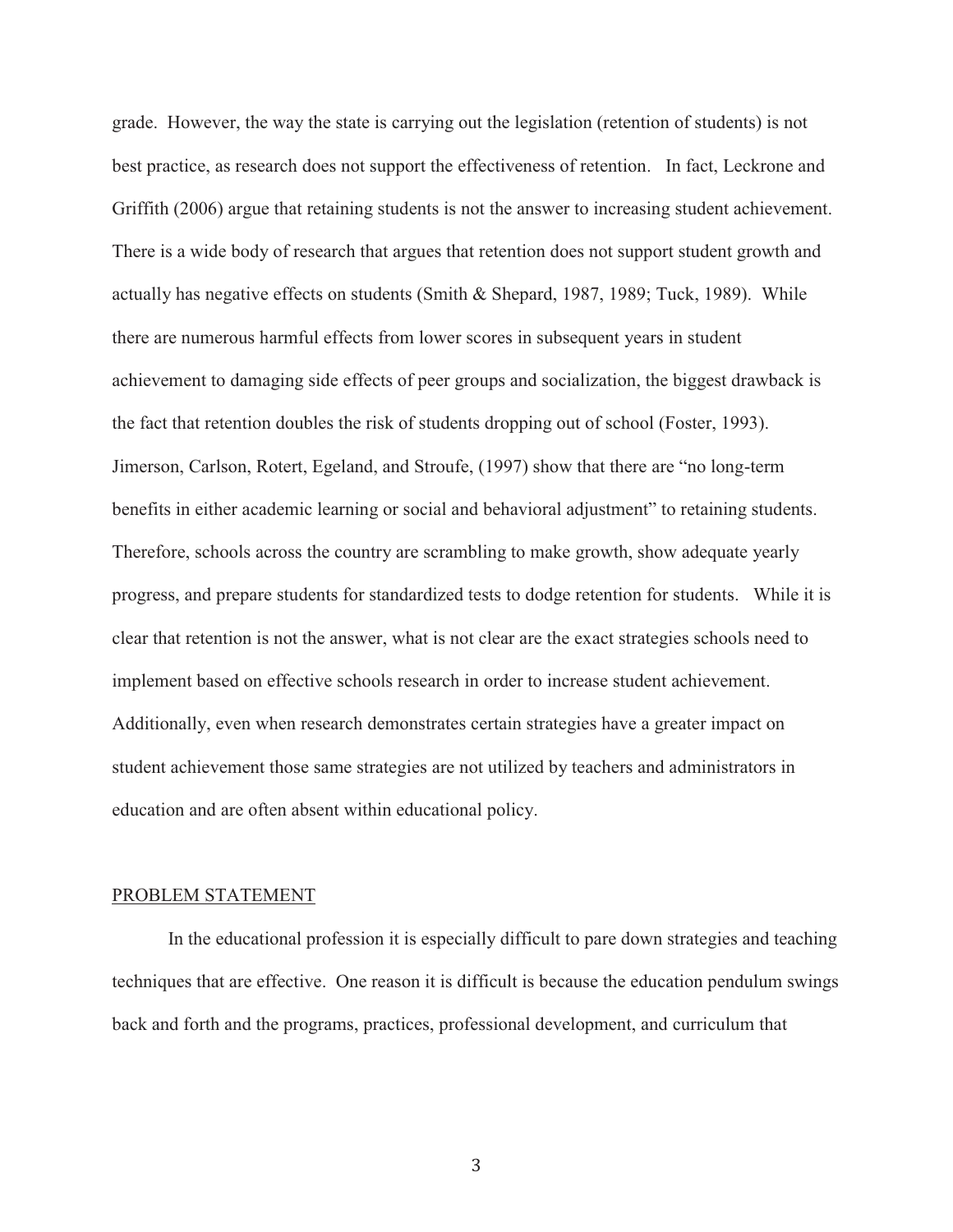grade. However, the way the state is carrying out the legislation (retention of students) is not best practice, as research does not support the effectiveness of retention. In fact, Leckrone and Griffith (2006) argue that retaining students is not the answer to increasing student achievement. There is a wide body of research that argues that retention does not support student growth and actually has negative effects on students (Smith & Shepard, 1987, 1989; Tuck, 1989). While there are numerous harmful effects from lower scores in subsequent years in student achievement to damaging side effects of peer groups and socialization, the biggest drawback is the fact that retention doubles the risk of students dropping out of school (Foster, 1993). Jimerson, Carlson, Rotert, Egeland, and Stroufe, (1997) show that there are "no long-term benefits in either academic learning or social and behavioral adjustment" to retaining students. Therefore, schools across the country are scrambling to make growth, show adequate yearly progress, and prepare students for standardized tests to dodge retention for students. While it is clear that retention is not the answer, what is not clear are the exact strategies schools need to implement based on effective schools research in order to increase student achievement. Additionally, even when research demonstrates certain strategies have a greater impact on student achievement those same strategies are not utilized by teachers and administrators in education and are often absent within educational policy.

## PROBLEM STATEMENT

In the educational profession it is especially difficult to pare down strategies and teaching techniques that are effective. One reason it is difficult is because the education pendulum swings back and forth and the programs, practices, professional development, and curriculum that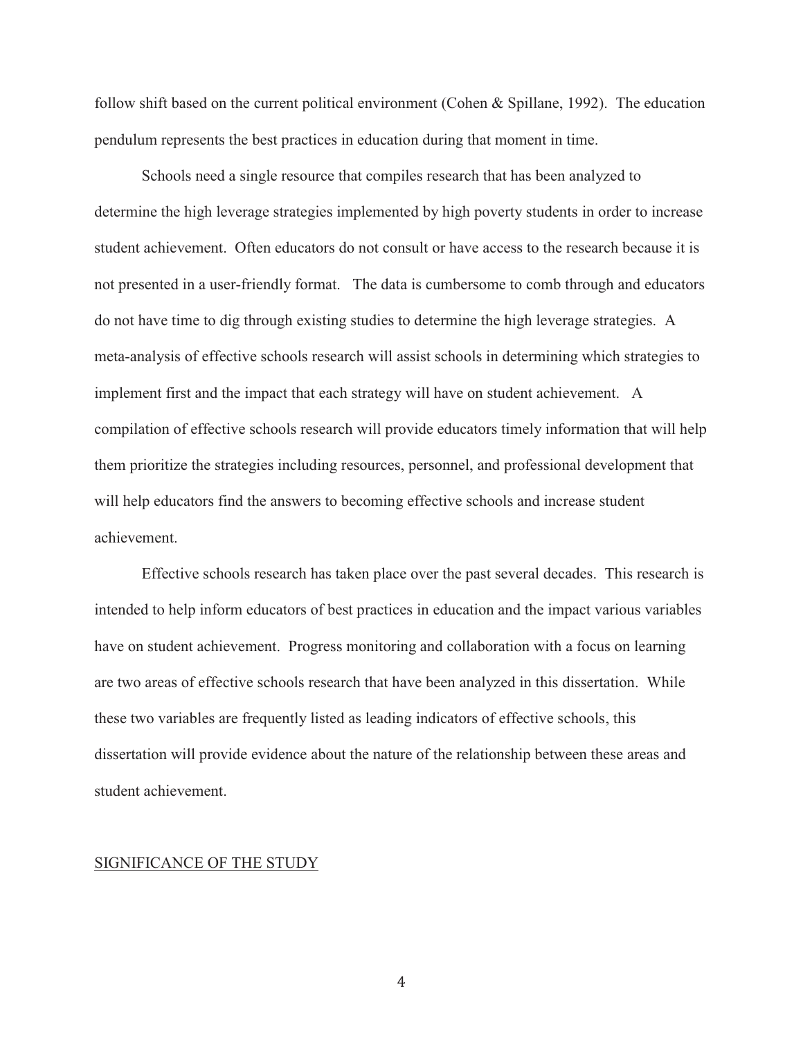follow shift based on the current political environment (Cohen & Spillane, 1992). The education pendulum represents the best practices in education during that moment in time.

Schools need a single resource that compiles research that has been analyzed to determine the high leverage strategies implemented by high poverty students in order to increase student achievement. Often educators do not consult or have access to the research because it is not presented in a user-friendly format. The data is cumbersome to comb through and educators do not have time to dig through existing studies to determine the high leverage strategies. A meta-analysis of effective schools research will assist schools in determining which strategies to implement first and the impact that each strategy will have on student achievement. A compilation of effective schools research will provide educators timely information that will help them prioritize the strategies including resources, personnel, and professional development that will help educators find the answers to becoming effective schools and increase student achievement.

Effective schools research has taken place over the past several decades. This research is intended to help inform educators of best practices in education and the impact various variables have on student achievement. Progress monitoring and collaboration with a focus on learning are two areas of effective schools research that have been analyzed in this dissertation. While these two variables are frequently listed as leading indicators of effective schools, this dissertation will provide evidence about the nature of the relationship between these areas and student achievement.

## SIGNIFICANCE OF THE STUDY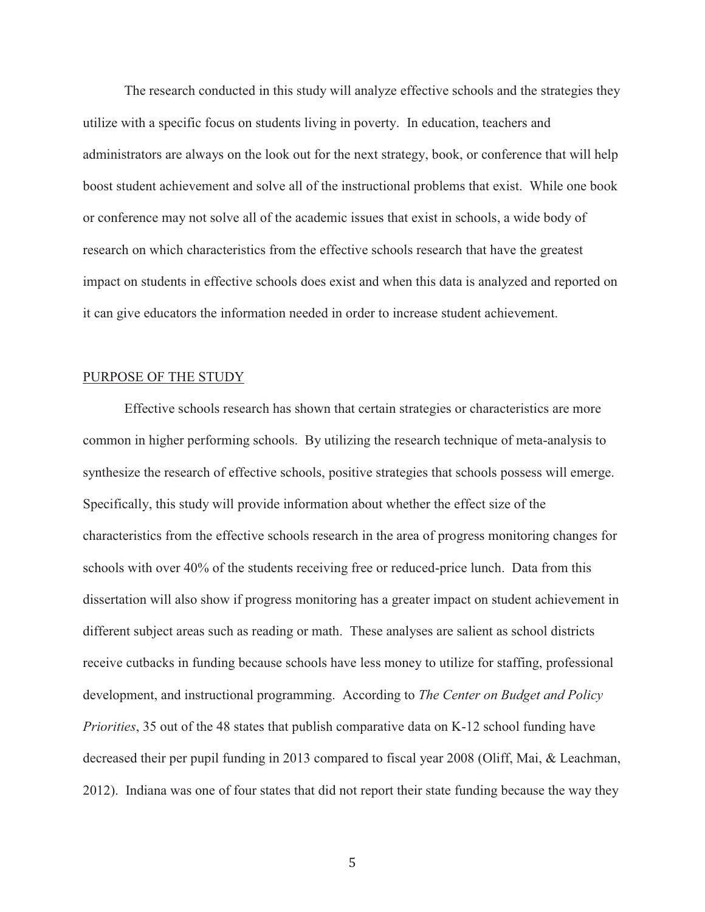The research conducted in this study will analyze effective schools and the strategies they utilize with a specific focus on students living in poverty. In education, teachers and administrators are always on the look out for the next strategy, book, or conference that will help boost student achievement and solve all of the instructional problems that exist. While one book or conference may not solve all of the academic issues that exist in schools, a wide body of research on which characteristics from the effective schools research that have the greatest impact on students in effective schools does exist and when this data is analyzed and reported on it can give educators the information needed in order to increase student achievement.

## PURPOSE OF THE STUDY

Effective schools research has shown that certain strategies or characteristics are more common in higher performing schools. By utilizing the research technique of meta-analysis to synthesize the research of effective schools, positive strategies that schools possess will emerge. Specifically, this study will provide information about whether the effect size of the characteristics from the effective schools research in the area of progress monitoring changes for schools with over 40% of the students receiving free or reduced-price lunch. Data from this dissertation will also show if progress monitoring has a greater impact on student achievement in different subject areas such as reading or math. These analyses are salient as school districts receive cutbacks in funding because schools have less money to utilize for staffing, professional development, and instructional programming. According to *The Center on Budget and Policy Priorities*, 35 out of the 48 states that publish comparative data on K-12 school funding have decreased their per pupil funding in 2013 compared to fiscal year 2008 (Oliff, Mai, & Leachman, 2012). Indiana was one of four states that did not report their state funding because the way they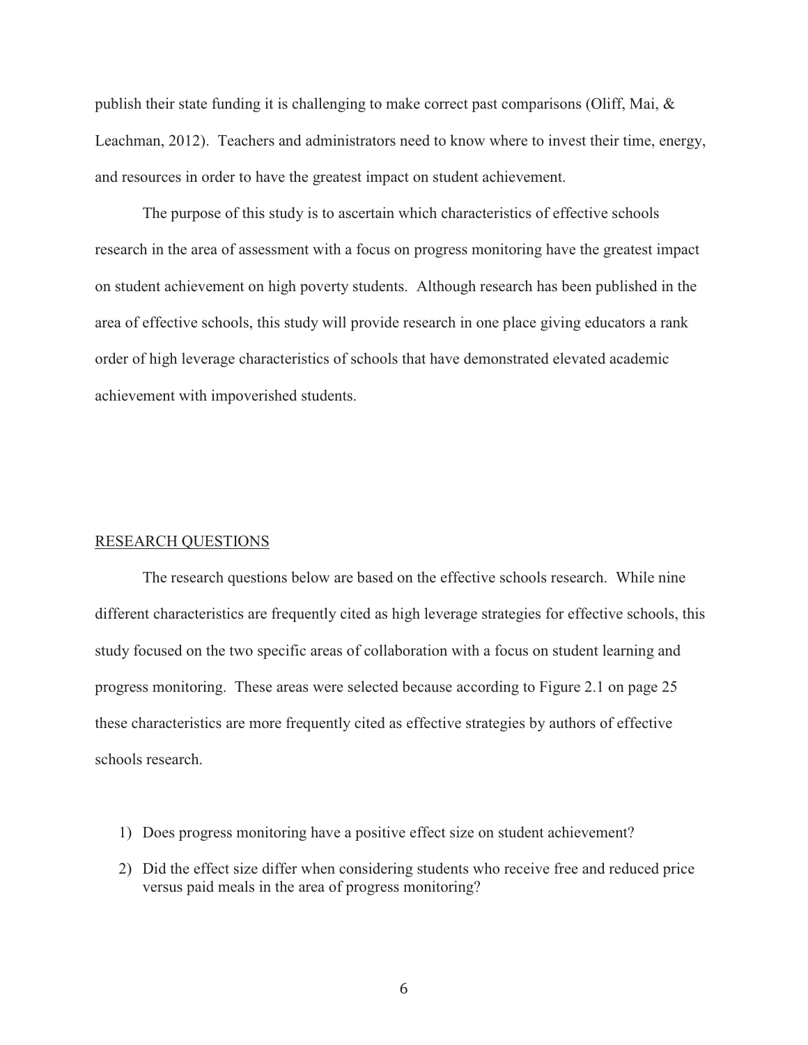publish their state funding it is challenging to make correct past comparisons (Oliff, Mai, & Leachman, 2012). Teachers and administrators need to know where to invest their time, energy, and resources in order to have the greatest impact on student achievement.

The purpose of this study is to ascertain which characteristics of effective schools research in the area of assessment with a focus on progress monitoring have the greatest impact on student achievement on high poverty students. Although research has been published in the area of effective schools, this study will provide research in one place giving educators a rank order of high leverage characteristics of schools that have demonstrated elevated academic achievement with impoverished students.

## RESEARCH QUESTIONS

The research questions below are based on the effective schools research. While nine different characteristics are frequently cited as high leverage strategies for effective schools, this study focused on the two specific areas of collaboration with a focus on student learning and progress monitoring. These areas were selected because according to Figure 2.1 on page 25 these characteristics are more frequently cited as effective strategies by authors of effective schools research.

1) Does progress monitoring have a positive effect size on student achievement?
2) Did the effect size differ when considering students who receive free and reduced price versus paid meals in the area of progress monitoring?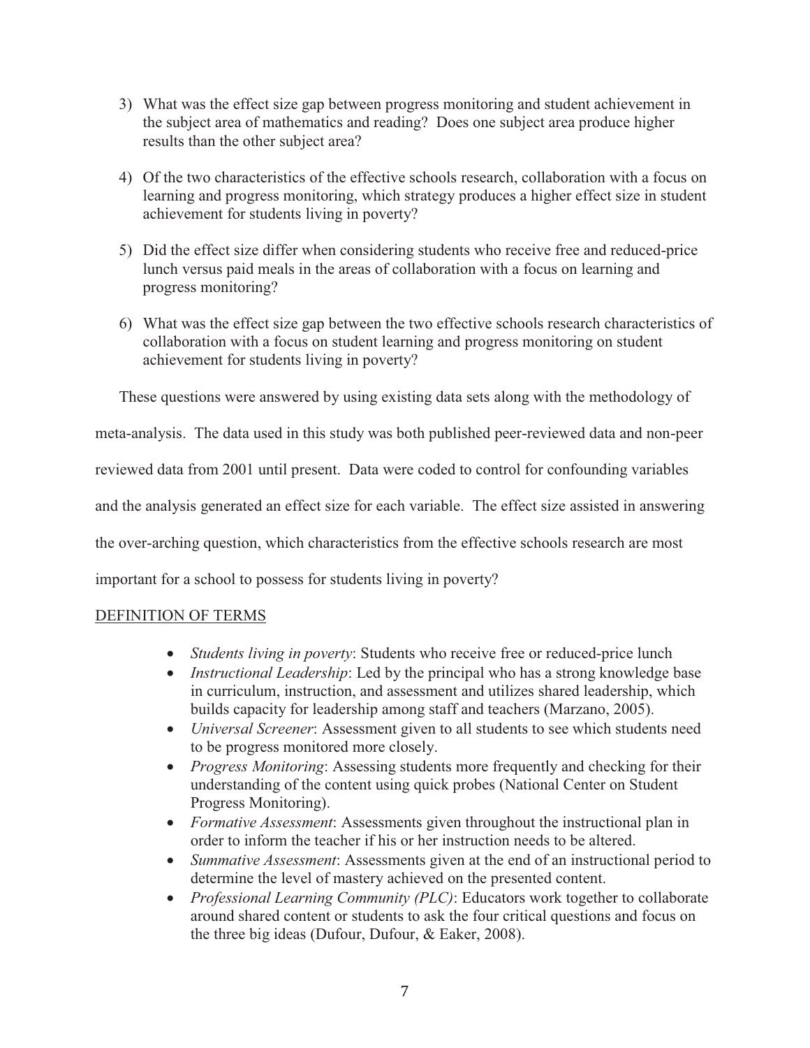3) What was the effect size gap between progress monitoring and student achievement in the subject area of mathematics and reading? Does one subject area produce higher results than the other subject area?

4) Of the two characteristics of the effective schools research, collaboration with a focus on learning and progress monitoring, which strategy produces a higher effect size in student achievement for students living in poverty?

5) Did the effect size differ when considering students who receive free and reduced-price lunch versus paid meals in the areas of collaboration with a focus on learning and progress monitoring?

6) What was the effect size gap between the two effective schools research characteristics of collaboration with a focus on student learning and progress monitoring on student achievement for students living in poverty?

These questions were answered by using existing data sets along with the methodology of meta-analysis. The data used in this study was both published peer-reviewed data and non-peer reviewed data from 2001 until present. Data were coded to control for confounding variables and the analysis generated an effect size for each variable. The effect size assisted in answering the over-arching question, which characteristics from the effective schools research are most important for a school to possess for students living in poverty?

## DEFINITION OF TERMS

- *Students living in poverty*: Students who receive free or reduced-price lunch
- *Instructional Leadership*: Led by the principal who has a strong knowledge base in curriculum, instruction, and assessment and utilizes shared leadership, which builds capacity for leadership among staff and teachers (Marzano, 2005).
- *Universal Screener*: Assessment given to all students to see which students need to be progress monitored more closely.
- *Progress Monitoring*: Assessing students more frequently and checking for their understanding of the content using quick probes (National Center on Student Progress Monitoring).
- *Formative Assessment*: Assessments given throughout the instructional plan in order to inform the teacher if his or her instruction needs to be altered.
- *Summative Assessment*: Assessments given at the end of an instructional period to determine the level of mastery achieved on the presented content.
- *Professional Learning Community (PLC)*: Educators work together to collaborate around shared content or students to ask the four critical questions and focus on the three big ideas (Dufour, Dufour, & Eaker, 2008).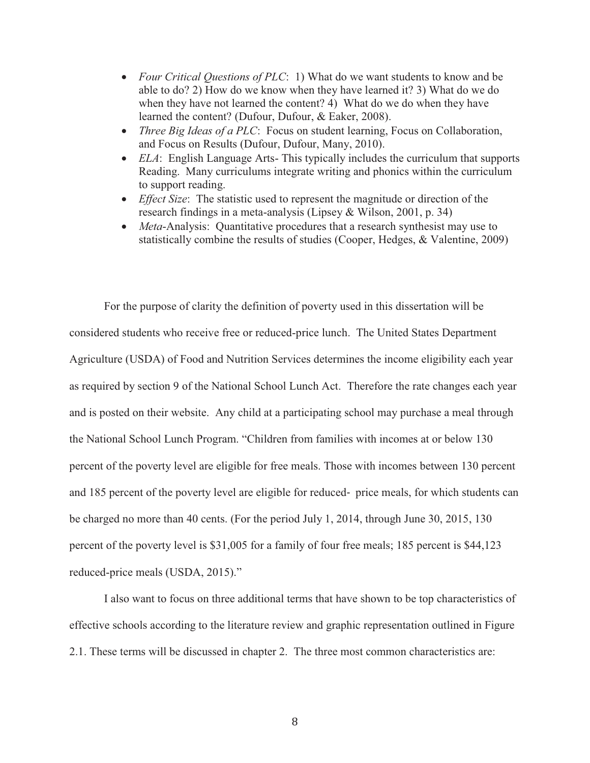- *Four Critical Questions of PLC*: 1) What do we want students to know and be able to do? 2) How do we know when they have learned it? 3) What do we do when they have not learned the content? 4) What do we do when they have learned the content? (Dufour, Dufour, & Eaker, 2008).
- *Three Big Ideas of a PLC*: Focus on student learning, Focus on Collaboration, and Focus on Results (Dufour, Dufour, Many, 2010).
- *ELA*: English Language Arts- This typically includes the curriculum that supports Reading. Many curriculums integrate writing and phonics within the curriculum to support reading.
- *Effect Size*: The statistic used to represent the magnitude or direction of the research findings in a meta-analysis (Lipsey & Wilson, 2001, p. 34)
- *Meta*-Analysis: Quantitative procedures that a research synthesist may use to statistically combine the results of studies (Cooper, Hedges, & Valentine, 2009)

For the purpose of clarity the definition of poverty used in this dissertation will be considered students who receive free or reduced-price lunch. The United States Department Agriculture (USDA) of Food and Nutrition Services determines the income eligibility each year as required by section 9 of the National School Lunch Act. Therefore the rate changes each year and is posted on their website. Any child at a participating school may purchase a meal through the National School Lunch Program. "Children from families with incomes at or below 130 percent of the poverty level are eligible for free meals. Those with incomes between 130 percent and 185 percent of the poverty level are eligible for reduced- price meals, for which students can be charged no more than 40 cents. (For the period July 1, 2014, through June 30, 2015, 130 percent of the poverty level is $31,005 for a family of four free meals; 185 percent is $44,123 reduced-price meals (USDA, 2015)."

I also want to focus on three additional terms that have shown to be top characteristics of effective schools according to the literature review and graphic representation outlined in Figure 2.1. These terms will be discussed in chapter 2. The three most common characteristics are: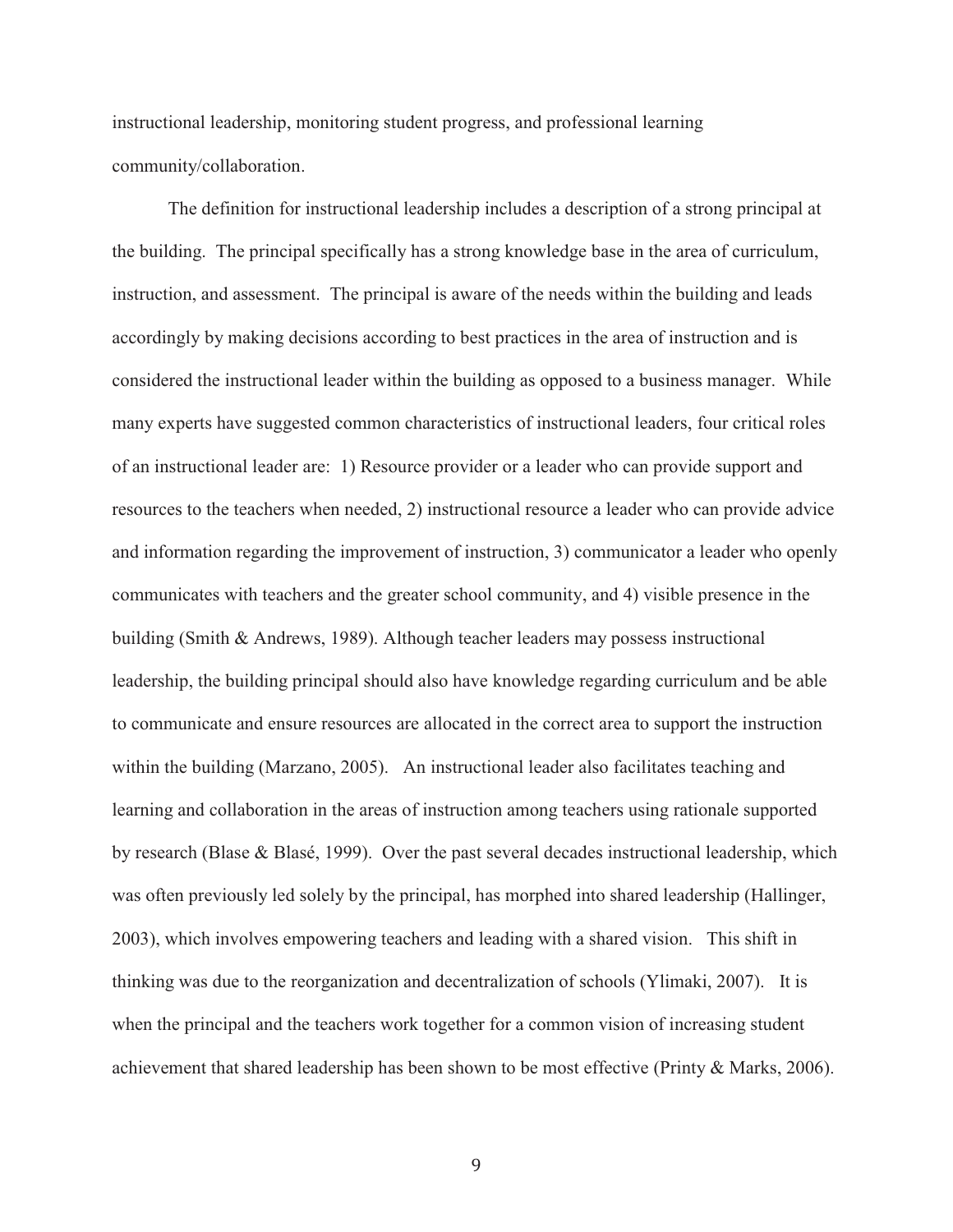instructional leadership, monitoring student progress, and professional learning community/collaboration.

The definition for instructional leadership includes a description of a strong principal at the building. The principal specifically has a strong knowledge base in the area of curriculum, instruction, and assessment. The principal is aware of the needs within the building and leads accordingly by making decisions according to best practices in the area of instruction and is considered the instructional leader within the building as opposed to a business manager. While many experts have suggested common characteristics of instructional leaders, four critical roles of an instructional leader are: 1) Resource provider or a leader who can provide support and resources to the teachers when needed, 2) instructional resource a leader who can provide advice and information regarding the improvement of instruction, 3) communicator a leader who openly communicates with teachers and the greater school community, and 4) visible presence in the building (Smith & Andrews, 1989). Although teacher leaders may possess instructional leadership, the building principal should also have knowledge regarding curriculum and be able to communicate and ensure resources are allocated in the correct area to support the instruction within the building (Marzano, 2005). An instructional leader also facilitates teaching and learning and collaboration in the areas of instruction among teachers using rationale supported by research (Blase & Blasé, 1999). Over the past several decades instructional leadership, which was often previously led solely by the principal, has morphed into shared leadership (Hallinger, 2003), which involves empowering teachers and leading with a shared vision. This shift in thinking was due to the reorganization and decentralization of schools (Ylimaki, 2007). It is when the principal and the teachers work together for a common vision of increasing student achievement that shared leadership has been shown to be most effective (Printy & Marks, 2006).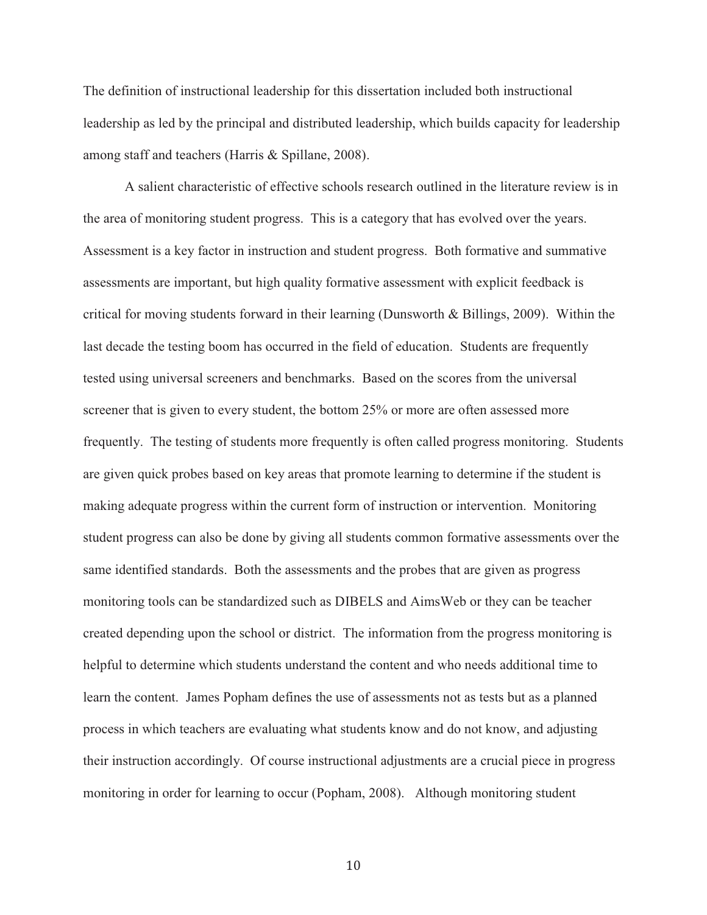The definition of instructional leadership for this dissertation included both instructional leadership as led by the principal and distributed leadership, which builds capacity for leadership among staff and teachers (Harris & Spillane, 2008).

A salient characteristic of effective schools research outlined in the literature review is in the area of monitoring student progress. This is a category that has evolved over the years. Assessment is a key factor in instruction and student progress. Both formative and summative assessments are important, but high quality formative assessment with explicit feedback is critical for moving students forward in their learning (Dunsworth & Billings, 2009). Within the last decade the testing boom has occurred in the field of education. Students are frequently tested using universal screeners and benchmarks. Based on the scores from the universal screener that is given to every student, the bottom 25% or more are often assessed more frequently. The testing of students more frequently is often called progress monitoring. Students are given quick probes based on key areas that promote learning to determine if the student is making adequate progress within the current form of instruction or intervention. Monitoring student progress can also be done by giving all students common formative assessments over the same identified standards. Both the assessments and the probes that are given as progress monitoring tools can be standardized such as DIBELS and AimsWeb or they can be teacher created depending upon the school or district. The information from the progress monitoring is helpful to determine which students understand the content and who needs additional time to learn the content. James Popham defines the use of assessments not as tests but as a planned process in which teachers are evaluating what students know and do not know, and adjusting their instruction accordingly. Of course instructional adjustments are a crucial piece in progress monitoring in order for learning to occur (Popham, 2008). Although monitoring student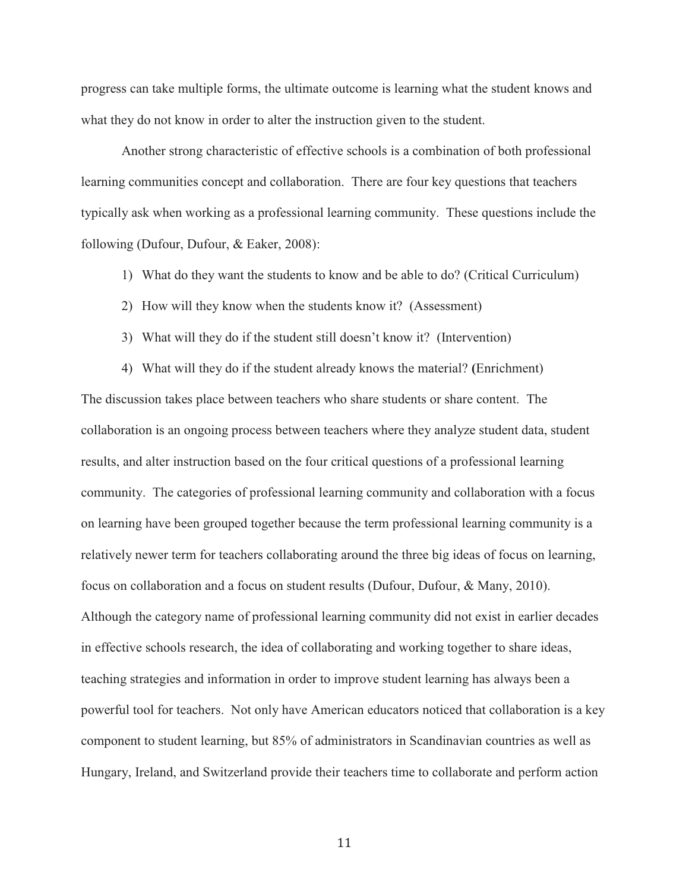progress can take multiple forms, the ultimate outcome is learning what the student knows and what they do not know in order to alter the instruction given to the student.

Another strong characteristic of effective schools is a combination of both professional learning communities concept and collaboration. There are four key questions that teachers typically ask when working as a professional learning community. These questions include the following (Dufour, Dufour, & Eaker, 2008):

1) What do they want the students to know and be able to do? (Critical Curriculum)
2) How will they know when the students know it? (Assessment)
3) What will they do if the student still doesn't know it? (Intervention)
4) What will they do if the student already knows the material? (Enrichment)

The discussion takes place between teachers who share students or share content. The collaboration is an ongoing process between teachers where they analyze student data, student results, and alter instruction based on the four critical questions of a professional learning community. The categories of professional learning community and collaboration with a focus on learning have been grouped together because the term professional learning community is a relatively newer term for teachers collaborating around the three big ideas of focus on learning, focus on collaboration and a focus on student results (Dufour, Dufour, & Many, 2010). Although the category name of professional learning community did not exist in earlier decades in effective schools research, the idea of collaborating and working together to share ideas, teaching strategies and information in order to improve student learning has always been a powerful tool for teachers. Not only have American educators noticed that collaboration is a key component to student learning, but 85% of administrators in Scandinavian countries as well as Hungary, Ireland, and Switzerland provide their teachers time to collaborate and perform action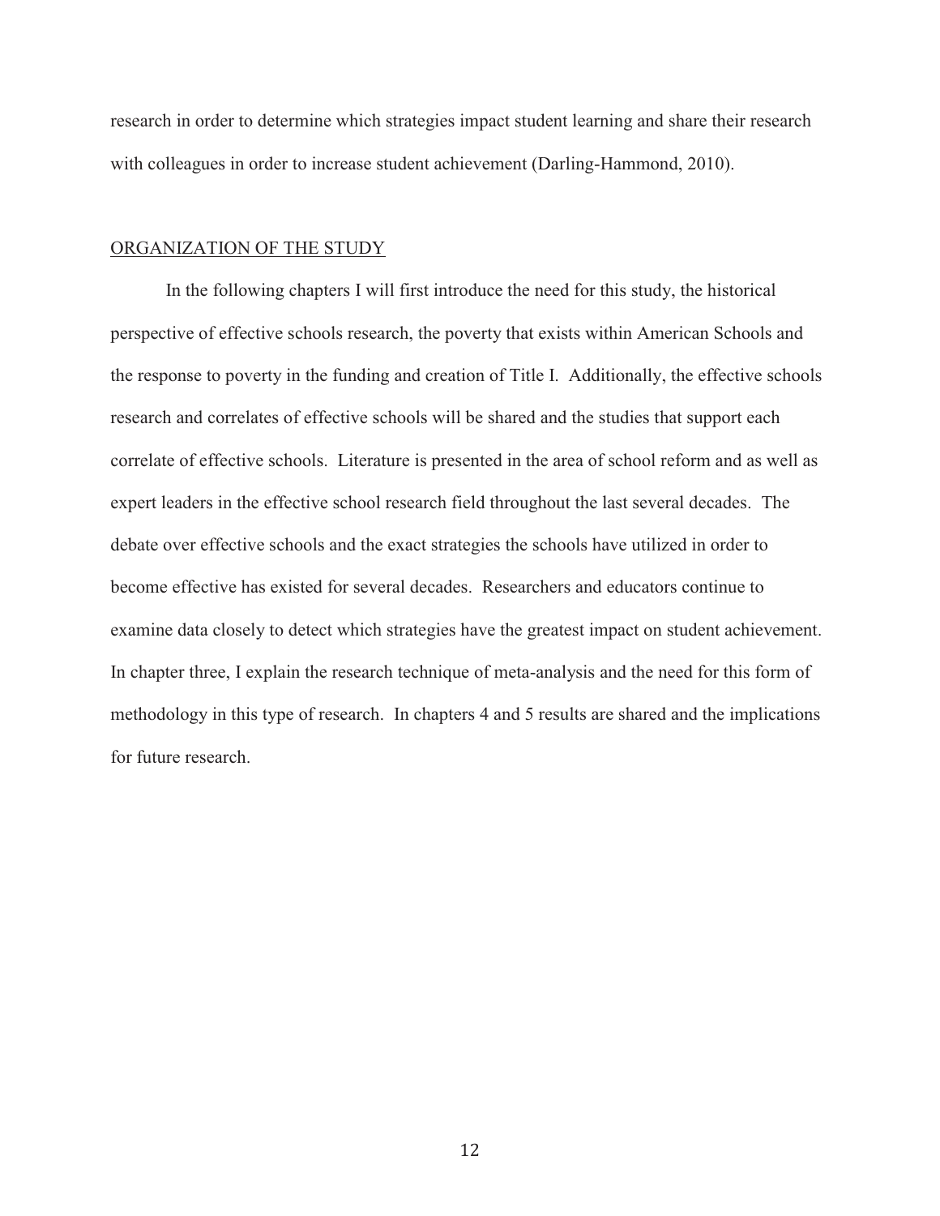research in order to determine which strategies impact student learning and share their research with colleagues in order to increase student achievement (Darling-Hammond, 2010).

## ORGANIZATION OF THE STUDY

In the following chapters I will first introduce the need for this study, the historical perspective of effective schools research, the poverty that exists within American Schools and the response to poverty in the funding and creation of Title I. Additionally, the effective schools research and correlates of effective schools will be shared and the studies that support each correlate of effective schools. Literature is presented in the area of school reform and as well as expert leaders in the effective school research field throughout the last several decades. The debate over effective schools and the exact strategies the schools have utilized in order to become effective has existed for several decades. Researchers and educators continue to examine data closely to detect which strategies have the greatest impact on student achievement. In chapter three, I explain the research technique of meta-analysis and the need for this form of methodology in this type of research. In chapters 4 and 5 results are shared and the implications for future research.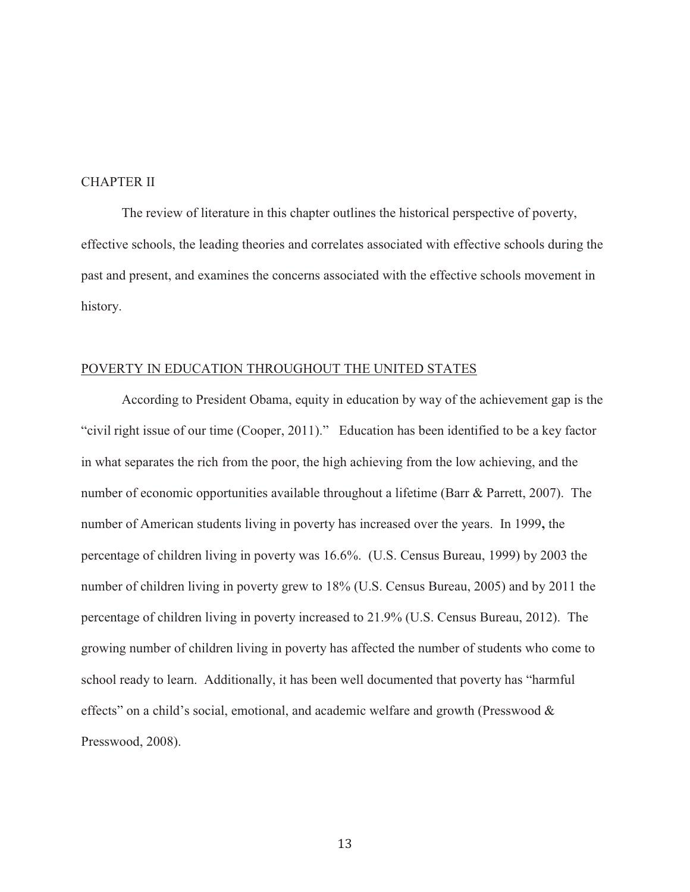# CHAPTER II

The review of literature in this chapter outlines the historical perspective of poverty, effective schools, the leading theories and correlates associated with effective schools during the past and present, and examines the concerns associated with the effective schools movement in history.

## POVERTY IN EDUCATION THROUGHOUT THE UNITED STATES

According to President Obama, equity in education by way of the achievement gap is the "civil right issue of our time (Cooper, 2011)." Education has been identified to be a key factor in what separates the rich from the poor, the high achieving from the low achieving, and the number of economic opportunities available throughout a lifetime (Barr & Parrett, 2007). The number of American students living in poverty has increased over the years. In 1999**,** the percentage of children living in poverty was 16.6%. (U.S. Census Bureau, 1999) by 2003 the number of children living in poverty grew to 18% (U.S. Census Bureau, 2005) and by 2011 the percentage of children living in poverty increased to 21.9% (U.S. Census Bureau, 2012). The growing number of children living in poverty has affected the number of students who come to school ready to learn. Additionally, it has been well documented that poverty has "harmful effects" on a child's social, emotional, and academic welfare and growth (Presswood & Presswood, 2008).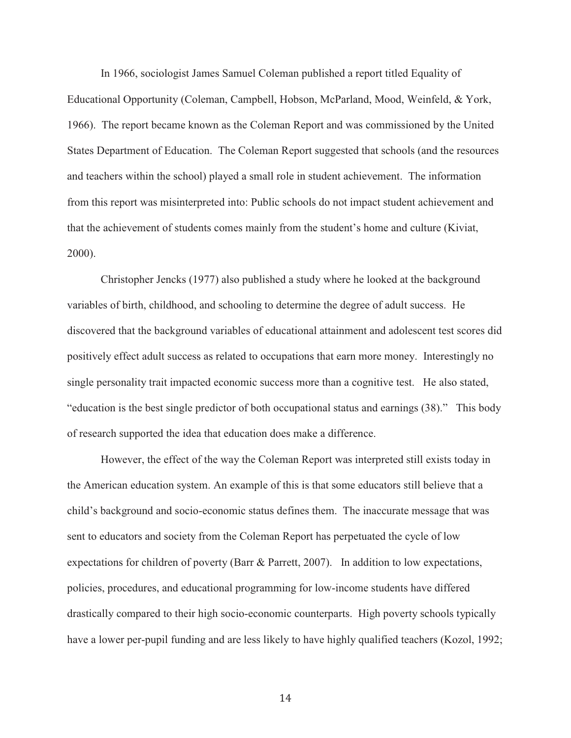In 1966, sociologist James Samuel Coleman published a report titled Equality of Educational Opportunity (Coleman, Campbell, Hobson, McParland, Mood, Weinfeld, & York, 1966). The report became known as the Coleman Report and was commissioned by the United States Department of Education. The Coleman Report suggested that schools (and the resources and teachers within the school) played a small role in student achievement. The information from this report was misinterpreted into: Public schools do not impact student achievement and that the achievement of students comes mainly from the student's home and culture (Kiviat, 2000).

Christopher Jencks (1977) also published a study where he looked at the background variables of birth, childhood, and schooling to determine the degree of adult success. He discovered that the background variables of educational attainment and adolescent test scores did positively effect adult success as related to occupations that earn more money. Interestingly no single personality trait impacted economic success more than a cognitive test. He also stated, "education is the best single predictor of both occupational status and earnings (38)." This body of research supported the idea that education does make a difference.

However, the effect of the way the Coleman Report was interpreted still exists today in the American education system. An example of this is that some educators still believe that a child's background and socio-economic status defines them. The inaccurate message that was sent to educators and society from the Coleman Report has perpetuated the cycle of low expectations for children of poverty (Barr & Parrett, 2007). In addition to low expectations, policies, procedures, and educational programming for low-income students have differed drastically compared to their high socio-economic counterparts. High poverty schools typically have a lower per-pupil funding and are less likely to have highly qualified teachers (Kozol, 1992;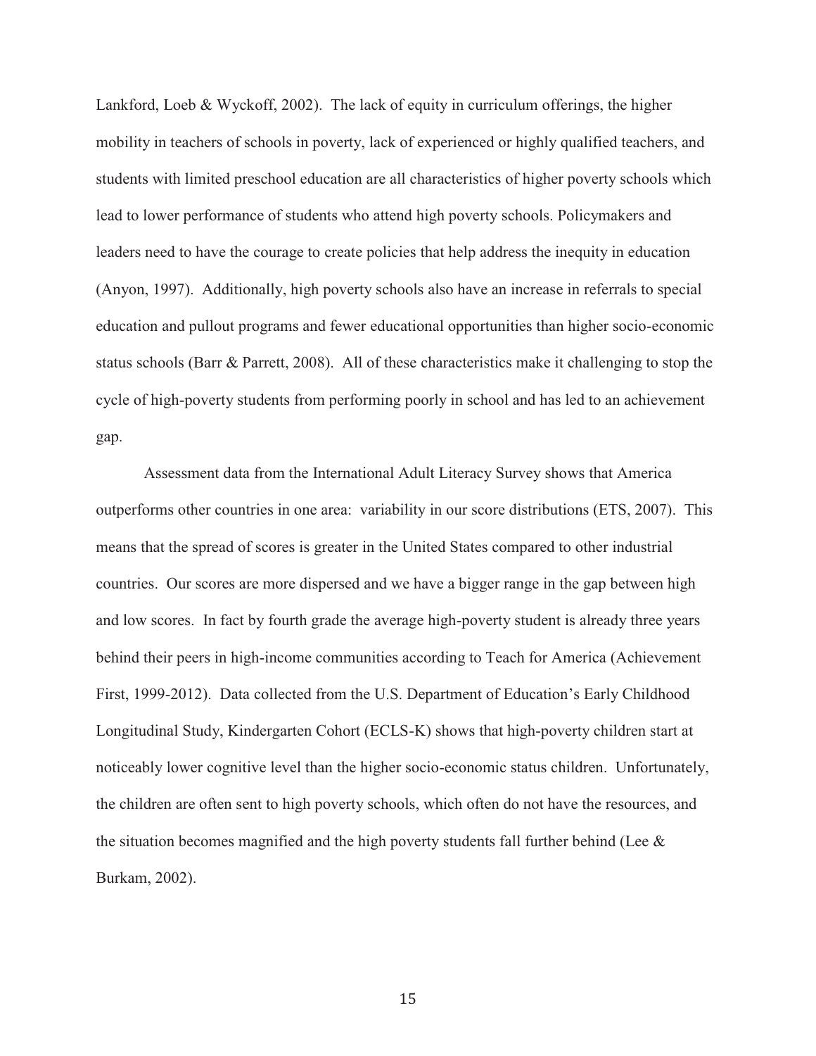Lankford, Loeb & Wyckoff, 2002). The lack of equity in curriculum offerings, the higher mobility in teachers of schools in poverty, lack of experienced or highly qualified teachers, and students with limited preschool education are all characteristics of higher poverty schools which lead to lower performance of students who attend high poverty schools. Policymakers and leaders need to have the courage to create policies that help address the inequity in education (Anyon, 1997). Additionally, high poverty schools also have an increase in referrals to special education and pullout programs and fewer educational opportunities than higher socio-economic status schools (Barr & Parrett, 2008). All of these characteristics make it challenging to stop the cycle of high-poverty students from performing poorly in school and has led to an achievement gap.

Assessment data from the International Adult Literacy Survey shows that America outperforms other countries in one area: variability in our score distributions (ETS, 2007). This means that the spread of scores is greater in the United States compared to other industrial countries. Our scores are more dispersed and we have a bigger range in the gap between high and low scores. In fact by fourth grade the average high-poverty student is already three years behind their peers in high-income communities according to Teach for America (Achievement First, 1999-2012). Data collected from the U.S. Department of Education's Early Childhood Longitudinal Study, Kindergarten Cohort (ECLS-K) shows that high-poverty children start at noticeably lower cognitive level than the higher socio-economic status children. Unfortunately, the children are often sent to high poverty schools, which often do not have the resources, and the situation becomes magnified and the high poverty students fall further behind (Lee & Burkam, 2002).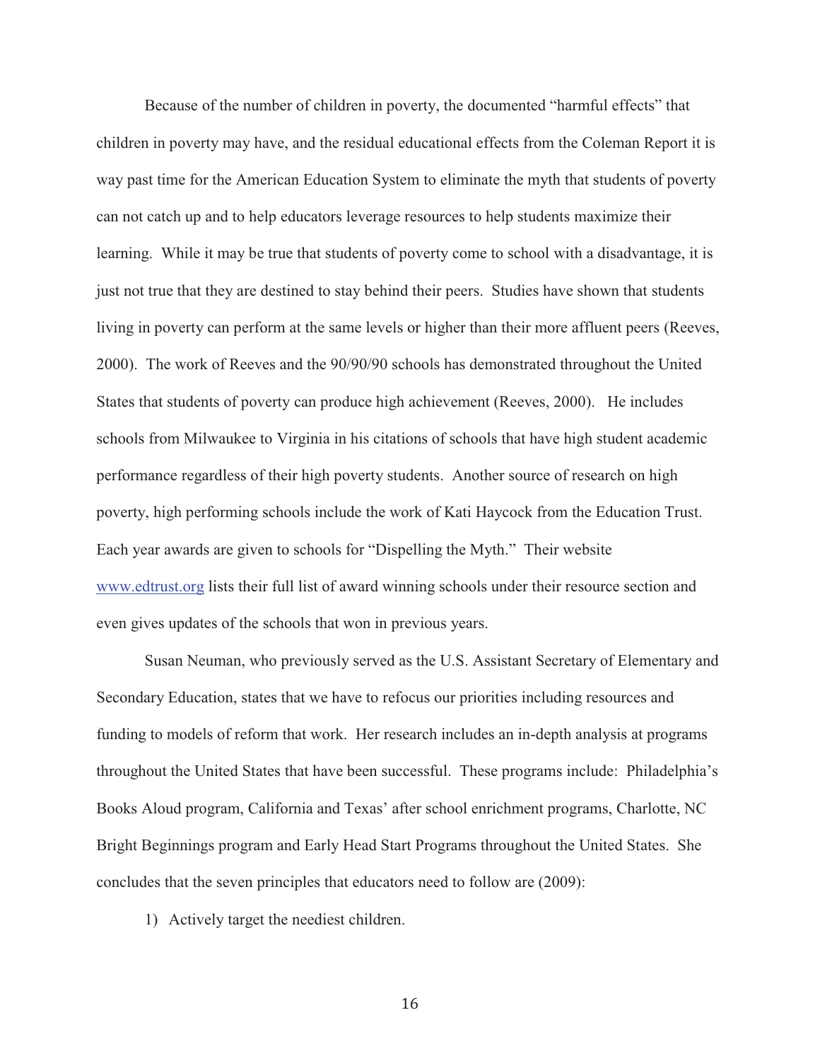Because of the number of children in poverty, the documented "harmful effects" that children in poverty may have, and the residual educational effects from the Coleman Report it is way past time for the American Education System to eliminate the myth that students of poverty can not catch up and to help educators leverage resources to help students maximize their learning. While it may be true that students of poverty come to school with a disadvantage, it is just not true that they are destined to stay behind their peers. Studies have shown that students living in poverty can perform at the same levels or higher than their more affluent peers (Reeves, 2000). The work of Reeves and the 90/90/90 schools has demonstrated throughout the United States that students of poverty can produce high achievement (Reeves, 2000). He includes schools from Milwaukee to Virginia in his citations of schools that have high student academic performance regardless of their high poverty students. Another source of research on high poverty, high performing schools include the work of Kati Haycock from the Education Trust. Each year awards are given to schools for "Dispelling the Myth." Their website www.edtrust.org lists their full list of award winning schools under their resource section and even gives updates of the schools that won in previous years.

Susan Neuman, who previously served as the U.S. Assistant Secretary of Elementary and Secondary Education, states that we have to refocus our priorities including resources and funding to models of reform that work. Her research includes an in-depth analysis at programs throughout the United States that have been successful. These programs include: Philadelphia's Books Aloud program, California and Texas' after school enrichment programs, Charlotte, NC Bright Beginnings program and Early Head Start Programs throughout the United States. She concludes that the seven principles that educators need to follow are (2009):

1) Actively target the neediest children.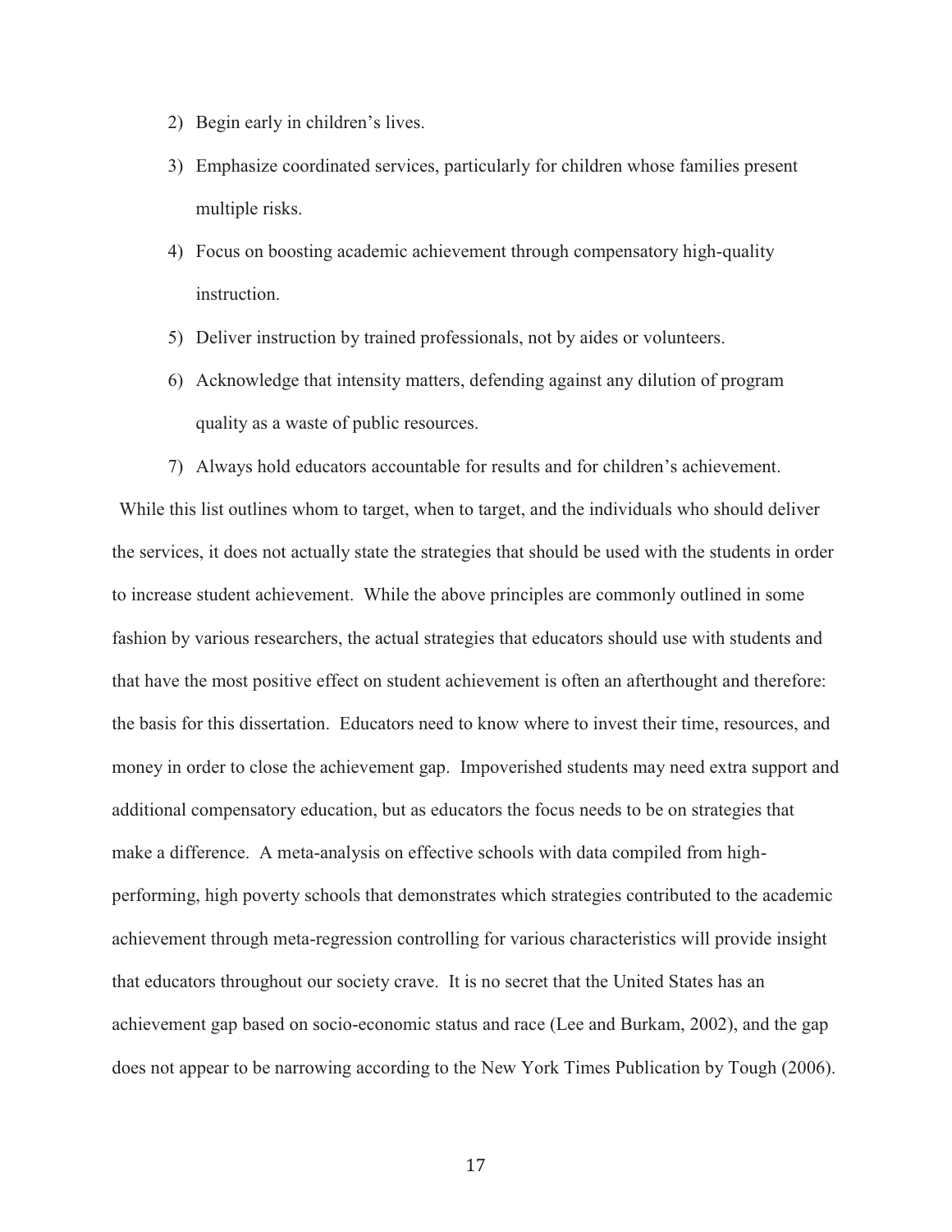2) Begin early in children's lives.
3) Emphasize coordinated services, particularly for children whose families present multiple risks.
4) Focus on boosting academic achievement through compensatory high-quality instruction.
5) Deliver instruction by trained professionals, not by aides or volunteers.
6) Acknowledge that intensity matters, defending against any dilution of program quality as a waste of public resources.
7) Always hold educators accountable for results and for children's achievement.

While this list outlines whom to target, when to target, and the individuals who should deliver the services, it does not actually state the strategies that should be used with the students in order to increase student achievement. While the above principles are commonly outlined in some fashion by various researchers, the actual strategies that educators should use with students and that have the most positive effect on student achievement is often an afterthought and therefore: the basis for this dissertation. Educators need to know where to invest their time, resources, and money in order to close the achievement gap. Impoverished students may need extra support and additional compensatory education, but as educators the focus needs to be on strategies that make a difference. A meta-analysis on effective schools with data compiled from high-performing, high poverty schools that demonstrates which strategies contributed to the academic achievement through meta-regression controlling for various characteristics will provide insight that educators throughout our society crave. It is no secret that the United States has an achievement gap based on socio-economic status and race (Lee and Burkam, 2002), and the gap does not appear to be narrowing according to the New York Times Publication by Tough (2006).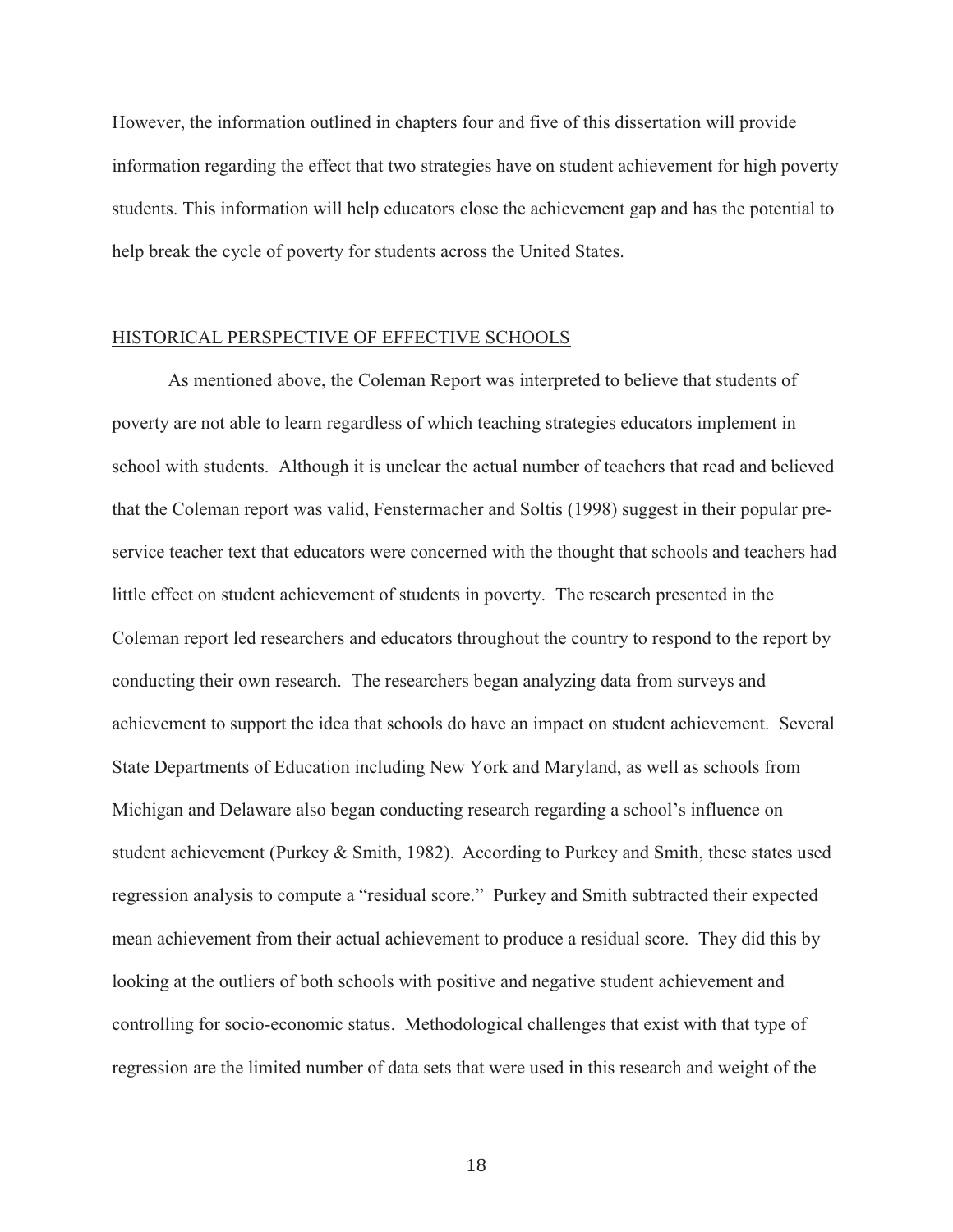However, the information outlined in chapters four and five of this dissertation will provide information regarding the effect that two strategies have on student achievement for high poverty students. This information will help educators close the achievement gap and has the potential to help break the cycle of poverty for students across the United States.

## HISTORICAL PERSPECTIVE OF EFFECTIVE SCHOOLS

As mentioned above, the Coleman Report was interpreted to believe that students of poverty are not able to learn regardless of which teaching strategies educators implement in school with students. Although it is unclear the actual number of teachers that read and believed that the Coleman report was valid, Fenstermacher and Soltis (1998) suggest in their popular pre-service teacher text that educators were concerned with the thought that schools and teachers had little effect on student achievement of students in poverty. The research presented in the Coleman report led researchers and educators throughout the country to respond to the report by conducting their own research. The researchers began analyzing data from surveys and achievement to support the idea that schools do have an impact on student achievement. Several State Departments of Education including New York and Maryland, as well as schools from Michigan and Delaware also began conducting research regarding a school's influence on student achievement (Purkey & Smith, 1982). According to Purkey and Smith, these states used regression analysis to compute a "residual score." Purkey and Smith subtracted their expected mean achievement from their actual achievement to produce a residual score. They did this by looking at the outliers of both schools with positive and negative student achievement and controlling for socio-economic status. Methodological challenges that exist with that type of regression are the limited number of data sets that were used in this research and weight of the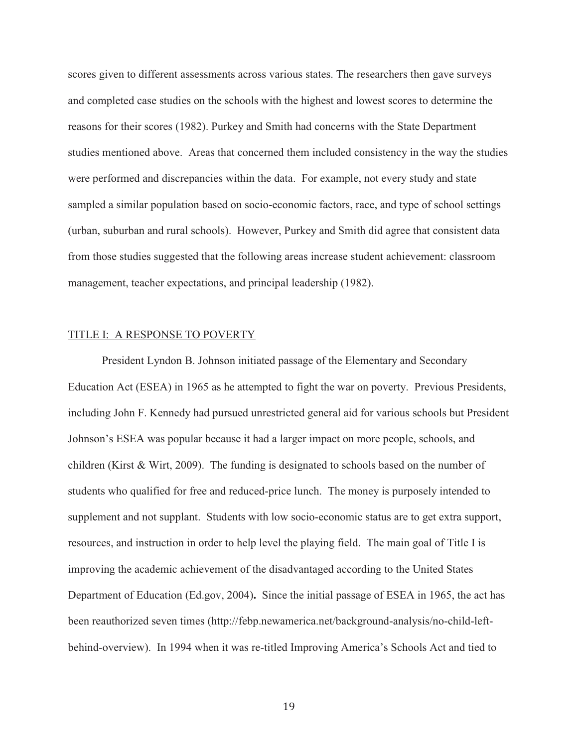scores given to different assessments across various states. The researchers then gave surveys and completed case studies on the schools with the highest and lowest scores to determine the reasons for their scores (1982). Purkey and Smith had concerns with the State Department studies mentioned above. Areas that concerned them included consistency in the way the studies were performed and discrepancies within the data. For example, not every study and state sampled a similar population based on socio-economic factors, race, and type of school settings (urban, suburban and rural schools). However, Purkey and Smith did agree that consistent data from those studies suggested that the following areas increase student achievement: classroom management, teacher expectations, and principal leadership (1982).

## TITLE I: A RESPONSE TO POVERTY

President Lyndon B. Johnson initiated passage of the Elementary and Secondary Education Act (ESEA) in 1965 as he attempted to fight the war on poverty. Previous Presidents, including John F. Kennedy had pursued unrestricted general aid for various schools but President Johnson's ESEA was popular because it had a larger impact on more people, schools, and children (Kirst & Wirt, 2009). The funding is designated to schools based on the number of students who qualified for free and reduced-price lunch. The money is purposely intended to supplement and not supplant. Students with low socio-economic status are to get extra support, resources, and instruction in order to help level the playing field. The main goal of Title I is improving the academic achievement of the disadvantaged according to the United States Department of Education (Ed.gov, 2004)**.** Since the initial passage of ESEA in 1965, the act has been reauthorized seven times (http://febp.newamerica.net/background-analysis/no-child-left-behind-overview). In 1994 when it was re-titled Improving America's Schools Act and tied to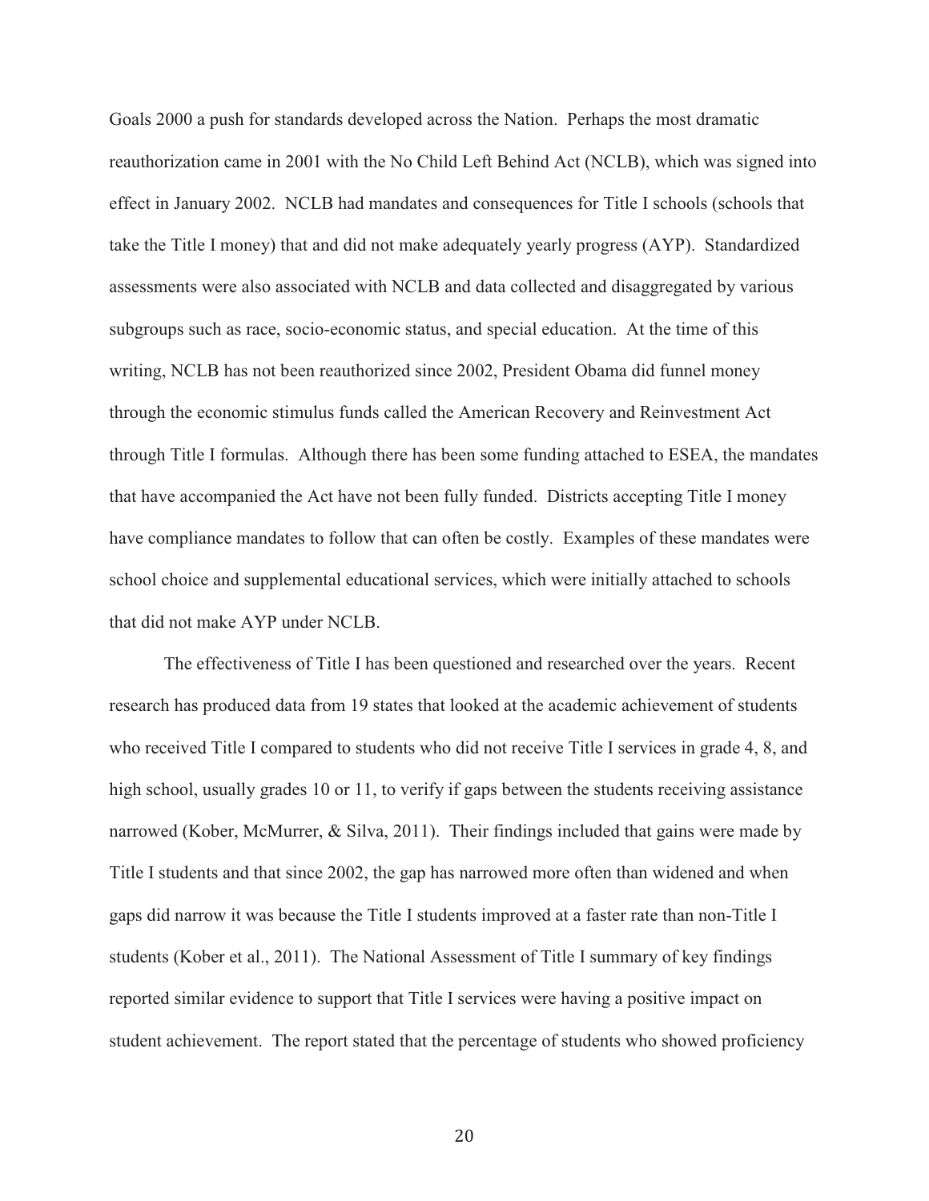Goals 2000 a push for standards developed across the Nation. Perhaps the most dramatic reauthorization came in 2001 with the No Child Left Behind Act (NCLB), which was signed into effect in January 2002. NCLB had mandates and consequences for Title I schools (schools that take the Title I money) that and did not make adequately yearly progress (AYP). Standardized assessments were also associated with NCLB and data collected and disaggregated by various subgroups such as race, socio-economic status, and special education. At the time of this writing, NCLB has not been reauthorized since 2002, President Obama did funnel money through the economic stimulus funds called the American Recovery and Reinvestment Act through Title I formulas. Although there has been some funding attached to ESEA, the mandates that have accompanied the Act have not been fully funded. Districts accepting Title I money have compliance mandates to follow that can often be costly. Examples of these mandates were school choice and supplemental educational services, which were initially attached to schools that did not make AYP under NCLB.

The effectiveness of Title I has been questioned and researched over the years. Recent research has produced data from 19 states that looked at the academic achievement of students who received Title I compared to students who did not receive Title I services in grade 4, 8, and high school, usually grades 10 or 11, to verify if gaps between the students receiving assistance narrowed (Kober, McMurrer, & Silva, 2011). Their findings included that gains were made by Title I students and that since 2002, the gap has narrowed more often than widened and when gaps did narrow it was because the Title I students improved at a faster rate than non-Title I students (Kober et al., 2011). The National Assessment of Title I summary of key findings reported similar evidence to support that Title I services were having a positive impact on student achievement. The report stated that the percentage of students who showed proficiency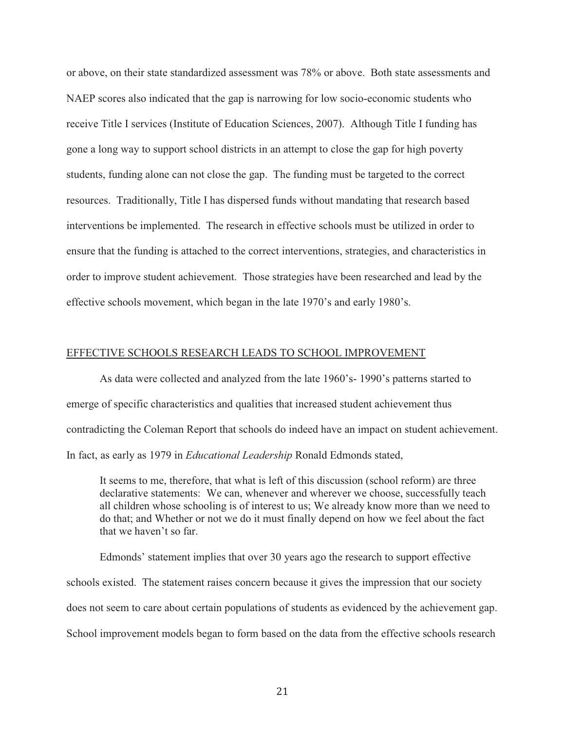or above, on their state standardized assessment was 78% or above. Both state assessments and NAEP scores also indicated that the gap is narrowing for low socio-economic students who receive Title I services (Institute of Education Sciences, 2007). Although Title I funding has gone a long way to support school districts in an attempt to close the gap for high poverty students, funding alone can not close the gap. The funding must be targeted to the correct resources. Traditionally, Title I has dispersed funds without mandating that research based interventions be implemented. The research in effective schools must be utilized in order to ensure that the funding is attached to the correct interventions, strategies, and characteristics in order to improve student achievement. Those strategies have been researched and lead by the effective schools movement, which began in the late 1970's and early 1980's.

## EFFECTIVE SCHOOLS RESEARCH LEADS TO SCHOOL IMPROVEMENT

As data were collected and analyzed from the late 1960's- 1990's patterns started to emerge of specific characteristics and qualities that increased student achievement thus contradicting the Coleman Report that schools do indeed have an impact on student achievement. In fact, as early as 1979 in *Educational Leadership* Ronald Edmonds stated,

> It seems to me, therefore, that what is left of this discussion (school reform) are three declarative statements: We can, whenever and wherever we choose, successfully teach all children whose schooling is of interest to us; We already know more than we need to do that; and Whether or not we do it must finally depend on how we feel about the fact that we haven't so far.

Edmonds' statement implies that over 30 years ago the research to support effective schools existed. The statement raises concern because it gives the impression that our society does not seem to care about certain populations of students as evidenced by the achievement gap. School improvement models began to form based on the data from the effective schools research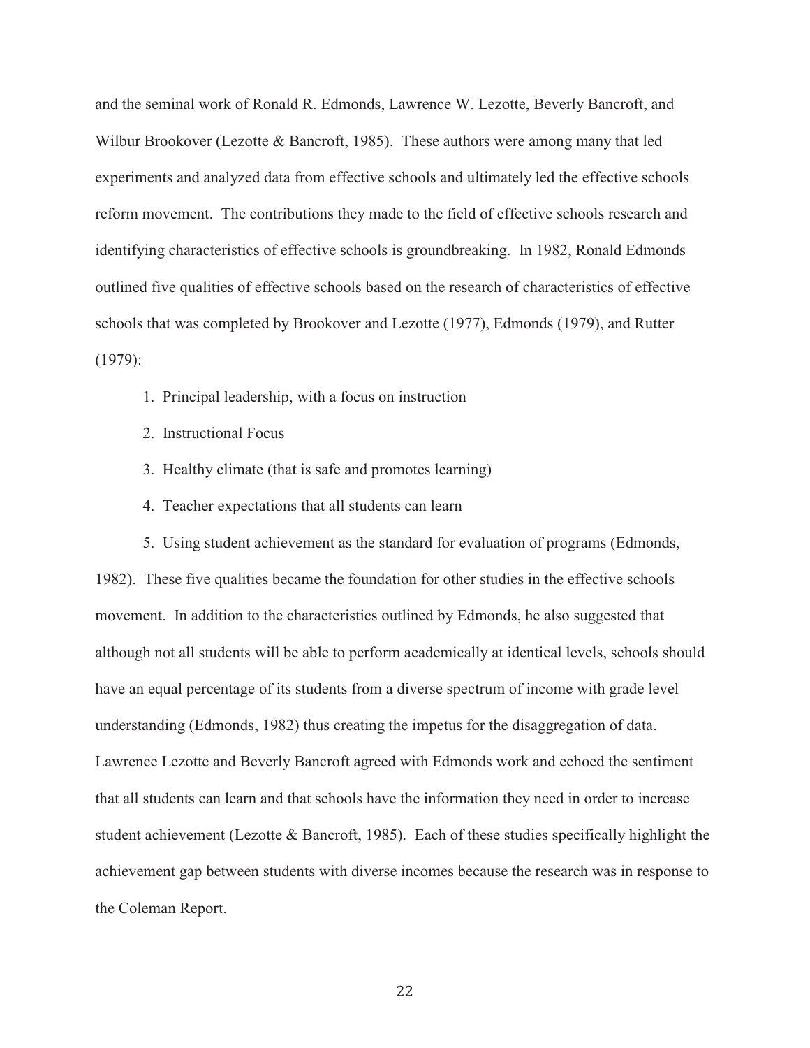and the seminal work of Ronald R. Edmonds, Lawrence W. Lezotte, Beverly Bancroft, and Wilbur Brookover (Lezotte & Bancroft, 1985). These authors were among many that led experiments and analyzed data from effective schools and ultimately led the effective schools reform movement. The contributions they made to the field of effective schools research and identifying characteristics of effective schools is groundbreaking. In 1982, Ronald Edmonds outlined five qualities of effective schools based on the research of characteristics of effective schools that was completed by Brookover and Lezotte (1977), Edmonds (1979), and Rutter (1979):

1. Principal leadership, with a focus on instruction
2. Instructional Focus
3. Healthy climate (that is safe and promotes learning)
4. Teacher expectations that all students can learn
5. Using student achievement as the standard for evaluation of programs (Edmonds, 1982). These five qualities became the foundation for other studies in the effective schools movement. In addition to the characteristics outlined by Edmonds, he also suggested that although not all students will be able to perform academically at identical levels, schools should have an equal percentage of its students from a diverse spectrum of income with grade level understanding (Edmonds, 1982) thus creating the impetus for the disaggregation of data. Lawrence Lezotte and Beverly Bancroft agreed with Edmonds work and echoed the sentiment that all students can learn and that schools have the information they need in order to increase student achievement (Lezotte & Bancroft, 1985). Each of these studies specifically highlight the achievement gap between students with diverse incomes because the research was in response to the Coleman Report.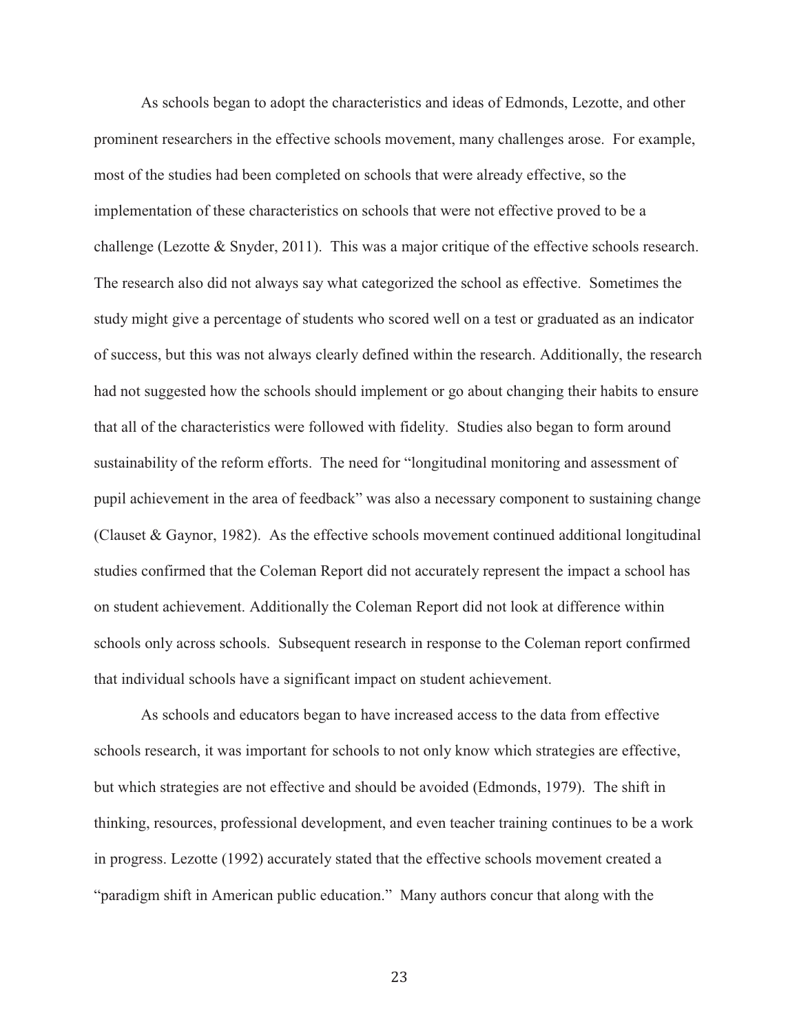As schools began to adopt the characteristics and ideas of Edmonds, Lezotte, and other prominent researchers in the effective schools movement, many challenges arose. For example, most of the studies had been completed on schools that were already effective, so the implementation of these characteristics on schools that were not effective proved to be a challenge (Lezotte & Snyder, 2011). This was a major critique of the effective schools research. The research also did not always say what categorized the school as effective. Sometimes the study might give a percentage of students who scored well on a test or graduated as an indicator of success, but this was not always clearly defined within the research. Additionally, the research had not suggested how the schools should implement or go about changing their habits to ensure that all of the characteristics were followed with fidelity. Studies also began to form around sustainability of the reform efforts. The need for "longitudinal monitoring and assessment of pupil achievement in the area of feedback" was also a necessary component to sustaining change (Clauset & Gaynor, 1982). As the effective schools movement continued additional longitudinal studies confirmed that the Coleman Report did not accurately represent the impact a school has on student achievement. Additionally the Coleman Report did not look at difference within schools only across schools. Subsequent research in response to the Coleman report confirmed that individual schools have a significant impact on student achievement.

As schools and educators began to have increased access to the data from effective schools research, it was important for schools to not only know which strategies are effective, but which strategies are not effective and should be avoided (Edmonds, 1979). The shift in thinking, resources, professional development, and even teacher training continues to be a work in progress. Lezotte (1992) accurately stated that the effective schools movement created a "paradigm shift in American public education." Many authors concur that along with the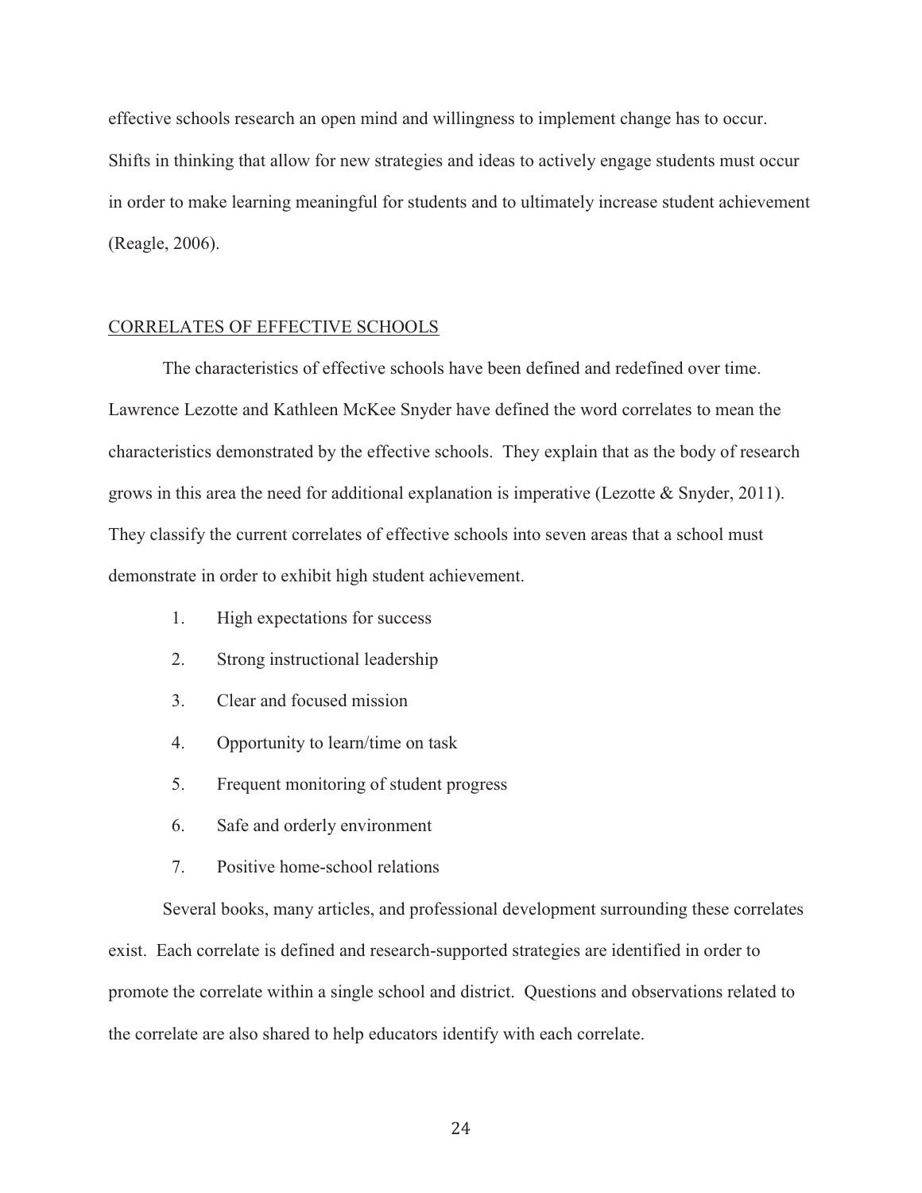effective schools research an open mind and willingness to implement change has to occur. Shifts in thinking that allow for new strategies and ideas to actively engage students must occur in order to make learning meaningful for students and to ultimately increase student achievement (Reagle, 2006).

## CORRELATES OF EFFECTIVE SCHOOLS

The characteristics of effective schools have been defined and redefined over time. Lawrence Lezotte and Kathleen McKee Snyder have defined the word correlates to mean the characteristics demonstrated by the effective schools. They explain that as the body of research grows in this area the need for additional explanation is imperative (Lezotte & Snyder, 2011). They classify the current correlates of effective schools into seven areas that a school must demonstrate in order to exhibit high student achievement.

1. High expectations for success
2. Strong instructional leadership
3. Clear and focused mission
4. Opportunity to learn/time on task
5. Frequent monitoring of student progress
6. Safe and orderly environment
7. Positive home-school relations

Several books, many articles, and professional development surrounding these correlates exist. Each correlate is defined and research-supported strategies are identified in order to promote the correlate within a single school and district. Questions and observations related to the correlate are also shared to help educators identify with each correlate.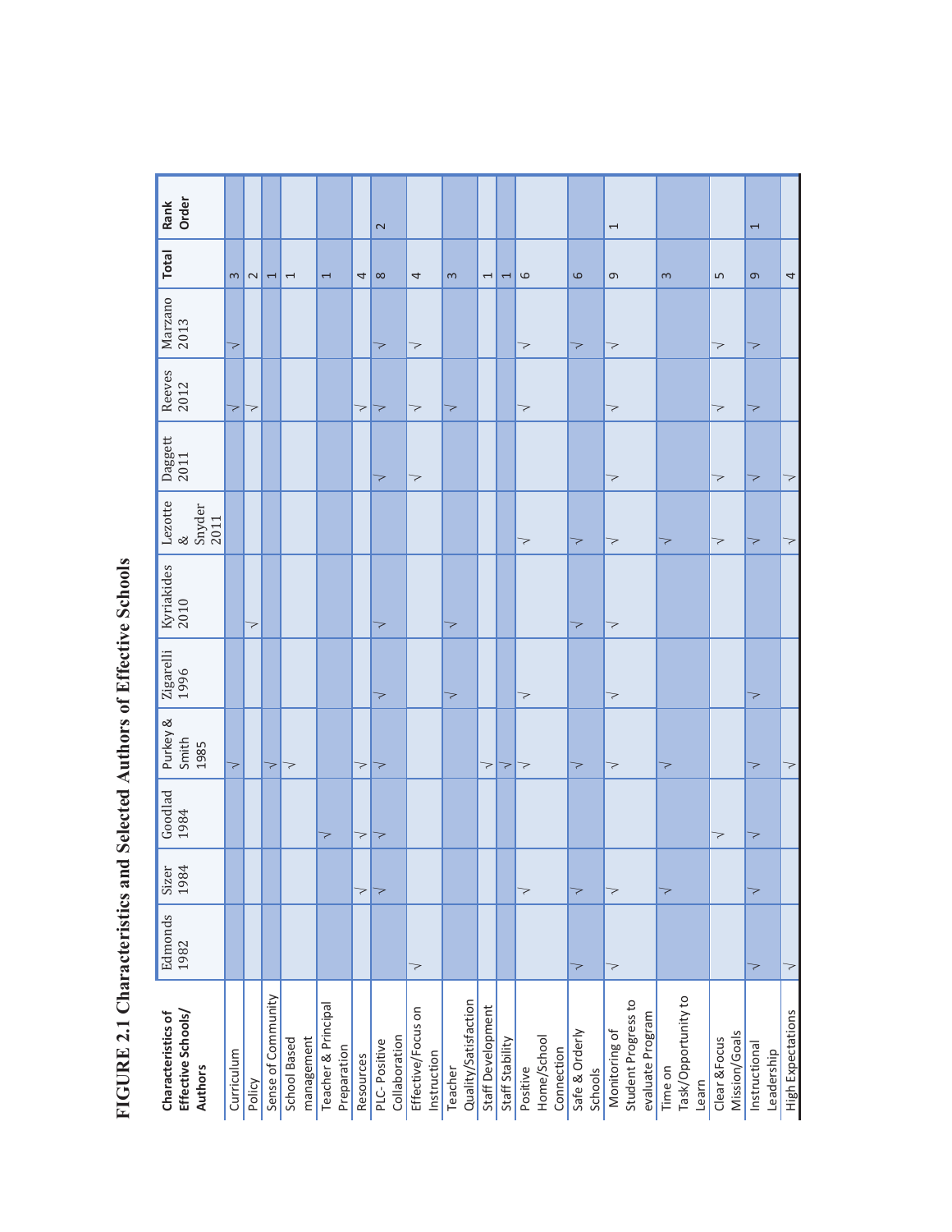**FIGURE 2.1 Characteristics and Selected Authors of Effective Schools**

| Characteristics of Effective Schools/ Authors | Edmonds 1982 | Sizer 1984 | Goodlad 1984 | Purkey & Smith 1985 | Zigarelli 1996 | Kyriakides 2010 | Lezotte & Snyder 2011 | Daggett 2011 | Reeves 2012 | Marzano 2013 | Total | Rank Order |
|---|---|---|---|---|---|---|---|---|---|---|---|---|
| Curriculum | | | | √ | | | | | √ | √ | 3 | |
| Policy | | | | | | √ | | | √ | | 2 | |
| Sense of Community | | | | √ | | | | | | | 1 | |
| School Based management | | | | √ | | | | | | | 1 | |
| Teacher & Principal Preparation | | | √ | | | | | | | | 1 | |
| Resources | | √ | √ | √ | | | | | √ | | 4 | |
| PLC- Positive Collaboration | | √ | √ | √ | √ | √ | | √ | √ | √ | 8 | 2 |
| Effective/Focus on Instruction | √ | | | | | | | √ | √ | √ | 4 | |
| Teacher Quality/Satisfaction | | | | | √ | √ | | | √ | | 3 | |
| Staff Development | | | | √ | | | | | | | 1 | |
| Staff Stability | | | | √ | | | | | | | 1 | |
| Positive Home/School Connection | | √ | | √ | √ | | √ | | √ | √ | 6 | |
| Safe & Orderly Schools | √ | √ | | √ | | √ | √ | | | √ | 6 | |
| Monitoring of Student Progress to evaluate Program | √ | √ | | √ | √ | √ | √ | √ | √ | √ | 9 | 1 |
| Time on Task/Opportunity to Learn | | √ | | √ | | | √ | | | | 3 | |
| Clear &Focus Mission/Goals | | | √ | | | | √ | √ | √ | √ | 5 | |
| Instructional Leadership | √ | √ | √ | √ | √ | | √ | √ | √ | √ | 9 | 1 |
| High Expectations | √ | | | √ | | | √ | √ | | | 4 | |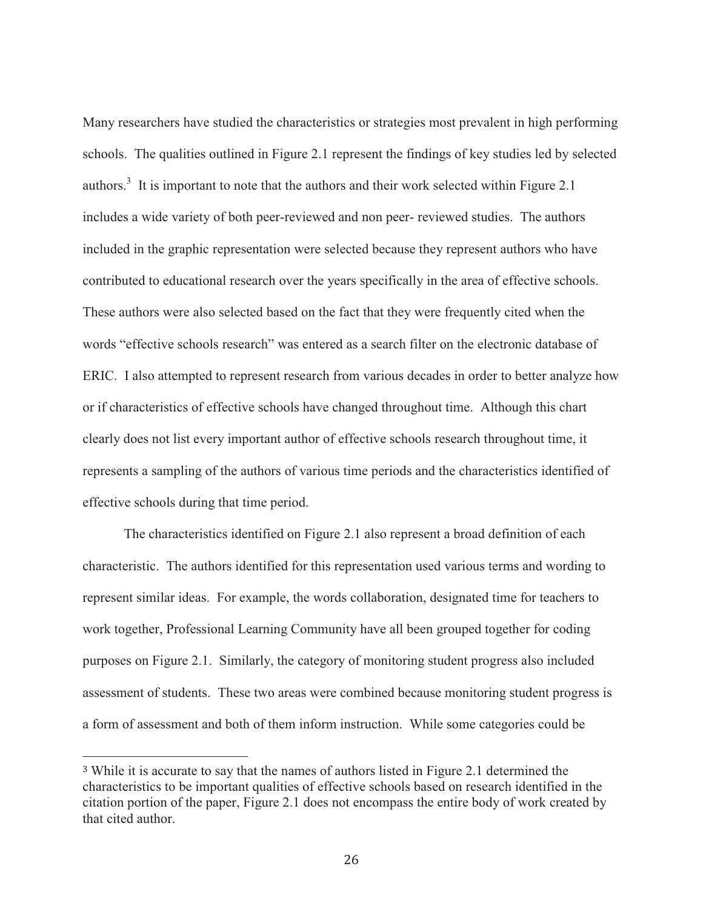Many researchers have studied the characteristics or strategies most prevalent in high performing schools. The qualities outlined in Figure 2.1 represent the findings of key studies led by selected authors.[3] It is important to note that the authors and their work selected within Figure 2.1 includes a wide variety of both peer-reviewed and non peer- reviewed studies. The authors included in the graphic representation were selected because they represent authors who have contributed to educational research over the years specifically in the area of effective schools. These authors were also selected based on the fact that they were frequently cited when the words "effective schools research" was entered as a search filter on the electronic database of ERIC. I also attempted to represent research from various decades in order to better analyze how or if characteristics of effective schools have changed throughout time. Although this chart clearly does not list every important author of effective schools research throughout time, it represents a sampling of the authors of various time periods and the characteristics identified of effective schools during that time period.

The characteristics identified on Figure 2.1 also represent a broad definition of each characteristic. The authors identified for this representation used various terms and wording to represent similar ideas. For example, the words collaboration, designated time for teachers to work together, Professional Learning Community have all been grouped together for coding purposes on Figure 2.1. Similarly, the category of monitoring student progress also included assessment of students. These two areas were combined because monitoring student progress is a form of assessment and both of them inform instruction. While some categories could be

---

[3] While it is accurate to say that the names of authors listed in Figure 2.1 determined the characteristics to be important qualities of effective schools based on research identified in the citation portion of the paper, Figure 2.1 does not encompass the entire body of work created by that cited author.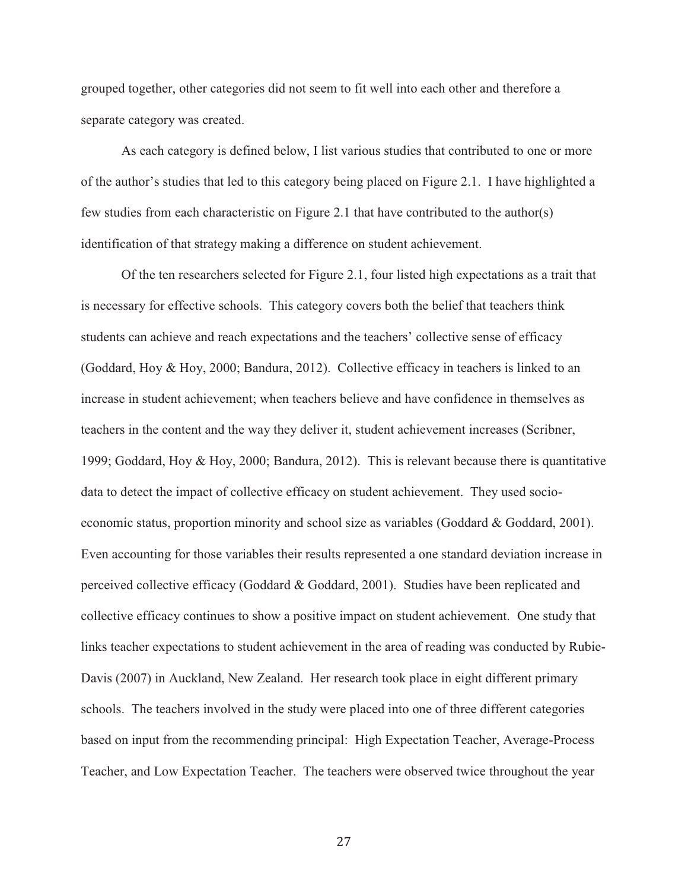grouped together, other categories did not seem to fit well into each other and therefore a separate category was created.

As each category is defined below, I list various studies that contributed to one or more of the author's studies that led to this category being placed on Figure 2.1. I have highlighted a few studies from each characteristic on Figure 2.1 that have contributed to the author(s) identification of that strategy making a difference on student achievement.

Of the ten researchers selected for Figure 2.1, four listed high expectations as a trait that is necessary for effective schools. This category covers both the belief that teachers think students can achieve and reach expectations and the teachers' collective sense of efficacy (Goddard, Hoy & Hoy, 2000; Bandura, 2012). Collective efficacy in teachers is linked to an increase in student achievement; when teachers believe and have confidence in themselves as teachers in the content and the way they deliver it, student achievement increases (Scribner, 1999; Goddard, Hoy & Hoy, 2000; Bandura, 2012). This is relevant because there is quantitative data to detect the impact of collective efficacy on student achievement. They used socio-economic status, proportion minority and school size as variables (Goddard & Goddard, 2001). Even accounting for those variables their results represented a one standard deviation increase in perceived collective efficacy (Goddard & Goddard, 2001). Studies have been replicated and collective efficacy continues to show a positive impact on student achievement. One study that links teacher expectations to student achievement in the area of reading was conducted by Rubie-Davis (2007) in Auckland, New Zealand. Her research took place in eight different primary schools. The teachers involved in the study were placed into one of three different categories based on input from the recommending principal: High Expectation Teacher, Average-Process Teacher, and Low Expectation Teacher. The teachers were observed twice throughout the year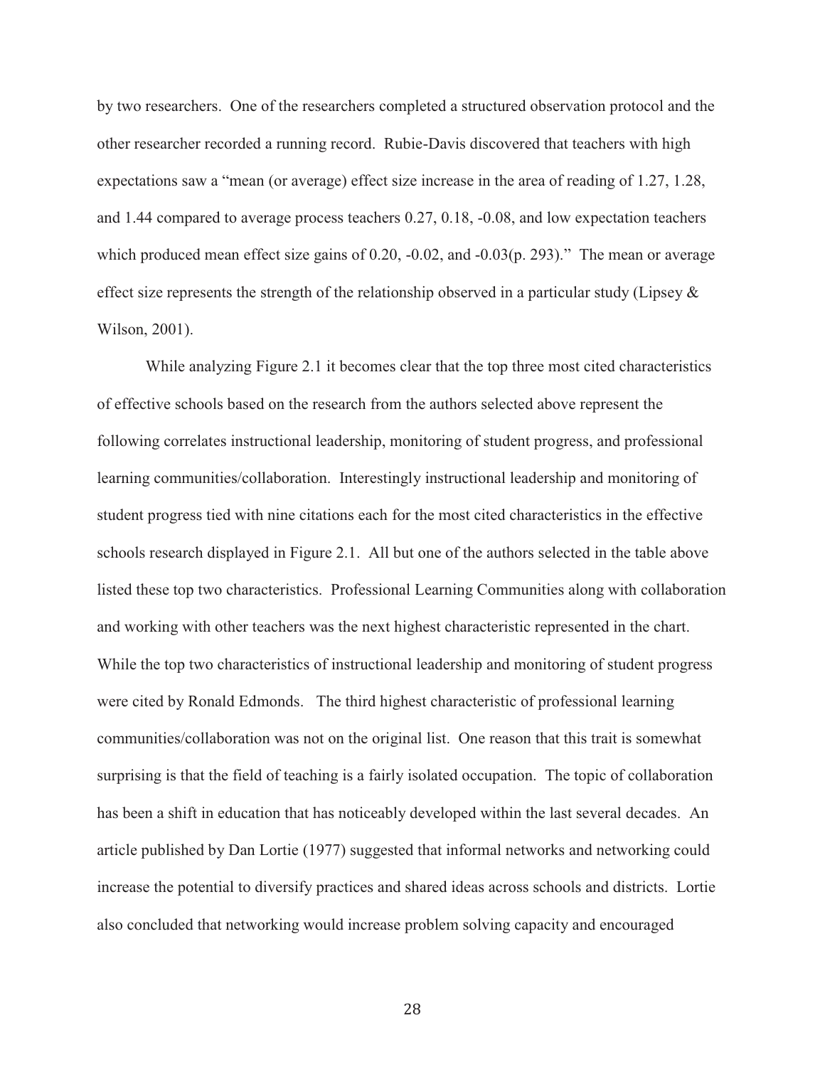by two researchers. One of the researchers completed a structured observation protocol and the other researcher recorded a running record. Rubie-Davis discovered that teachers with high expectations saw a "mean (or average) effect size increase in the area of reading of 1.27, 1.28, and 1.44 compared to average process teachers 0.27, 0.18, -0.08, and low expectation teachers which produced mean effect size gains of 0.20, -0.02, and -0.03(p. 293)." The mean or average effect size represents the strength of the relationship observed in a particular study (Lipsey & Wilson, 2001).

While analyzing Figure 2.1 it becomes clear that the top three most cited characteristics of effective schools based on the research from the authors selected above represent the following correlates instructional leadership, monitoring of student progress, and professional learning communities/collaboration. Interestingly instructional leadership and monitoring of student progress tied with nine citations each for the most cited characteristics in the effective schools research displayed in Figure 2.1. All but one of the authors selected in the table above listed these top two characteristics. Professional Learning Communities along with collaboration and working with other teachers was the next highest characteristic represented in the chart. While the top two characteristics of instructional leadership and monitoring of student progress were cited by Ronald Edmonds. The third highest characteristic of professional learning communities/collaboration was not on the original list. One reason that this trait is somewhat surprising is that the field of teaching is a fairly isolated occupation. The topic of collaboration has been a shift in education that has noticeably developed within the last several decades. An article published by Dan Lortie (1977) suggested that informal networks and networking could increase the potential to diversify practices and shared ideas across schools and districts. Lortie also concluded that networking would increase problem solving capacity and encouraged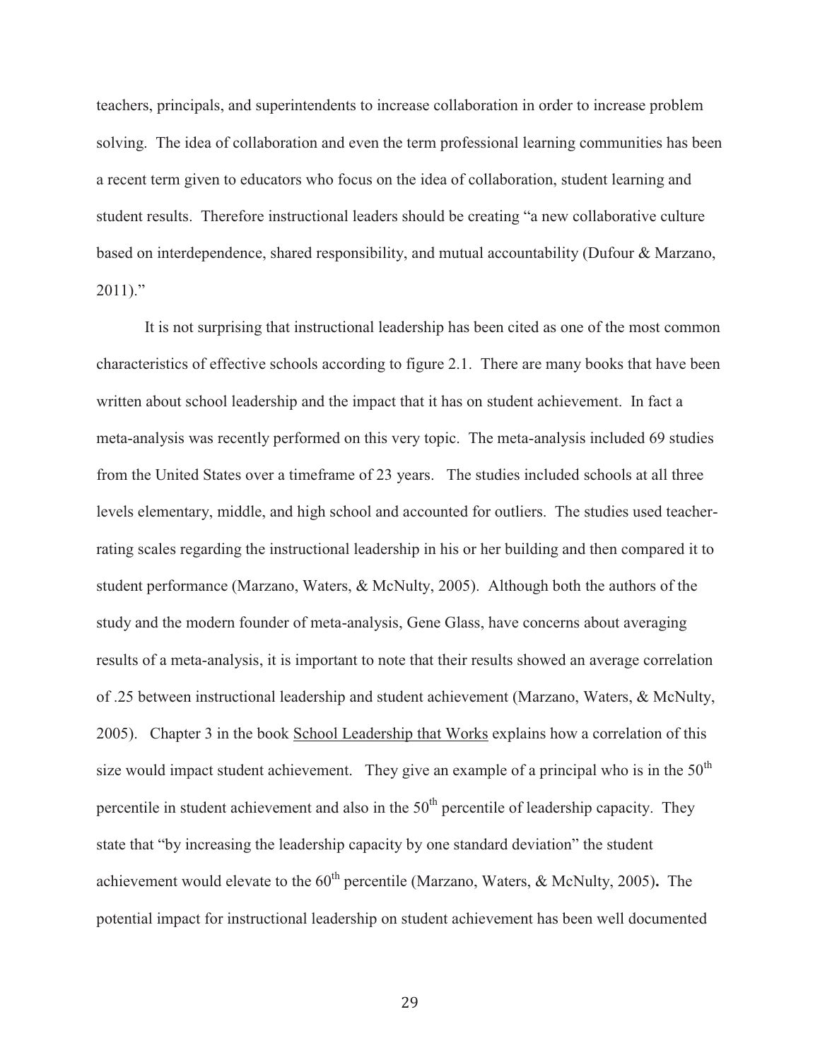teachers, principals, and superintendents to increase collaboration in order to increase problem solving. The idea of collaboration and even the term professional learning communities has been a recent term given to educators who focus on the idea of collaboration, student learning and student results. Therefore instructional leaders should be creating "a new collaborative culture based on interdependence, shared responsibility, and mutual accountability (Dufour & Marzano, 2011)."

It is not surprising that instructional leadership has been cited as one of the most common characteristics of effective schools according to figure 2.1. There are many books that have been written about school leadership and the impact that it has on student achievement. In fact a meta-analysis was recently performed on this very topic. The meta-analysis included 69 studies from the United States over a timeframe of 23 years. The studies included schools at all three levels elementary, middle, and high school and accounted for outliers. The studies used teacher-rating scales regarding the instructional leadership in his or her building and then compared it to student performance (Marzano, Waters, & McNulty, 2005). Although both the authors of the study and the modern founder of meta-analysis, Gene Glass, have concerns about averaging results of a meta-analysis, it is important to note that their results showed an average correlation of .25 between instructional leadership and student achievement (Marzano, Waters, & McNulty, 2005). Chapter 3 in the book <u>School Leadership that Works</u> explains how a correlation of this size would impact student achievement. They give an example of a principal who is in the 50th percentile in student achievement and also in the 50th percentile of leadership capacity. They state that "by increasing the leadership capacity by one standard deviation" the student achievement would elevate to the 60th percentile (Marzano, Waters, & McNulty, 2005)**.** The potential impact for instructional leadership on student achievement has been well documented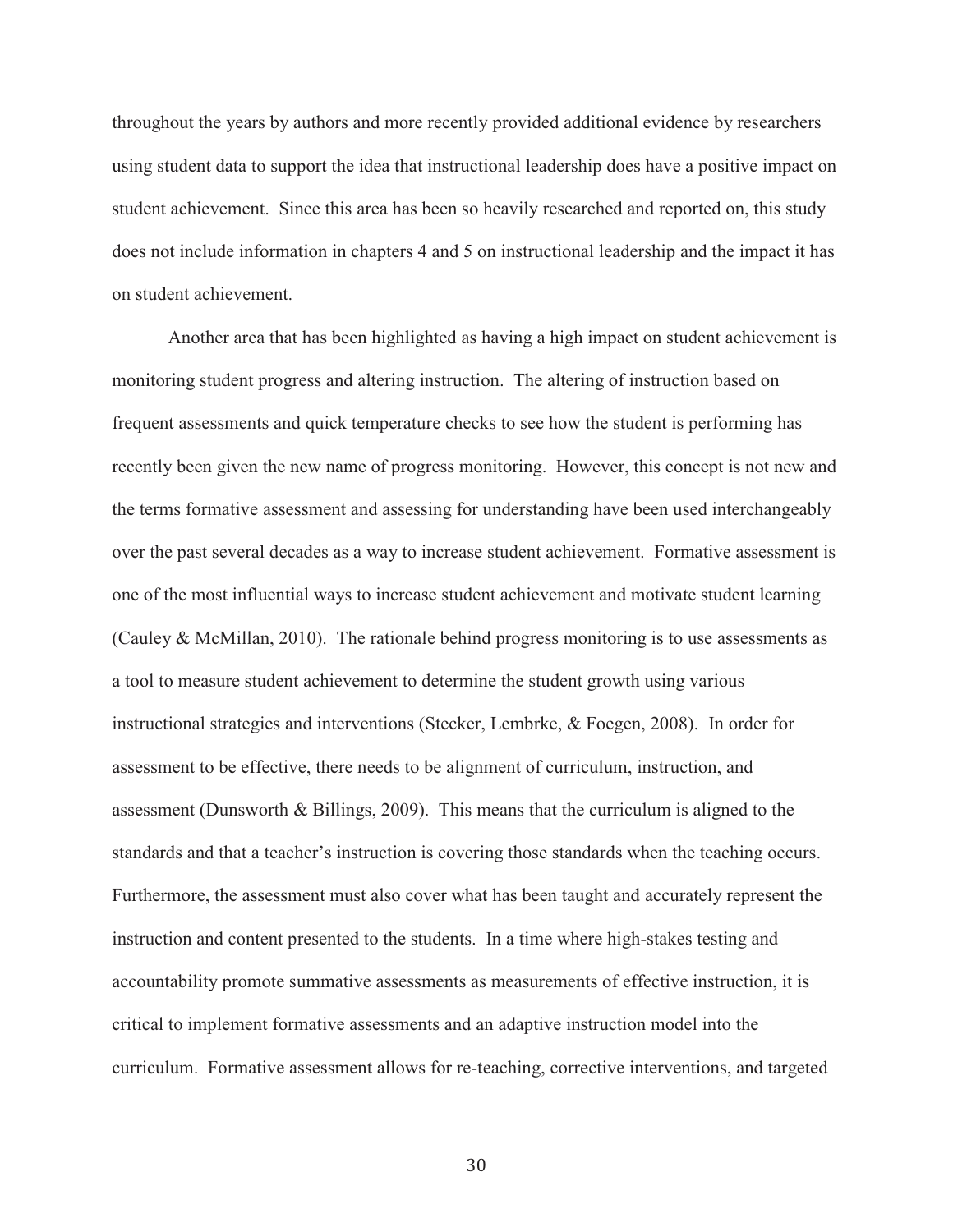throughout the years by authors and more recently provided additional evidence by researchers using student data to support the idea that instructional leadership does have a positive impact on student achievement. Since this area has been so heavily researched and reported on, this study does not include information in chapters 4 and 5 on instructional leadership and the impact it has on student achievement.

Another area that has been highlighted as having a high impact on student achievement is monitoring student progress and altering instruction. The altering of instruction based on frequent assessments and quick temperature checks to see how the student is performing has recently been given the new name of progress monitoring. However, this concept is not new and the terms formative assessment and assessing for understanding have been used interchangeably over the past several decades as a way to increase student achievement. Formative assessment is one of the most influential ways to increase student achievement and motivate student learning (Cauley & McMillan, 2010). The rationale behind progress monitoring is to use assessments as a tool to measure student achievement to determine the student growth using various instructional strategies and interventions (Stecker, Lembrke, & Foegen, 2008). In order for assessment to be effective, there needs to be alignment of curriculum, instruction, and assessment (Dunsworth & Billings, 2009). This means that the curriculum is aligned to the standards and that a teacher's instruction is covering those standards when the teaching occurs. Furthermore, the assessment must also cover what has been taught and accurately represent the instruction and content presented to the students. In a time where high-stakes testing and accountability promote summative assessments as measurements of effective instruction, it is critical to implement formative assessments and an adaptive instruction model into the curriculum. Formative assessment allows for re-teaching, corrective interventions, and targeted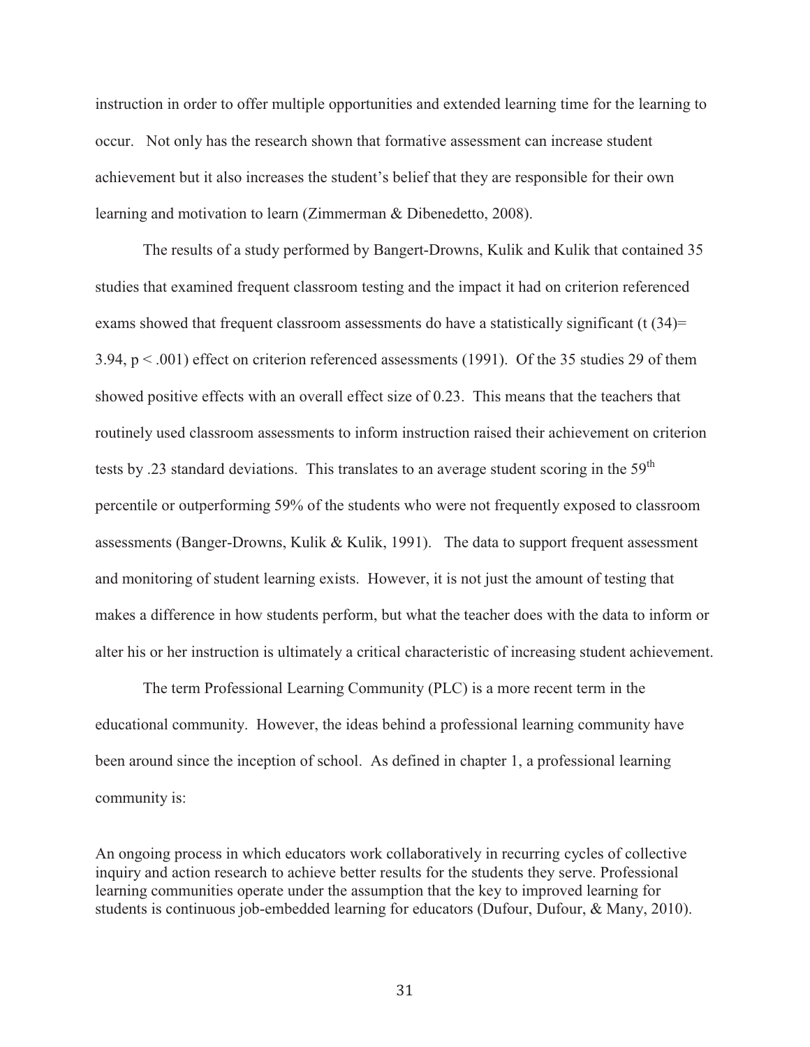instruction in order to offer multiple opportunities and extended learning time for the learning to occur. Not only has the research shown that formative assessment can increase student achievement but it also increases the student's belief that they are responsible for their own learning and motivation to learn (Zimmerman & Dibenedetto, 2008).

The results of a study performed by Bangert-Drowns, Kulik and Kulik that contained 35 studies that examined frequent classroom testing and the impact it had on criterion referenced exams showed that frequent classroom assessments do have a statistically significant ($t(34) = 3.94$, $p < .001$) effect on criterion referenced assessments (1991). Of the 35 studies 29 of them showed positive effects with an overall effect size of 0.23. This means that the teachers that routinely used classroom assessments to inform instruction raised their achievement on criterion tests by .23 standard deviations. This translates to an average student scoring in the 59th percentile or outperforming 59% of the students who were not frequently exposed to classroom assessments (Banger-Drowns, Kulik & Kulik, 1991). The data to support frequent assessment and monitoring of student learning exists. However, it is not just the amount of testing that makes a difference in how students perform, but what the teacher does with the data to inform or alter his or her instruction is ultimately a critical characteristic of increasing student achievement.

The term Professional Learning Community (PLC) is a more recent term in the educational community. However, the ideas behind a professional learning community have been around since the inception of school. As defined in chapter 1, a professional learning community is:

> An ongoing process in which educators work collaboratively in recurring cycles of collective inquiry and action research to achieve better results for the students they serve. Professional learning communities operate under the assumption that the key to improved learning for students is continuous job-embedded learning for educators (Dufour, Dufour, & Many, 2010).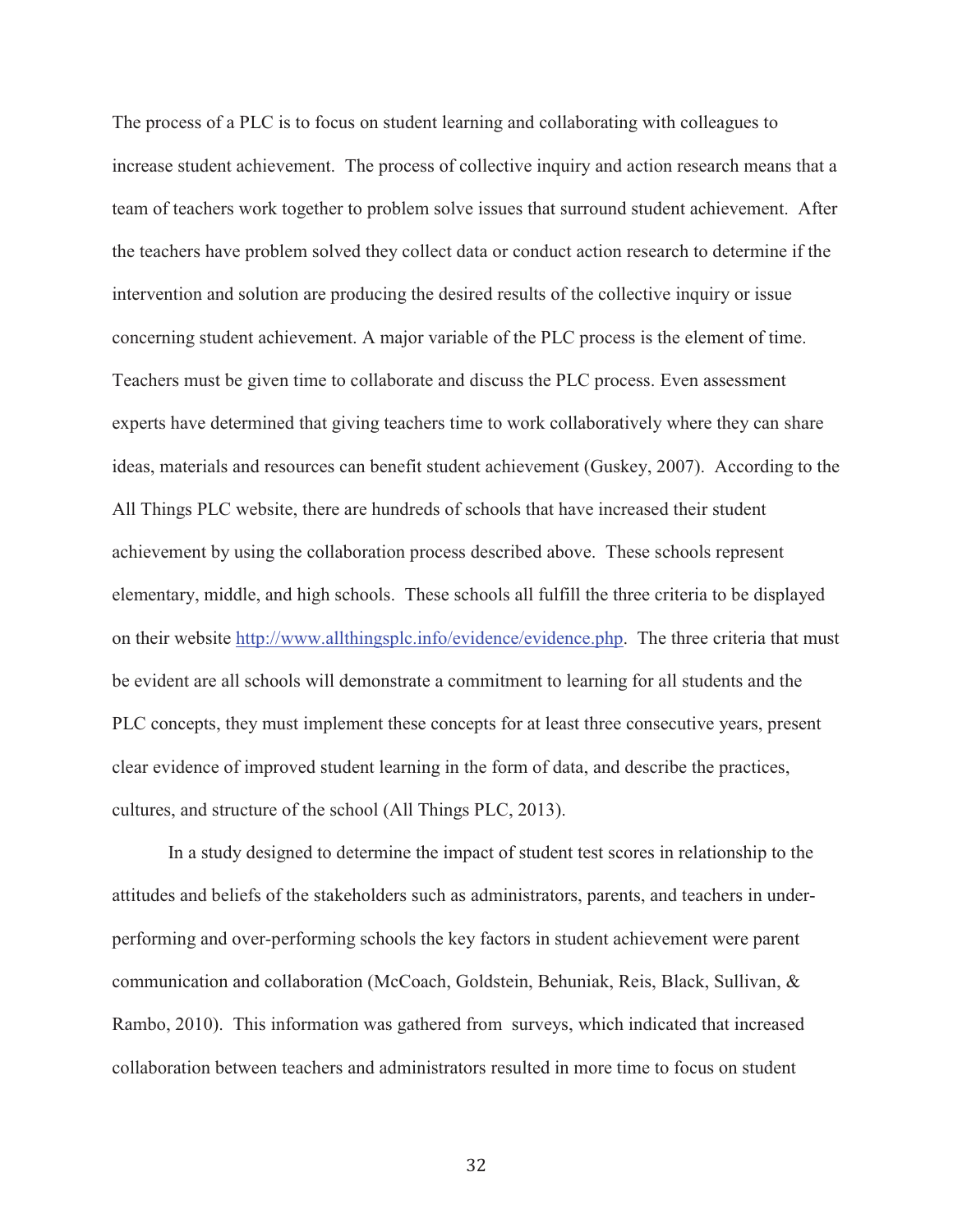The process of a PLC is to focus on student learning and collaborating with colleagues to increase student achievement. The process of collective inquiry and action research means that a team of teachers work together to problem solve issues that surround student achievement. After the teachers have problem solved they collect data or conduct action research to determine if the intervention and solution are producing the desired results of the collective inquiry or issue concerning student achievement. A major variable of the PLC process is the element of time. Teachers must be given time to collaborate and discuss the PLC process. Even assessment experts have determined that giving teachers time to work collaboratively where they can share ideas, materials and resources can benefit student achievement (Guskey, 2007). According to the All Things PLC website, there are hundreds of schools that have increased their student achievement by using the collaboration process described above. These schools represent elementary, middle, and high schools. These schools all fulfill the three criteria to be displayed on their website http://www.allthingsplc.info/evidence/evidence.php. The three criteria that must be evident are all schools will demonstrate a commitment to learning for all students and the PLC concepts, they must implement these concepts for at least three consecutive years, present clear evidence of improved student learning in the form of data, and describe the practices, cultures, and structure of the school (All Things PLC, 2013).

In a study designed to determine the impact of student test scores in relationship to the attitudes and beliefs of the stakeholders such as administrators, parents, and teachers in under-performing and over-performing schools the key factors in student achievement were parent communication and collaboration (McCoach, Goldstein, Behuniak, Reis, Black, Sullivan, & Rambo, 2010). This information was gathered from surveys, which indicated that increased collaboration between teachers and administrators resulted in more time to focus on student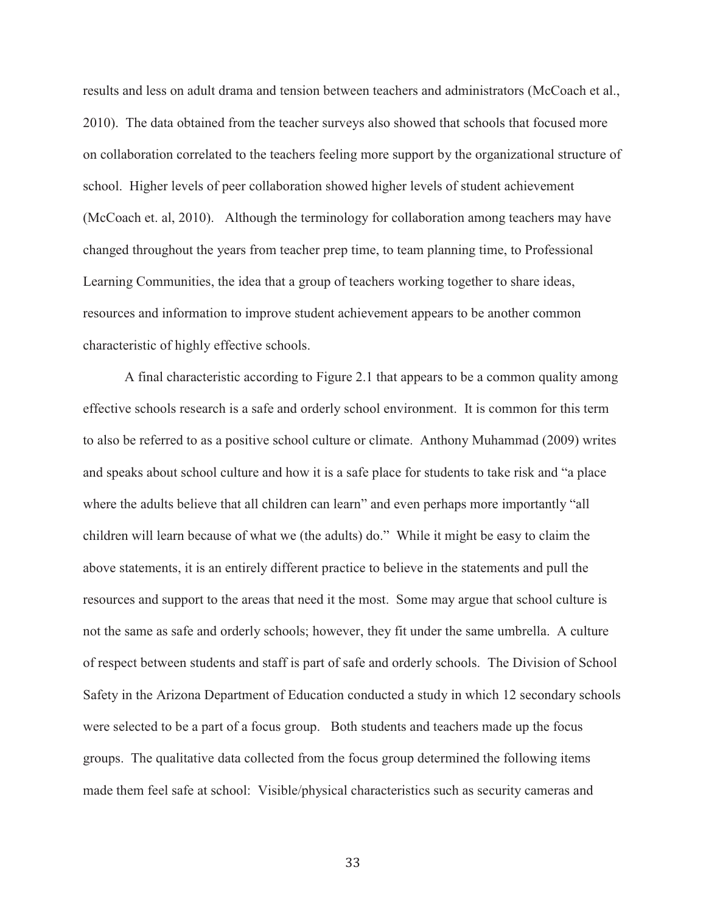results and less on adult drama and tension between teachers and administrators (McCoach et al., 2010). The data obtained from the teacher surveys also showed that schools that focused more on collaboration correlated to the teachers feeling more support by the organizational structure of school. Higher levels of peer collaboration showed higher levels of student achievement (McCoach et. al, 2010). Although the terminology for collaboration among teachers may have changed throughout the years from teacher prep time, to team planning time, to Professional Learning Communities, the idea that a group of teachers working together to share ideas, resources and information to improve student achievement appears to be another common characteristic of highly effective schools.

A final characteristic according to Figure 2.1 that appears to be a common quality among effective schools research is a safe and orderly school environment. It is common for this term to also be referred to as a positive school culture or climate. Anthony Muhammad (2009) writes and speaks about school culture and how it is a safe place for students to take risk and "a place where the adults believe that all children can learn" and even perhaps more importantly "all children will learn because of what we (the adults) do." While it might be easy to claim the above statements, it is an entirely different practice to believe in the statements and pull the resources and support to the areas that need it the most. Some may argue that school culture is not the same as safe and orderly schools; however, they fit under the same umbrella. A culture of respect between students and staff is part of safe and orderly schools. The Division of School Safety in the Arizona Department of Education conducted a study in which 12 secondary schools were selected to be a part of a focus group. Both students and teachers made up the focus groups. The qualitative data collected from the focus group determined the following items made them feel safe at school: Visible/physical characteristics such as security cameras and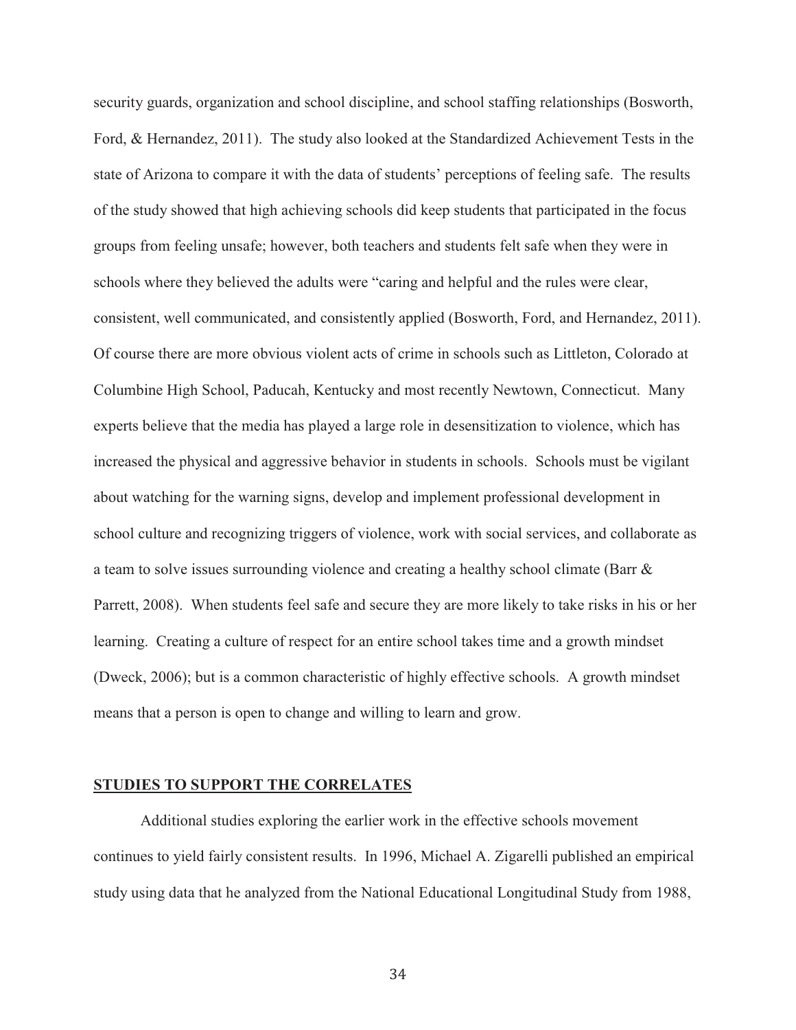security guards, organization and school discipline, and school staffing relationships (Bosworth, Ford, & Hernandez, 2011). The study also looked at the Standardized Achievement Tests in the state of Arizona to compare it with the data of students' perceptions of feeling safe. The results of the study showed that high achieving schools did keep students that participated in the focus groups from feeling unsafe; however, both teachers and students felt safe when they were in schools where they believed the adults were "caring and helpful and the rules were clear, consistent, well communicated, and consistently applied (Bosworth, Ford, and Hernandez, 2011). Of course there are more obvious violent acts of crime in schools such as Littleton, Colorado at Columbine High School, Paducah, Kentucky and most recently Newtown, Connecticut. Many experts believe that the media has played a large role in desensitization to violence, which has increased the physical and aggressive behavior in students in schools. Schools must be vigilant about watching for the warning signs, develop and implement professional development in school culture and recognizing triggers of violence, work with social services, and collaborate as a team to solve issues surrounding violence and creating a healthy school climate (Barr & Parrett, 2008). When students feel safe and secure they are more likely to take risks in his or her learning. Creating a culture of respect for an entire school takes time and a growth mindset (Dweck, 2006); but is a common characteristic of highly effective schools. A growth mindset means that a person is open to change and willing to learn and grow.

## STUDIES TO SUPPORT THE CORRELATES

Additional studies exploring the earlier work in the effective schools movement continues to yield fairly consistent results. In 1996, Michael A. Zigarelli published an empirical study using data that he analyzed from the National Educational Longitudinal Study from 1988,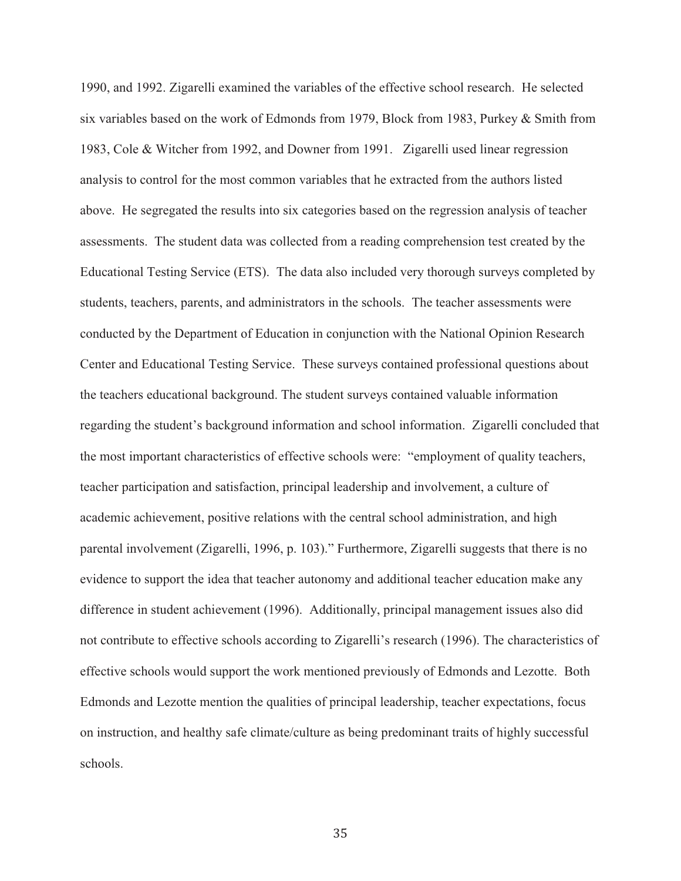1990, and 1992. Zigarelli examined the variables of the effective school research. He selected six variables based on the work of Edmonds from 1979, Block from 1983, Purkey & Smith from 1983, Cole & Witcher from 1992, and Downer from 1991. Zigarelli used linear regression analysis to control for the most common variables that he extracted from the authors listed above. He segregated the results into six categories based on the regression analysis of teacher assessments. The student data was collected from a reading comprehension test created by the Educational Testing Service (ETS). The data also included very thorough surveys completed by students, teachers, parents, and administrators in the schools. The teacher assessments were conducted by the Department of Education in conjunction with the National Opinion Research Center and Educational Testing Service. These surveys contained professional questions about the teachers educational background. The student surveys contained valuable information regarding the student's background information and school information. Zigarelli concluded that the most important characteristics of effective schools were: "employment of quality teachers, teacher participation and satisfaction, principal leadership and involvement, a culture of academic achievement, positive relations with the central school administration, and high parental involvement (Zigarelli, 1996, p. 103)." Furthermore, Zigarelli suggests that there is no evidence to support the idea that teacher autonomy and additional teacher education make any difference in student achievement (1996). Additionally, principal management issues also did not contribute to effective schools according to Zigarelli's research (1996). The characteristics of effective schools would support the work mentioned previously of Edmonds and Lezotte. Both Edmonds and Lezotte mention the qualities of principal leadership, teacher expectations, focus on instruction, and healthy safe climate/culture as being predominant traits of highly successful schools.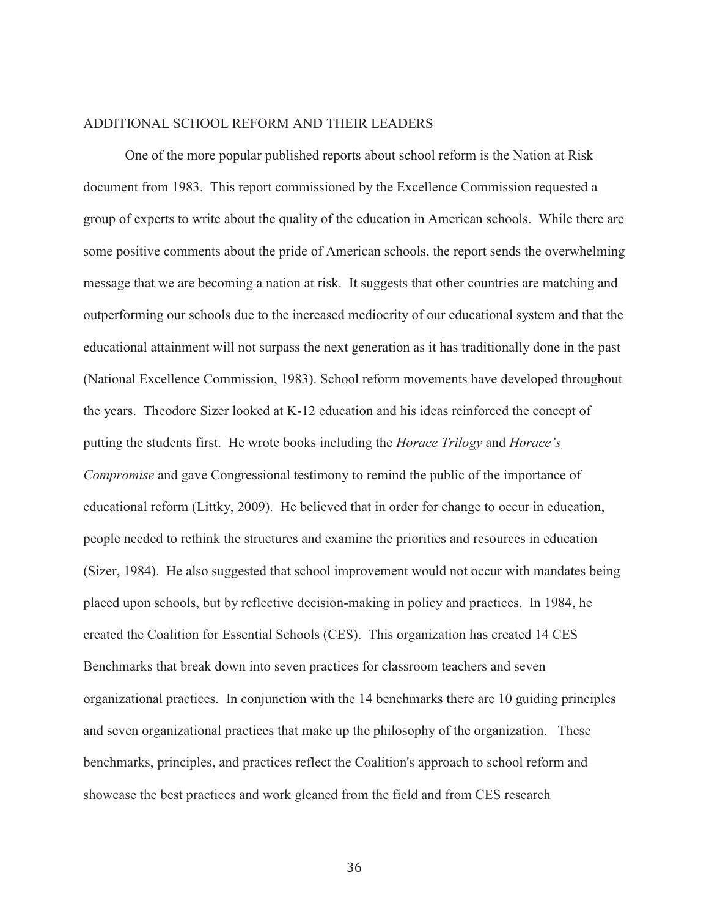ADDITIONAL SCHOOL REFORM AND THEIR LEADERS

One of the more popular published reports about school reform is the Nation at Risk document from 1983. This report commissioned by the Excellence Commission requested a group of experts to write about the quality of the education in American schools. While there are some positive comments about the pride of American schools, the report sends the overwhelming message that we are becoming a nation at risk. It suggests that other countries are matching and outperforming our schools due to the increased mediocrity of our educational system and that the educational attainment will not surpass the next generation as it has traditionally done in the past (National Excellence Commission, 1983). School reform movements have developed throughout the years. Theodore Sizer looked at K-12 education and his ideas reinforced the concept of putting the students first. He wrote books including the *Horace Trilogy* and *Horace's Compromise* and gave Congressional testimony to remind the public of the importance of educational reform (Littky, 2009). He believed that in order for change to occur in education, people needed to rethink the structures and examine the priorities and resources in education (Sizer, 1984). He also suggested that school improvement would not occur with mandates being placed upon schools, but by reflective decision-making in policy and practices. In 1984, he created the Coalition for Essential Schools (CES). This organization has created 14 CES Benchmarks that break down into seven practices for classroom teachers and seven organizational practices. In conjunction with the 14 benchmarks there are 10 guiding principles and seven organizational practices that make up the philosophy of the organization. These benchmarks, principles, and practices reflect the Coalition's approach to school reform and showcase the best practices and work gleaned from the field and from CES research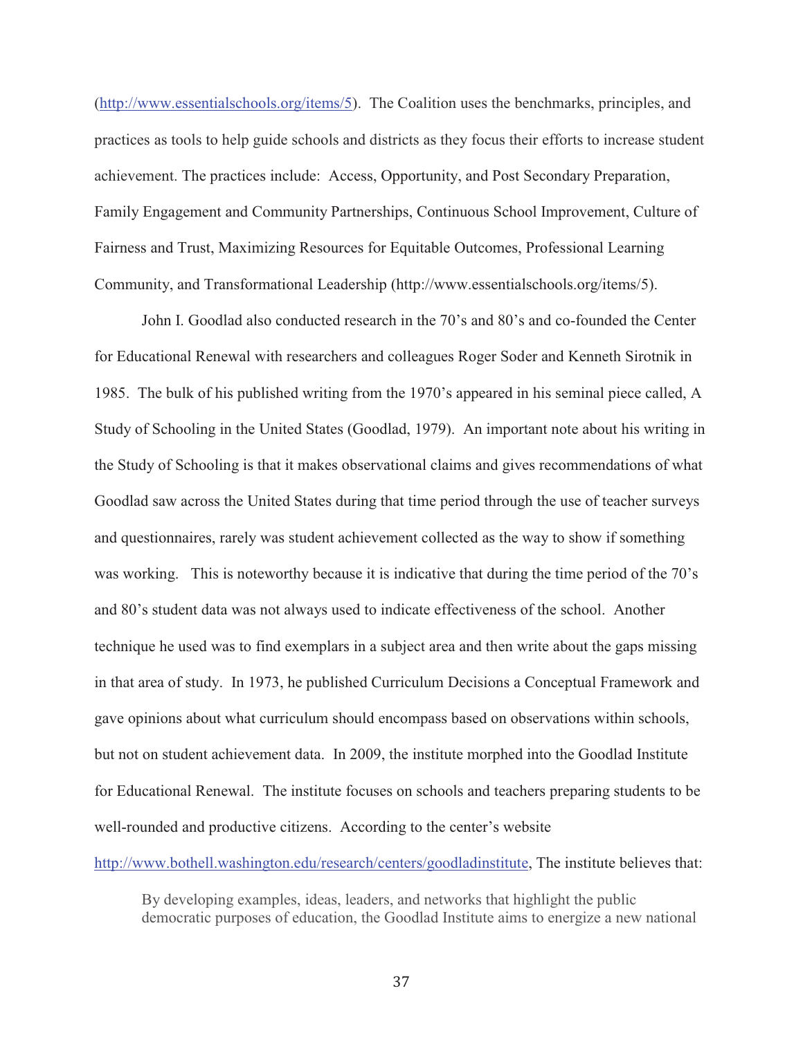(http://www.essentialschools.org/items/5). The Coalition uses the benchmarks, principles, and practices as tools to help guide schools and districts as they focus their efforts to increase student achievement. The practices include: Access, Opportunity, and Post Secondary Preparation, Family Engagement and Community Partnerships, Continuous School Improvement, Culture of Fairness and Trust, Maximizing Resources for Equitable Outcomes, Professional Learning Community, and Transformational Leadership (http://www.essentialschools.org/items/5).

John I. Goodlad also conducted research in the 70's and 80's and co-founded the Center for Educational Renewal with researchers and colleagues Roger Soder and Kenneth Sirotnik in 1985. The bulk of his published writing from the 1970's appeared in his seminal piece called, A Study of Schooling in the United States (Goodlad, 1979). An important note about his writing in the Study of Schooling is that it makes observational claims and gives recommendations of what Goodlad saw across the United States during that time period through the use of teacher surveys and questionnaires, rarely was student achievement collected as the way to show if something was working. This is noteworthy because it is indicative that during the time period of the 70's and 80's student data was not always used to indicate effectiveness of the school. Another technique he used was to find exemplars in a subject area and then write about the gaps missing in that area of study. In 1973, he published Curriculum Decisions a Conceptual Framework and gave opinions about what curriculum should encompass based on observations within schools, but not on student achievement data. In 2009, the institute morphed into the Goodlad Institute for Educational Renewal. The institute focuses on schools and teachers preparing students to be well-rounded and productive citizens. According to the center's website http://www.bothell.washington.edu/research/centers/goodladinstitute, The institute believes that:

> By developing examples, ideas, leaders, and networks that highlight the public democratic purposes of education, the Goodlad Institute aims to energize a new national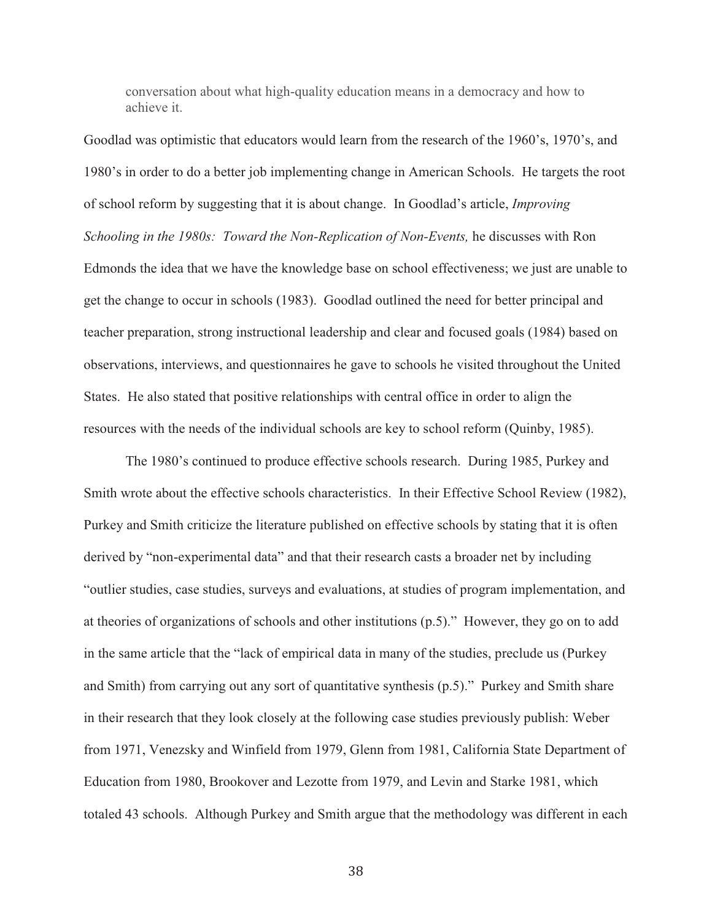> conversation about what high-quality education means in a democracy and how to achieve it.

Goodlad was optimistic that educators would learn from the research of the 1960's, 1970's, and 1980's in order to do a better job implementing change in American Schools. He targets the root of school reform by suggesting that it is about change. In Goodlad's article, *Improving Schooling in the 1980s: Toward the Non-Replication of Non-Events,* he discusses with Ron Edmonds the idea that we have the knowledge base on school effectiveness; we just are unable to get the change to occur in schools (1983). Goodlad outlined the need for better principal and teacher preparation, strong instructional leadership and clear and focused goals (1984) based on observations, interviews, and questionnaires he gave to schools he visited throughout the United States. He also stated that positive relationships with central office in order to align the resources with the needs of the individual schools are key to school reform (Quinby, 1985).

The 1980's continued to produce effective schools research. During 1985, Purkey and Smith wrote about the effective schools characteristics. In their Effective School Review (1982), Purkey and Smith criticize the literature published on effective schools by stating that it is often derived by "non-experimental data" and that their research casts a broader net by including "outlier studies, case studies, surveys and evaluations, at studies of program implementation, and at theories of organizations of schools and other institutions (p.5)." However, they go on to add in the same article that the "lack of empirical data in many of the studies, preclude us (Purkey and Smith) from carrying out any sort of quantitative synthesis (p.5)." Purkey and Smith share in their research that they look closely at the following case studies previously publish: Weber from 1971, Venezsky and Winfield from 1979, Glenn from 1981, California State Department of Education from 1980, Brookover and Lezotte from 1979, and Levin and Starke 1981, which totaled 43 schools. Although Purkey and Smith argue that the methodology was different in each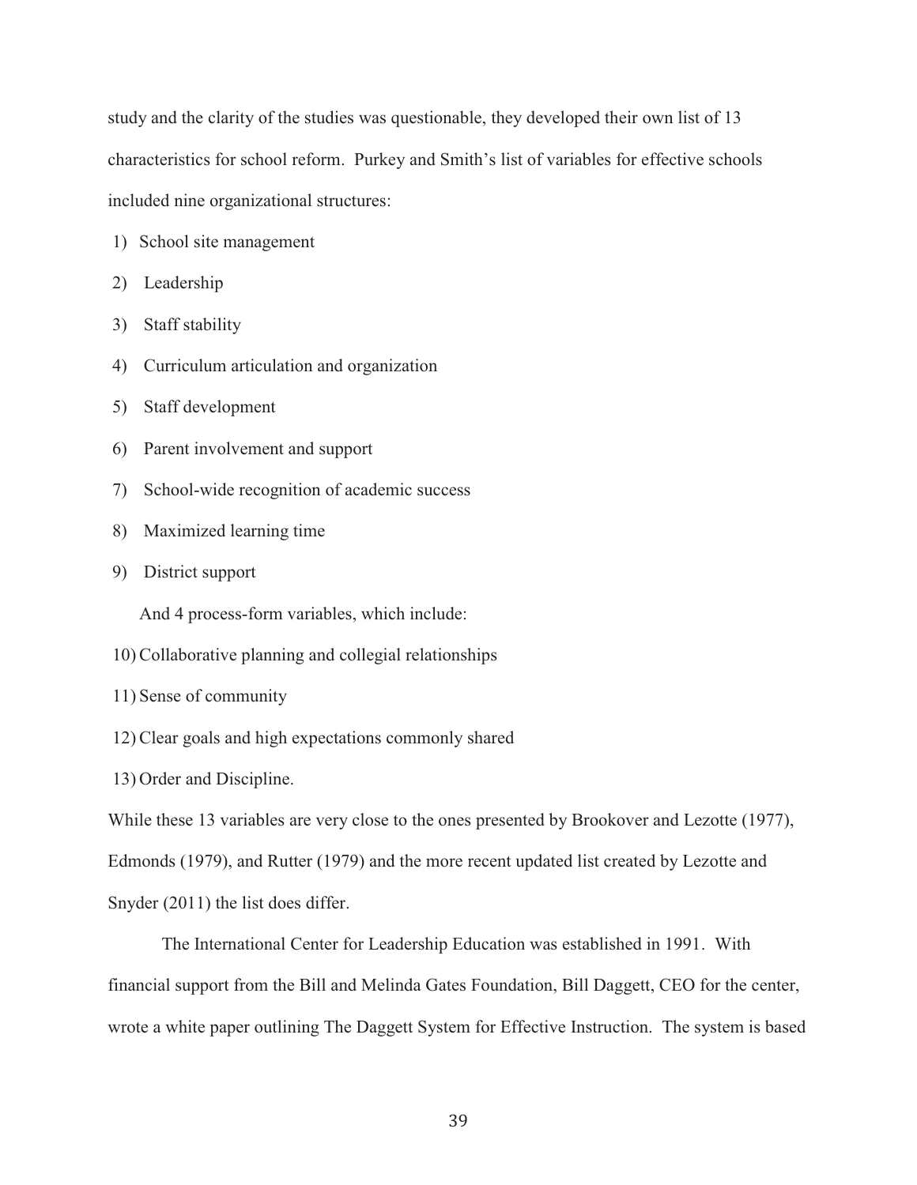study and the clarity of the studies was questionable, they developed their own list of 13 characteristics for school reform. Purkey and Smith's list of variables for effective schools included nine organizational structures:

1) School site management
2) Leadership
3) Staff stability
4) Curriculum articulation and organization
5) Staff development
6) Parent involvement and support
7) School-wide recognition of academic success
8) Maximized learning time
9) District support

And 4 process-form variables, which include:

10) Collaborative planning and collegial relationships
11) Sense of community
12) Clear goals and high expectations commonly shared
13) Order and Discipline.

While these 13 variables are very close to the ones presented by Brookover and Lezotte (1977), Edmonds (1979), and Rutter (1979) and the more recent updated list created by Lezotte and Snyder (2011) the list does differ.

The International Center for Leadership Education was established in 1991. With financial support from the Bill and Melinda Gates Foundation, Bill Daggett, CEO for the center, wrote a white paper outlining The Daggett System for Effective Instruction. The system is based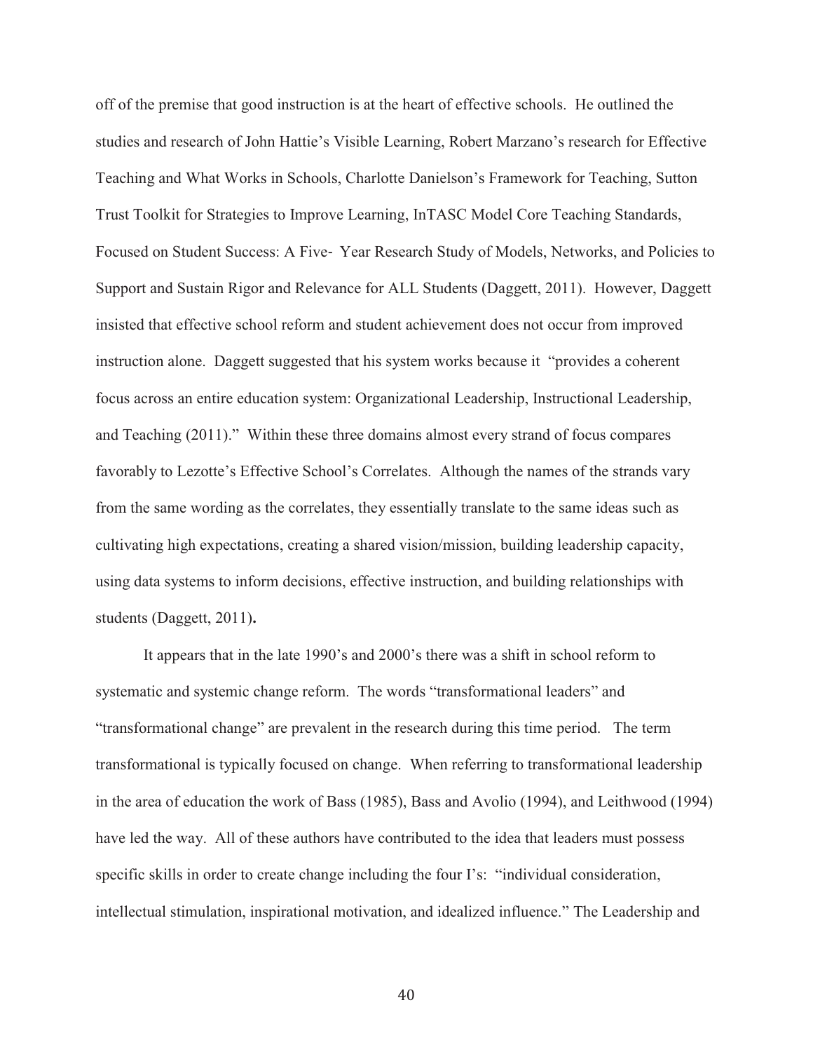off of the premise that good instruction is at the heart of effective schools. He outlined the studies and research of John Hattie's Visible Learning, Robert Marzano's research for Effective Teaching and What Works in Schools, Charlotte Danielson's Framework for Teaching, Sutton Trust Toolkit for Strategies to Improve Learning, InTASC Model Core Teaching Standards, Focused on Student Success: A Five- Year Research Study of Models, Networks, and Policies to Support and Sustain Rigor and Relevance for ALL Students (Daggett, 2011). However, Daggett insisted that effective school reform and student achievement does not occur from improved instruction alone. Daggett suggested that his system works because it "provides a coherent focus across an entire education system: Organizational Leadership, Instructional Leadership, and Teaching (2011)." Within these three domains almost every strand of focus compares favorably to Lezotte's Effective School's Correlates. Although the names of the strands vary from the same wording as the correlates, they essentially translate to the same ideas such as cultivating high expectations, creating a shared vision/mission, building leadership capacity, using data systems to inform decisions, effective instruction, and building relationships with students (Daggett, 2011)**.**

It appears that in the late 1990's and 2000's there was a shift in school reform to systematic and systemic change reform. The words "transformational leaders" and "transformational change" are prevalent in the research during this time period. The term transformational is typically focused on change. When referring to transformational leadership in the area of education the work of Bass (1985), Bass and Avolio (1994), and Leithwood (1994) have led the way. All of these authors have contributed to the idea that leaders must possess specific skills in order to create change including the four I's: "individual consideration, intellectual stimulation, inspirational motivation, and idealized influence." The Leadership and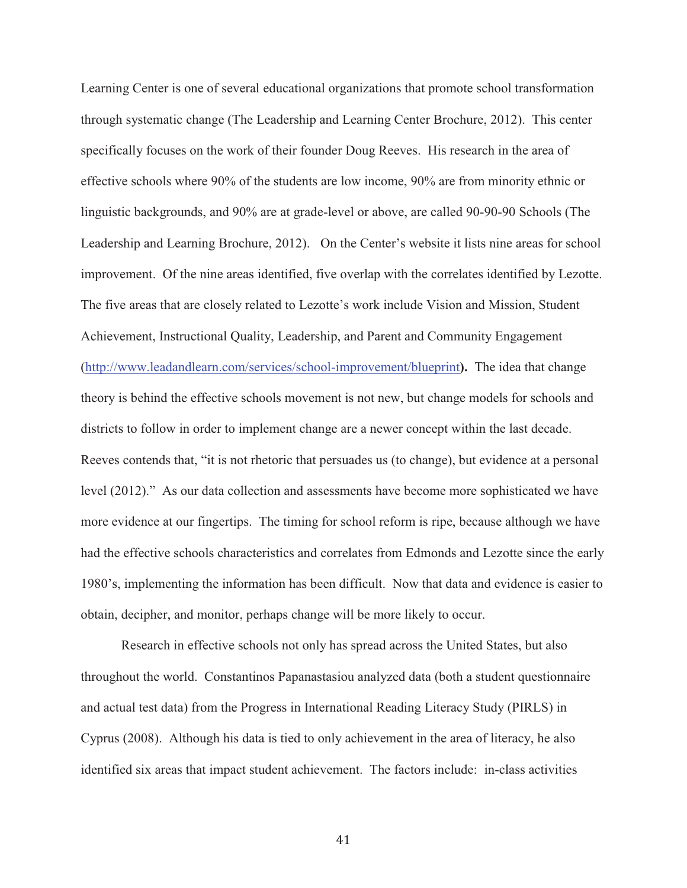Learning Center is one of several educational organizations that promote school transformation through systematic change (The Leadership and Learning Center Brochure, 2012). This center specifically focuses on the work of their founder Doug Reeves. His research in the area of effective schools where 90% of the students are low income, 90% are from minority ethnic or linguistic backgrounds, and 90% are at grade-level or above, are called 90-90-90 Schools (The Leadership and Learning Brochure, 2012). On the Center's website it lists nine areas for school improvement. Of the nine areas identified, five overlap with the correlates identified by Lezotte. The five areas that are closely related to Lezotte's work include Vision and Mission, Student Achievement, Instructional Quality, Leadership, and Parent and Community Engagement (http://www.leadandlearn.com/services/school-improvement/blueprint**).** The idea that change theory is behind the effective schools movement is not new, but change models for schools and districts to follow in order to implement change are a newer concept within the last decade. Reeves contends that, "it is not rhetoric that persuades us (to change), but evidence at a personal level (2012)." As our data collection and assessments have become more sophisticated we have more evidence at our fingertips. The timing for school reform is ripe, because although we have had the effective schools characteristics and correlates from Edmonds and Lezotte since the early 1980's, implementing the information has been difficult. Now that data and evidence is easier to obtain, decipher, and monitor, perhaps change will be more likely to occur.

Research in effective schools not only has spread across the United States, but also throughout the world. Constantinos Papanastasiou analyzed data (both a student questionnaire and actual test data) from the Progress in International Reading Literacy Study (PIRLS) in Cyprus (2008). Although his data is tied to only achievement in the area of literacy, he also identified six areas that impact student achievement. The factors include: in-class activities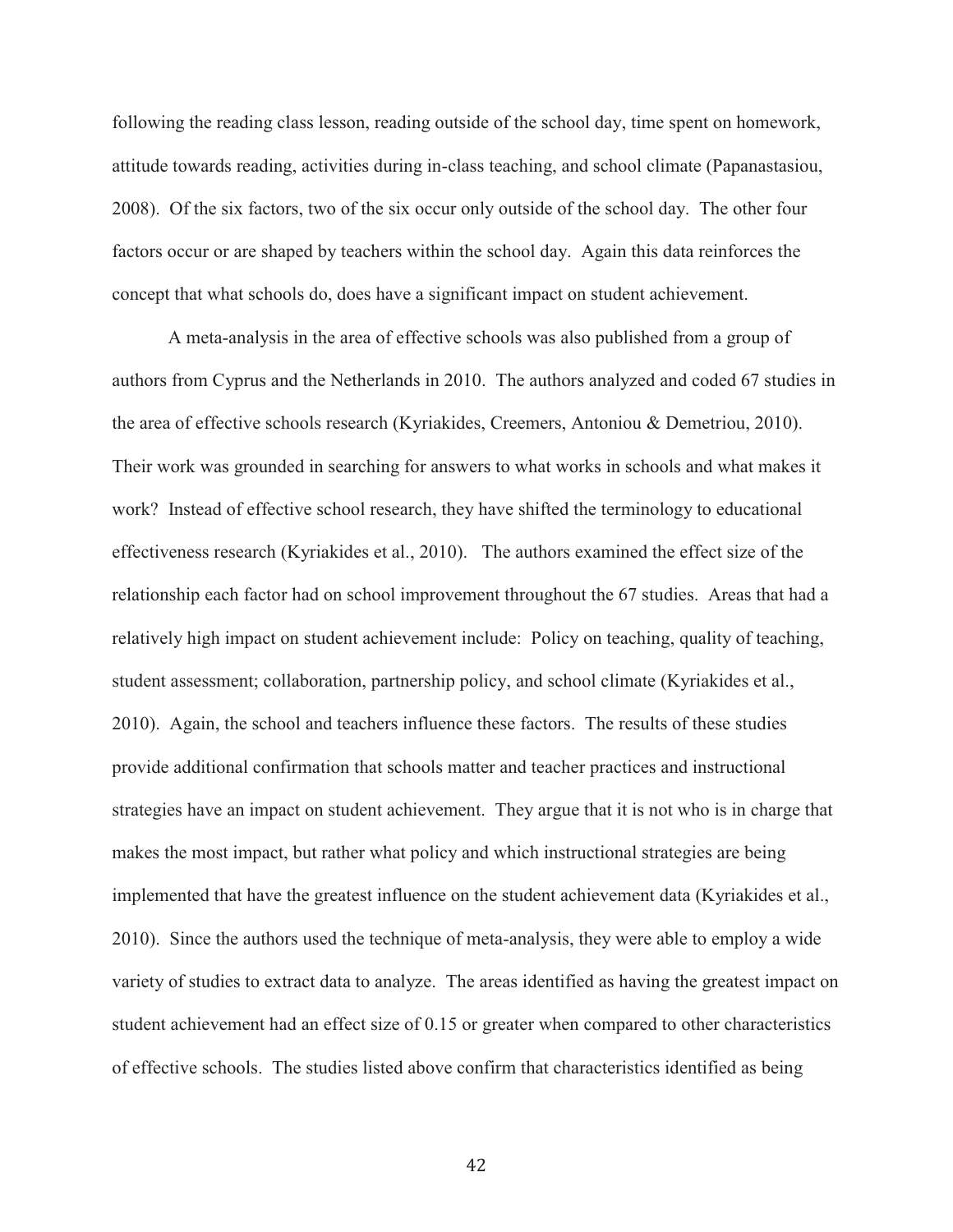following the reading class lesson, reading outside of the school day, time spent on homework, attitude towards reading, activities during in-class teaching, and school climate (Papanastasiou, 2008). Of the six factors, two of the six occur only outside of the school day. The other four factors occur or are shaped by teachers within the school day. Again this data reinforces the concept that what schools do, does have a significant impact on student achievement.

A meta-analysis in the area of effective schools was also published from a group of authors from Cyprus and the Netherlands in 2010. The authors analyzed and coded 67 studies in the area of effective schools research (Kyriakides, Creemers, Antoniou & Demetriou, 2010). Their work was grounded in searching for answers to what works in schools and what makes it work? Instead of effective school research, they have shifted the terminology to educational effectiveness research (Kyriakides et al., 2010). The authors examined the effect size of the relationship each factor had on school improvement throughout the 67 studies. Areas that had a relatively high impact on student achievement include: Policy on teaching, quality of teaching, student assessment; collaboration, partnership policy, and school climate (Kyriakides et al., 2010). Again, the school and teachers influence these factors. The results of these studies provide additional confirmation that schools matter and teacher practices and instructional strategies have an impact on student achievement. They argue that it is not who is in charge that makes the most impact, but rather what policy and which instructional strategies are being implemented that have the greatest influence on the student achievement data (Kyriakides et al., 2010). Since the authors used the technique of meta-analysis, they were able to employ a wide variety of studies to extract data to analyze. The areas identified as having the greatest impact on student achievement had an effect size of 0.15 or greater when compared to other characteristics of effective schools. The studies listed above confirm that characteristics identified as being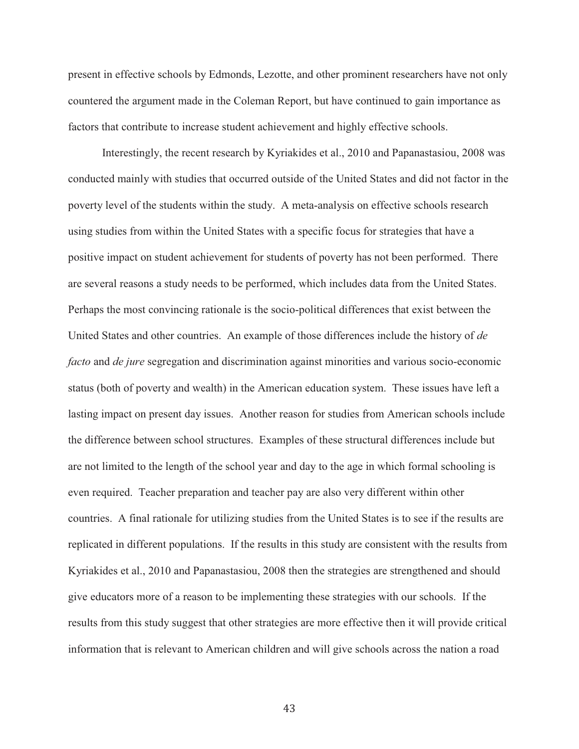present in effective schools by Edmonds, Lezotte, and other prominent researchers have not only countered the argument made in the Coleman Report, but have continued to gain importance as factors that contribute to increase student achievement and highly effective schools.

Interestingly, the recent research by Kyriakides et al., 2010 and Papanastasiou, 2008 was conducted mainly with studies that occurred outside of the United States and did not factor in the poverty level of the students within the study. A meta-analysis on effective schools research using studies from within the United States with a specific focus for strategies that have a positive impact on student achievement for students of poverty has not been performed. There are several reasons a study needs to be performed, which includes data from the United States. Perhaps the most convincing rationale is the socio-political differences that exist between the United States and other countries. An example of those differences include the history of *de facto* and *de jure* segregation and discrimination against minorities and various socio-economic status (both of poverty and wealth) in the American education system. These issues have left a lasting impact on present day issues. Another reason for studies from American schools include the difference between school structures. Examples of these structural differences include but are not limited to the length of the school year and day to the age in which formal schooling is even required. Teacher preparation and teacher pay are also very different within other countries. A final rationale for utilizing studies from the United States is to see if the results are replicated in different populations. If the results in this study are consistent with the results from Kyriakides et al., 2010 and Papanastasiou, 2008 then the strategies are strengthened and should give educators more of a reason to be implementing these strategies with our schools. If the results from this study suggest that other strategies are more effective then it will provide critical information that is relevant to American children and will give schools across the nation a road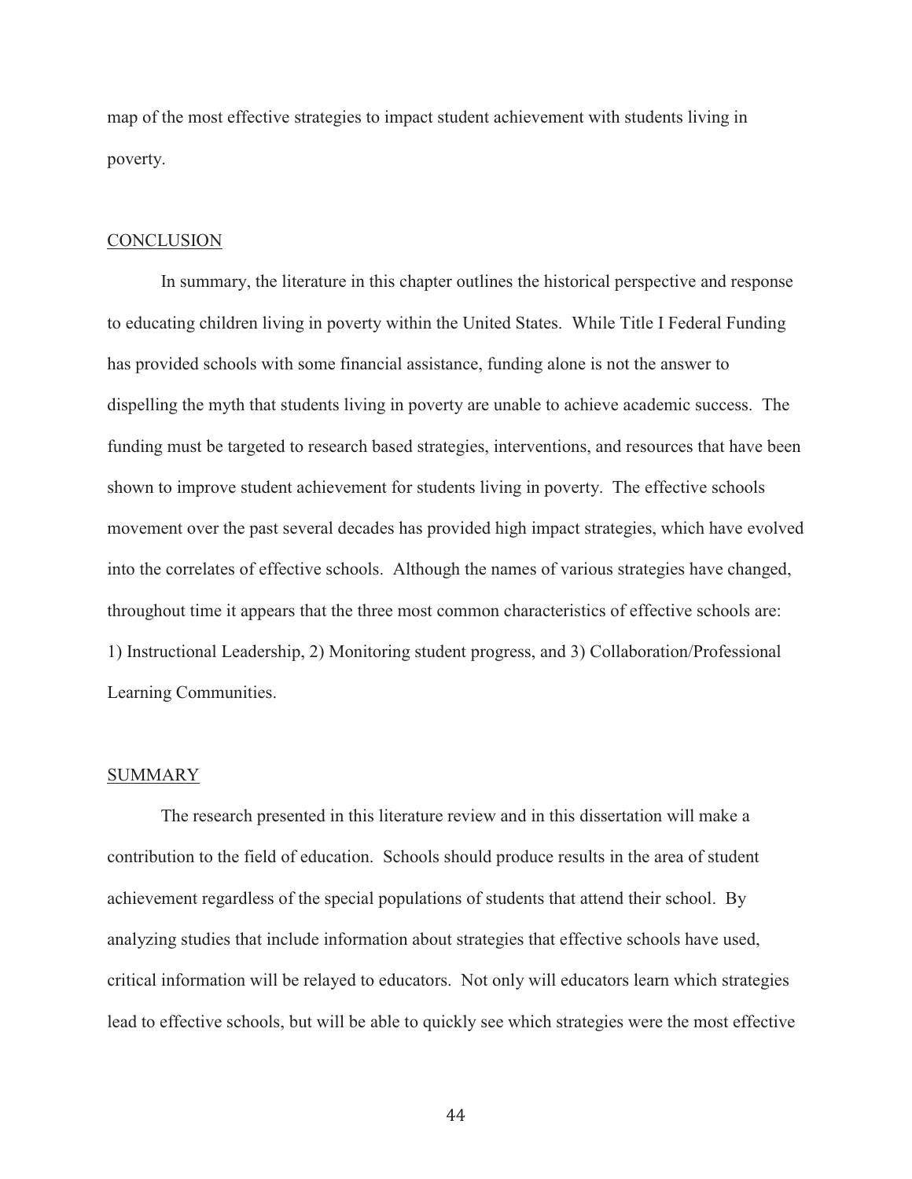map of the most effective strategies to impact student achievement with students living in poverty.

## CONCLUSION

In summary, the literature in this chapter outlines the historical perspective and response to educating children living in poverty within the United States. While Title I Federal Funding has provided schools with some financial assistance, funding alone is not the answer to dispelling the myth that students living in poverty are unable to achieve academic success. The funding must be targeted to research based strategies, interventions, and resources that have been shown to improve student achievement for students living in poverty. The effective schools movement over the past several decades has provided high impact strategies, which have evolved into the correlates of effective schools. Although the names of various strategies have changed, throughout time it appears that the three most common characteristics of effective schools are: 1) Instructional Leadership, 2) Monitoring student progress, and 3) Collaboration/Professional Learning Communities.

## SUMMARY

The research presented in this literature review and in this dissertation will make a contribution to the field of education. Schools should produce results in the area of student achievement regardless of the special populations of students that attend their school. By analyzing studies that include information about strategies that effective schools have used, critical information will be relayed to educators. Not only will educators learn which strategies lead to effective schools, but will be able to quickly see which strategies were the most effective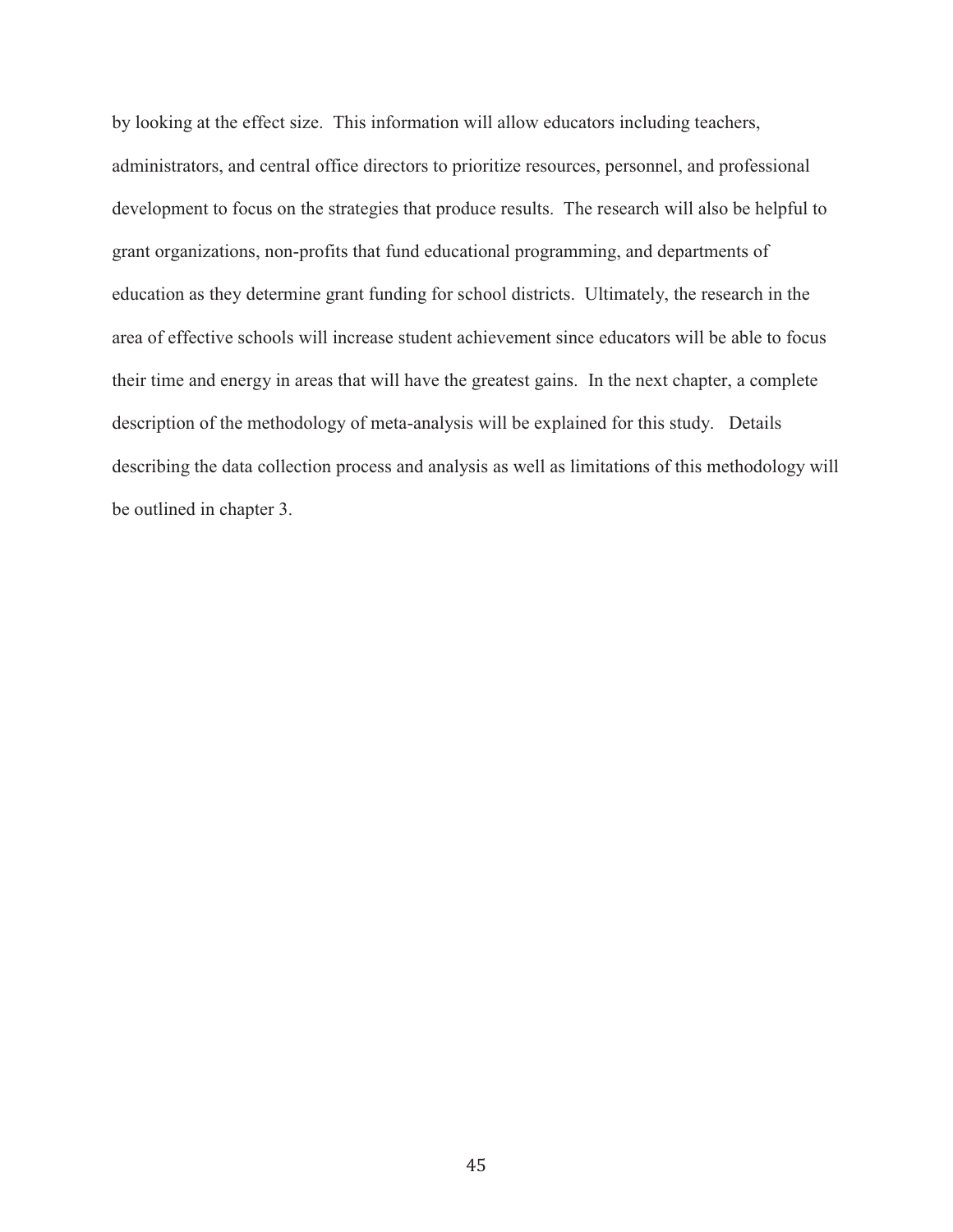by looking at the effect size. This information will allow educators including teachers, administrators, and central office directors to prioritize resources, personnel, and professional development to focus on the strategies that produce results. The research will also be helpful to grant organizations, non-profits that fund educational programming, and departments of education as they determine grant funding for school districts. Ultimately, the research in the area of effective schools will increase student achievement since educators will be able to focus their time and energy in areas that will have the greatest gains. In the next chapter, a complete description of the methodology of meta-analysis will be explained for this study. Details describing the data collection process and analysis as well as limitations of this methodology will be outlined in chapter 3.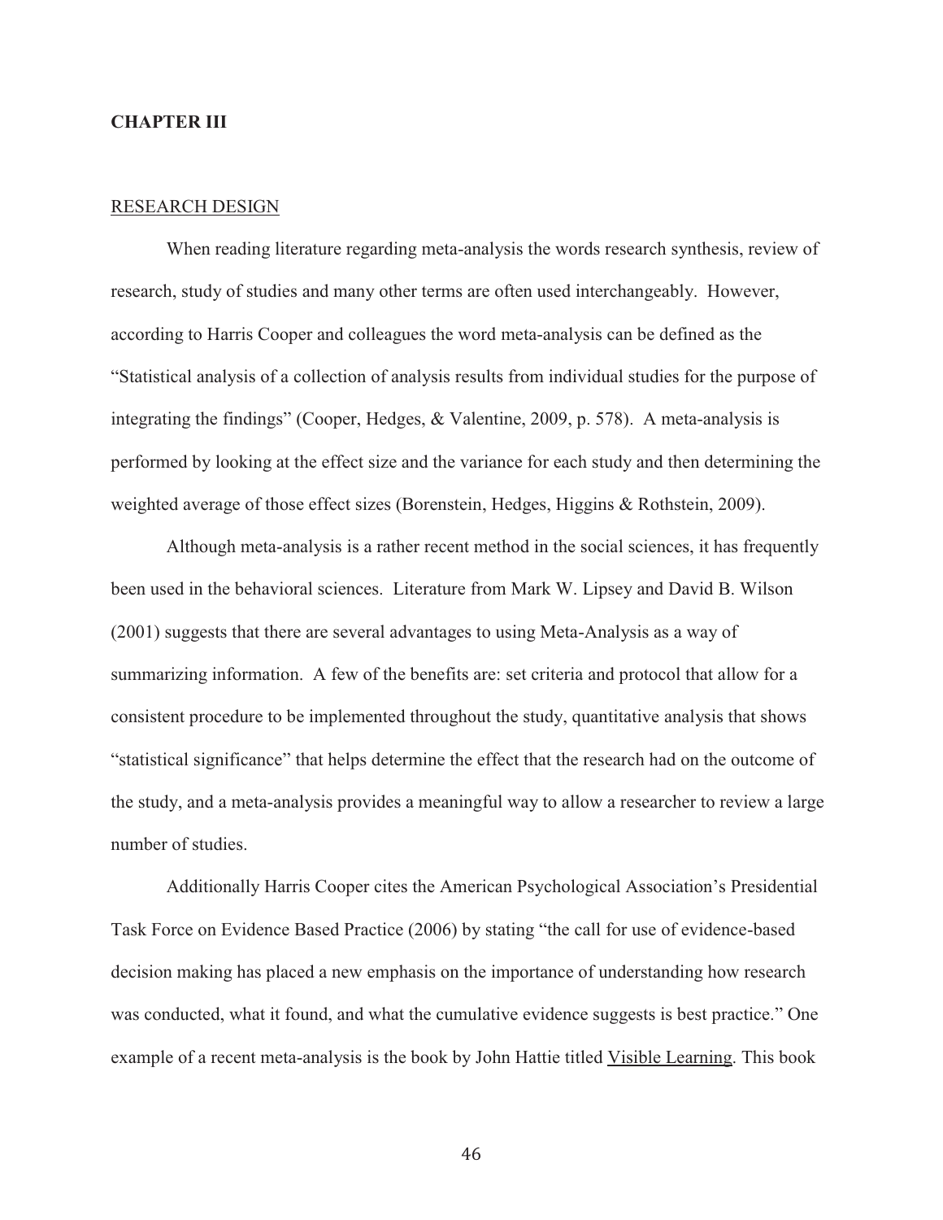# CHAPTER III

## RESEARCH DESIGN

When reading literature regarding meta-analysis the words research synthesis, review of research, study of studies and many other terms are often used interchangeably. However, according to Harris Cooper and colleagues the word meta-analysis can be defined as the "Statistical analysis of a collection of analysis results from individual studies for the purpose of integrating the findings" (Cooper, Hedges, & Valentine, 2009, p. 578). A meta-analysis is performed by looking at the effect size and the variance for each study and then determining the weighted average of those effect sizes (Borenstein, Hedges, Higgins & Rothstein, 2009).

Although meta-analysis is a rather recent method in the social sciences, it has frequently been used in the behavioral sciences. Literature from Mark W. Lipsey and David B. Wilson (2001) suggests that there are several advantages to using Meta-Analysis as a way of summarizing information. A few of the benefits are: set criteria and protocol that allow for a consistent procedure to be implemented throughout the study, quantitative analysis that shows "statistical significance" that helps determine the effect that the research had on the outcome of the study, and a meta-analysis provides a meaningful way to allow a researcher to review a large number of studies.

Additionally Harris Cooper cites the American Psychological Association's Presidential Task Force on Evidence Based Practice (2006) by stating "the call for use of evidence-based decision making has placed a new emphasis on the importance of understanding how research was conducted, what it found, and what the cumulative evidence suggests is best practice." One example of a recent meta-analysis is the book by John Hattie titled <u>Visible Learning</u>. This book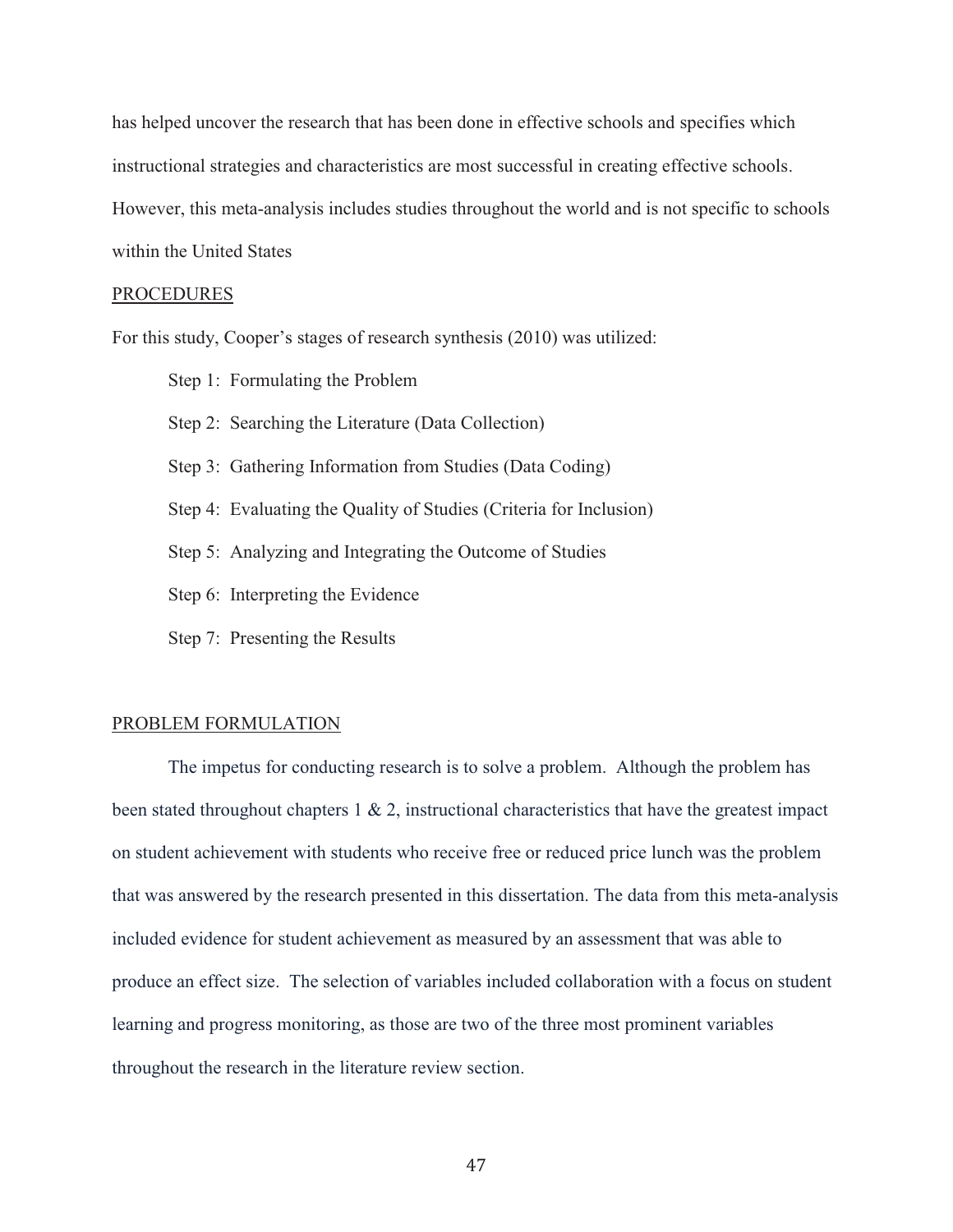has helped uncover the research that has been done in effective schools and specifies which instructional strategies and characteristics are most successful in creating effective schools. However, this meta-analysis includes studies throughout the world and is not specific to schools within the United States

## PROCEDURES

For this study, Cooper's stages of research synthesis (2010) was utilized:

- Step 1: Formulating the Problem
- Step 2: Searching the Literature (Data Collection)
- Step 3: Gathering Information from Studies (Data Coding)
- Step 4: Evaluating the Quality of Studies (Criteria for Inclusion)
- Step 5: Analyzing and Integrating the Outcome of Studies
- Step 6: Interpreting the Evidence
- Step 7: Presenting the Results

## PROBLEM FORMULATION

The impetus for conducting research is to solve a problem. Although the problem has been stated throughout chapters 1 & 2, instructional characteristics that have the greatest impact on student achievement with students who receive free or reduced price lunch was the problem that was answered by the research presented in this dissertation. The data from this meta-analysis included evidence for student achievement as measured by an assessment that was able to produce an effect size. The selection of variables included collaboration with a focus on student learning and progress monitoring, as those are two of the three most prominent variables throughout the research in the literature review section.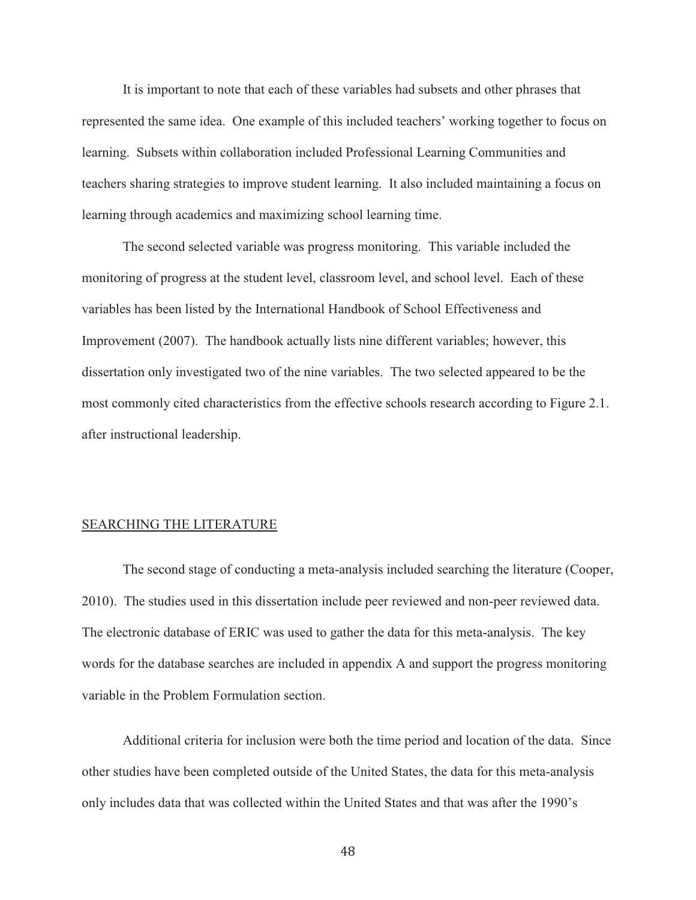It is important to note that each of these variables had subsets and other phrases that represented the same idea. One example of this included teachers' working together to focus on learning. Subsets within collaboration included Professional Learning Communities and teachers sharing strategies to improve student learning. It also included maintaining a focus on learning through academics and maximizing school learning time.

The second selected variable was progress monitoring. This variable included the monitoring of progress at the student level, classroom level, and school level. Each of these variables has been listed by the International Handbook of School Effectiveness and Improvement (2007). The handbook actually lists nine different variables; however, this dissertation only investigated two of the nine variables. The two selected appeared to be the most commonly cited characteristics from the effective schools research according to Figure 2.1. after instructional leadership.

## SEARCHING THE LITERATURE

The second stage of conducting a meta-analysis included searching the literature (Cooper, 2010). The studies used in this dissertation include peer reviewed and non-peer reviewed data. The electronic database of ERIC was used to gather the data for this meta-analysis. The key words for the database searches are included in appendix A and support the progress monitoring variable in the Problem Formulation section.

Additional criteria for inclusion were both the time period and location of the data. Since other studies have been completed outside of the United States, the data for this meta-analysis only includes data that was collected within the United States and that was after the 1990's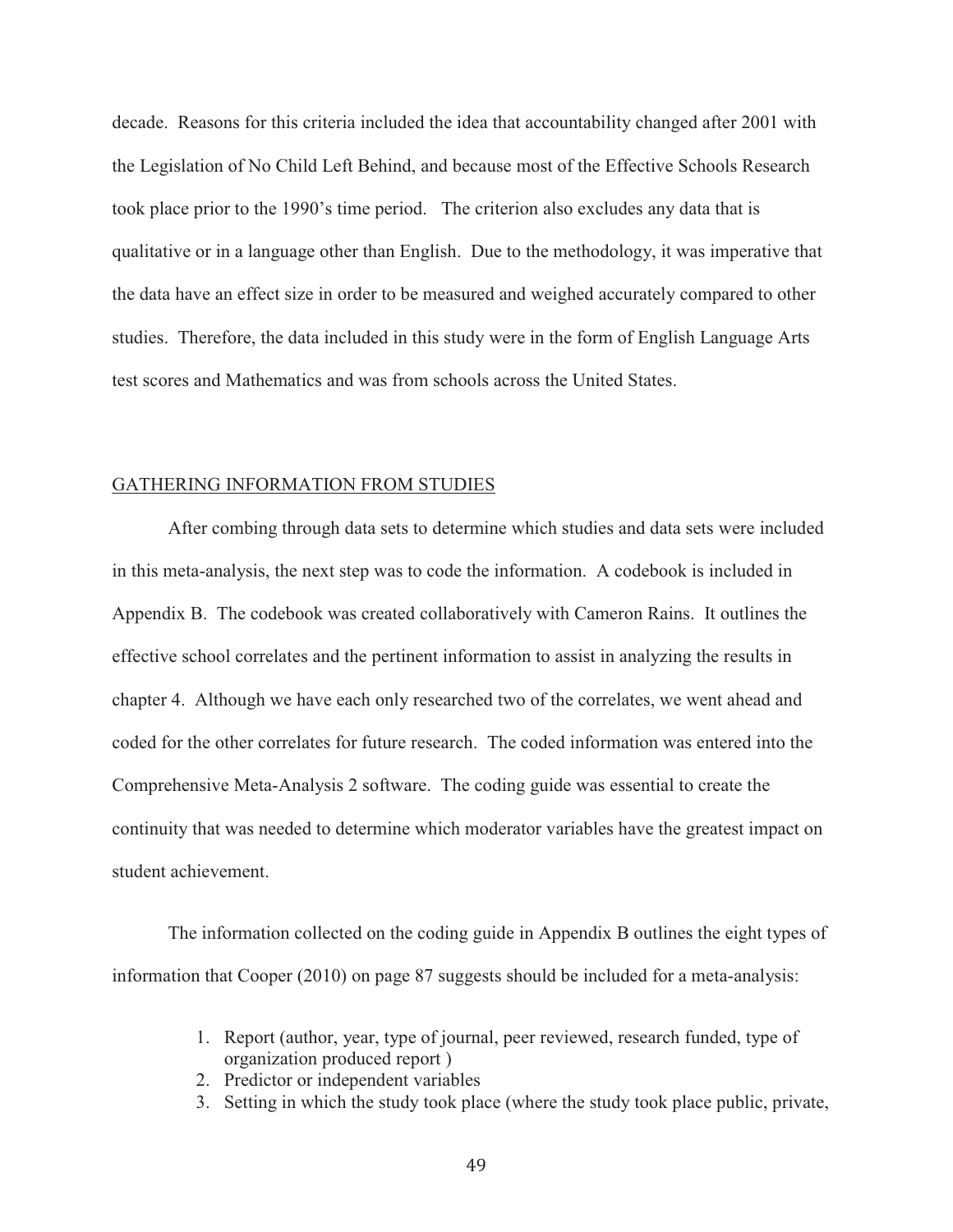decade. Reasons for this criteria included the idea that accountability changed after 2001 with the Legislation of No Child Left Behind, and because most of the Effective Schools Research took place prior to the 1990's time period. The criterion also excludes any data that is qualitative or in a language other than English. Due to the methodology, it was imperative that the data have an effect size in order to be measured and weighed accurately compared to other studies. Therefore, the data included in this study were in the form of English Language Arts test scores and Mathematics and was from schools across the United States.

## GATHERING INFORMATION FROM STUDIES

After combing through data sets to determine which studies and data sets were included in this meta-analysis, the next step was to code the information. A codebook is included in Appendix B. The codebook was created collaboratively with Cameron Rains. It outlines the effective school correlates and the pertinent information to assist in analyzing the results in chapter 4. Although we have each only researched two of the correlates, we went ahead and coded for the other correlates for future research. The coded information was entered into the Comprehensive Meta-Analysis 2 software. The coding guide was essential to create the continuity that was needed to determine which moderator variables have the greatest impact on student achievement.

The information collected on the coding guide in Appendix B outlines the eight types of information that Cooper (2010) on page 87 suggests should be included for a meta-analysis:

1. Report (author, year, type of journal, peer reviewed, research funded, type of organization produced report )
2. Predictor or independent variables
3. Setting in which the study took place (where the study took place public, private,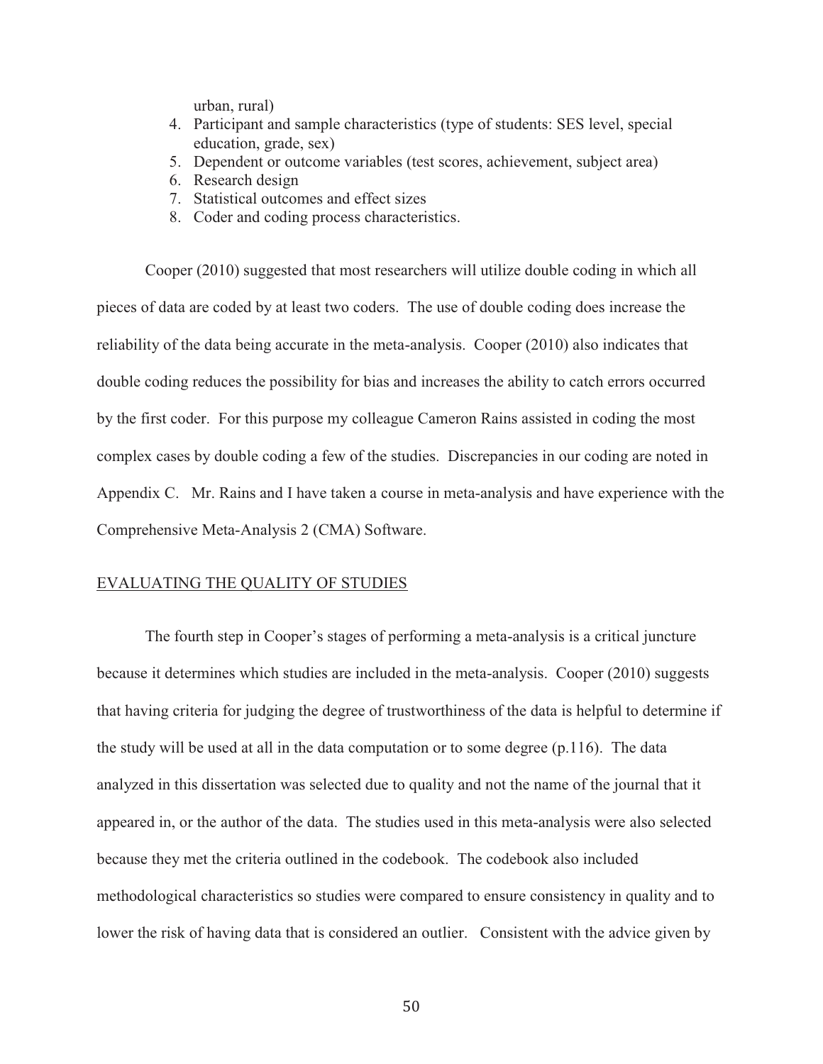urban, rural)

4. Participant and sample characteristics (type of students: SES level, special education, grade, sex)
5. Dependent or outcome variables (test scores, achievement, subject area)
6. Research design
7. Statistical outcomes and effect sizes
8. Coder and coding process characteristics.

Cooper (2010) suggested that most researchers will utilize double coding in which all pieces of data are coded by at least two coders. The use of double coding does increase the reliability of the data being accurate in the meta-analysis. Cooper (2010) also indicates that double coding reduces the possibility for bias and increases the ability to catch errors occurred by the first coder. For this purpose my colleague Cameron Rains assisted in coding the most complex cases by double coding a few of the studies. Discrepancies in our coding are noted in Appendix C. Mr. Rains and I have taken a course in meta-analysis and have experience with the Comprehensive Meta-Analysis 2 (CMA) Software.

## EVALUATING THE QUALITY OF STUDIES

The fourth step in Cooper's stages of performing a meta-analysis is a critical juncture because it determines which studies are included in the meta-analysis. Cooper (2010) suggests that having criteria for judging the degree of trustworthiness of the data is helpful to determine if the study will be used at all in the data computation or to some degree (p.116). The data analyzed in this dissertation was selected due to quality and not the name of the journal that it appeared in, or the author of the data. The studies used in this meta-analysis were also selected because they met the criteria outlined in the codebook. The codebook also included methodological characteristics so studies were compared to ensure consistency in quality and to lower the risk of having data that is considered an outlier. Consistent with the advice given by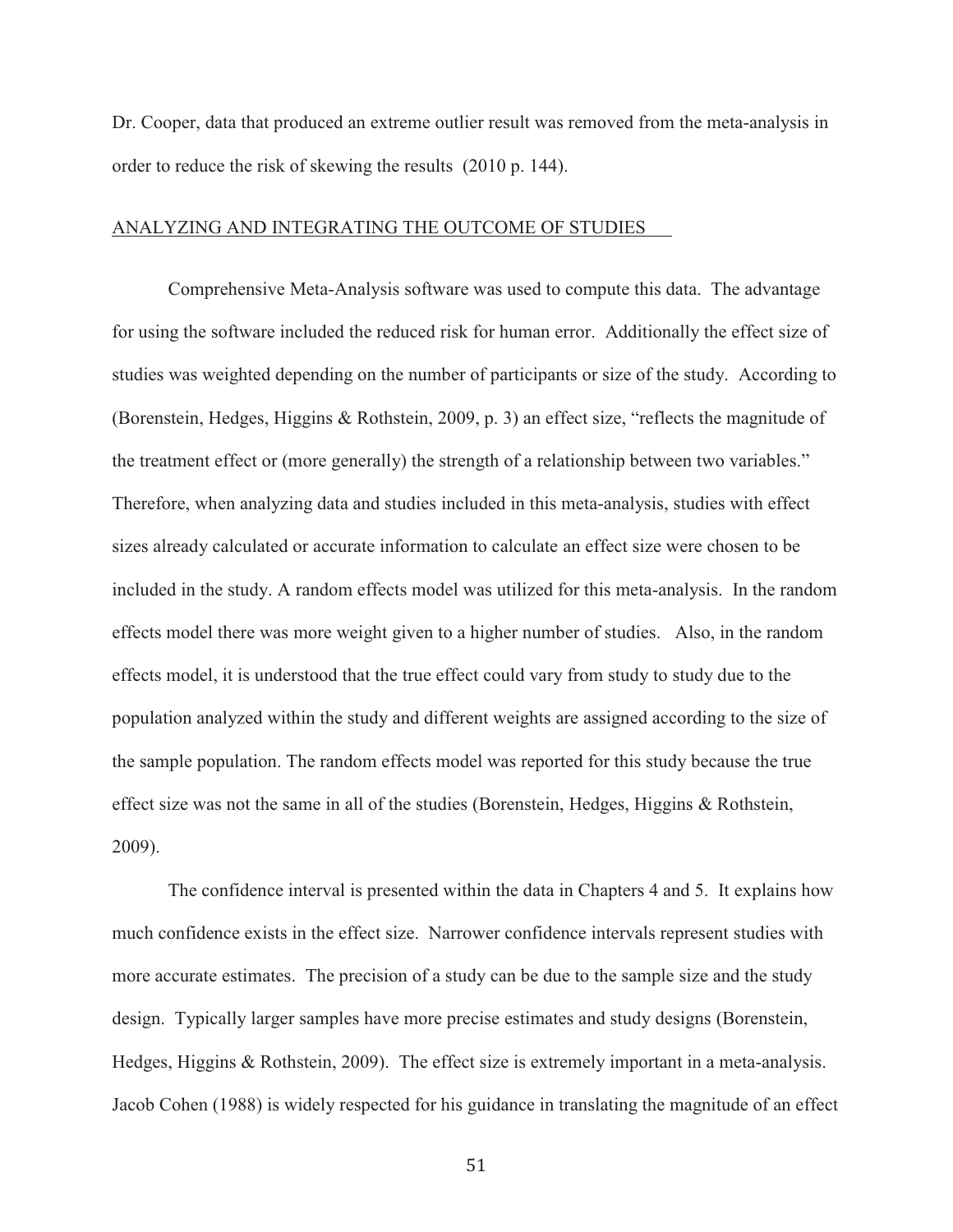Dr. Cooper, data that produced an extreme outlier result was removed from the meta-analysis in order to reduce the risk of skewing the results (2010 p. 144).

## ANALYZING AND INTEGRATING THE OUTCOME OF STUDIES

Comprehensive Meta-Analysis software was used to compute this data. The advantage for using the software included the reduced risk for human error. Additionally the effect size of studies was weighted depending on the number of participants or size of the study. According to (Borenstein, Hedges, Higgins & Rothstein, 2009, p. 3) an effect size, "reflects the magnitude of the treatment effect or (more generally) the strength of a relationship between two variables." Therefore, when analyzing data and studies included in this meta-analysis, studies with effect sizes already calculated or accurate information to calculate an effect size were chosen to be included in the study. A random effects model was utilized for this meta-analysis. In the random effects model there was more weight given to a higher number of studies. Also, in the random effects model, it is understood that the true effect could vary from study to study due to the population analyzed within the study and different weights are assigned according to the size of the sample population. The random effects model was reported for this study because the true effect size was not the same in all of the studies (Borenstein, Hedges, Higgins & Rothstein, 2009).

The confidence interval is presented within the data in Chapters 4 and 5. It explains how much confidence exists in the effect size. Narrower confidence intervals represent studies with more accurate estimates. The precision of a study can be due to the sample size and the study design. Typically larger samples have more precise estimates and study designs (Borenstein, Hedges, Higgins & Rothstein, 2009). The effect size is extremely important in a meta-analysis. Jacob Cohen (1988) is widely respected for his guidance in translating the magnitude of an effect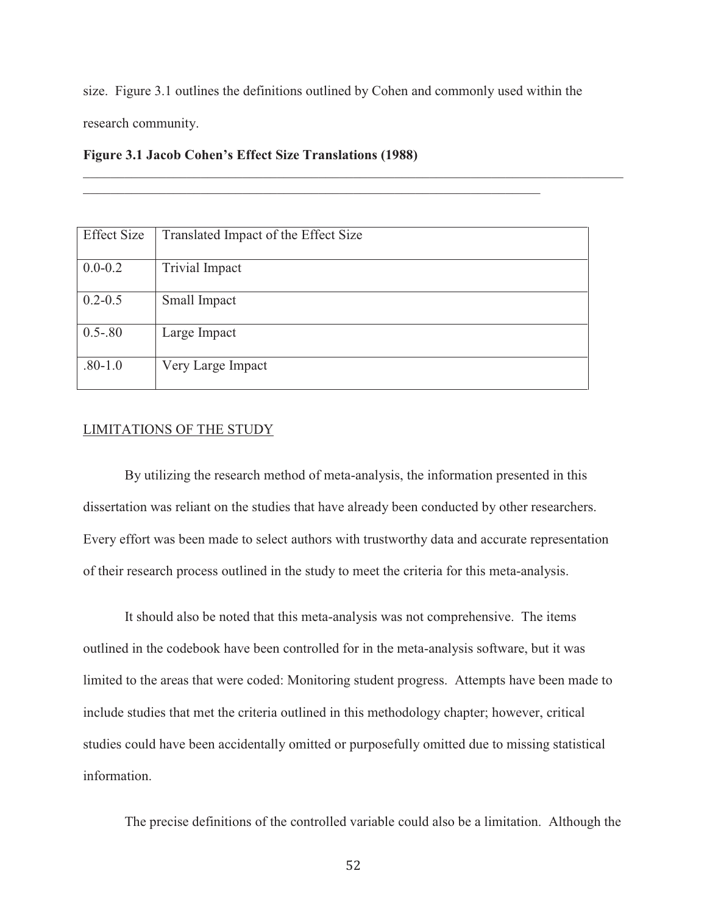size. Figure 3.1 outlines the definitions outlined by Cohen and commonly used within the research community.

**Figure 3.1 Jacob Cohen's Effect Size Translations (1988)**

| Effect Size | Translated Impact of the Effect Size |
|---|---|
| 0.0-0.2 | Trivial Impact |
| 0.2-0.5 | Small Impact |
| 0.5-.80 | Large Impact |
| .80-1.0 | Very Large Impact |

LIMITATIONS OF THE STUDY

By utilizing the research method of meta-analysis, the information presented in this dissertation was reliant on the studies that have already been conducted by other researchers. Every effort was been made to select authors with trustworthy data and accurate representation of their research process outlined in the study to meet the criteria for this meta-analysis.

It should also be noted that this meta-analysis was not comprehensive. The items outlined in the codebook have been controlled for in the meta-analysis software, but it was limited to the areas that were coded: Monitoring student progress. Attempts have been made to include studies that met the criteria outlined in this methodology chapter; however, critical studies could have been accidentally omitted or purposefully omitted due to missing statistical information.

The precise definitions of the controlled variable could also be a limitation. Although the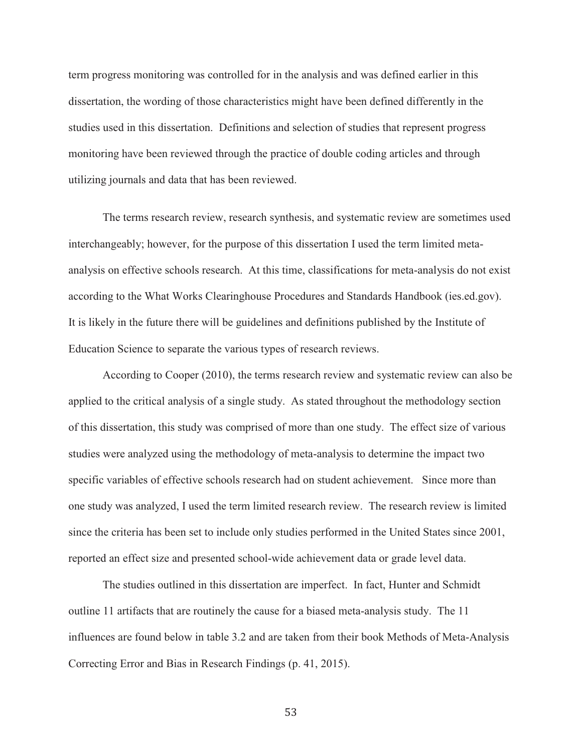term progress monitoring was controlled for in the analysis and was defined earlier in this dissertation, the wording of those characteristics might have been defined differently in the studies used in this dissertation. Definitions and selection of studies that represent progress monitoring have been reviewed through the practice of double coding articles and through utilizing journals and data that has been reviewed.

The terms research review, research synthesis, and systematic review are sometimes used interchangeably; however, for the purpose of this dissertation I used the term limited meta-analysis on effective schools research. At this time, classifications for meta-analysis do not exist according to the What Works Clearinghouse Procedures and Standards Handbook (ies.ed.gov). It is likely in the future there will be guidelines and definitions published by the Institute of Education Science to separate the various types of research reviews.

According to Cooper (2010), the terms research review and systematic review can also be applied to the critical analysis of a single study. As stated throughout the methodology section of this dissertation, this study was comprised of more than one study. The effect size of various studies were analyzed using the methodology of meta-analysis to determine the impact two specific variables of effective schools research had on student achievement. Since more than one study was analyzed, I used the term limited research review. The research review is limited since the criteria has been set to include only studies performed in the United States since 2001, reported an effect size and presented school-wide achievement data or grade level data.

The studies outlined in this dissertation are imperfect. In fact, Hunter and Schmidt outline 11 artifacts that are routinely the cause for a biased meta-analysis study. The 11 influences are found below in table 3.2 and are taken from their book Methods of Meta-Analysis Correcting Error and Bias in Research Findings (p. 41, 2015).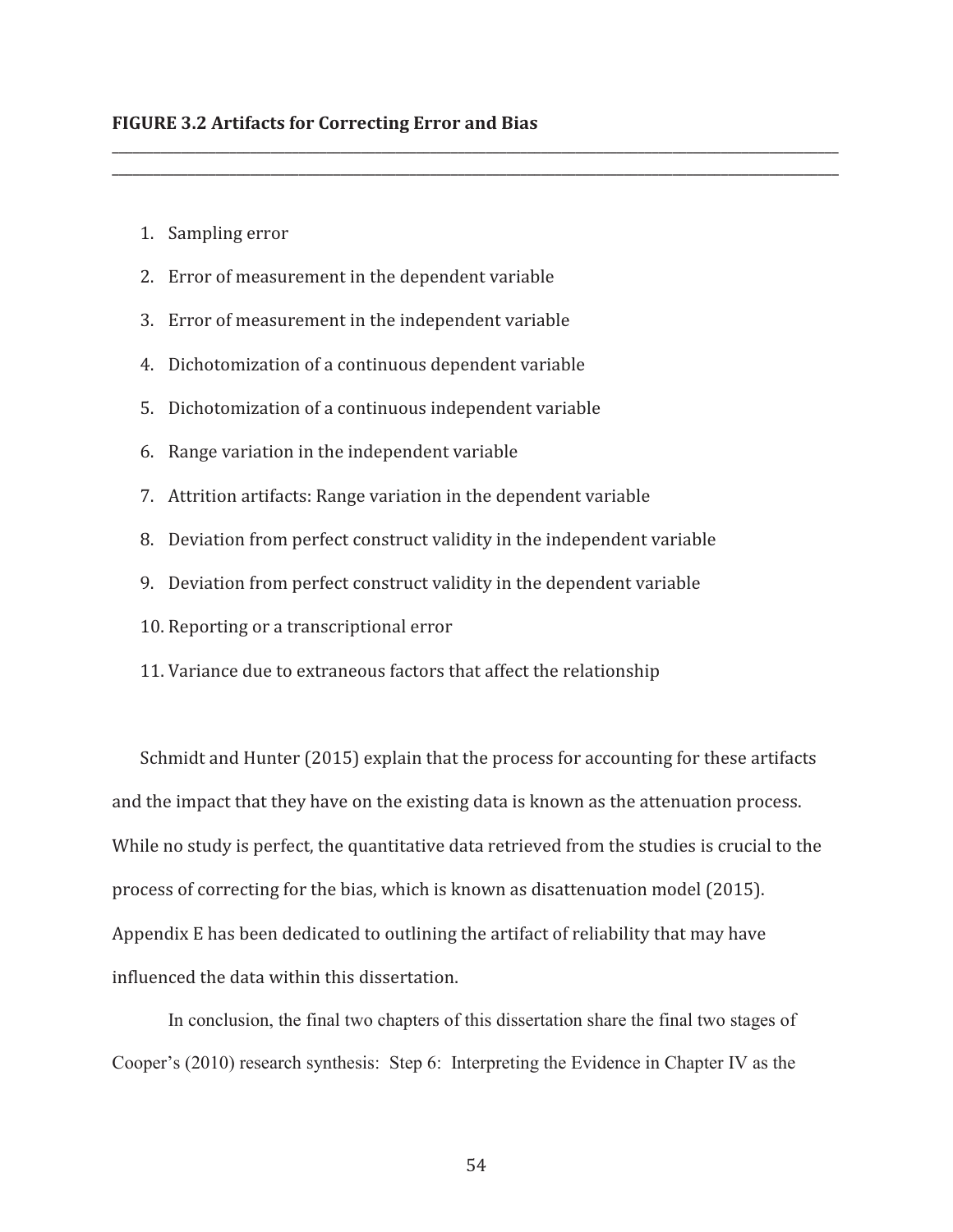**FIGURE 3.2 Artifacts for Correcting Error and Bias**

---

1. Sampling error
2. Error of measurement in the dependent variable
3. Error of measurement in the independent variable
4. Dichotomization of a continuous dependent variable
5. Dichotomization of a continuous independent variable
6. Range variation in the independent variable
7. Attrition artifacts: Range variation in the dependent variable
8. Deviation from perfect construct validity in the independent variable
9. Deviation from perfect construct validity in the dependent variable
10. Reporting or a transcriptional error
11. Variance due to extraneous factors that affect the relationship

Schmidt and Hunter (2015) explain that the process for accounting for these artifacts and the impact that they have on the existing data is known as the attenuation process. While no study is perfect, the quantitative data retrieved from the studies is crucial to the process of correcting for the bias, which is known as disattenuation model (2015). Appendix E has been dedicated to outlining the artifact of reliability that may have influenced the data within this dissertation.

In conclusion, the final two chapters of this dissertation share the final two stages of Cooper's (2010) research synthesis: Step 6: Interpreting the Evidence in Chapter IV as the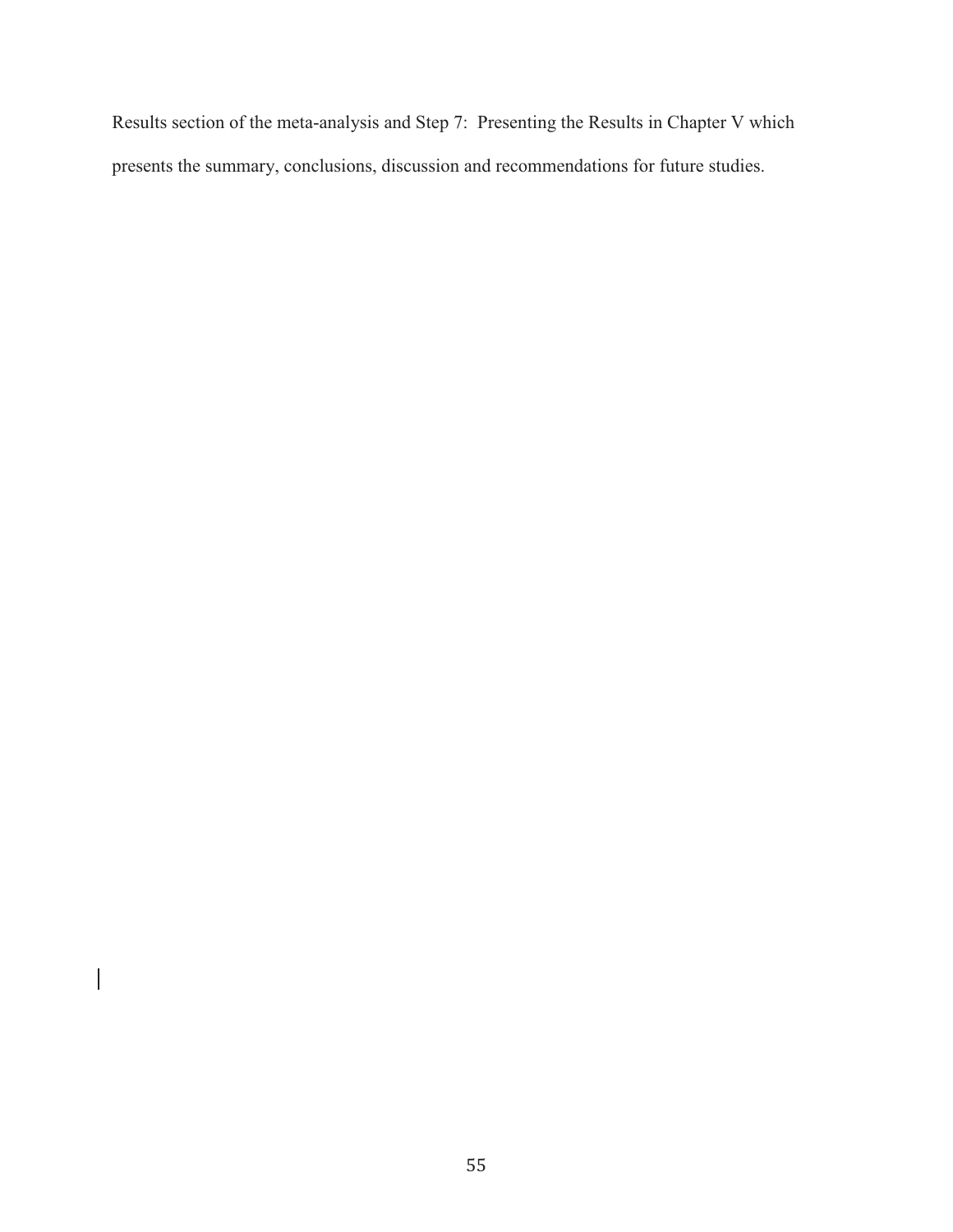Results section of the meta-analysis and Step 7: Presenting the Results in Chapter V which presents the summary, conclusions, discussion and recommendations for future studies.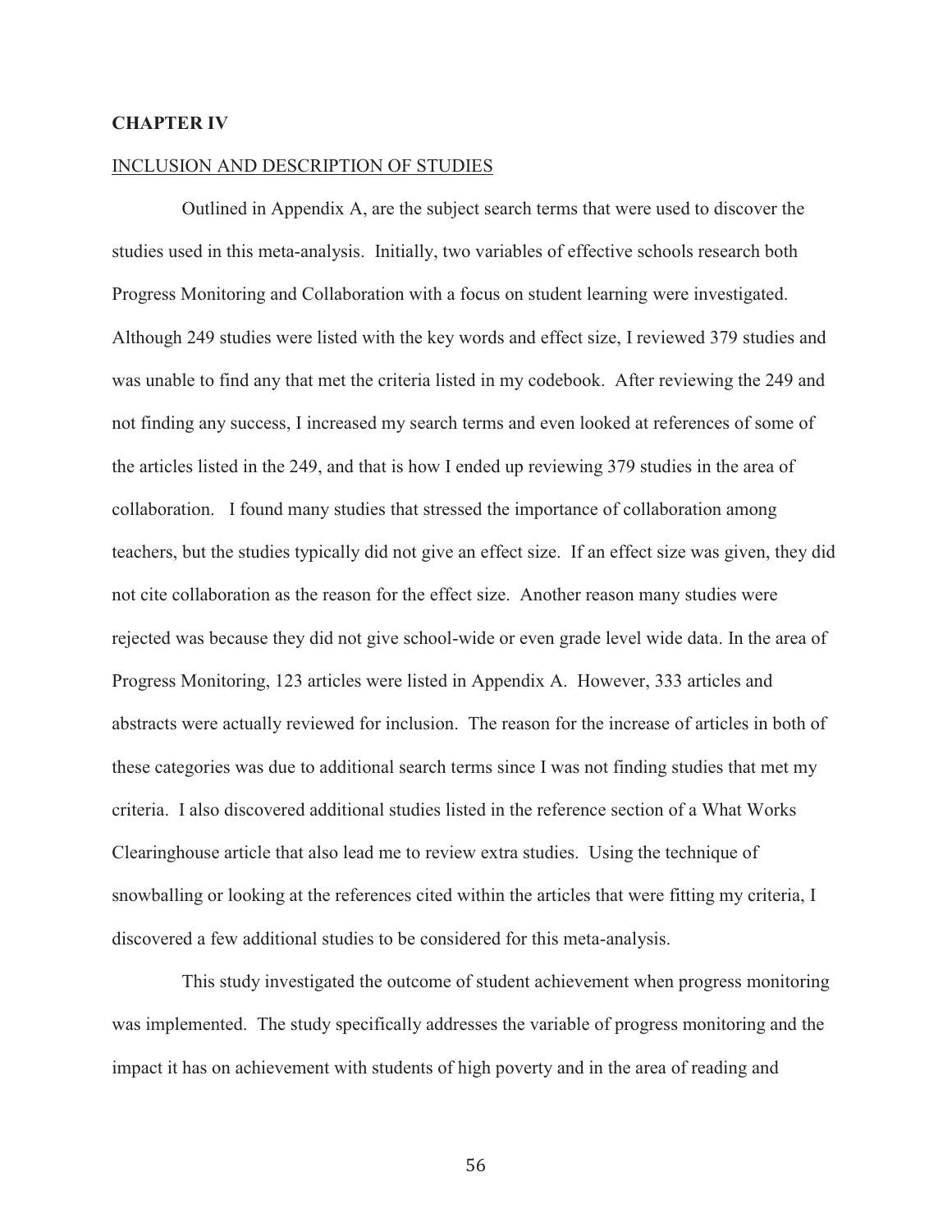## CHAPTER IV

INCLUSION AND DESCRIPTION OF STUDIES

Outlined in Appendix A, are the subject search terms that were used to discover the studies used in this meta-analysis. Initially, two variables of effective schools research both Progress Monitoring and Collaboration with a focus on student learning were investigated. Although 249 studies were listed with the key words and effect size, I reviewed 379 studies and was unable to find any that met the criteria listed in my codebook. After reviewing the 249 and not finding any success, I increased my search terms and even looked at references of some of the articles listed in the 249, and that is how I ended up reviewing 379 studies in the area of collaboration. I found many studies that stressed the importance of collaboration among teachers, but the studies typically did not give an effect size. If an effect size was given, they did not cite collaboration as the reason for the effect size. Another reason many studies were rejected was because they did not give school-wide or even grade level wide data. In the area of Progress Monitoring, 123 articles were listed in Appendix A. However, 333 articles and abstracts were actually reviewed for inclusion. The reason for the increase of articles in both of these categories was due to additional search terms since I was not finding studies that met my criteria. I also discovered additional studies listed in the reference section of a What Works Clearinghouse article that also lead me to review extra studies. Using the technique of snowballing or looking at the references cited within the articles that were fitting my criteria, I discovered a few additional studies to be considered for this meta-analysis.

This study investigated the outcome of student achievement when progress monitoring was implemented. The study specifically addresses the variable of progress monitoring and the impact it has on achievement with students of high poverty and in the area of reading and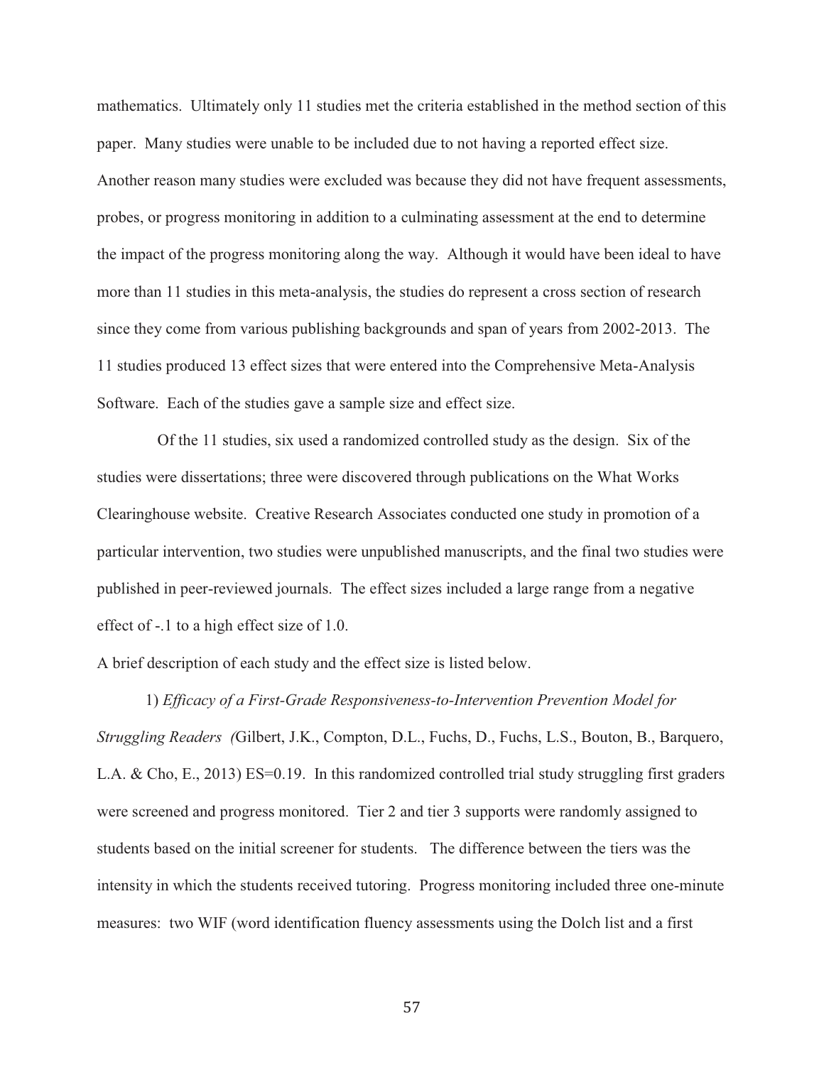mathematics. Ultimately only 11 studies met the criteria established in the method section of this paper. Many studies were unable to be included due to not having a reported effect size. Another reason many studies were excluded was because they did not have frequent assessments, probes, or progress monitoring in addition to a culminating assessment at the end to determine the impact of the progress monitoring along the way. Although it would have been ideal to have more than 11 studies in this meta-analysis, the studies do represent a cross section of research since they come from various publishing backgrounds and span of years from 2002-2013. The 11 studies produced 13 effect sizes that were entered into the Comprehensive Meta-Analysis Software. Each of the studies gave a sample size and effect size.

Of the 11 studies, six used a randomized controlled study as the design. Six of the studies were dissertations; three were discovered through publications on the What Works Clearinghouse website. Creative Research Associates conducted one study in promotion of a particular intervention, two studies were unpublished manuscripts, and the final two studies were published in peer-reviewed journals. The effect sizes included a large range from a negative effect of -.1 to a high effect size of 1.0.

A brief description of each study and the effect size is listed below.

1) *Efficacy of a First-Grade Responsiveness-to-Intervention Prevention Model for Struggling Readers (*Gilbert, J.K., Compton, D.L., Fuchs, D., Fuchs, L.S., Bouton, B., Barquero, L.A. & Cho, E., 2013) ES=0.19. In this randomized controlled trial study struggling first graders were screened and progress monitored. Tier 2 and tier 3 supports were randomly assigned to students based on the initial screener for students. The difference between the tiers was the intensity in which the students received tutoring. Progress monitoring included three one-minute measures: two WIF (word identification fluency assessments using the Dolch list and a first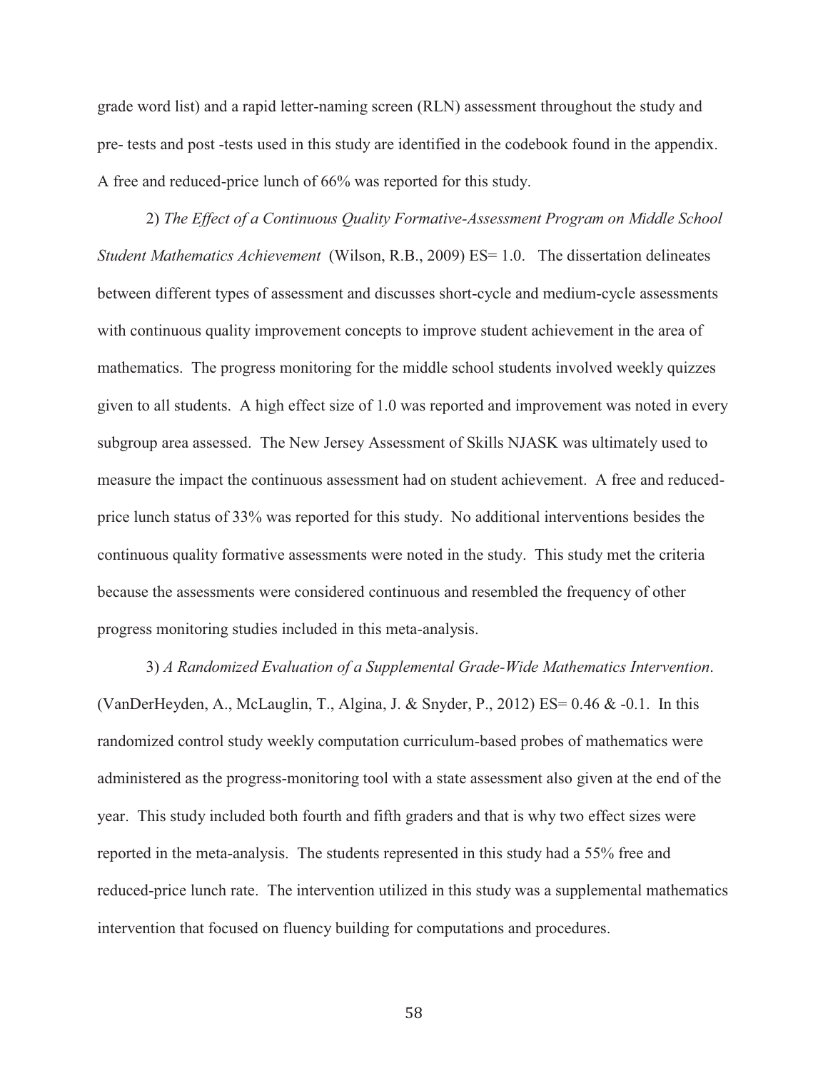grade word list) and a rapid letter-naming screen (RLN) assessment throughout the study and pre- tests and post -tests used in this study are identified in the codebook found in the appendix. A free and reduced-price lunch of 66% was reported for this study.

2) *The Effect of a Continuous Quality Formative-Assessment Program on Middle School Student Mathematics Achievement* (Wilson, R.B., 2009) ES= 1.0. The dissertation delineates between different types of assessment and discusses short-cycle and medium-cycle assessments with continuous quality improvement concepts to improve student achievement in the area of mathematics. The progress monitoring for the middle school students involved weekly quizzes given to all students. A high effect size of 1.0 was reported and improvement was noted in every subgroup area assessed. The New Jersey Assessment of Skills NJASK was ultimately used to measure the impact the continuous assessment had on student achievement. A free and reduced-price lunch status of 33% was reported for this study. No additional interventions besides the continuous quality formative assessments were noted in the study. This study met the criteria because the assessments were considered continuous and resembled the frequency of other progress monitoring studies included in this meta-analysis.

3) *A Randomized Evaluation of a Supplemental Grade-Wide Mathematics Intervention*. (VanDerHeyden, A., McLaughlin, T., Algina, J. & Snyder, P., 2012) ES= 0.46 & -0.1. In this randomized control study weekly computation curriculum-based probes of mathematics were administered as the progress-monitoring tool with a state assessment also given at the end of the year. This study included both fourth and fifth graders and that is why two effect sizes were reported in the meta-analysis. The students represented in this study had a 55% free and reduced-price lunch rate. The intervention utilized in this study was a supplemental mathematics intervention that focused on fluency building for computations and procedures.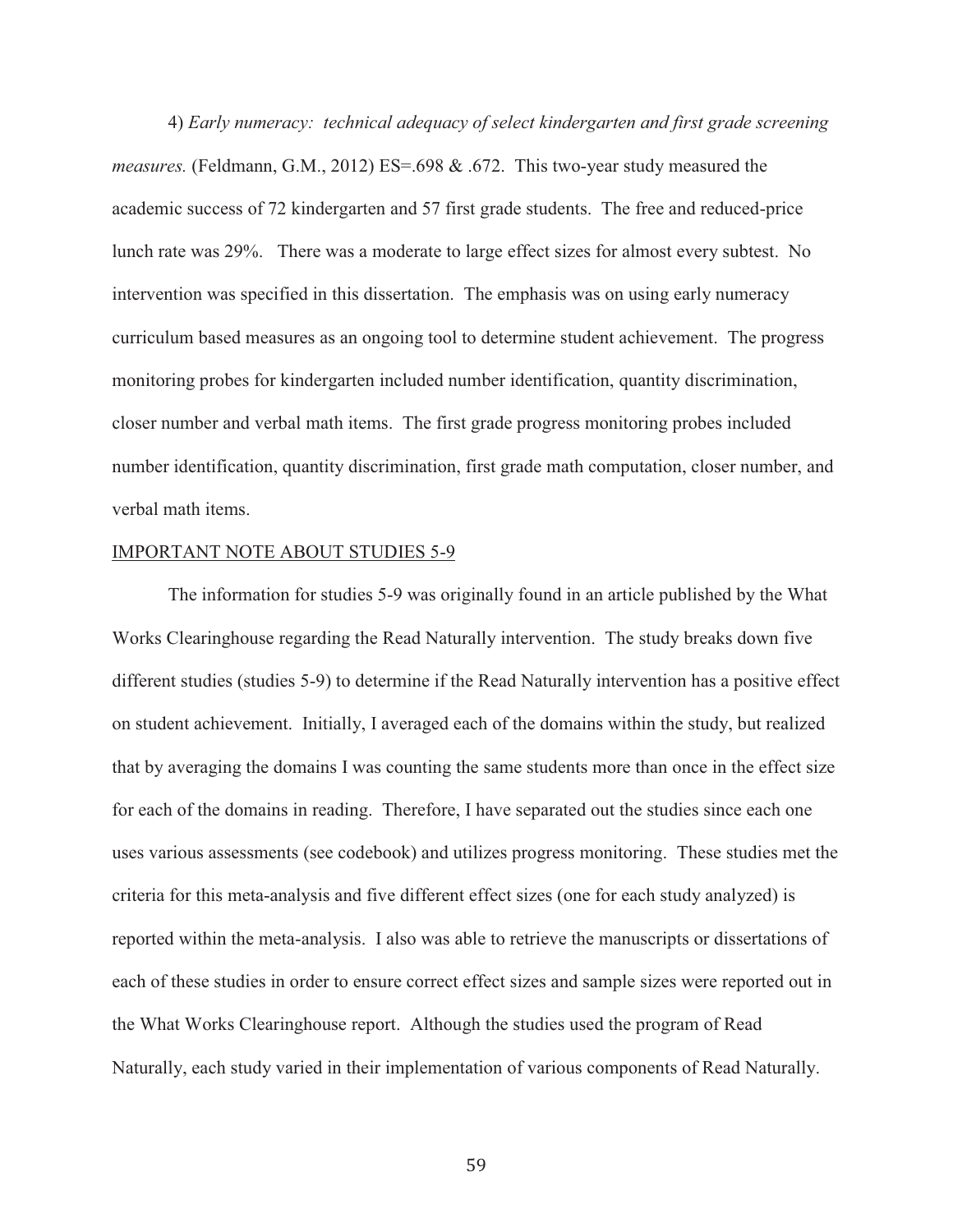4) *Early numeracy: technical adequacy of select kindergarten and first grade screening measures.* (Feldmann, G.M., 2012) ES=.698 & .672. This two-year study measured the academic success of 72 kindergarten and 57 first grade students. The free and reduced-price lunch rate was 29%. There was a moderate to large effect sizes for almost every subtest. No intervention was specified in this dissertation. The emphasis was on using early numeracy curriculum based measures as an ongoing tool to determine student achievement. The progress monitoring probes for kindergarten included number identification, quantity discrimination, closer number and verbal math items. The first grade progress monitoring probes included number identification, quantity discrimination, first grade math computation, closer number, and verbal math items.

<u>IMPORTANT NOTE ABOUT STUDIES 5-9</u>

The information for studies 5-9 was originally found in an article published by the What Works Clearinghouse regarding the Read Naturally intervention. The study breaks down five different studies (studies 5-9) to determine if the Read Naturally intervention has a positive effect on student achievement. Initially, I averaged each of the domains within the study, but realized that by averaging the domains I was counting the same students more than once in the effect size for each of the domains in reading. Therefore, I have separated out the studies since each one uses various assessments (see codebook) and utilizes progress monitoring. These studies met the criteria for this meta-analysis and five different effect sizes (one for each study analyzed) is reported within the meta-analysis. I also was able to retrieve the manuscripts or dissertations of each of these studies in order to ensure correct effect sizes and sample sizes were reported out in the What Works Clearinghouse report. Although the studies used the program of Read Naturally, each study varied in their implementation of various components of Read Naturally.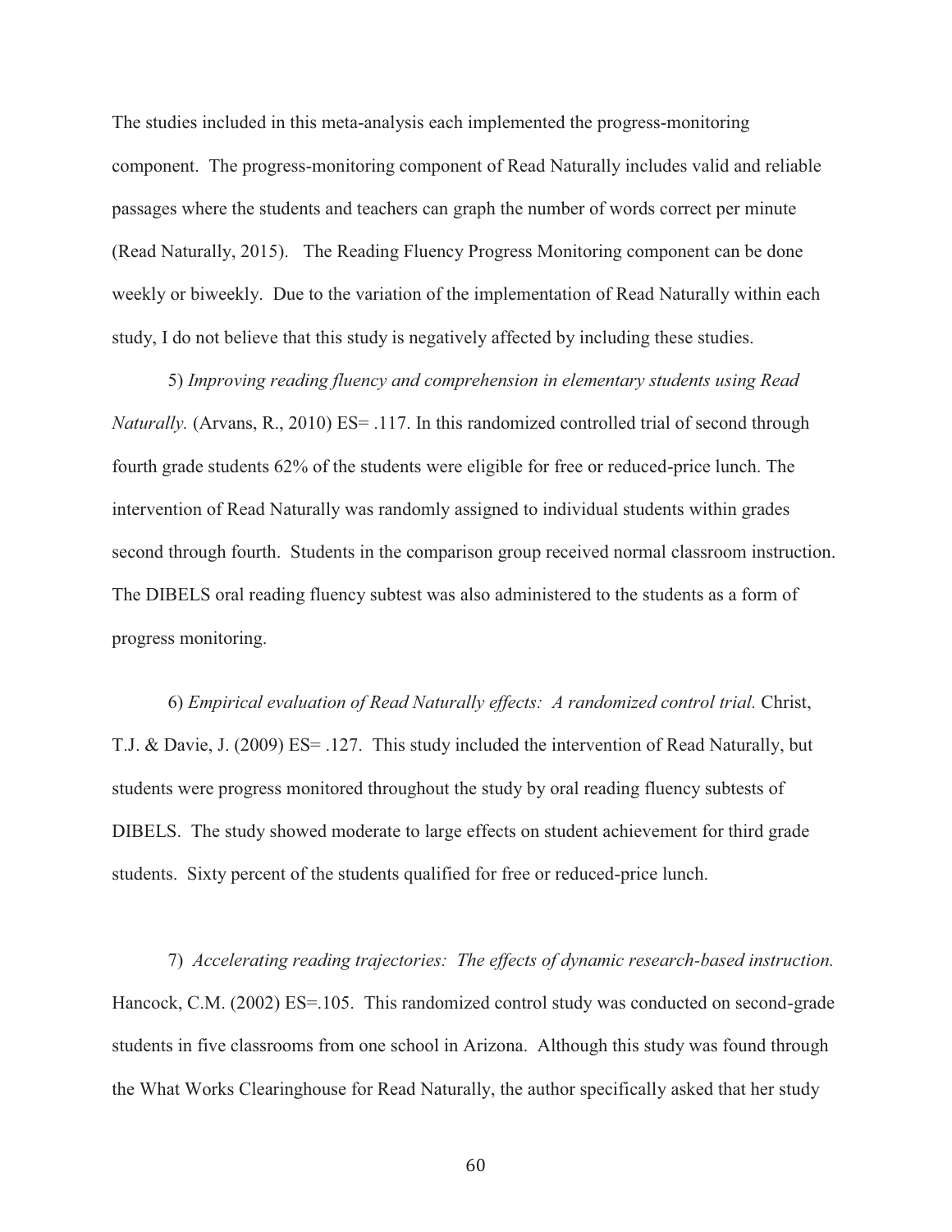The studies included in this meta-analysis each implemented the progress-monitoring component. The progress-monitoring component of Read Naturally includes valid and reliable passages where the students and teachers can graph the number of words correct per minute (Read Naturally, 2015). The Reading Fluency Progress Monitoring component can be done weekly or biweekly. Due to the variation of the implementation of Read Naturally within each study, I do not believe that this study is negatively affected by including these studies.

5) *Improving reading fluency and comprehension in elementary students using Read Naturally.* (Arvans, R., 2010) ES= .117. In this randomized controlled trial of second through fourth grade students 62% of the students were eligible for free or reduced-price lunch. The intervention of Read Naturally was randomly assigned to individual students within grades second through fourth. Students in the comparison group received normal classroom instruction. The DIBELS oral reading fluency subtest was also administered to the students as a form of progress monitoring.

6) *Empirical evaluation of Read Naturally effects: A randomized control trial.* Christ, T.J. & Davie, J. (2009) ES= .127. This study included the intervention of Read Naturally, but students were progress monitored throughout the study by oral reading fluency subtests of DIBELS. The study showed moderate to large effects on student achievement for third grade students. Sixty percent of the students qualified for free or reduced-price lunch.

7) *Accelerating reading trajectories: The effects of dynamic research-based instruction.* Hancock, C.M. (2002) ES=.105. This randomized control study was conducted on second-grade students in five classrooms from one school in Arizona. Although this study was found through the What Works Clearinghouse for Read Naturally, the author specifically asked that her study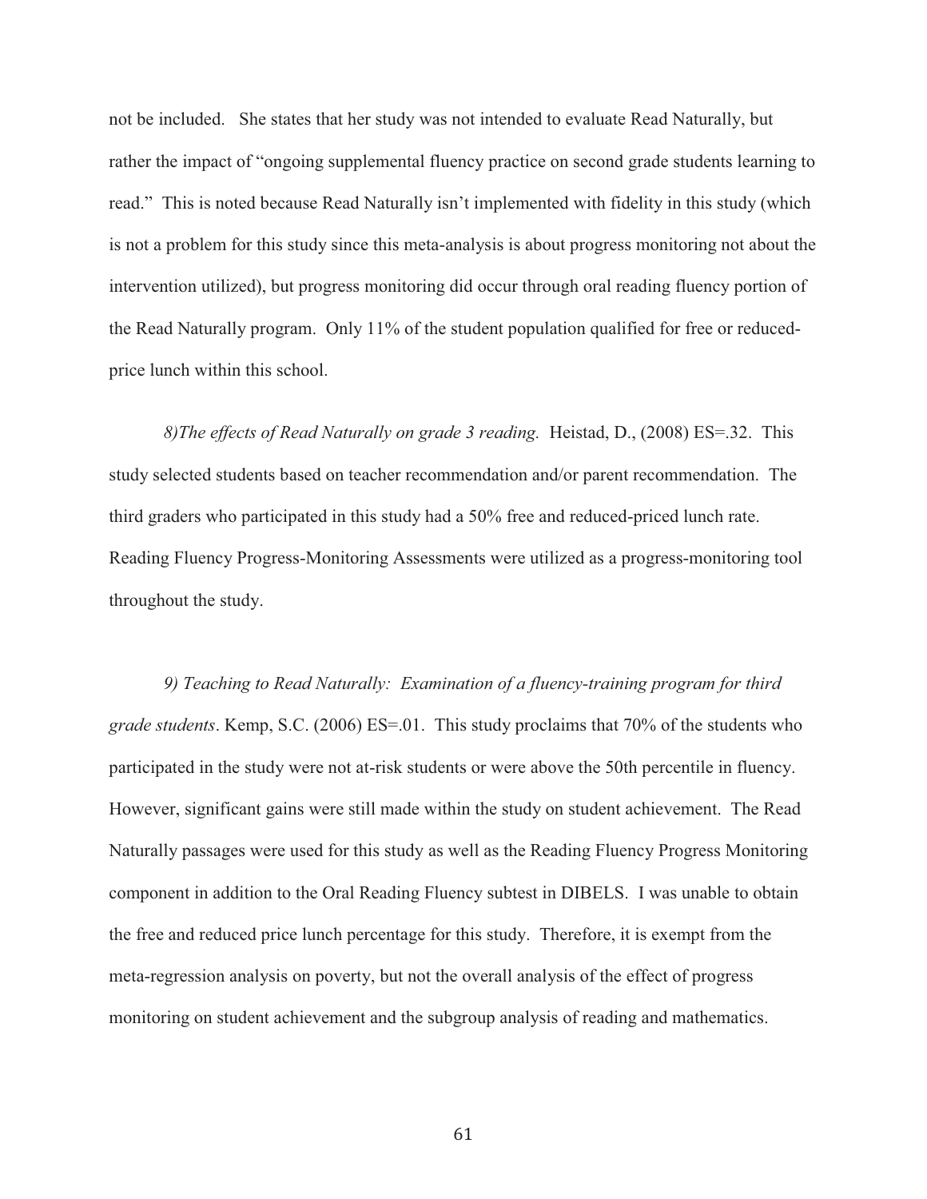not be included. She states that her study was not intended to evaluate Read Naturally, but rather the impact of "ongoing supplemental fluency practice on second grade students learning to read." This is noted because Read Naturally isn't implemented with fidelity in this study (which is not a problem for this study since this meta-analysis is about progress monitoring not about the intervention utilized), but progress monitoring did occur through oral reading fluency portion of the Read Naturally program. Only 11% of the student population qualified for free or reduced-price lunch within this school.

*8)The effects of Read Naturally on grade 3 reading.* Heistad, D., (2008) ES=.32. This study selected students based on teacher recommendation and/or parent recommendation. The third graders who participated in this study had a 50% free and reduced-priced lunch rate. Reading Fluency Progress-Monitoring Assessments were utilized as a progress-monitoring tool throughout the study.

*9) Teaching to Read Naturally: Examination of a fluency-training program for third grade students*. Kemp, S.C. (2006) ES=.01. This study proclaims that 70% of the students who participated in the study were not at-risk students or were above the 50th percentile in fluency. However, significant gains were still made within the study on student achievement. The Read Naturally passages were used for this study as well as the Reading Fluency Progress Monitoring component in addition to the Oral Reading Fluency subtest in DIBELS. I was unable to obtain the free and reduced price lunch percentage for this study. Therefore, it is exempt from the meta-regression analysis on poverty, but not the overall analysis of the effect of progress monitoring on student achievement and the subgroup analysis of reading and mathematics.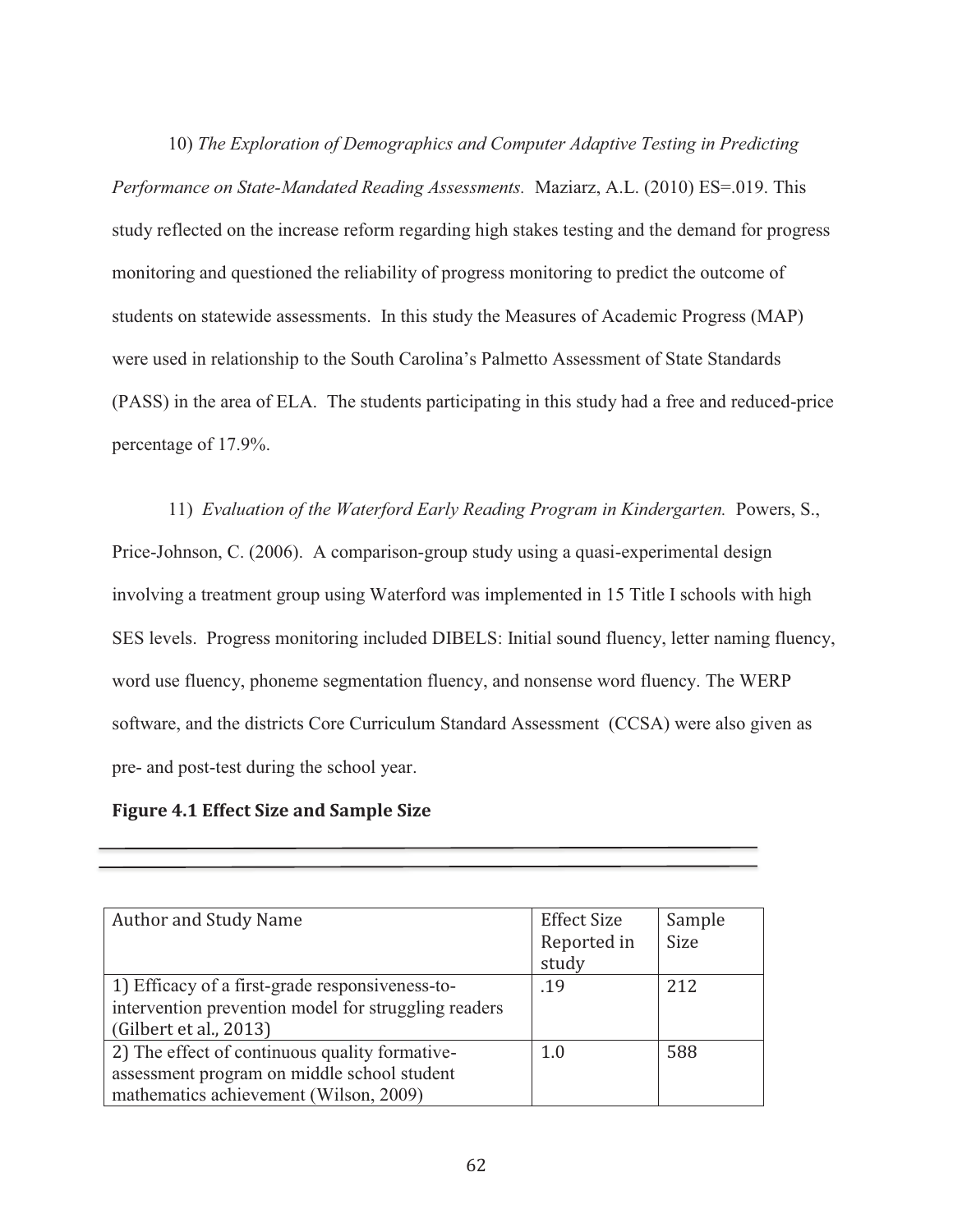10) *The Exploration of Demographics and Computer Adaptive Testing in Predicting Performance on State-Mandated Reading Assessments.* Maziarz, A.L. (2010) ES=.019. This study reflected on the increase reform regarding high stakes testing and the demand for progress monitoring and questioned the reliability of progress monitoring to predict the outcome of students on statewide assessments. In this study the Measures of Academic Progress (MAP) were used in relationship to the South Carolina's Palmetto Assessment of State Standards (PASS) in the area of ELA. The students participating in this study had a free and reduced-price percentage of 17.9%.

11) *Evaluation of the Waterford Early Reading Program in Kindergarten.* Powers, S., Price-Johnson, C. (2006). A comparison-group study using a quasi-experimental design involving a treatment group using Waterford was implemented in 15 Title I schools with high SES levels. Progress monitoring included DIBELS: Initial sound fluency, letter naming fluency, word use fluency, phoneme segmentation fluency, and nonsense word fluency. The WERP software, and the districts Core Curriculum Standard Assessment (CCSA) were also given as pre- and post-test during the school year.

**Figure 4.1 Effect Size and Sample Size**

| Author and Study Name | Effect Size Reported in study | Sample Size |
| --- | --- | --- |
| 1) Efficacy of a first-grade responsiveness-to-intervention prevention model for struggling readers (Gilbert et al., 2013) | .19 | 212 |
| 2) The effect of continuous quality formative-assessment program on middle school student mathematics achievement (Wilson, 2009) | 1.0 | 588 |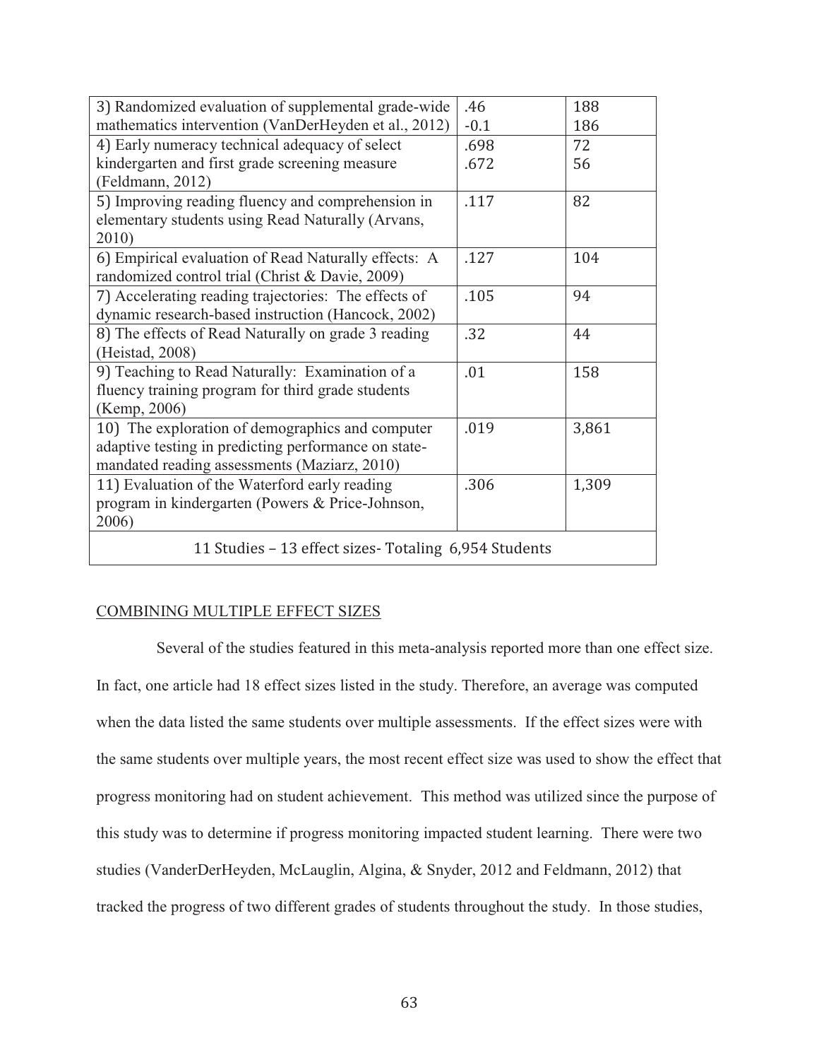| | | |
|---|---|---|
| 3) Randomized evaluation of supplemental grade-wide mathematics intervention (VanDerHeyden et al., 2012) | .46<br>-0.1 | 188<br>186 |
| 4) Early numeracy technical adequacy of select kindergarten and first grade screening measure (Feldmann, 2012) | .698<br>.672 | 72<br>56 |
| 5) Improving reading fluency and comprehension in elementary students using Read Naturally (Arvans, 2010) | .117 | 82 |
| 6) Empirical evaluation of Read Naturally effects: A randomized control trial (Christ & Davie, 2009) | .127 | 104 |
| 7) Accelerating reading trajectories: The effects of dynamic research-based instruction (Hancock, 2002) | .105 | 94 |
| 8) The effects of Read Naturally on grade 3 reading (Heistad, 2008) | .32 | 44 |
| 9) Teaching to Read Naturally: Examination of a fluency training program for third grade students (Kemp, 2006) | .01 | 158 |
| 10) The exploration of demographics and computer adaptive testing in predicting performance on state-mandated reading assessments (Maziarz, 2010) | .019 | 3,861 |
| 11) Evaluation of the Waterford early reading program in kindergarten (Powers & Price-Johnson, 2006) | .306 | 1,309 |
| 11 Studies – 13 effect sizes- Totaling 6,954 Students | | |

COMBINING MULTIPLE EFFECT SIZES

Several of the studies featured in this meta-analysis reported more than one effect size. In fact, one article had 18 effect sizes listed in the study. Therefore, an average was computed when the data listed the same students over multiple assessments. If the effect sizes were with the same students over multiple years, the most recent effect size was used to show the effect that progress monitoring had on student achievement. This method was utilized since the purpose of this study was to determine if progress monitoring impacted student learning. There were two studies (VanderDerHeyden, McLauglin, Algina, & Snyder, 2012 and Feldmann, 2012) that tracked the progress of two different grades of students throughout the study. In those studies,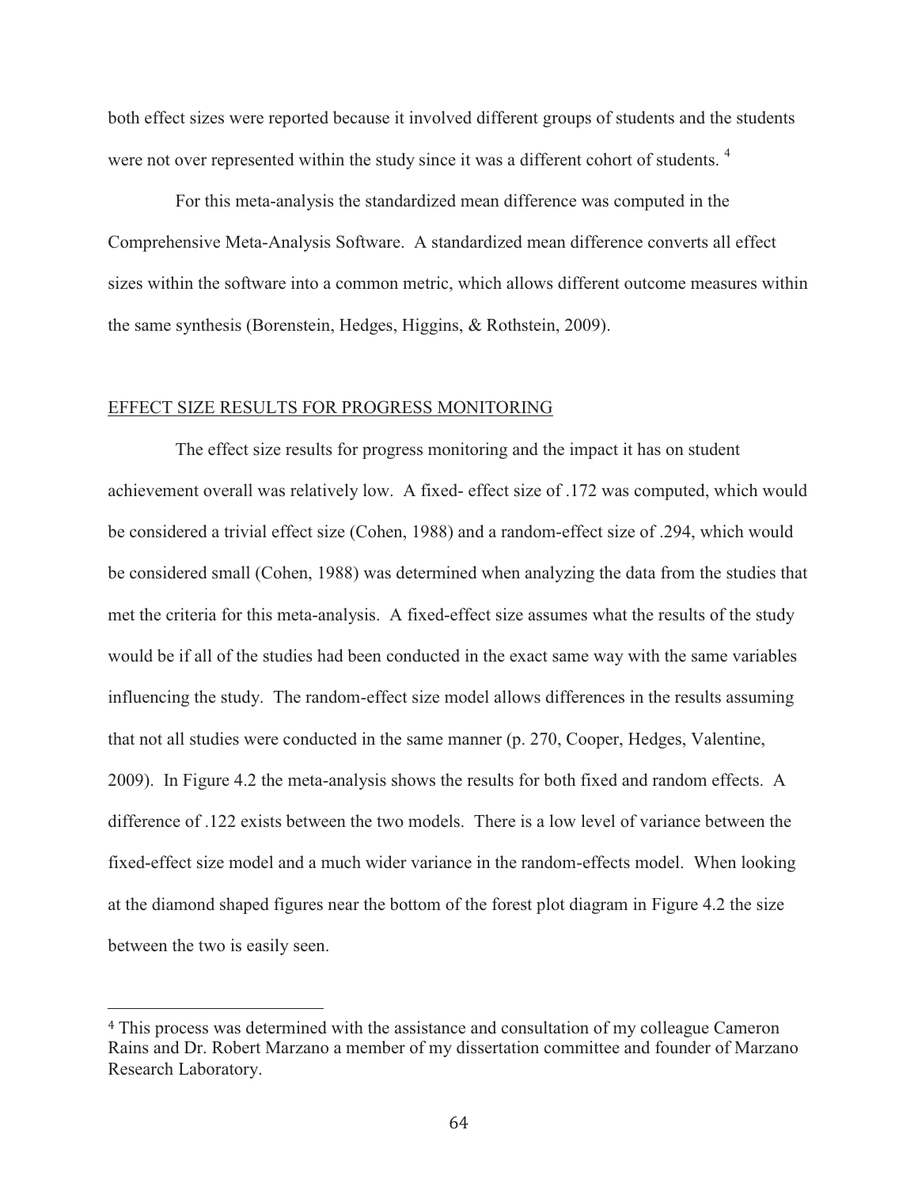both effect sizes were reported because it involved different groups of students and the students were not over represented within the study since it was a different cohort of students. [4]

For this meta-analysis the standardized mean difference was computed in the Comprehensive Meta-Analysis Software. A standardized mean difference converts all effect sizes within the software into a common metric, which allows different outcome measures within the same synthesis (Borenstein, Hedges, Higgins, & Rothstein, 2009).

## EFFECT SIZE RESULTS FOR PROGRESS MONITORING

The effect size results for progress monitoring and the impact it has on student achievement overall was relatively low. A fixed- effect size of .172 was computed, which would be considered a trivial effect size (Cohen, 1988) and a random-effect size of .294, which would be considered small (Cohen, 1988) was determined when analyzing the data from the studies that met the criteria for this meta-analysis. A fixed-effect size assumes what the results of the study would be if all of the studies had been conducted in the exact same way with the same variables influencing the study. The random-effect size model allows differences in the results assuming that not all studies were conducted in the same manner (p. 270, Cooper, Hedges, Valentine, 2009). In Figure 4.2 the meta-analysis shows the results for both fixed and random effects. A difference of .122 exists between the two models. There is a low level of variance between the fixed-effect size model and a much wider variance in the random-effects model. When looking at the diamond shaped figures near the bottom of the forest plot diagram in Figure 4.2 the size between the two is easily seen.

---

[4] This process was determined with the assistance and consultation of my colleague Cameron Rains and Dr. Robert Marzano a member of my dissertation committee and founder of Marzano Research Laboratory.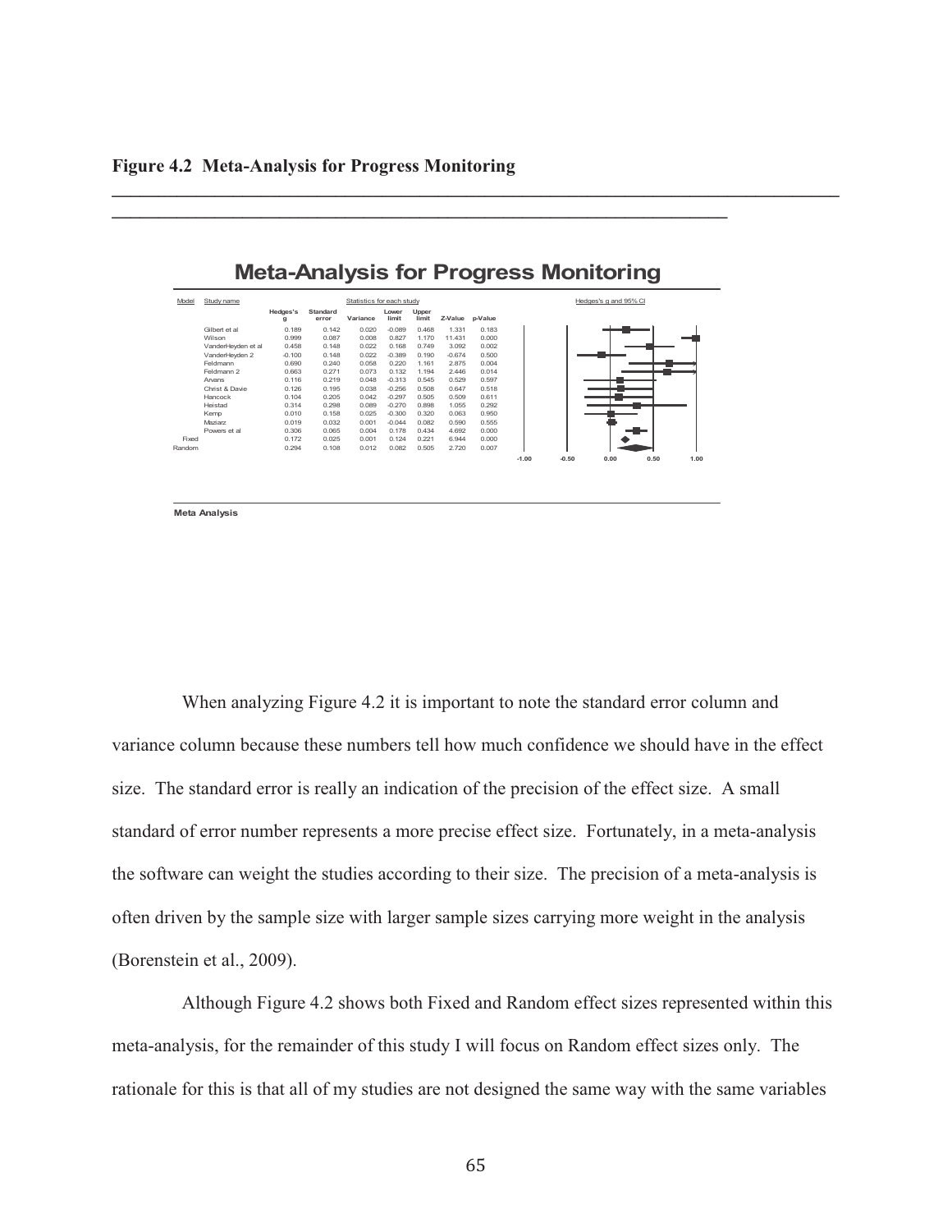**Figure 4.2 Meta-Analysis for Progress Monitoring**

## Meta-Analysis for Progress Monitoring

| Model | Study name | Hedges's g | Standard error | Variance | Lower limit | Upper limit | Z-Value | p-Value |
|---|---|---|---|---|---|---|---|---|
| | Gilbert et al | 0.189 | 0.142 | 0.020 | -0.089 | 0.468 | 1.331 | 0.183 |
| | Wilson | 0.999 | 0.087 | 0.008 | 0.827 | 1.170 | 11.431 | 0.000 |
| | VanderHeyden et al | 0.458 | 0.148 | 0.022 | 0.168 | 0.749 | 3.092 | 0.002 |
| | VanderHeyden 2 | -0.100 | 0.148 | 0.022 | -0.389 | 0.190 | -0.674 | 0.500 |
| | Feldmann | 0.690 | 0.240 | 0.058 | 0.220 | 1.161 | 2.875 | 0.004 |
| | Feldmann 2 | 0.663 | 0.271 | 0.073 | 0.132 | 1.194 | 2.446 | 0.014 |
| | Arvans | 0.116 | 0.219 | 0.048 | -0.313 | 0.545 | 0.529 | 0.597 |
| | Christ & Davie | 0.126 | 0.195 | 0.038 | -0.256 | 0.508 | 0.647 | 0.518 |
| | Hancock | 0.104 | 0.205 | 0.042 | -0.297 | 0.505 | 0.509 | 0.611 |
| | Heistad | 0.314 | 0.298 | 0.089 | -0.270 | 0.898 | 1.055 | 0.292 |
| | Kemp | 0.010 | 0.158 | 0.025 | -0.300 | 0.320 | 0.063 | 0.950 |
| | Maziarz | 0.019 | 0.032 | 0.001 | -0.044 | 0.082 | 0.590 | 0.555 |
| | Powers et al | 0.306 | 0.065 | 0.004 | 0.178 | 0.434 | 4.692 | 0.000 |
| Fixed | | 0.172 | 0.025 | 0.001 | 0.124 | 0.221 | 6.944 | 0.000 |
| Random | | 0.294 | 0.108 | 0.012 | 0.082 | 0.505 | 2.720 | 0.007 |

Hedges's g and 95% CI (axis: -1.00, -0.50, 0.00, 0.50, 1.00)

Meta Analysis

When analyzing Figure 4.2 it is important to note the standard error column and variance column because these numbers tell how much confidence we should have in the effect size. The standard error is really an indication of the precision of the effect size. A small standard of error number represents a more precise effect size. Fortunately, in a meta-analysis the software can weight the studies according to their size. The precision of a meta-analysis is often driven by the sample size with larger sample sizes carrying more weight in the analysis (Borenstein et al., 2009).

Although Figure 4.2 shows both Fixed and Random effect sizes represented within this meta-analysis, for the remainder of this study I will focus on Random effect sizes only. The rationale for this is that all of my studies are not designed the same way with the same variables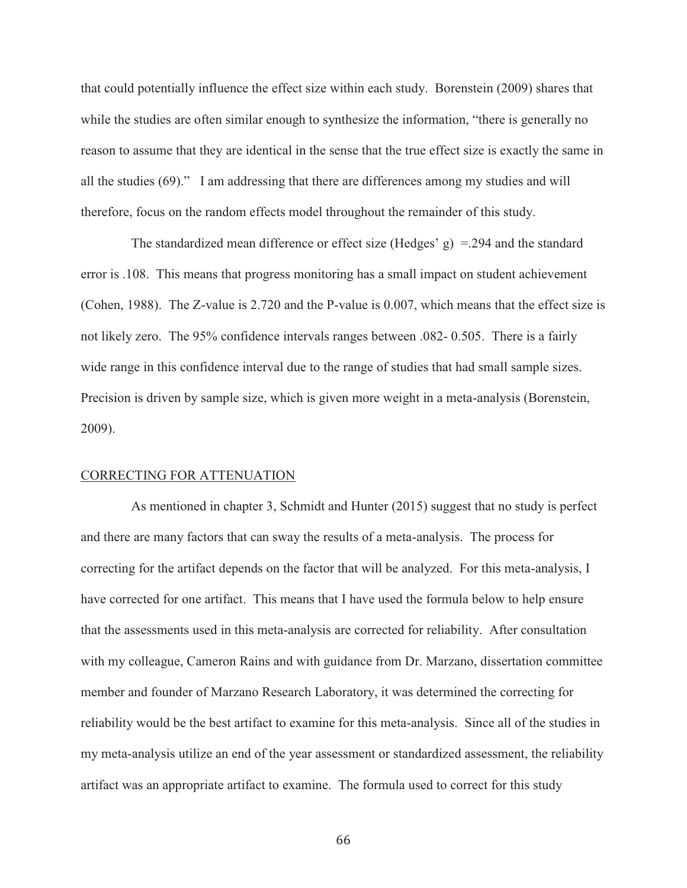that could potentially influence the effect size within each study. Borenstein (2009) shares that while the studies are often similar enough to synthesize the information, "there is generally no reason to assume that they are identical in the sense that the true effect size is exactly the same in all the studies (69)." I am addressing that there are differences among my studies and will therefore, focus on the random effects model throughout the remainder of this study.

The standardized mean difference or effect size (Hedges' g) =.294 and the standard error is .108. This means that progress monitoring has a small impact on student achievement (Cohen, 1988). The Z-value is 2.720 and the P-value is 0.007, which means that the effect size is not likely zero. The 95% confidence intervals ranges between .082- 0.505. There is a fairly wide range in this confidence interval due to the range of studies that had small sample sizes. Precision is driven by sample size, which is given more weight in a meta-analysis (Borenstein, 2009).

## CORRECTING FOR ATTENUATION

As mentioned in chapter 3, Schmidt and Hunter (2015) suggest that no study is perfect and there are many factors that can sway the results of a meta-analysis. The process for correcting for the artifact depends on the factor that will be analyzed. For this meta-analysis, I have corrected for one artifact. This means that I have used the formula below to help ensure that the assessments used in this meta-analysis are corrected for reliability. After consultation with my colleague, Cameron Rains and with guidance from Dr. Marzano, dissertation committee member and founder of Marzano Research Laboratory, it was determined the correcting for reliability would be the best artifact to examine for this meta-analysis. Since all of the studies in my meta-analysis utilize an end of the year assessment or standardized assessment, the reliability artifact was an appropriate artifact to examine. The formula used to correct for this study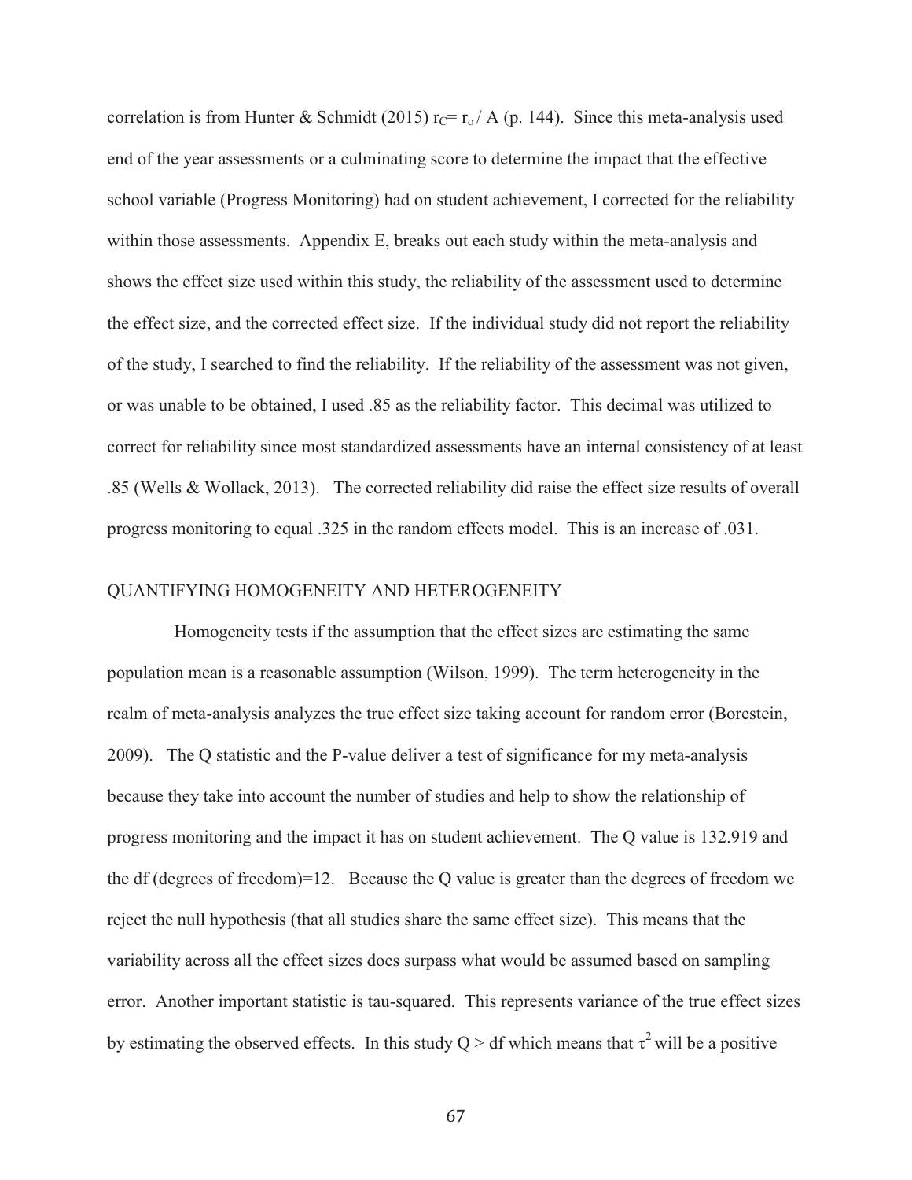correlation is from Hunter & Schmidt (2015) $r_C = r_o / A$ (p. 144). Since this meta-analysis used end of the year assessments or a culminating score to determine the impact that the effective school variable (Progress Monitoring) had on student achievement, I corrected for the reliability within those assessments. Appendix E, breaks out each study within the meta-analysis and shows the effect size used within this study, the reliability of the assessment used to determine the effect size, and the corrected effect size. If the individual study did not report the reliability of the study, I searched to find the reliability. If the reliability of the assessment was not given, or was unable to be obtained, I used .85 as the reliability factor. This decimal was utilized to correct for reliability since most standardized assessments have an internal consistency of at least .85 (Wells & Wollack, 2013). The corrected reliability did raise the effect size results of overall progress monitoring to equal .325 in the random effects model. This is an increase of .031.

## QUANTIFYING HOMOGENEITY AND HETEROGENEITY

Homogeneity tests if the assumption that the effect sizes are estimating the same population mean is a reasonable assumption (Wilson, 1999). The term heterogeneity in the realm of meta-analysis analyzes the true effect size taking account for random error (Borestein, 2009). The Q statistic and the P-value deliver a test of significance for my meta-analysis because they take into account the number of studies and help to show the relationship of progress monitoring and the impact it has on student achievement. The Q value is 132.919 and the df (degrees of freedom)=12. Because the Q value is greater than the degrees of freedom we reject the null hypothesis (that all studies share the same effect size). This means that the variability across all the effect sizes does surpass what would be assumed based on sampling error. Another important statistic is tau-squared. This represents variance of the true effect sizes by estimating the observed effects. In this study Q > df which means that $\tau^2$ will be a positive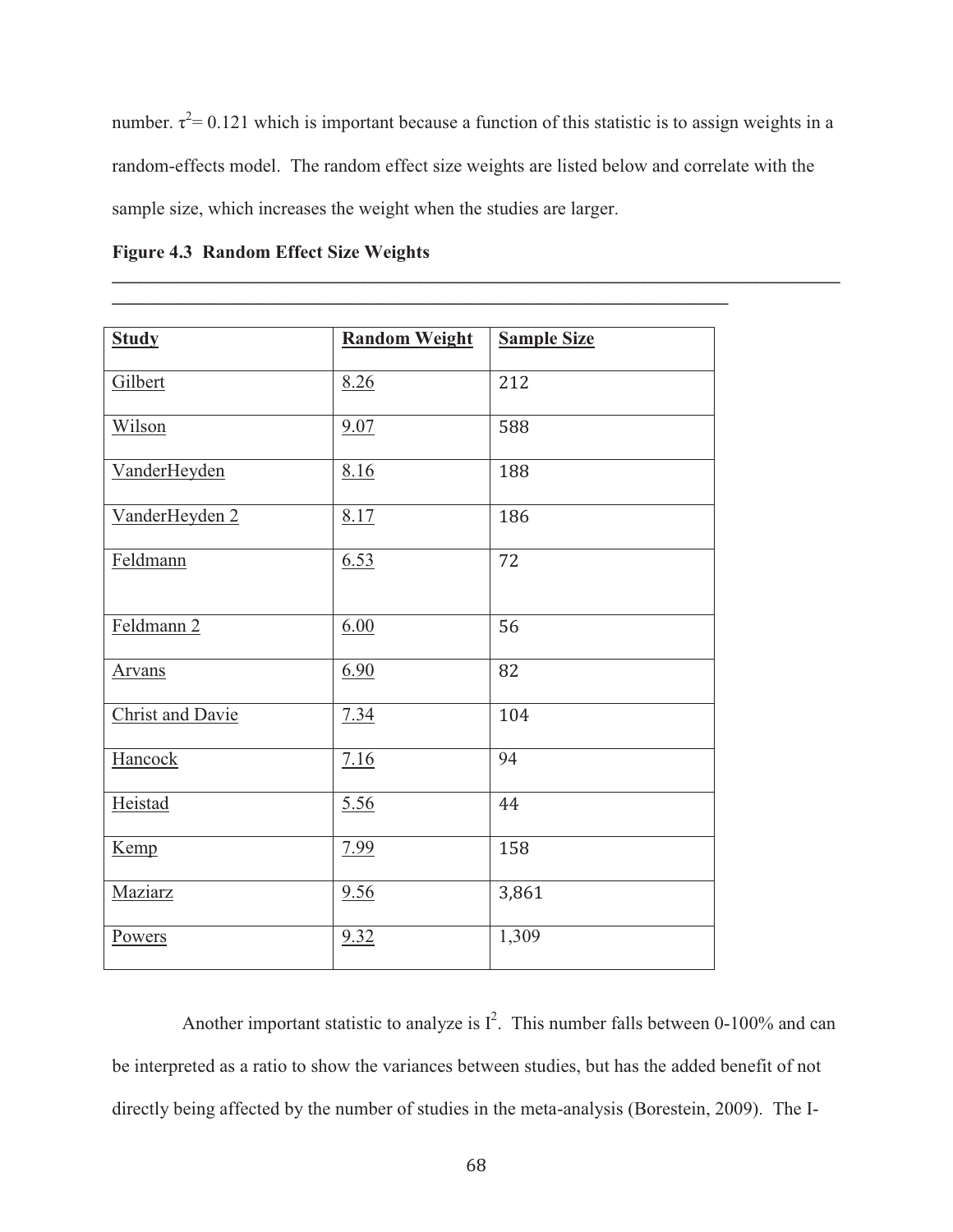number. $\tau^2 = 0.121$ which is important because a function of this statistic is to assign weights in a random-effects model. The random effect size weights are listed below and correlate with the sample size, which increases the weight when the studies are larger.

**Figure 4.3 Random Effect Size Weights**

| Study | Random Weight | Sample Size |
|---|---|---|
| Gilbert | 8.26 | 212 |
| Wilson | 9.07 | 588 |
| VanderHeyden | 8.16 | 188 |
| VanderHeyden 2 | 8.17 | 186 |
| Feldmann | 6.53 | 72 |
| Feldmann 2 | 6.00 | 56 |
| Arvans | 6.90 | 82 |
| Christ and Davie | 7.34 | 104 |
| Hancock | 7.16 | 94 |
| Heistad | 5.56 | 44 |
| Kemp | 7.99 | 158 |
| Maziarz | 9.56 | 3,861 |
| Powers | 9.32 | 1,309 |

Another important statistic to analyze is $I^2$. This number falls between 0-100% and can be interpreted as a ratio to show the variances between studies, but has the added benefit of not directly being affected by the number of studies in the meta-analysis (Borestein, 2009). The I-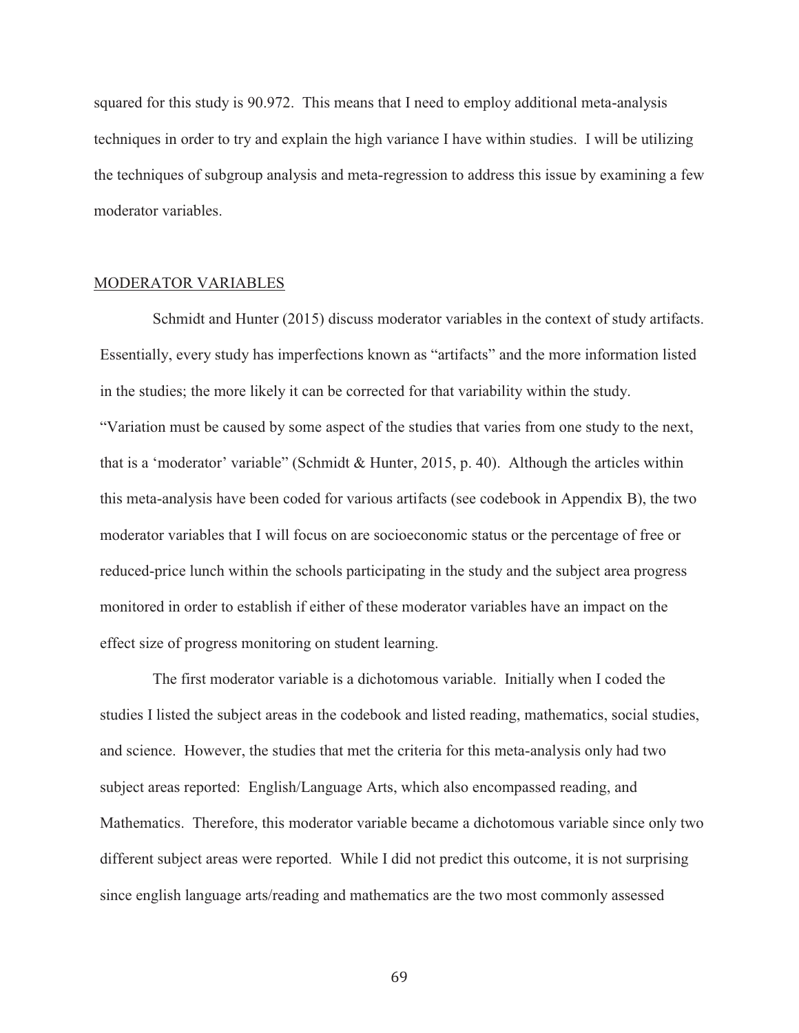squared for this study is 90.972. This means that I need to employ additional meta-analysis techniques in order to try and explain the high variance I have within studies. I will be utilizing the techniques of subgroup analysis and meta-regression to address this issue by examining a few moderator variables.

## MODERATOR VARIABLES

Schmidt and Hunter (2015) discuss moderator variables in the context of study artifacts. Essentially, every study has imperfections known as "artifacts" and the more information listed in the studies; the more likely it can be corrected for that variability within the study. "Variation must be caused by some aspect of the studies that varies from one study to the next, that is a 'moderator' variable" (Schmidt & Hunter, 2015, p. 40). Although the articles within this meta-analysis have been coded for various artifacts (see codebook in Appendix B), the two moderator variables that I will focus on are socioeconomic status or the percentage of free or reduced-price lunch within the schools participating in the study and the subject area progress monitored in order to establish if either of these moderator variables have an impact on the effect size of progress monitoring on student learning.

The first moderator variable is a dichotomous variable. Initially when I coded the studies I listed the subject areas in the codebook and listed reading, mathematics, social studies, and science. However, the studies that met the criteria for this meta-analysis only had two subject areas reported: English/Language Arts, which also encompassed reading, and Mathematics. Therefore, this moderator variable became a dichotomous variable since only two different subject areas were reported. While I did not predict this outcome, it is not surprising since english language arts/reading and mathematics are the two most commonly assessed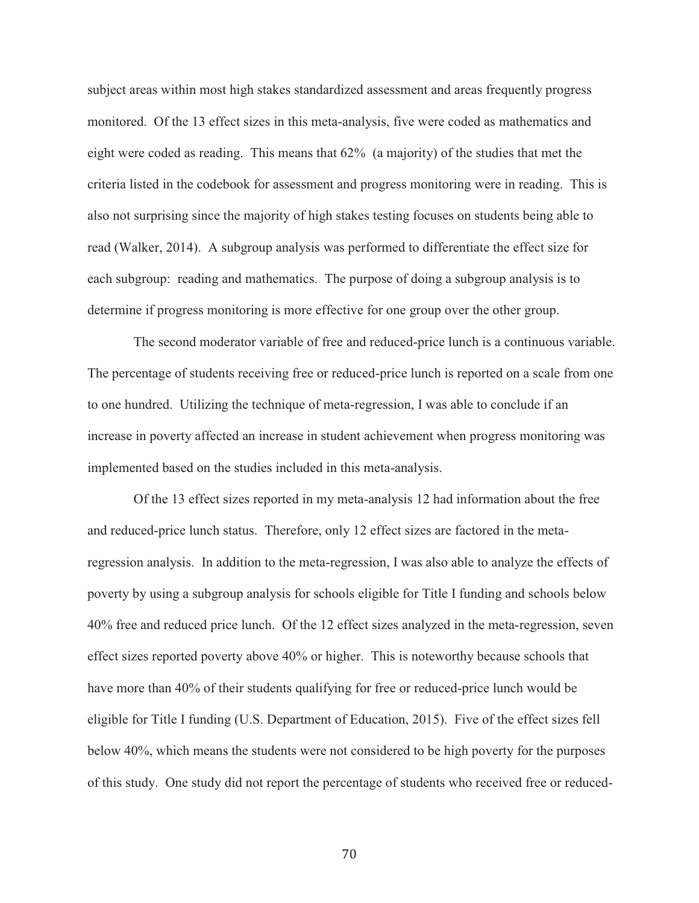subject areas within most high stakes standardized assessment and areas frequently progress monitored. Of the 13 effect sizes in this meta-analysis, five were coded as mathematics and eight were coded as reading. This means that 62% (a majority) of the studies that met the criteria listed in the codebook for assessment and progress monitoring were in reading. This is also not surprising since the majority of high stakes testing focuses on students being able to read (Walker, 2014). A subgroup analysis was performed to differentiate the effect size for each subgroup: reading and mathematics. The purpose of doing a subgroup analysis is to determine if progress monitoring is more effective for one group over the other group.

The second moderator variable of free and reduced-price lunch is a continuous variable. The percentage of students receiving free or reduced-price lunch is reported on a scale from one to one hundred. Utilizing the technique of meta-regression, I was able to conclude if an increase in poverty affected an increase in student achievement when progress monitoring was implemented based on the studies included in this meta-analysis.

Of the 13 effect sizes reported in my meta-analysis 12 had information about the free and reduced-price lunch status. Therefore, only 12 effect sizes are factored in the meta-regression analysis. In addition to the meta-regression, I was also able to analyze the effects of poverty by using a subgroup analysis for schools eligible for Title I funding and schools below 40% free and reduced price lunch. Of the 12 effect sizes analyzed in the meta-regression, seven effect sizes reported poverty above 40% or higher. This is noteworthy because schools that have more than 40% of their students qualifying for free or reduced-price lunch would be eligible for Title I funding (U.S. Department of Education, 2015). Five of the effect sizes fell below 40%, which means the students were not considered to be high poverty for the purposes of this study. One study did not report the percentage of students who received free or reduced-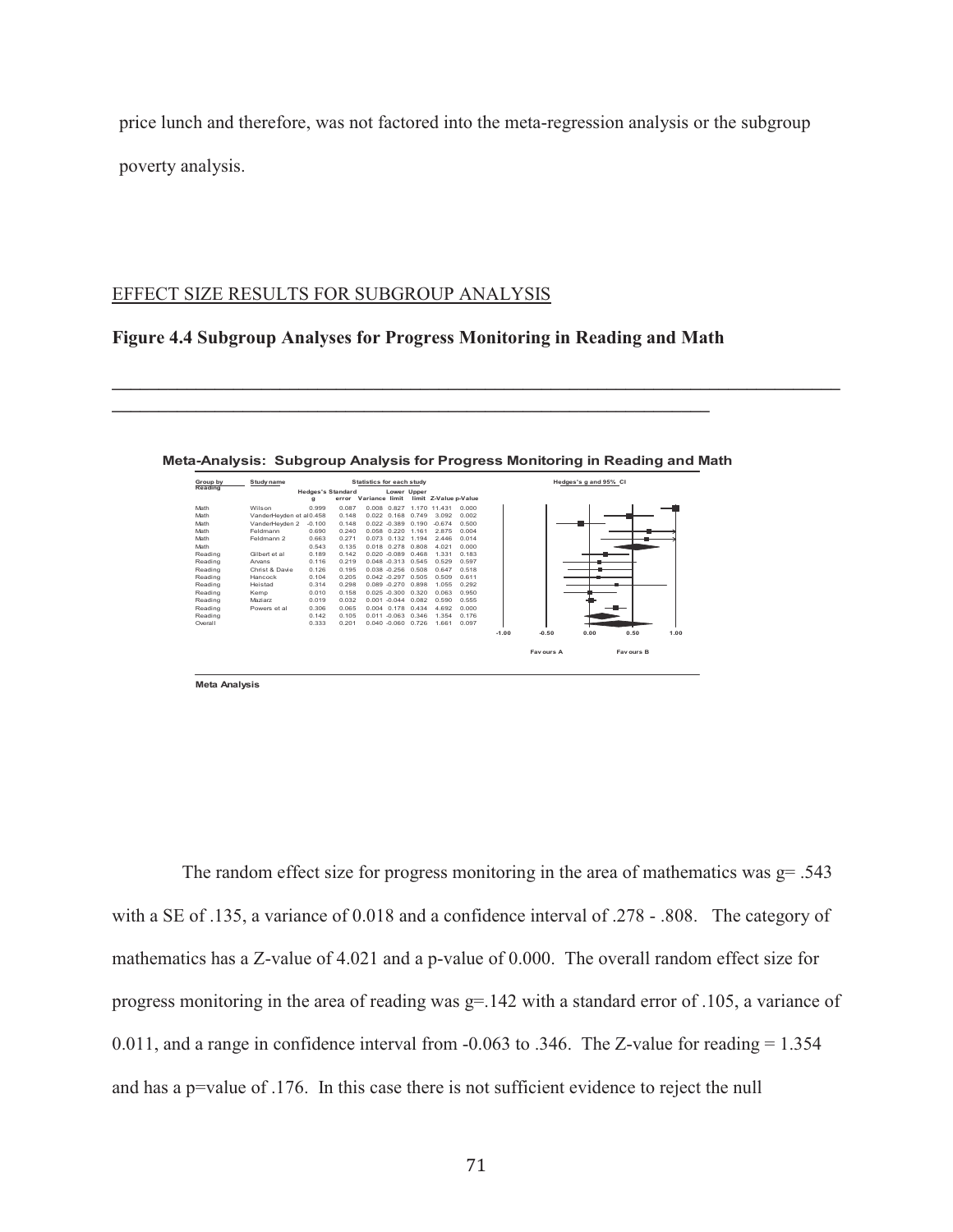price lunch and therefore, was not factored into the meta-regression analysis or the subgroup poverty analysis.

EFFECT SIZE RESULTS FOR SUBGROUP ANALYSIS

**Figure 4.4 Subgroup Analyses for Progress Monitoring in Reading and Math**

**Meta-Analysis: Subgroup Analysis for Progress Monitoring in Reading and Math**

| Group by Reading | Study name | Hedges's g | Standard error | Variance | Lower limit | Upper limit | Z-Value | p-Value |
|---|---|---|---|---|---|---|---|---|
| Math | Wilson | 0.999 | 0.087 | 0.008 | 0.827 | 1.170 | 11.431 | 0.000 |
| Math | VanderHeyden et al | 0.458 | 0.148 | 0.022 | 0.168 | 0.749 | 3.092 | 0.002 |
| Math | VanderHeyden 2 | -0.100 | 0.148 | 0.022 | -0.389 | 0.190 | -0.674 | 0.500 |
| Math | Feldmann | 0.690 | 0.240 | 0.058 | 0.220 | 1.161 | 2.875 | 0.004 |
| Math | Feldmann 2 | 0.663 | 0.271 | 0.073 | 0.132 | 1.194 | 2.446 | 0.014 |
| Math | | 0.543 | 0.135 | 0.018 | 0.278 | 0.808 | 4.021 | 0.000 |
| Reading | Gilbert et al | 0.189 | 0.142 | 0.020 | -0.089 | 0.468 | 1.331 | 0.183 |
| Reading | Arvans | 0.116 | 0.219 | 0.048 | -0.313 | 0.545 | 0.529 | 0.597 |
| Reading | Christ & Davie | 0.126 | 0.195 | 0.038 | -0.256 | 0.508 | 0.647 | 0.518 |
| Reading | Hancock | 0.104 | 0.205 | 0.042 | -0.297 | 0.505 | 0.509 | 0.611 |
| Reading | Heistad | 0.314 | 0.298 | 0.089 | -0.270 | 0.898 | 1.055 | 0.292 |
| Reading | Kemp | 0.010 | 0.158 | 0.025 | -0.300 | 0.320 | 0.063 | 0.950 |
| Reading | Maziarz | 0.019 | 0.032 | 0.001 | -0.044 | 0.082 | 0.590 | 0.555 |
| Reading | Powers et al | 0.306 | 0.065 | 0.004 | 0.178 | 0.434 | 4.692 | 0.000 |
| Reading | | 0.142 | 0.105 | 0.011 | -0.063 | 0.346 | 1.354 | 0.176 |
| Overall | | 0.333 | 0.201 | 0.040 | -0.060 | 0.726 | 1.661 | 0.097 |

Hedges's g and 95% CI: -1.00, -0.50, 0.00, 0.50, 1.00

Favours A — Favours B

Meta Analysis

The random effect size for progress monitoring in the area of mathematics was g= .543 with a SE of .135, a variance of 0.018 and a confidence interval of .278 - .808. The category of mathematics has a Z-value of 4.021 and a p-value of 0.000. The overall random effect size for progress monitoring in the area of reading was g=.142 with a standard error of .105, a variance of 0.011, and a range in confidence interval from -0.063 to .346. The Z-value for reading = 1.354 and has a p=value of .176. In this case there is not sufficient evidence to reject the null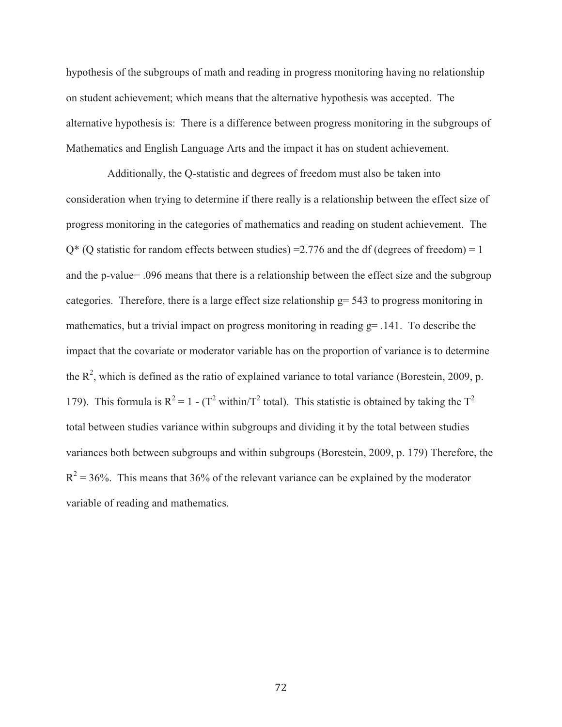hypothesis of the subgroups of math and reading in progress monitoring having no relationship on student achievement; which means that the alternative hypothesis was accepted. The alternative hypothesis is: There is a difference between progress monitoring in the subgroups of Mathematics and English Language Arts and the impact it has on student achievement.

Additionally, the Q-statistic and degrees of freedom must also be taken into consideration when trying to determine if there really is a relationship between the effect size of progress monitoring in the categories of mathematics and reading on student achievement. The Q* (Q statistic for random effects between studies) =2.776 and the df (degrees of freedom) = 1 and the p-value= .096 means that there is a relationship between the effect size and the subgroup categories. Therefore, there is a large effect size relationship g= 543 to progress monitoring in mathematics, but a trivial impact on progress monitoring in reading g= .141. To describe the impact that the covariate or moderator variable has on the proportion of variance is to determine the $R^2$, which is defined as the ratio of explained variance to total variance (Borestein, 2009, p. 179). This formula is $R^2 = 1 - (T^2 \text{ within}/T^2 \text{ total})$. This statistic is obtained by taking the $T^2$ total between studies variance within subgroups and dividing it by the total between studies variances both between subgroups and within subgroups (Borestein, 2009, p. 179) Therefore, the $R^2 = 36\%$. This means that 36% of the relevant variance can be explained by the moderator variable of reading and mathematics.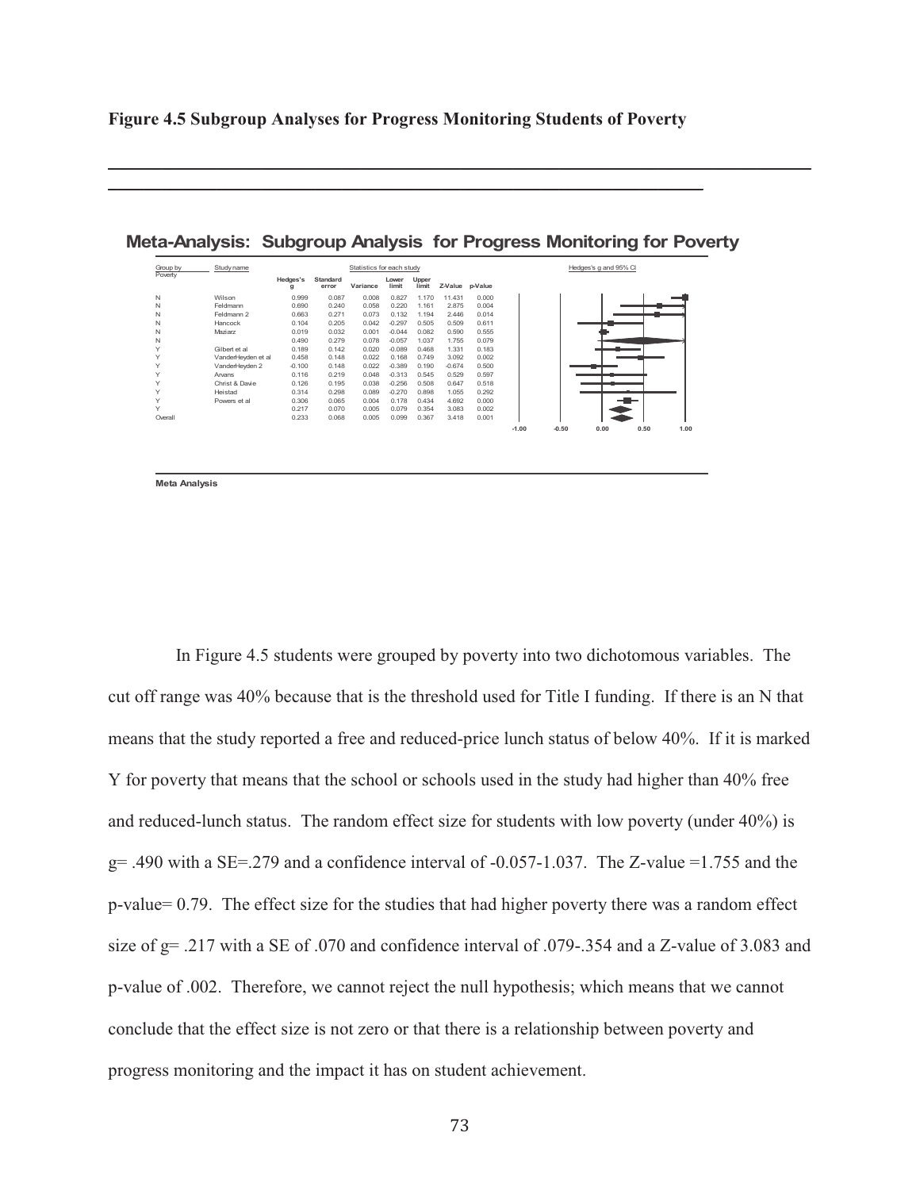**Figure 4.5 Subgroup Analyses for Progress Monitoring Students of Poverty**

## Meta-Analysis: Subgroup Analysis for Progress Monitoring for Poverty

| Group by Poverty | Study name | Hedges's g | Standard error | Variance | Lower limit | Upper limit | Z-Value | p-Value |
|---|---|---|---|---|---|---|---|---|
| N | Wilson | 0.999 | 0.087 | 0.008 | 0.827 | 1.170 | 11.431 | 0.000 |
| N | Feldmann | 0.690 | 0.240 | 0.058 | 0.220 | 1.161 | 2.875 | 0.004 |
| N | Feldmann 2 | 0.663 | 0.271 | 0.073 | 0.132 | 1.194 | 2.446 | 0.014 |
| N | Hancock | 0.104 | 0.205 | 0.042 | -0.297 | 0.505 | 0.509 | 0.611 |
| N | Maziarz | 0.019 | 0.032 | 0.001 | -0.044 | 0.082 | 0.590 | 0.555 |
| N | | 0.490 | 0.279 | 0.078 | -0.057 | 1.037 | 1.755 | 0.079 |
| Y | Gilbert et al | 0.189 | 0.142 | 0.020 | -0.089 | 0.468 | 1.331 | 0.183 |
| Y | VanderHeyden et al | 0.458 | 0.148 | 0.022 | 0.168 | 0.749 | 3.092 | 0.002 |
| Y | VanderHeyden 2 | -0.100 | 0.148 | 0.022 | -0.389 | 0.190 | -0.674 | 0.500 |
| Y | Arvans | 0.116 | 0.219 | 0.048 | -0.313 | 0.545 | 0.529 | 0.597 |
| Y | Christ & Davie | 0.126 | 0.195 | 0.038 | -0.256 | 0.508 | 0.647 | 0.518 |
| Y | Heistad | 0.314 | 0.298 | 0.089 | -0.270 | 0.898 | 1.055 | 0.292 |
| Y | Powers et al | 0.306 | 0.065 | 0.004 | 0.178 | 0.434 | 4.692 | 0.000 |
| Y | | 0.217 | 0.070 | 0.005 | 0.079 | 0.354 | 3.083 | 0.002 |
| Overall | | 0.233 | 0.068 | 0.005 | 0.099 | 0.367 | 3.418 | 0.001 |

Hedges's g and 95% CI (axis: -1.00, -0.50, 0.00, 0.50, 1.00)

Meta Analysis

In Figure 4.5 students were grouped by poverty into two dichotomous variables. The cut off range was 40% because that is the threshold used for Title I funding. If there is an N that means that the study reported a free and reduced-price lunch status of below 40%. If it is marked Y for poverty that means that the school or schools used in the study had higher than 40% free and reduced-lunch status. The random effect size for students with low poverty (under 40%) is g= .490 with a SE=.279 and a confidence interval of -0.057-1.037. The Z-value =1.755 and the p-value= 0.79. The effect size for the studies that had higher poverty there was a random effect size of g= .217 with a SE of .070 and confidence interval of .079-.354 and a Z-value of 3.083 and p-value of .002. Therefore, we cannot reject the null hypothesis; which means that we cannot conclude that the effect size is not zero or that there is a relationship between poverty and progress monitoring and the impact it has on student achievement.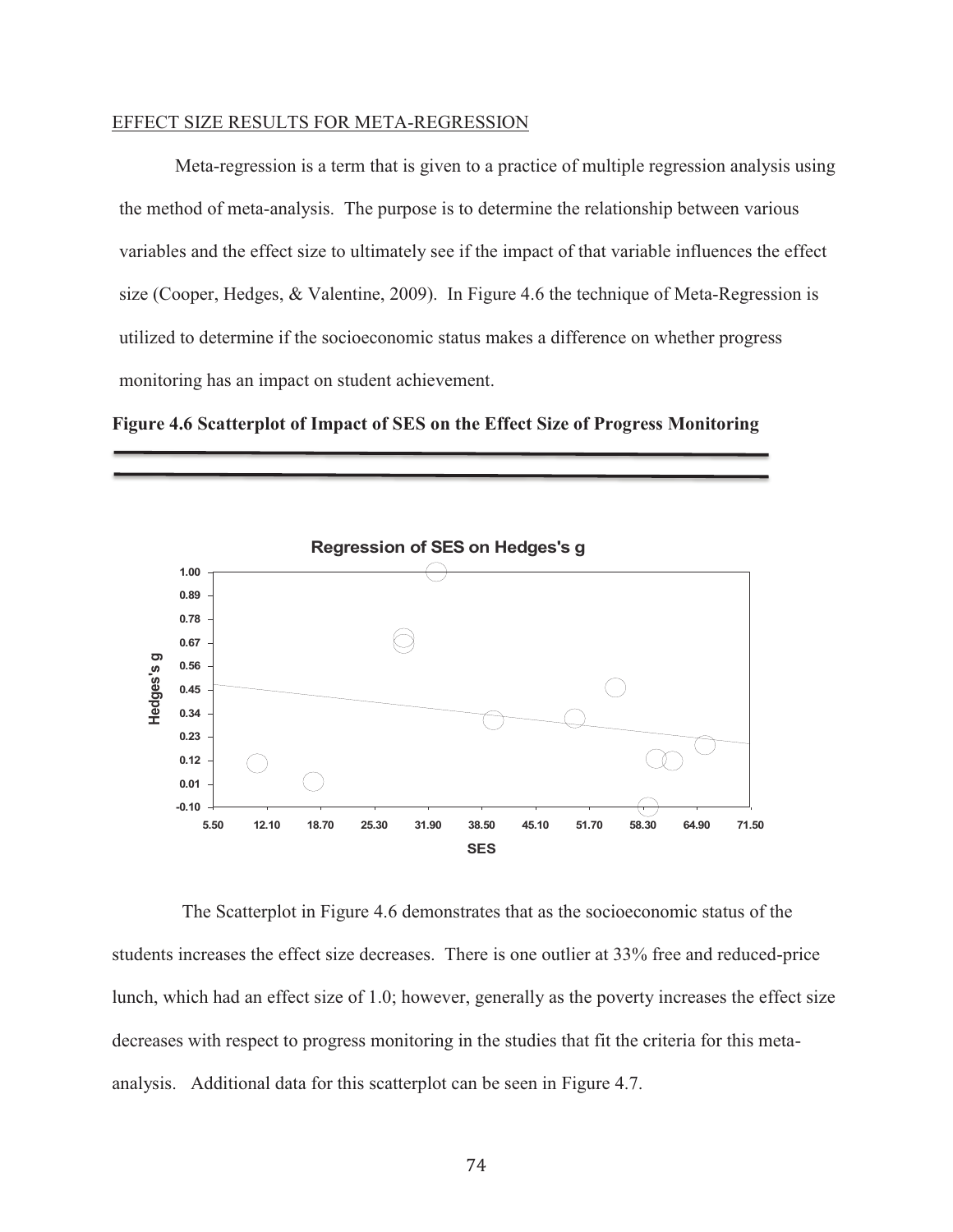EFFECT SIZE RESULTS FOR META-REGRESSION

Meta-regression is a term that is given to a practice of multiple regression analysis using the method of meta-analysis. The purpose is to determine the relationship between various variables and the effect size to ultimately see if the impact of that variable influences the effect size (Cooper, Hedges, & Valentine, 2009). In Figure 4.6 the technique of Meta-Regression is utilized to determine if the socioeconomic status makes a difference on whether progress monitoring has an impact on student achievement.

**Figure 4.6 Scatterplot of Impact of SES on the Effect Size of Progress Monitoring**

The Scatterplot in Figure 4.6 demonstrates that as the socioeconomic status of the students increases the effect size decreases. There is one outlier at 33% free and reduced-price lunch, which had an effect size of 1.0; however, generally as the poverty increases the effect size decreases with respect to progress monitoring in the studies that fit the criteria for this meta-analysis. Additional data for this scatterplot can be seen in Figure 4.7.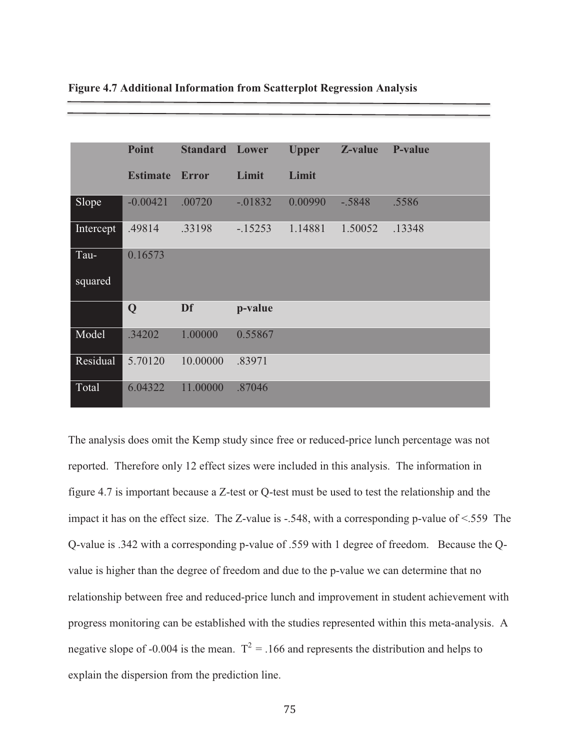**Figure 4.7 Additional Information from Scatterplot Regression Analysis**

| | Point Estimate | Standard Error | Lower Limit | Upper Limit | Z-value | P-value |
|---|---|---|---|---|---|---|
| Slope | -0.00421 | .00720 | -.01832 | 0.00990 | -.5848 | .5586 |
| Intercept | .49814 | .33198 | -.15253 | 1.14881 | 1.50052 | .13348 |
| Tau-squared | 0.16573 | | | | | |
| | **Q** | **Df** | **p-value** | | | |
| Model | .34202 | 1.00000 | 0.55867 | | | |
| Residual | 5.70120 | 10.00000 | .83971 | | | |
| Total | 6.04322 | 11.00000 | .87046 | | | |

The analysis does omit the Kemp study since free or reduced-price lunch percentage was not reported. Therefore only 12 effect sizes were included in this analysis. The information in figure 4.7 is important because a Z-test or Q-test must be used to test the relationship and the impact it has on the effect size. The Z-value is -.548, with a corresponding p-value of <.559 The Q-value is .342 with a corresponding p-value of .559 with 1 degree of freedom. Because the Q-value is higher than the degree of freedom and due to the p-value we can determine that no relationship between free and reduced-price lunch and improvement in student achievement with progress monitoring can be established with the studies represented within this meta-analysis. A negative slope of -0.004 is the mean. $T^2 = .166$ and represents the distribution and helps to explain the dispersion from the prediction line.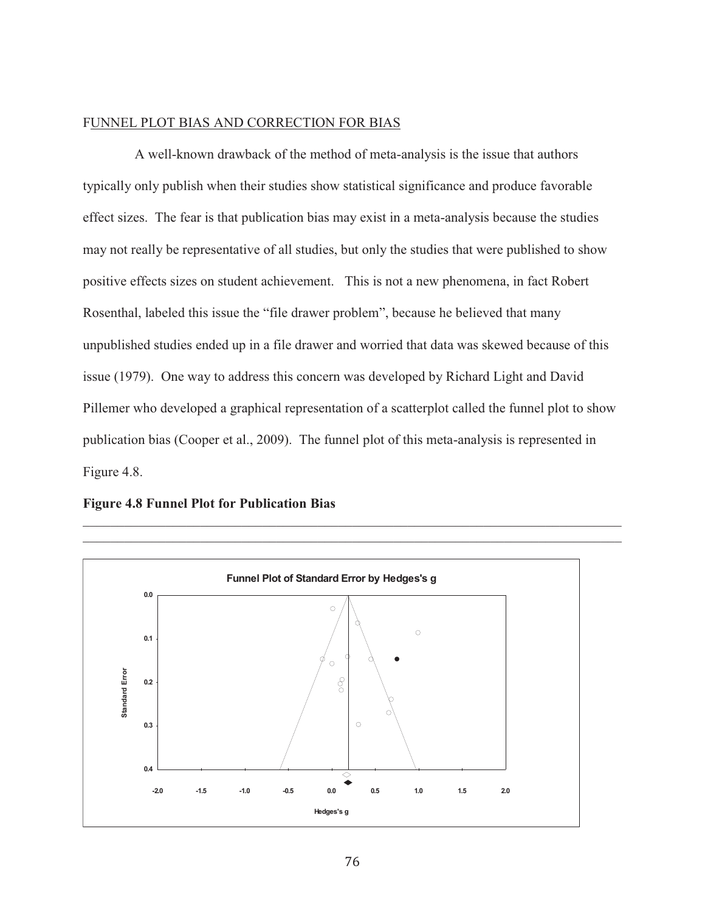FUNNEL PLOT BIAS AND CORRECTION FOR BIAS

A well-known drawback of the method of meta-analysis is the issue that authors typically only publish when their studies show statistical significance and produce favorable effect sizes. The fear is that publication bias may exist in a meta-analysis because the studies may not really be representative of all studies, but only the studies that were published to show positive effects sizes on student achievement. This is not a new phenomena, in fact Robert Rosenthal, labeled this issue the "file drawer problem", because he believed that many unpublished studies ended up in a file drawer and worried that data was skewed because of this issue (1979). One way to address this concern was developed by Richard Light and David Pillemer who developed a graphical representation of a scatterplot called the funnel plot to show publication bias (Cooper et al., 2009). The funnel plot of this meta-analysis is represented in Figure 4.8.

**Figure 4.8 Funnel Plot for Publication Bias**

Funnel Plot of Standard Error by Hedges's g

Standard Error

Hedges's g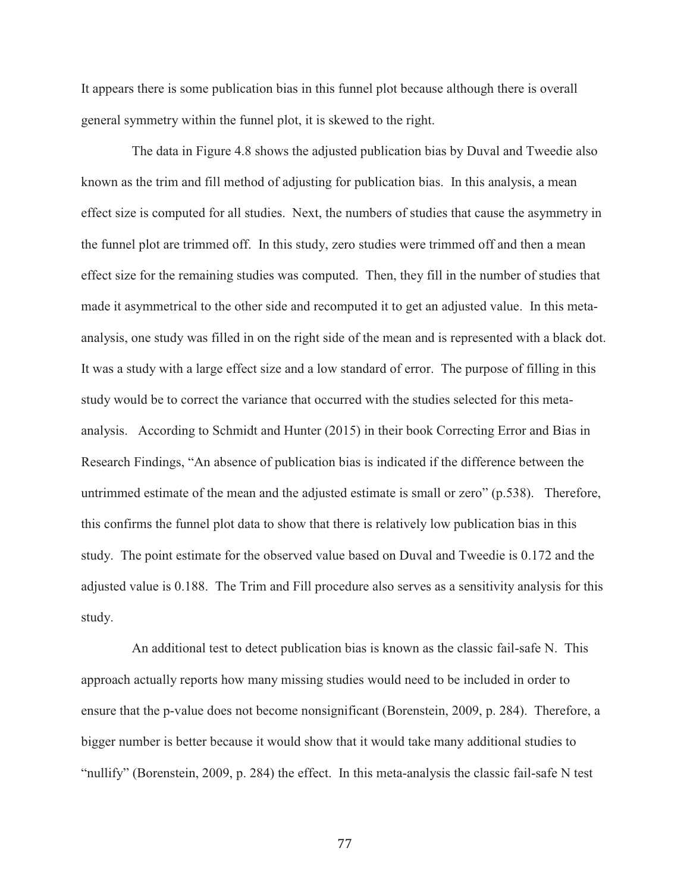It appears there is some publication bias in this funnel plot because although there is overall general symmetry within the funnel plot, it is skewed to the right.

The data in Figure 4.8 shows the adjusted publication bias by Duval and Tweedie also known as the trim and fill method of adjusting for publication bias. In this analysis, a mean effect size is computed for all studies. Next, the numbers of studies that cause the asymmetry in the funnel plot are trimmed off. In this study, zero studies were trimmed off and then a mean effect size for the remaining studies was computed. Then, they fill in the number of studies that made it asymmetrical to the other side and recomputed it to get an adjusted value. In this meta-analysis, one study was filled in on the right side of the mean and is represented with a black dot. It was a study with a large effect size and a low standard of error. The purpose of filling in this study would be to correct the variance that occurred with the studies selected for this meta-analysis. According to Schmidt and Hunter (2015) in their book Correcting Error and Bias in Research Findings, "An absence of publication bias is indicated if the difference between the untrimmed estimate of the mean and the adjusted estimate is small or zero" (p.538). Therefore, this confirms the funnel plot data to show that there is relatively low publication bias in this study. The point estimate for the observed value based on Duval and Tweedie is 0.172 and the adjusted value is 0.188. The Trim and Fill procedure also serves as a sensitivity analysis for this study.

An additional test to detect publication bias is known as the classic fail-safe N. This approach actually reports how many missing studies would need to be included in order to ensure that the p-value does not become nonsignificant (Borenstein, 2009, p. 284). Therefore, a bigger number is better because it would show that it would take many additional studies to "nullify" (Borenstein, 2009, p. 284) the effect. In this meta-analysis the classic fail-safe N test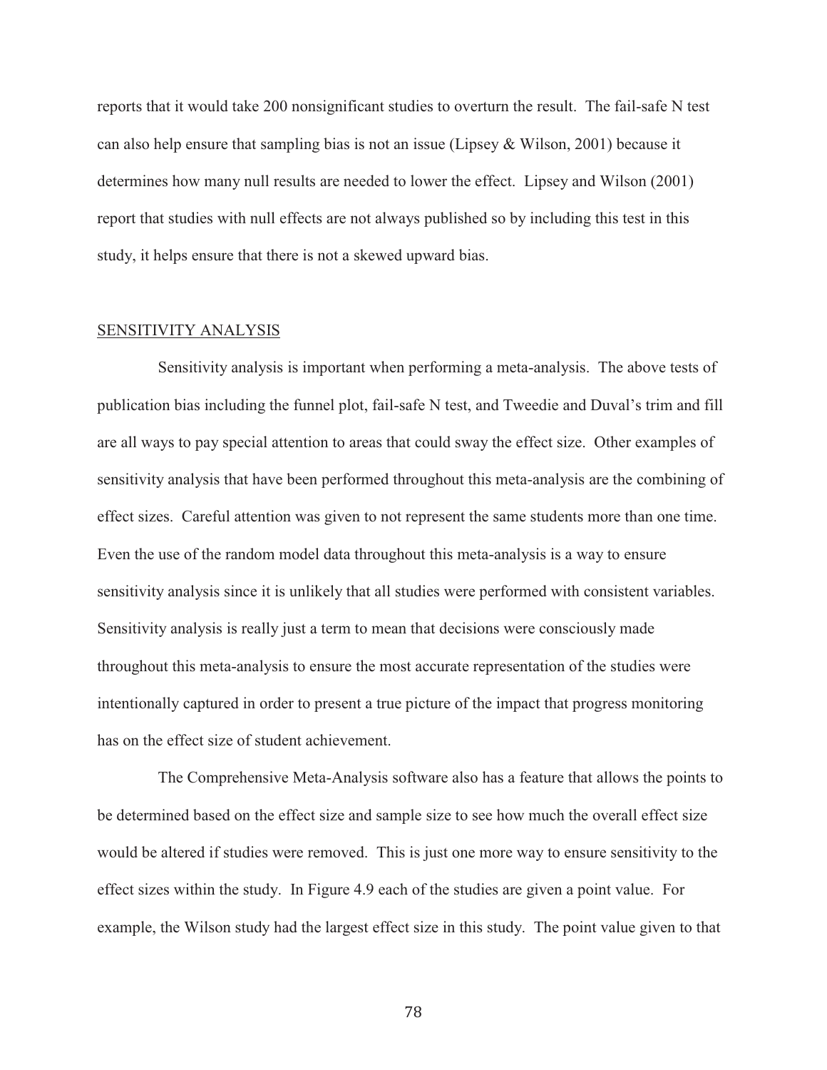reports that it would take 200 nonsignificant studies to overturn the result. The fail-safe N test can also help ensure that sampling bias is not an issue (Lipsey & Wilson, 2001) because it determines how many null results are needed to lower the effect. Lipsey and Wilson (2001) report that studies with null effects are not always published so by including this test in this study, it helps ensure that there is not a skewed upward bias.

## SENSITIVITY ANALYSIS

Sensitivity analysis is important when performing a meta-analysis. The above tests of publication bias including the funnel plot, fail-safe N test, and Tweedie and Duval's trim and fill are all ways to pay special attention to areas that could sway the effect size. Other examples of sensitivity analysis that have been performed throughout this meta-analysis are the combining of effect sizes. Careful attention was given to not represent the same students more than one time. Even the use of the random model data throughout this meta-analysis is a way to ensure sensitivity analysis since it is unlikely that all studies were performed with consistent variables. Sensitivity analysis is really just a term to mean that decisions were consciously made throughout this meta-analysis to ensure the most accurate representation of the studies were intentionally captured in order to present a true picture of the impact that progress monitoring has on the effect size of student achievement.

The Comprehensive Meta-Analysis software also has a feature that allows the points to be determined based on the effect size and sample size to see how much the overall effect size would be altered if studies were removed. This is just one more way to ensure sensitivity to the effect sizes within the study. In Figure 4.9 each of the studies are given a point value. For example, the Wilson study had the largest effect size in this study. The point value given to that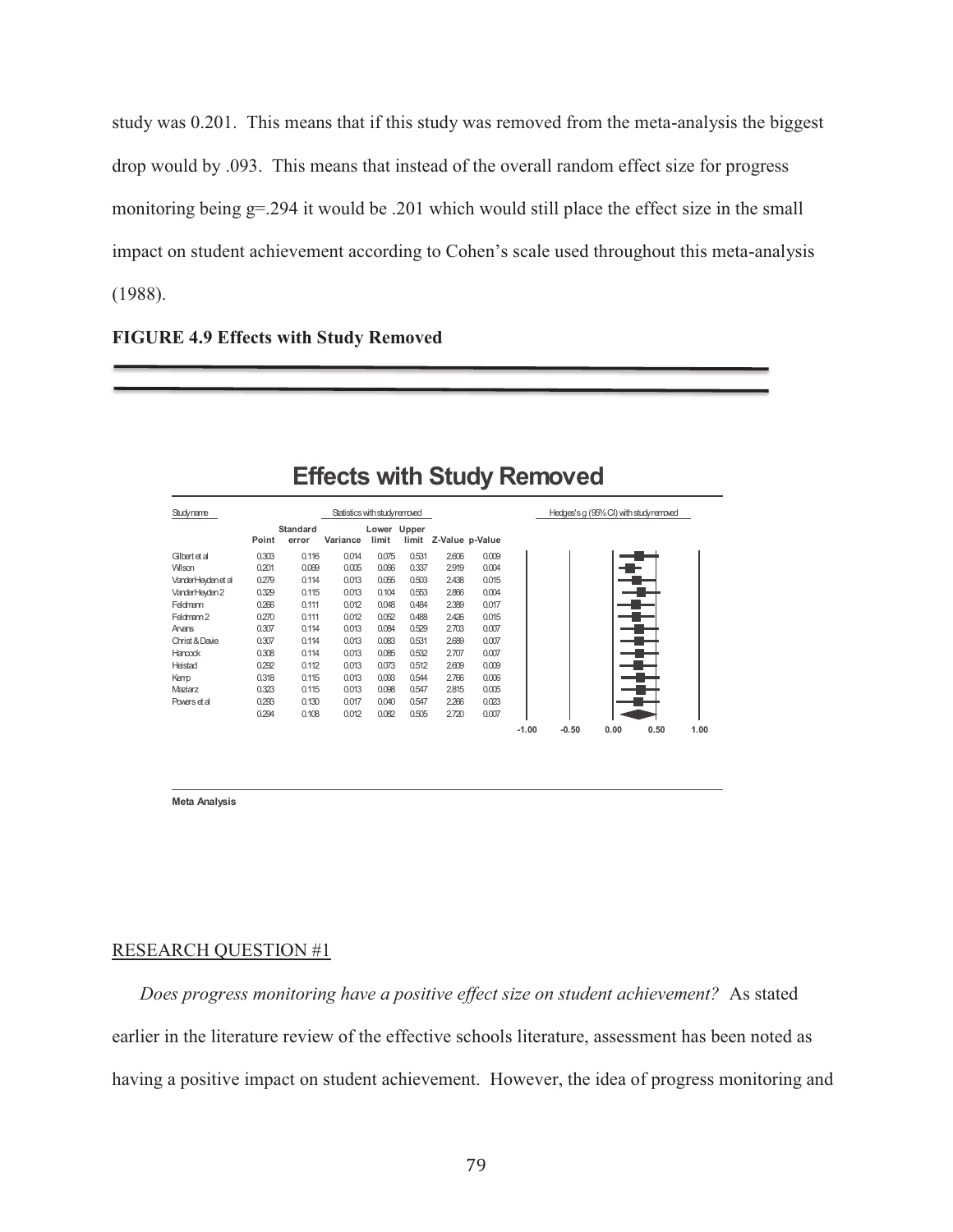study was 0.201. This means that if this study was removed from the meta-analysis the biggest drop would by .093. This means that instead of the overall random effect size for progress monitoring being g=.294 it would be .201 which would still place the effect size in the small impact on student achievement according to Cohen's scale used throughout this meta-analysis (1988).

**FIGURE 4.9 Effects with Study Removed**

## Effects with Study Removed

| Study name | Statistics with study removed | | | | | | |
|---|---|---|---|---|---|---|---|
| | Point | Standard error | Variance | Lower limit | Upper limit | Z-Value | p-Value |
| Gilbert et al | 0.303 | 0.116 | 0.014 | 0.075 | 0.531 | 2.606 | 0.009 |
| Wilson | 0.201 | 0.069 | 0.005 | 0.066 | 0.337 | 2.919 | 0.004 |
| VanderHeyden et al | 0.279 | 0.114 | 0.013 | 0.055 | 0.503 | 2.438 | 0.015 |
| VanderHeyden 2 | 0.329 | 0.115 | 0.013 | 0.104 | 0.553 | 2.866 | 0.004 |
| Feldmann | 0.266 | 0.111 | 0.012 | 0.048 | 0.484 | 2.389 | 0.017 |
| Feldmann 2 | 0.270 | 0.111 | 0.012 | 0.052 | 0.488 | 2.426 | 0.015 |
| Arvans | 0.307 | 0.114 | 0.013 | 0.084 | 0.529 | 2.703 | 0.007 |
| Christ & Davie | 0.307 | 0.114 | 0.013 | 0.083 | 0.531 | 2.689 | 0.007 |
| Hancock | 0.308 | 0.114 | 0.013 | 0.085 | 0.532 | 2.707 | 0.007 |
| Heistad | 0.292 | 0.112 | 0.013 | 0.073 | 0.512 | 2.609 | 0.009 |
| Kemp | 0.318 | 0.115 | 0.013 | 0.093 | 0.544 | 2.766 | 0.006 |
| Maziarz | 0.323 | 0.115 | 0.013 | 0.098 | 0.547 | 2.815 | 0.005 |
| Powers et al | 0.293 | 0.130 | 0.017 | 0.040 | 0.547 | 2.266 | 0.023 |
| | 0.294 | 0.108 | 0.012 | 0.082 | 0.505 | 2.720 | 0.007 |

Hedges's g (95% CI) with study removed

-1.00 -0.50 0.00 0.50 1.00

Meta Analysis

## RESEARCH QUESTION #1

*Does progress monitoring have a positive effect size on student achievement?* As stated earlier in the literature review of the effective schools literature, assessment has been noted as having a positive impact on student achievement. However, the idea of progress monitoring and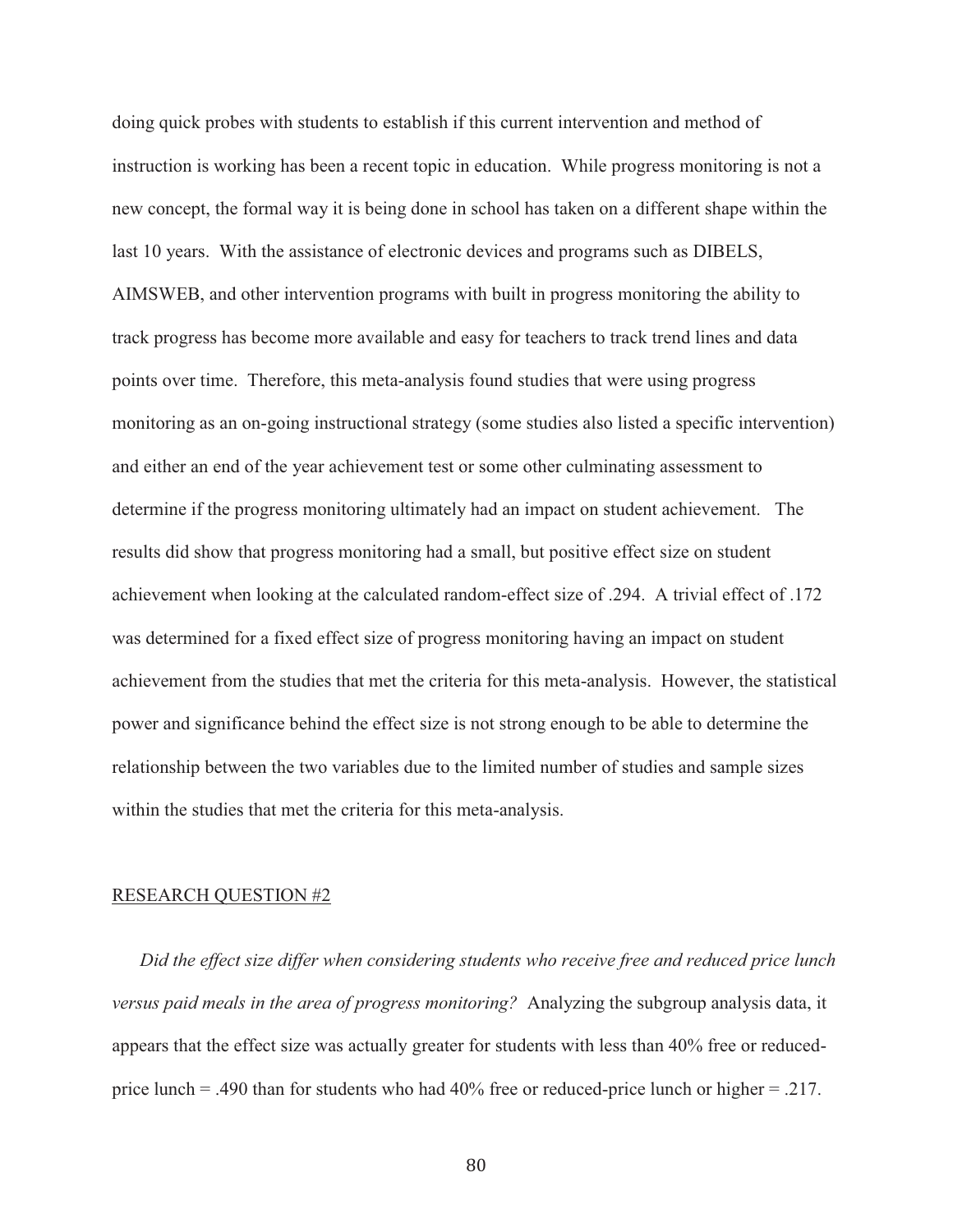doing quick probes with students to establish if this current intervention and method of instruction is working has been a recent topic in education. While progress monitoring is not a new concept, the formal way it is being done in school has taken on a different shape within the last 10 years. With the assistance of electronic devices and programs such as DIBELS, AIMSWEB, and other intervention programs with built in progress monitoring the ability to track progress has become more available and easy for teachers to track trend lines and data points over time. Therefore, this meta-analysis found studies that were using progress monitoring as an on-going instructional strategy (some studies also listed a specific intervention) and either an end of the year achievement test or some other culminating assessment to determine if the progress monitoring ultimately had an impact on student achievement. The results did show that progress monitoring had a small, but positive effect size on student achievement when looking at the calculated random-effect size of .294. A trivial effect of .172 was determined for a fixed effect size of progress monitoring having an impact on student achievement from the studies that met the criteria for this meta-analysis. However, the statistical power and significance behind the effect size is not strong enough to be able to determine the relationship between the two variables due to the limited number of studies and sample sizes within the studies that met the criteria for this meta-analysis.

## RESEARCH QUESTION #2

*Did the effect size differ when considering students who receive free and reduced price lunch versus paid meals in the area of progress monitoring?* Analyzing the subgroup analysis data, it appears that the effect size was actually greater for students with less than 40% free or reduced-price lunch = .490 than for students who had 40% free or reduced-price lunch or higher = .217.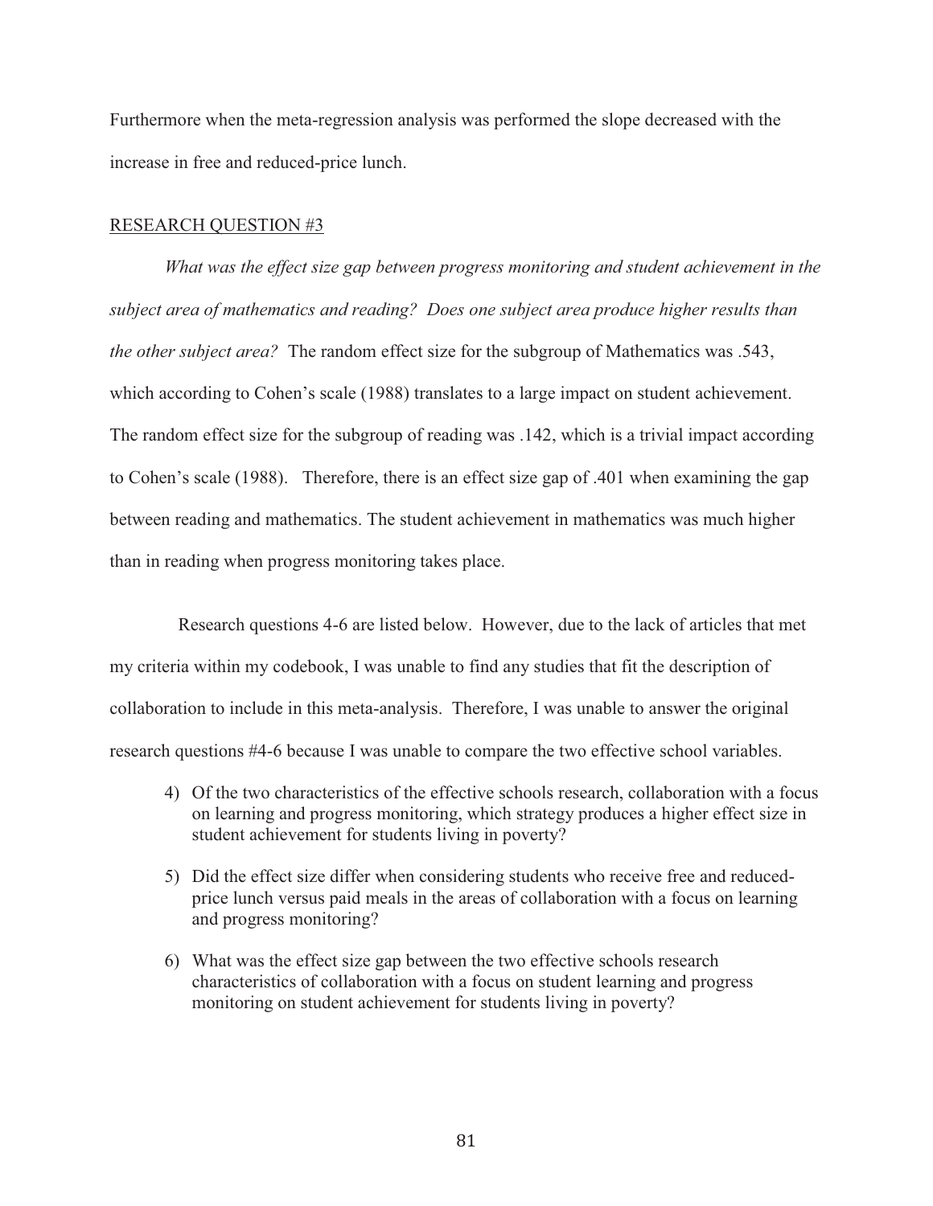Furthermore when the meta-regression analysis was performed the slope decreased with the increase in free and reduced-price lunch.

## RESEARCH QUESTION #3

*What was the effect size gap between progress monitoring and student achievement in the subject area of mathematics and reading? Does one subject area produce higher results than the other subject area?* The random effect size for the subgroup of Mathematics was .543, which according to Cohen's scale (1988) translates to a large impact on student achievement. The random effect size for the subgroup of reading was .142, which is a trivial impact according to Cohen's scale (1988). Therefore, there is an effect size gap of .401 when examining the gap between reading and mathematics. The student achievement in mathematics was much higher than in reading when progress monitoring takes place.

Research questions 4-6 are listed below. However, due to the lack of articles that met my criteria within my codebook, I was unable to find any studies that fit the description of collaboration to include in this meta-analysis. Therefore, I was unable to answer the original research questions #4-6 because I was unable to compare the two effective school variables.

4) Of the two characteristics of the effective schools research, collaboration with a focus on learning and progress monitoring, which strategy produces a higher effect size in student achievement for students living in poverty?

5) Did the effect size differ when considering students who receive free and reduced-price lunch versus paid meals in the areas of collaboration with a focus on learning and progress monitoring?

6) What was the effect size gap between the two effective schools research characteristics of collaboration with a focus on student learning and progress monitoring on student achievement for students living in poverty?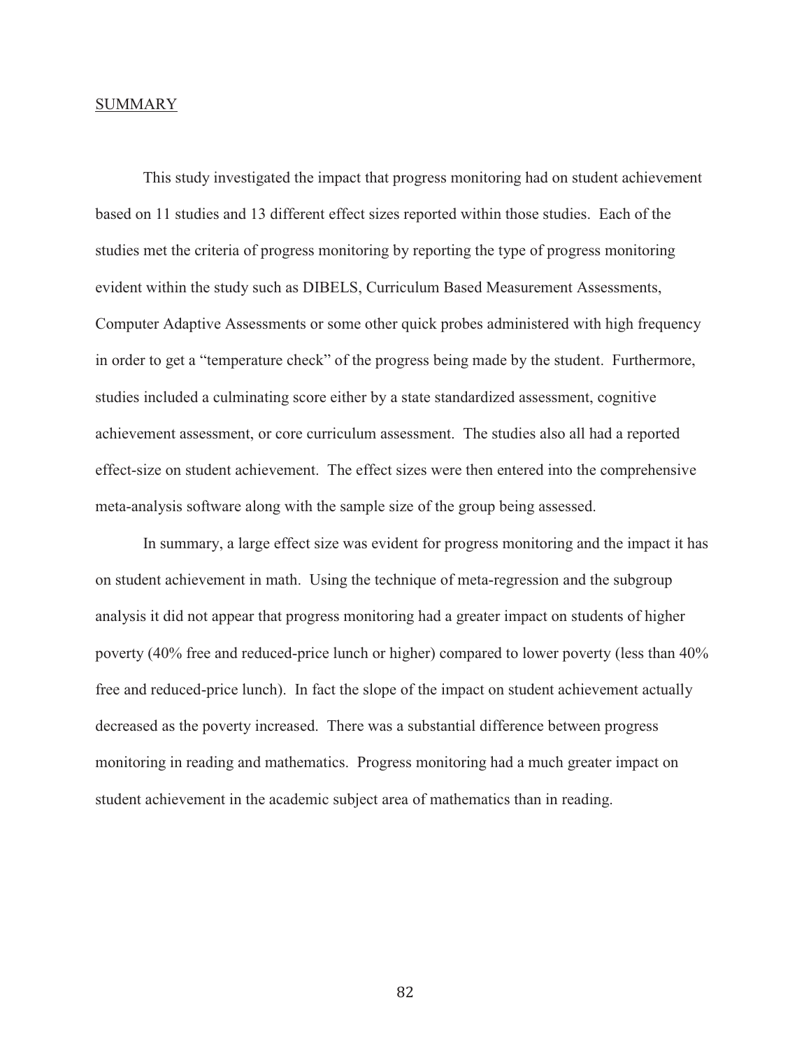## SUMMARY

This study investigated the impact that progress monitoring had on student achievement based on 11 studies and 13 different effect sizes reported within those studies. Each of the studies met the criteria of progress monitoring by reporting the type of progress monitoring evident within the study such as DIBELS, Curriculum Based Measurement Assessments, Computer Adaptive Assessments or some other quick probes administered with high frequency in order to get a "temperature check" of the progress being made by the student. Furthermore, studies included a culminating score either by a state standardized assessment, cognitive achievement assessment, or core curriculum assessment. The studies also all had a reported effect-size on student achievement. The effect sizes were then entered into the comprehensive meta-analysis software along with the sample size of the group being assessed.

In summary, a large effect size was evident for progress monitoring and the impact it has on student achievement in math. Using the technique of meta-regression and the subgroup analysis it did not appear that progress monitoring had a greater impact on students of higher poverty (40% free and reduced-price lunch or higher) compared to lower poverty (less than 40% free and reduced-price lunch). In fact the slope of the impact on student achievement actually decreased as the poverty increased. There was a substantial difference between progress monitoring in reading and mathematics. Progress monitoring had a much greater impact on student achievement in the academic subject area of mathematics than in reading.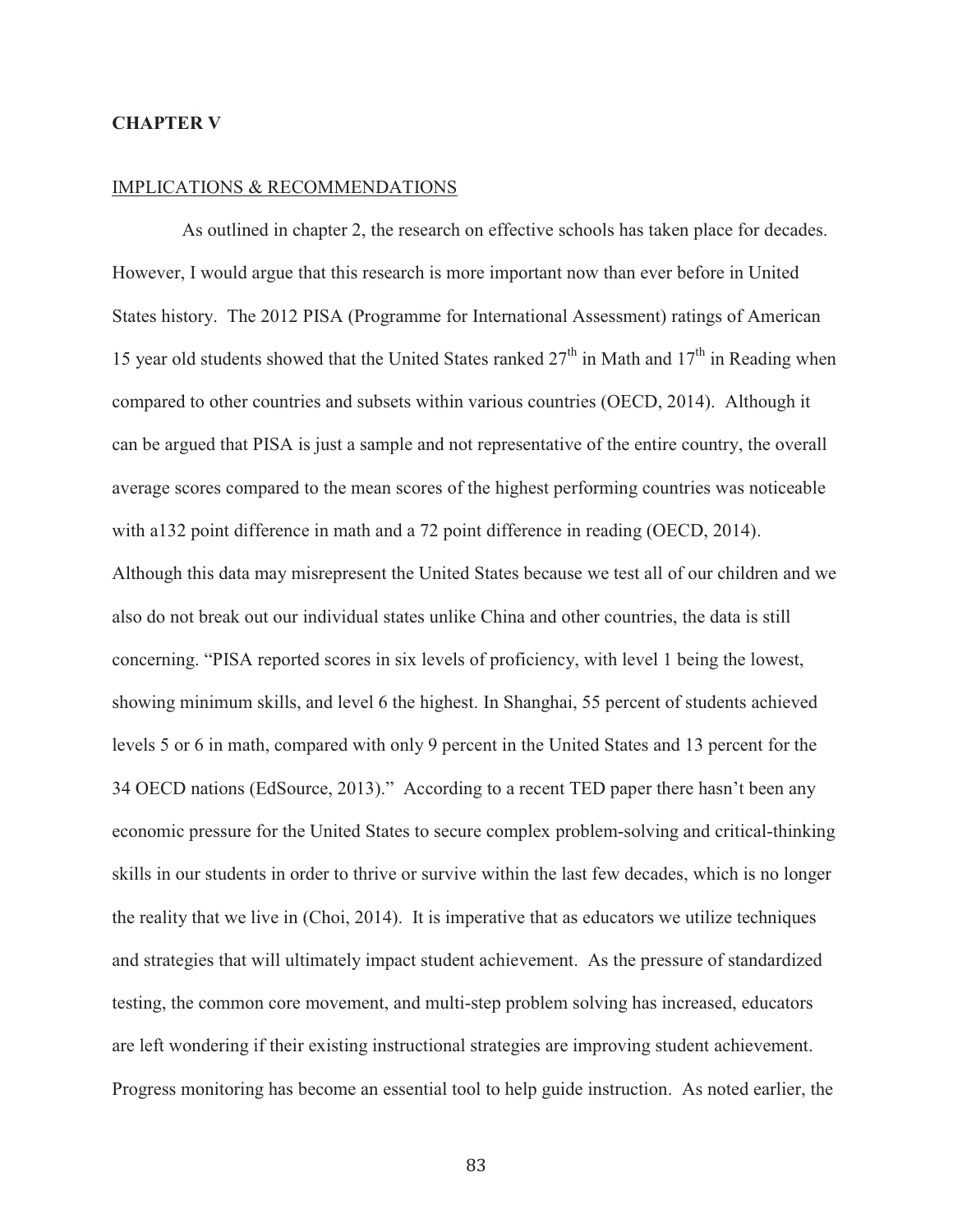# CHAPTER V

## IMPLICATIONS & RECOMMENDATIONS

As outlined in chapter 2, the research on effective schools has taken place for decades. However, I would argue that this research is more important now than ever before in United States history. The 2012 PISA (Programme for International Assessment) ratings of American 15 year old students showed that the United States ranked 27th in Math and 17th in Reading when compared to other countries and subsets within various countries (OECD, 2014). Although it can be argued that PISA is just a sample and not representative of the entire country, the overall average scores compared to the mean scores of the highest performing countries was noticeable with a132 point difference in math and a 72 point difference in reading (OECD, 2014). Although this data may misrepresent the United States because we test all of our children and we also do not break out our individual states unlike China and other countries, the data is still concerning. "PISA reported scores in six levels of proficiency, with level 1 being the lowest, showing minimum skills, and level 6 the highest. In Shanghai, 55 percent of students achieved levels 5 or 6 in math, compared with only 9 percent in the United States and 13 percent for the 34 OECD nations (EdSource, 2013)." According to a recent TED paper there hasn't been any economic pressure for the United States to secure complex problem-solving and critical-thinking skills in our students in order to thrive or survive within the last few decades, which is no longer the reality that we live in (Choi, 2014). It is imperative that as educators we utilize techniques and strategies that will ultimately impact student achievement. As the pressure of standardized testing, the common core movement, and multi-step problem solving has increased, educators are left wondering if their existing instructional strategies are improving student achievement. Progress monitoring has become an essential tool to help guide instruction. As noted earlier, the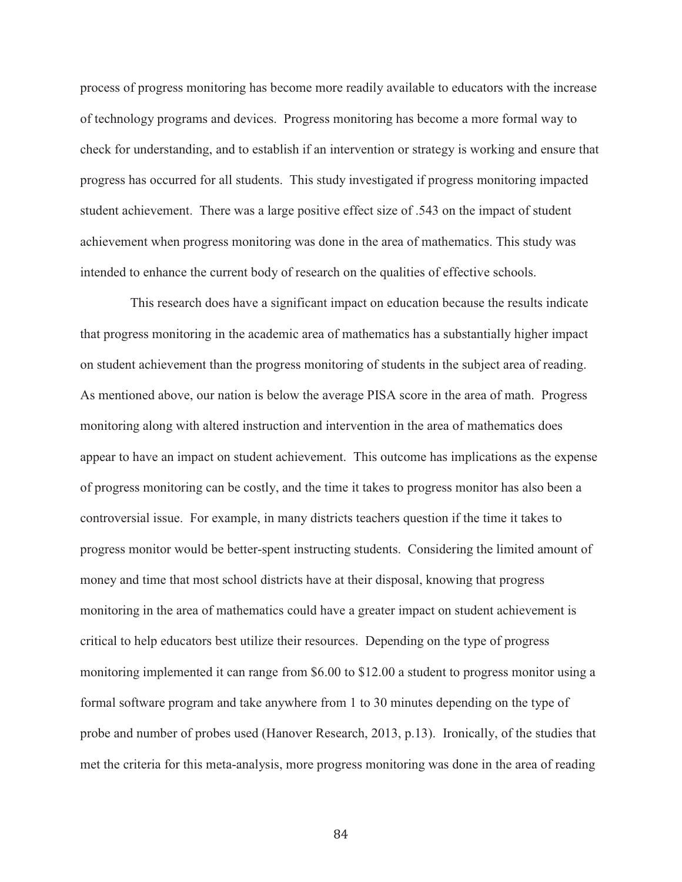process of progress monitoring has become more readily available to educators with the increase of technology programs and devices. Progress monitoring has become a more formal way to check for understanding, and to establish if an intervention or strategy is working and ensure that progress has occurred for all students. This study investigated if progress monitoring impacted student achievement. There was a large positive effect size of .543 on the impact of student achievement when progress monitoring was done in the area of mathematics. This study was intended to enhance the current body of research on the qualities of effective schools.

This research does have a significant impact on education because the results indicate that progress monitoring in the academic area of mathematics has a substantially higher impact on student achievement than the progress monitoring of students in the subject area of reading. As mentioned above, our nation is below the average PISA score in the area of math. Progress monitoring along with altered instruction and intervention in the area of mathematics does appear to have an impact on student achievement. This outcome has implications as the expense of progress monitoring can be costly, and the time it takes to progress monitor has also been a controversial issue. For example, in many districts teachers question if the time it takes to progress monitor would be better-spent instructing students. Considering the limited amount of money and time that most school districts have at their disposal, knowing that progress monitoring in the area of mathematics could have a greater impact on student achievement is critical to help educators best utilize their resources. Depending on the type of progress monitoring implemented it can range from $6.00 to $12.00 a student to progress monitor using a formal software program and take anywhere from 1 to 30 minutes depending on the type of probe and number of probes used (Hanover Research, 2013, p.13). Ironically, of the studies that met the criteria for this meta-analysis, more progress monitoring was done in the area of reading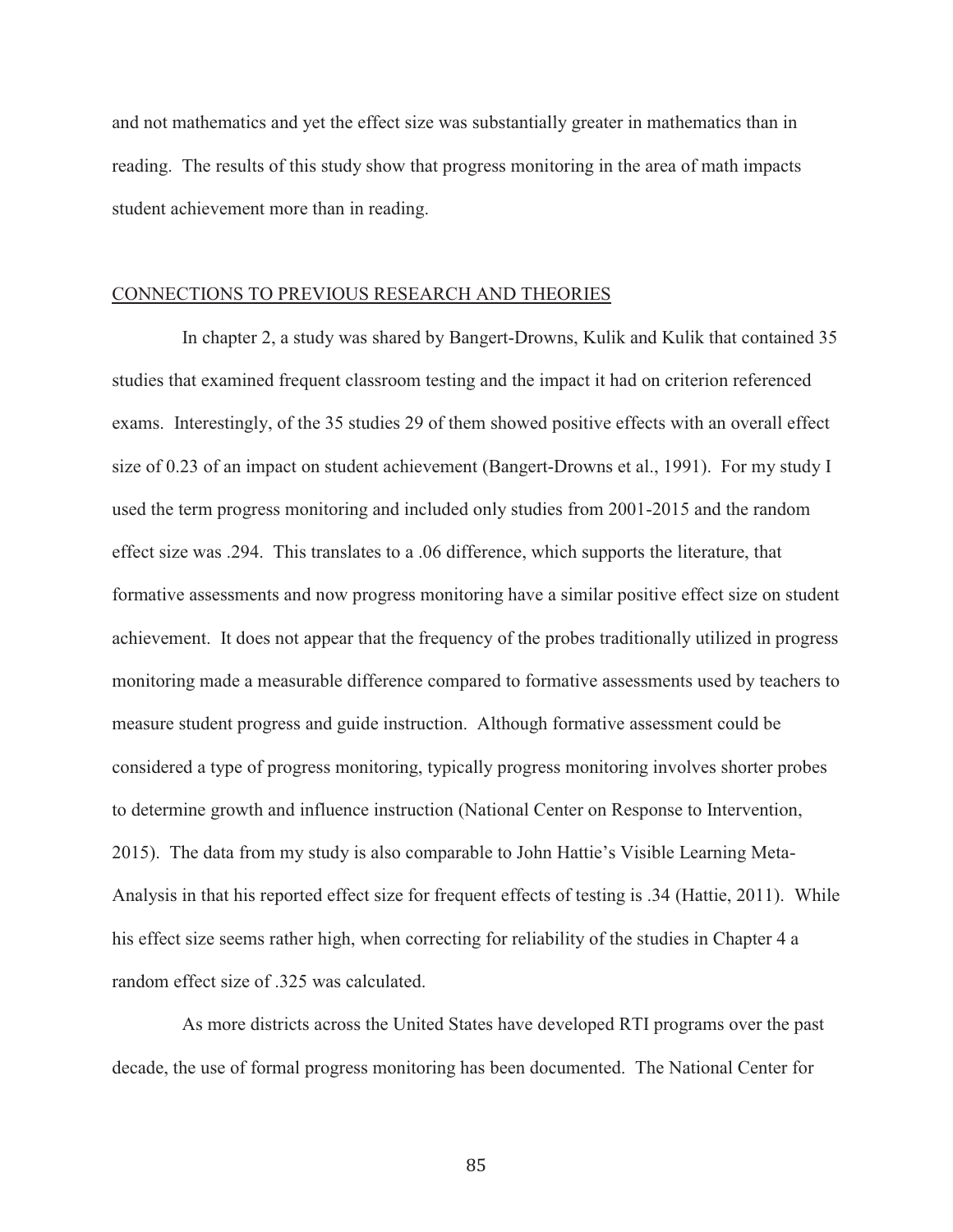and not mathematics and yet the effect size was substantially greater in mathematics than in reading. The results of this study show that progress monitoring in the area of math impacts student achievement more than in reading.

## CONNECTIONS TO PREVIOUS RESEARCH AND THEORIES

In chapter 2, a study was shared by Bangert-Drowns, Kulik and Kulik that contained 35 studies that examined frequent classroom testing and the impact it had on criterion referenced exams. Interestingly, of the 35 studies 29 of them showed positive effects with an overall effect size of 0.23 of an impact on student achievement (Bangert-Drowns et al., 1991). For my study I used the term progress monitoring and included only studies from 2001-2015 and the random effect size was .294. This translates to a .06 difference, which supports the literature, that formative assessments and now progress monitoring have a similar positive effect size on student achievement. It does not appear that the frequency of the probes traditionally utilized in progress monitoring made a measurable difference compared to formative assessments used by teachers to measure student progress and guide instruction. Although formative assessment could be considered a type of progress monitoring, typically progress monitoring involves shorter probes to determine growth and influence instruction (National Center on Response to Intervention, 2015). The data from my study is also comparable to John Hattie's Visible Learning Meta-Analysis in that his reported effect size for frequent effects of testing is .34 (Hattie, 2011). While his effect size seems rather high, when correcting for reliability of the studies in Chapter 4 a random effect size of .325 was calculated.

As more districts across the United States have developed RTI programs over the past decade, the use of formal progress monitoring has been documented. The National Center for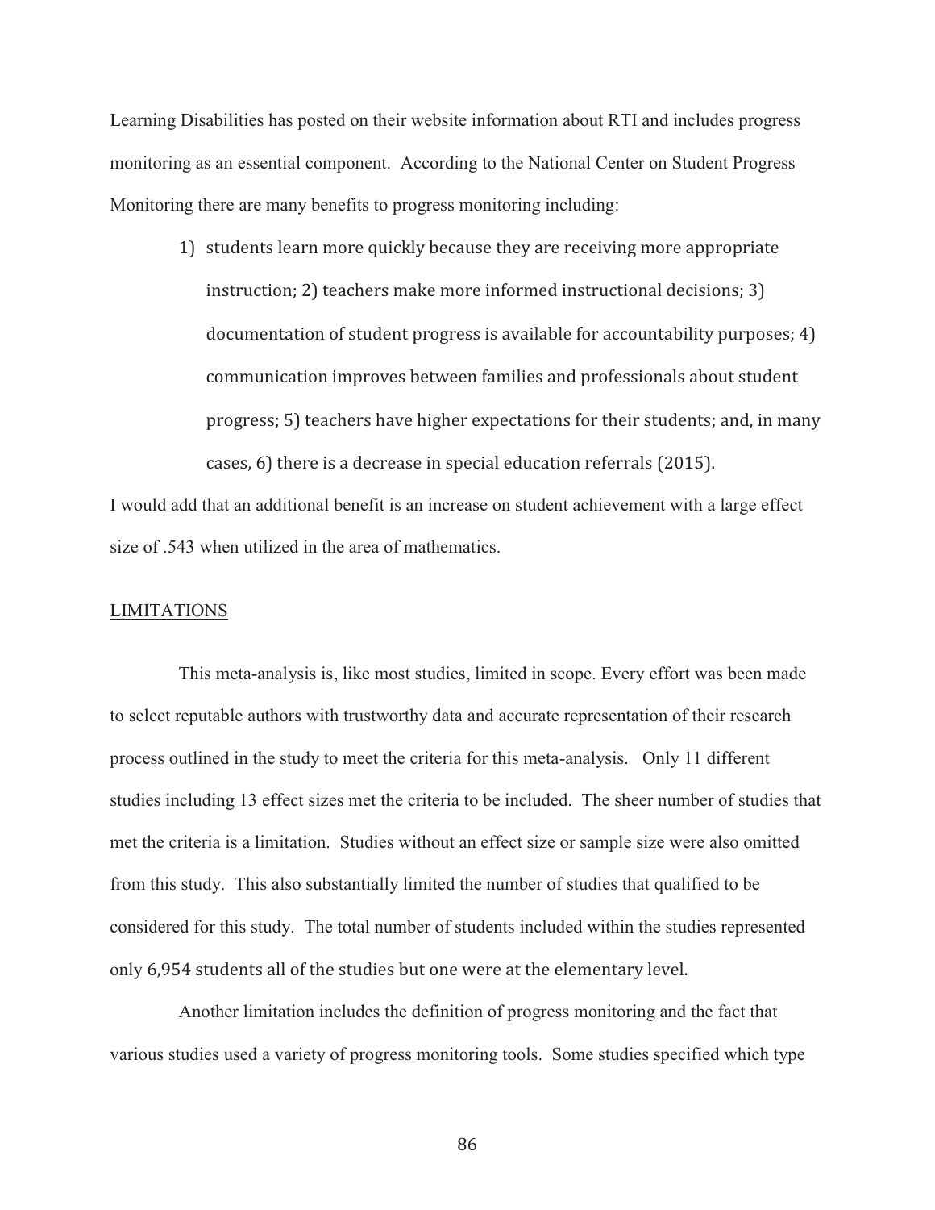Learning Disabilities has posted on their website information about RTI and includes progress monitoring as an essential component. According to the National Center on Student Progress Monitoring there are many benefits to progress monitoring including:

> 1) students learn more quickly because they are receiving more appropriate instruction; 2) teachers make more informed instructional decisions; 3) documentation of student progress is available for accountability purposes; 4) communication improves between families and professionals about student progress; 5) teachers have higher expectations for their students; and, in many cases, 6) there is a decrease in special education referrals (2015).

I would add that an additional benefit is an increase on student achievement with a large effect size of .543 when utilized in the area of mathematics.

## LIMITATIONS

This meta-analysis is, like most studies, limited in scope. Every effort was been made to select reputable authors with trustworthy data and accurate representation of their research process outlined in the study to meet the criteria for this meta-analysis. Only 11 different studies including 13 effect sizes met the criteria to be included. The sheer number of studies that met the criteria is a limitation. Studies without an effect size or sample size were also omitted from this study. This also substantially limited the number of studies that qualified to be considered for this study. The total number of students included within the studies represented only 6,954 students all of the studies but one were at the elementary level.

Another limitation includes the definition of progress monitoring and the fact that various studies used a variety of progress monitoring tools. Some studies specified which type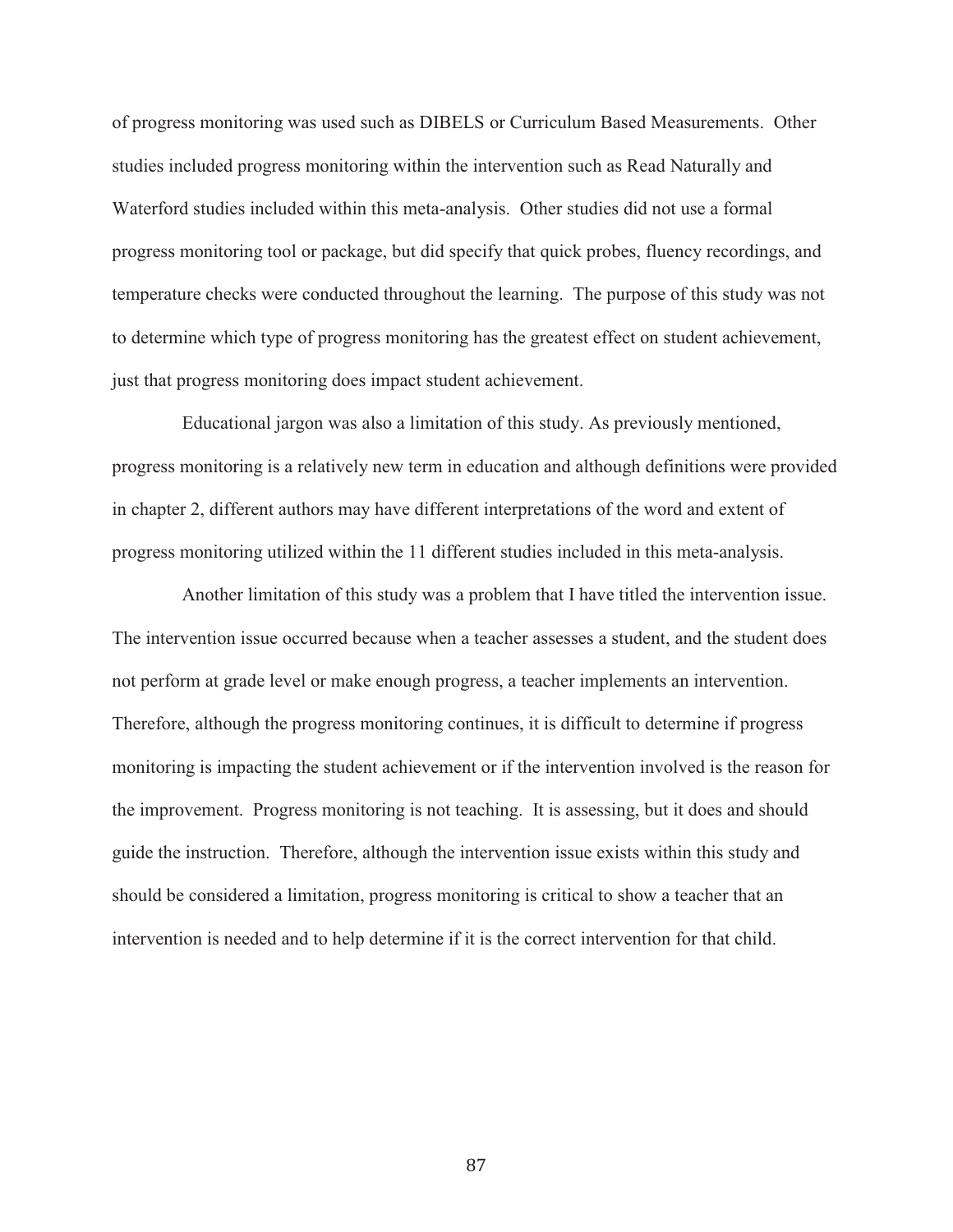of progress monitoring was used such as DIBELS or Curriculum Based Measurements. Other studies included progress monitoring within the intervention such as Read Naturally and Waterford studies included within this meta-analysis. Other studies did not use a formal progress monitoring tool or package, but did specify that quick probes, fluency recordings, and temperature checks were conducted throughout the learning. The purpose of this study was not to determine which type of progress monitoring has the greatest effect on student achievement, just that progress monitoring does impact student achievement.

Educational jargon was also a limitation of this study. As previously mentioned, progress monitoring is a relatively new term in education and although definitions were provided in chapter 2, different authors may have different interpretations of the word and extent of progress monitoring utilized within the 11 different studies included in this meta-analysis.

Another limitation of this study was a problem that I have titled the intervention issue. The intervention issue occurred because when a teacher assesses a student, and the student does not perform at grade level or make enough progress, a teacher implements an intervention. Therefore, although the progress monitoring continues, it is difficult to determine if progress monitoring is impacting the student achievement or if the intervention involved is the reason for the improvement. Progress monitoring is not teaching. It is assessing, but it does and should guide the instruction. Therefore, although the intervention issue exists within this study and should be considered a limitation, progress monitoring is critical to show a teacher that an intervention is needed and to help determine if it is the correct intervention for that child.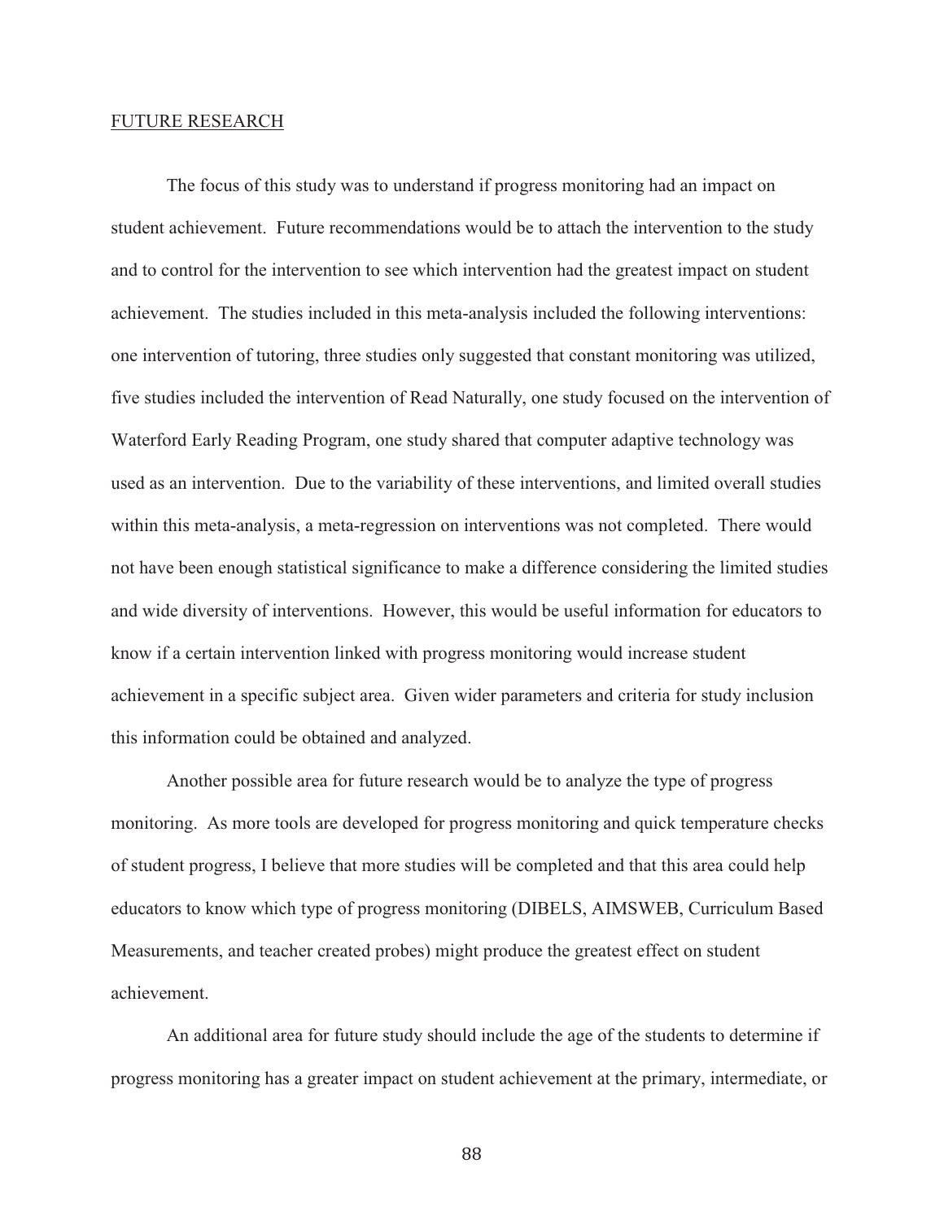## FUTURE RESEARCH

The focus of this study was to understand if progress monitoring had an impact on student achievement. Future recommendations would be to attach the intervention to the study and to control for the intervention to see which intervention had the greatest impact on student achievement. The studies included in this meta-analysis included the following interventions: one intervention of tutoring, three studies only suggested that constant monitoring was utilized, five studies included the intervention of Read Naturally, one study focused on the intervention of Waterford Early Reading Program, one study shared that computer adaptive technology was used as an intervention. Due to the variability of these interventions, and limited overall studies within this meta-analysis, a meta-regression on interventions was not completed. There would not have been enough statistical significance to make a difference considering the limited studies and wide diversity of interventions. However, this would be useful information for educators to know if a certain intervention linked with progress monitoring would increase student achievement in a specific subject area. Given wider parameters and criteria for study inclusion this information could be obtained and analyzed.

Another possible area for future research would be to analyze the type of progress monitoring. As more tools are developed for progress monitoring and quick temperature checks of student progress, I believe that more studies will be completed and that this area could help educators to know which type of progress monitoring (DIBELS, AIMSWEB, Curriculum Based Measurements, and teacher created probes) might produce the greatest effect on student achievement.

An additional area for future study should include the age of the students to determine if progress monitoring has a greater impact on student achievement at the primary, intermediate, or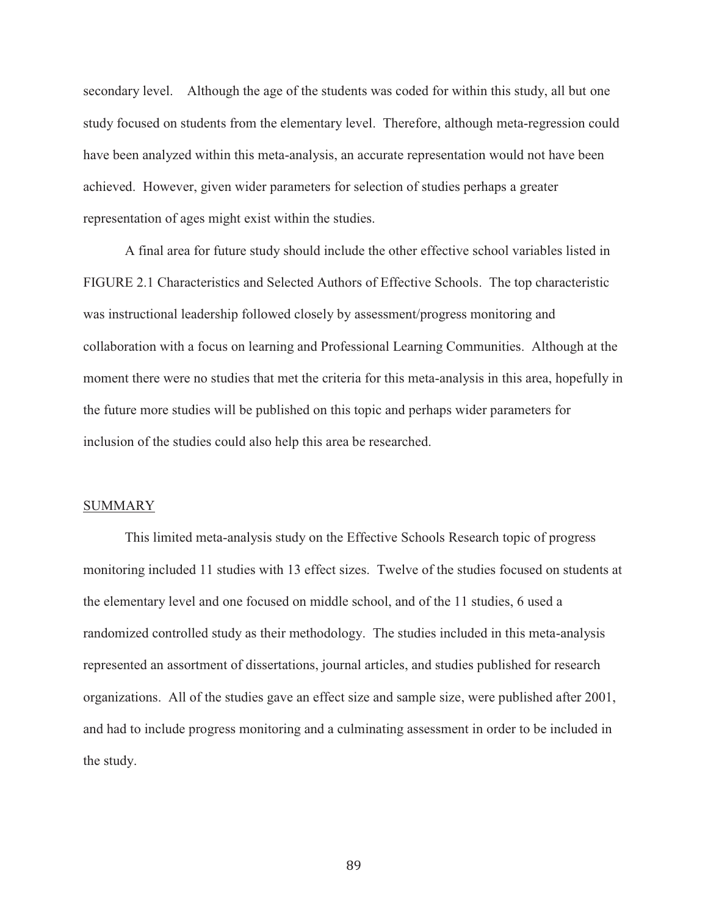secondary level. Although the age of the students was coded for within this study, all but one study focused on students from the elementary level. Therefore, although meta-regression could have been analyzed within this meta-analysis, an accurate representation would not have been achieved. However, given wider parameters for selection of studies perhaps a greater representation of ages might exist within the studies.

A final area for future study should include the other effective school variables listed in FIGURE 2.1 Characteristics and Selected Authors of Effective Schools. The top characteristic was instructional leadership followed closely by assessment/progress monitoring and collaboration with a focus on learning and Professional Learning Communities. Although at the moment there were no studies that met the criteria for this meta-analysis in this area, hopefully in the future more studies will be published on this topic and perhaps wider parameters for inclusion of the studies could also help this area be researched.

## SUMMARY

This limited meta-analysis study on the Effective Schools Research topic of progress monitoring included 11 studies with 13 effect sizes. Twelve of the studies focused on students at the elementary level and one focused on middle school, and of the 11 studies, 6 used a randomized controlled study as their methodology. The studies included in this meta-analysis represented an assortment of dissertations, journal articles, and studies published for research organizations. All of the studies gave an effect size and sample size, were published after 2001, and had to include progress monitoring and a culminating assessment in order to be included in the study.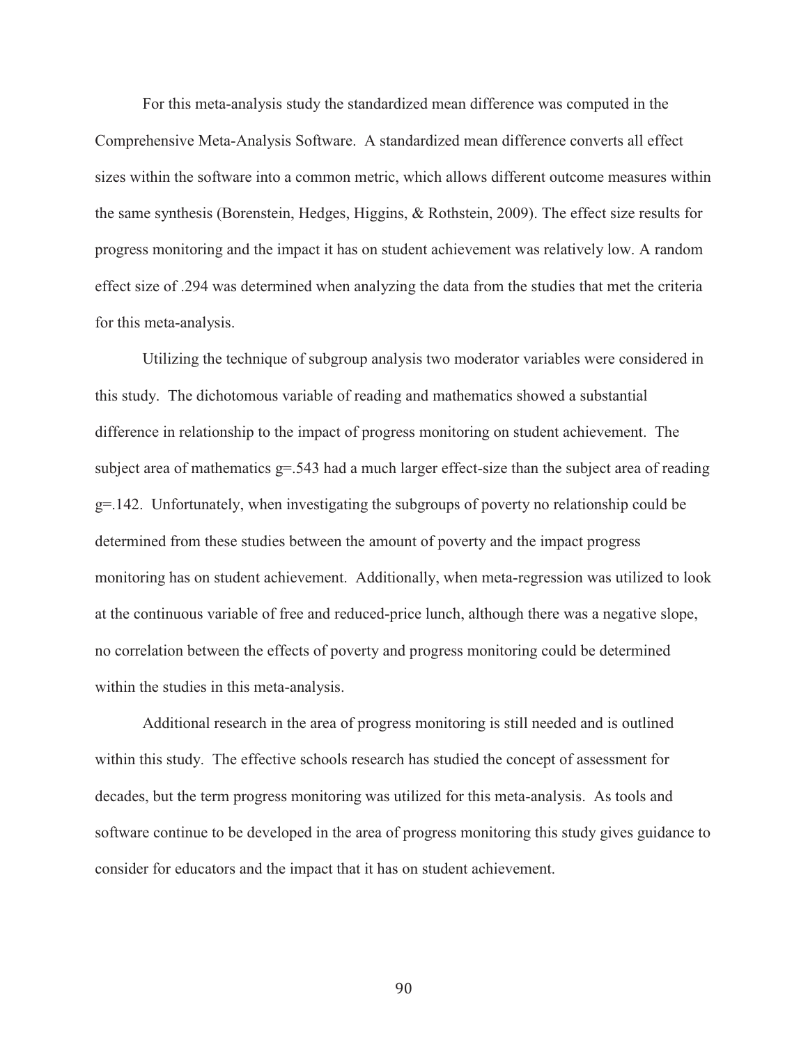For this meta-analysis study the standardized mean difference was computed in the Comprehensive Meta-Analysis Software. A standardized mean difference converts all effect sizes within the software into a common metric, which allows different outcome measures within the same synthesis (Borenstein, Hedges, Higgins, & Rothstein, 2009). The effect size results for progress monitoring and the impact it has on student achievement was relatively low. A random effect size of .294 was determined when analyzing the data from the studies that met the criteria for this meta-analysis.

Utilizing the technique of subgroup analysis two moderator variables were considered in this study. The dichotomous variable of reading and mathematics showed a substantial difference in relationship to the impact of progress monitoring on student achievement. The subject area of mathematics $g=.543$ had a much larger effect-size than the subject area of reading $g=.142$. Unfortunately, when investigating the subgroups of poverty no relationship could be determined from these studies between the amount of poverty and the impact progress monitoring has on student achievement. Additionally, when meta-regression was utilized to look at the continuous variable of free and reduced-price lunch, although there was a negative slope, no correlation between the effects of poverty and progress monitoring could be determined within the studies in this meta-analysis.

Additional research in the area of progress monitoring is still needed and is outlined within this study. The effective schools research has studied the concept of assessment for decades, but the term progress monitoring was utilized for this meta-analysis. As tools and software continue to be developed in the area of progress monitoring this study gives guidance to consider for educators and the impact that it has on student achievement.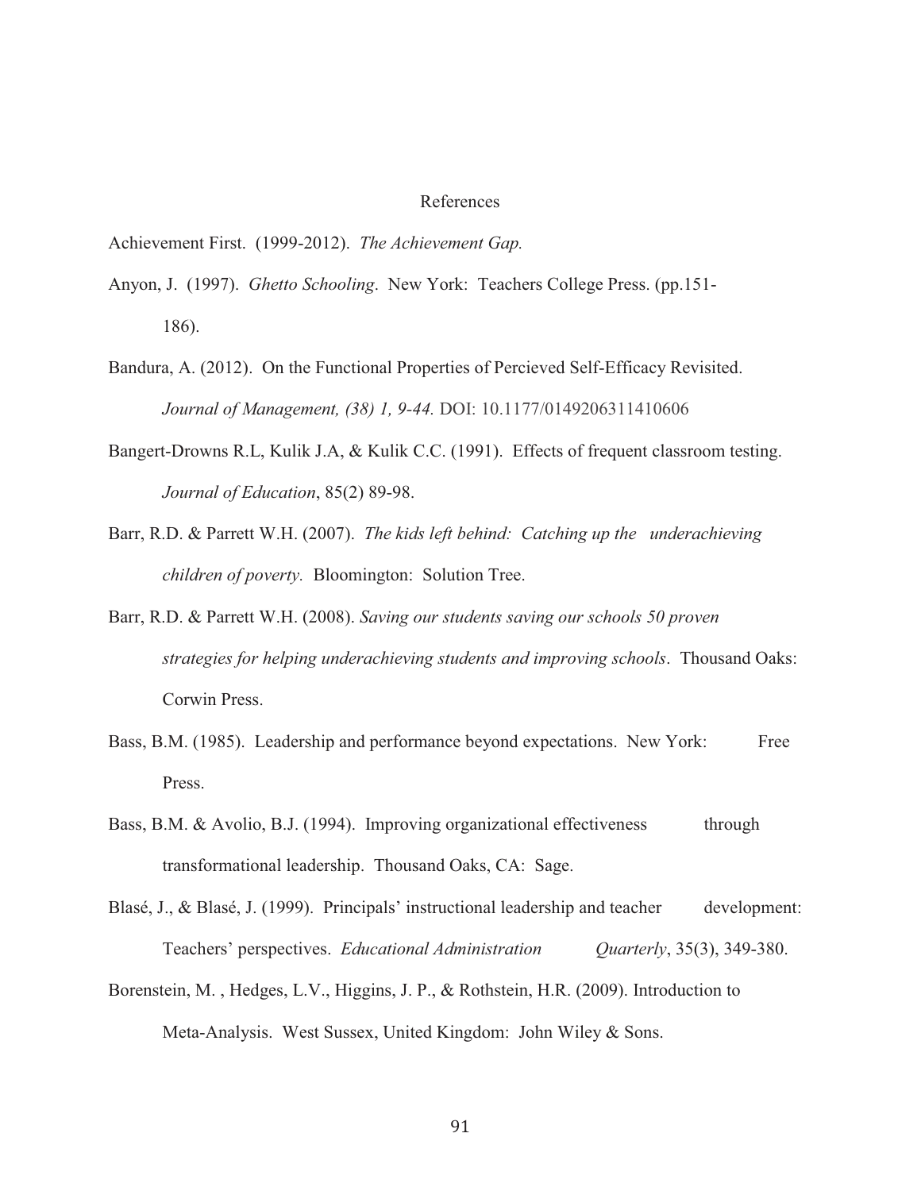# References

Achievement First. (1999-2012). *The Achievement Gap.*

Anyon, J. (1997). *Ghetto Schooling*. New York: Teachers College Press. (pp.151-186).

Bandura, A. (2012). On the Functional Properties of Percieved Self-Efficacy Revisited. *Journal of Management, (38) 1, 9-44.* DOI: 10.1177/0149206311410606

Bangert-Drowns R.L, Kulik J.A, & Kulik C.C. (1991). Effects of frequent classroom testing. *Journal of Education*, 85(2) 89-98.

Barr, R.D. & Parrett W.H. (2007). *The kids left behind: Catching up the underachieving children of poverty.* Bloomington: Solution Tree.

Barr, R.D. & Parrett W.H. (2008). *Saving our students saving our schools 50 proven strategies for helping underachieving students and improving schools*. Thousand Oaks: Corwin Press.

Bass, B.M. (1985). Leadership and performance beyond expectations. New York: Free Press.

Bass, B.M. & Avolio, B.J. (1994). Improving organizational effectiveness through transformational leadership. Thousand Oaks, CA: Sage.

Blasé, J., & Blasé, J. (1999). Principals' instructional leadership and teacher development: Teachers' perspectives. *Educational Administration Quarterly*, 35(3), 349-380.

Borenstein, M. , Hedges, L.V., Higgins, J. P., & Rothstein, H.R. (2009). Introduction to Meta-Analysis. West Sussex, United Kingdom: John Wiley & Sons.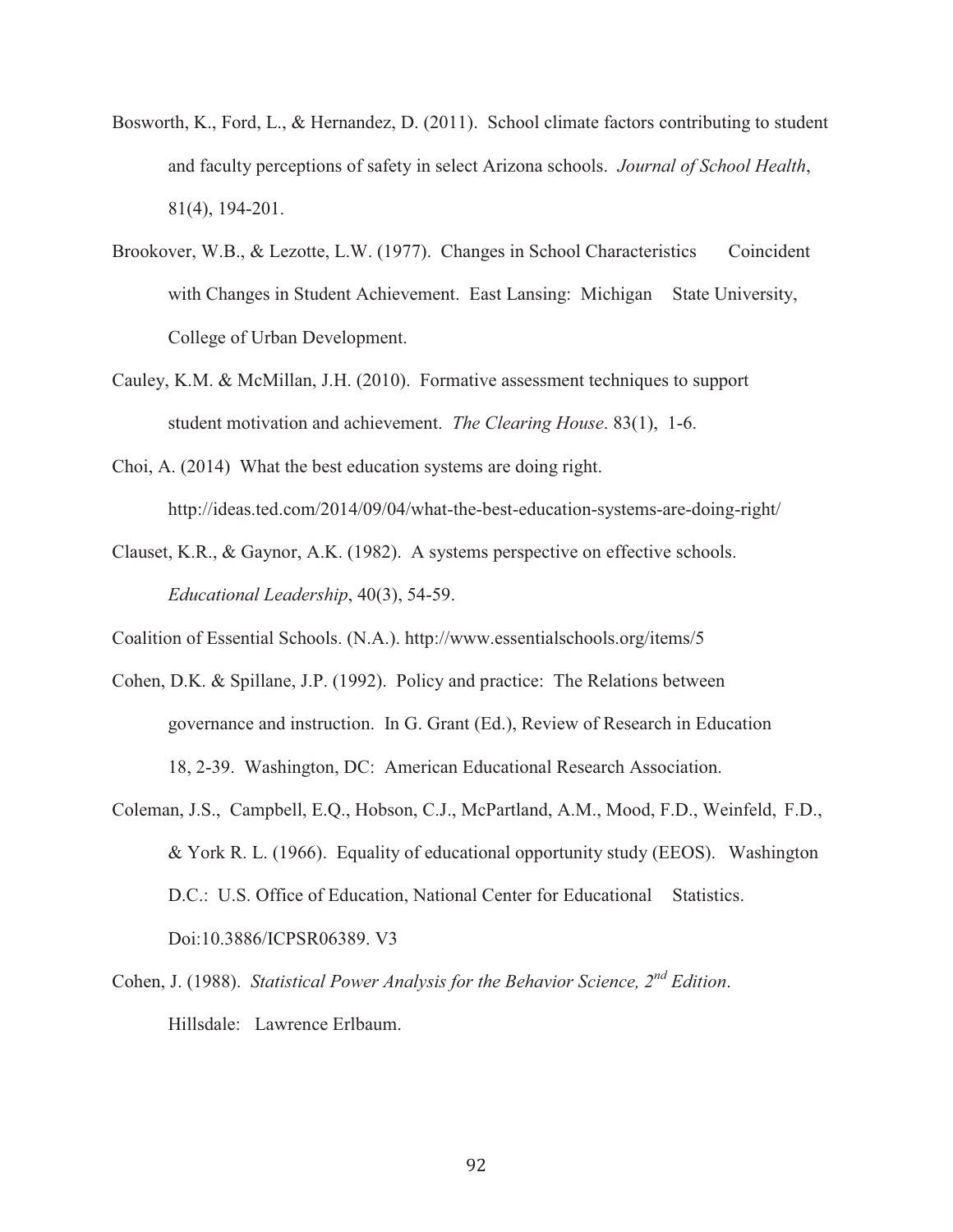Bosworth, K., Ford, L., & Hernandez, D. (2011). School climate factors contributing to student and faculty perceptions of safety in select Arizona schools. *Journal of School Health*, 81(4), 194-201.

Brookover, W.B., & Lezotte, L.W. (1977). Changes in School Characteristics Coincident with Changes in Student Achievement. East Lansing: Michigan State University, College of Urban Development.

Cauley, K.M. & McMillan, J.H. (2010). Formative assessment techniques to support student motivation and achievement. *The Clearing House*. 83(1), 1-6.

Choi, A. (2014) What the best education systems are doing right. http://ideas.ted.com/2014/09/04/what-the-best-education-systems-are-doing-right/

Clauset, K.R., & Gaynor, A.K. (1982). A systems perspective on effective schools. *Educational Leadership*, 40(3), 54-59.

Coalition of Essential Schools. (N.A.). http://www.essentialschools.org/items/5

Cohen, D.K. & Spillane, J.P. (1992). Policy and practice: The Relations between governance and instruction. In G. Grant (Ed.), Review of Research in Education 18, 2-39. Washington, DC: American Educational Research Association.

Coleman, J.S., Campbell, E.Q., Hobson, C.J., McPartland, A.M., Mood, F.D., Weinfeld, F.D., & York R. L. (1966). Equality of educational opportunity study (EEOS). Washington D.C.: U.S. Office of Education, National Center for Educational Statistics. Doi:10.3886/ICPSR06389. V3

Cohen, J. (1988). *Statistical Power Analysis for the Behavior Science, 2nd Edition*. Hillsdale: Lawrence Erlbaum.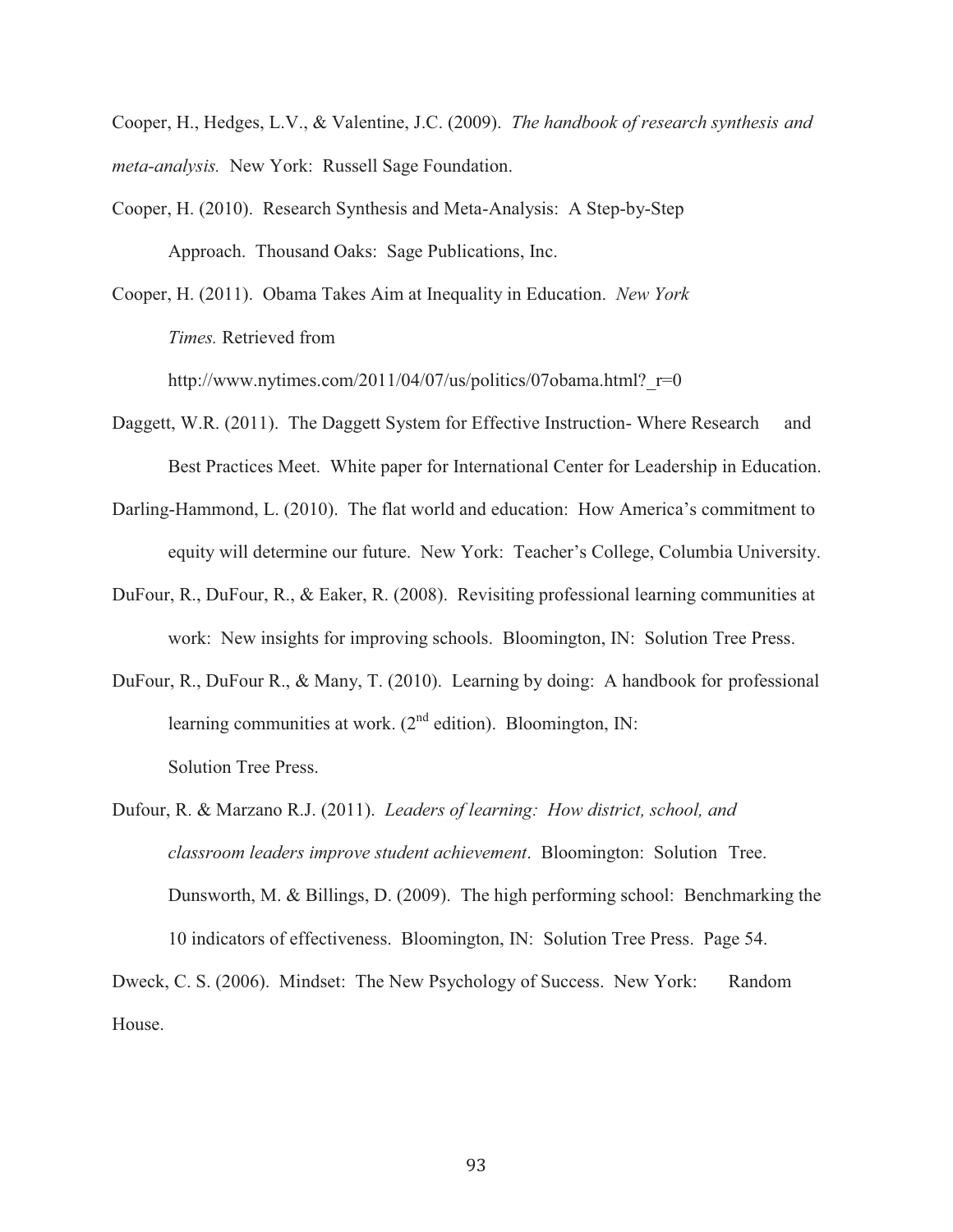Cooper, H., Hedges, L.V., & Valentine, J.C. (2009). *The handbook of research synthesis and meta-analysis.* New York: Russell Sage Foundation.

Cooper, H. (2010). Research Synthesis and Meta-Analysis: A Step-by-Step Approach. Thousand Oaks: Sage Publications, Inc.

Cooper, H. (2011). Obama Takes Aim at Inequality in Education. *New York Times.* Retrieved from http://www.nytimes.com/2011/04/07/us/politics/07obama.html?_r=0

Daggett, W.R. (2011). The Daggett System for Effective Instruction- Where Research and Best Practices Meet. White paper for International Center for Leadership in Education.

Darling-Hammond, L. (2010). The flat world and education: How America's commitment to equity will determine our future. New York: Teacher's College, Columbia University.

DuFour, R., DuFour, R., & Eaker, R. (2008). Revisiting professional learning communities at work: New insights for improving schools. Bloomington, IN: Solution Tree Press.

DuFour, R., DuFour R., & Many, T. (2010). Learning by doing: A handbook for professional learning communities at work. (2nd edition). Bloomington, IN: Solution Tree Press.

Dufour, R. & Marzano R.J. (2011). *Leaders of learning: How district, school, and classroom leaders improve student achievement*. Bloomington: Solution Tree. Dunsworth, M. & Billings, D. (2009). The high performing school: Benchmarking the 10 indicators of effectiveness. Bloomington, IN: Solution Tree Press. Page 54.

Dweck, C. S. (2006). Mindset: The New Psychology of Success. New York: Random House.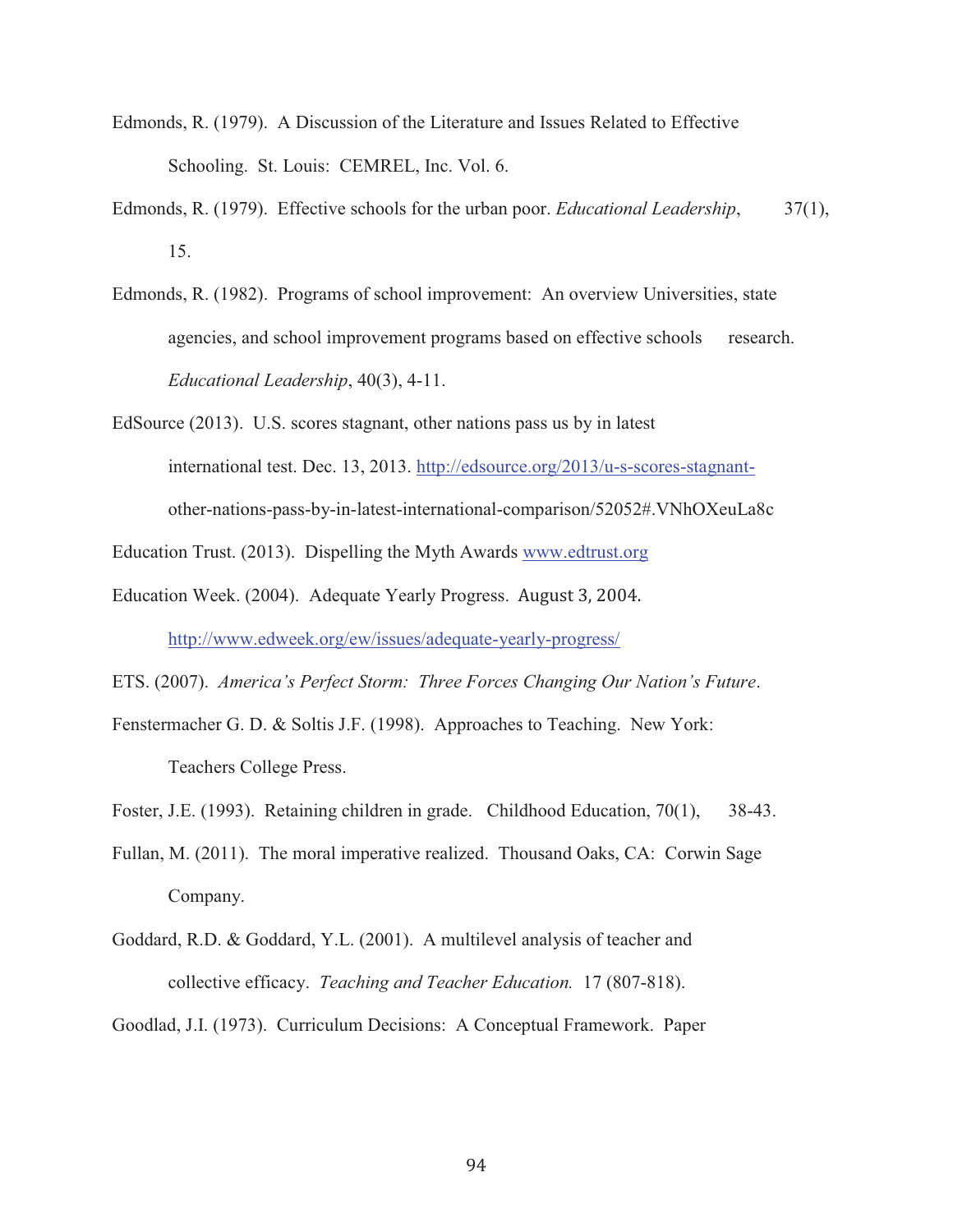Edmonds, R. (1979). A Discussion of the Literature and Issues Related to Effective Schooling. St. Louis: CEMREL, Inc. Vol. 6.

Edmonds, R. (1979). Effective schools for the urban poor. *Educational Leadership*, 37(1), 15.

Edmonds, R. (1982). Programs of school improvement: An overview Universities, state agencies, and school improvement programs based on effective schools research. *Educational Leadership*, 40(3), 4-11.

EdSource (2013). U.S. scores stagnant, other nations pass us by in latest international test. Dec. 13, 2013. http://edsource.org/2013/u-s-scores-stagnant-other-nations-pass-by-in-latest-international-comparison/52052#.VNhOXeuLa8c

Education Trust. (2013). Dispelling the Myth Awards www.edtrust.org

Education Week. (2004). Adequate Yearly Progress. August 3, 2004. http://www.edweek.org/ew/issues/adequate-yearly-progress/

ETS. (2007). *America's Perfect Storm: Three Forces Changing Our Nation's Future*.

Fenstermacher G. D. & Soltis J.F. (1998). Approaches to Teaching. New York: Teachers College Press.

Foster, J.E. (1993). Retaining children in grade. Childhood Education, 70(1), 38-43.

Fullan, M. (2011). The moral imperative realized. Thousand Oaks, CA: Corwin Sage Company.

Goddard, R.D. & Goddard, Y.L. (2001). A multilevel analysis of teacher and collective efficacy. *Teaching and Teacher Education.* 17 (807-818).

Goodlad, J.I. (1973). Curriculum Decisions: A Conceptual Framework. Paper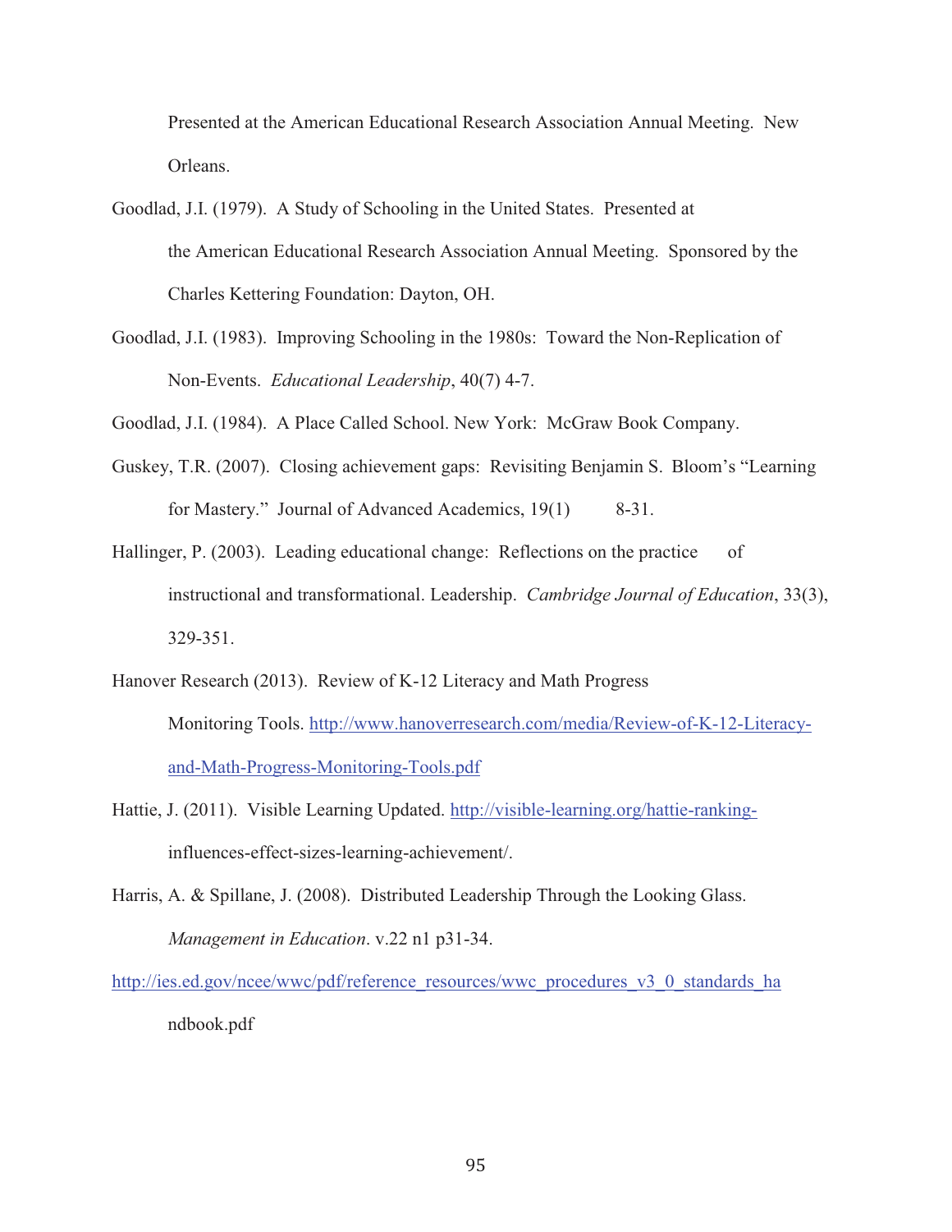Presented at the American Educational Research Association Annual Meeting. New Orleans.

Goodlad, J.I. (1979). A Study of Schooling in the United States. Presented at the American Educational Research Association Annual Meeting. Sponsored by the Charles Kettering Foundation: Dayton, OH.

Goodlad, J.I. (1983). Improving Schooling in the 1980s: Toward the Non-Replication of Non-Events. *Educational Leadership*, 40(7) 4-7.

Goodlad, J.I. (1984). A Place Called School. New York: McGraw Book Company.

Guskey, T.R. (2007). Closing achievement gaps: Revisiting Benjamin S. Bloom's "Learning for Mastery." Journal of Advanced Academics, 19(1) 8-31.

Hallinger, P. (2003). Leading educational change: Reflections on the practice of instructional and transformational. Leadership. *Cambridge Journal of Education*, 33(3), 329-351.

Hanover Research (2013). Review of K-12 Literacy and Math Progress Monitoring Tools. http://www.hanoverresearch.com/media/Review-of-K-12-Literacy-and-Math-Progress-Monitoring-Tools.pdf

Hattie, J. (2011). Visible Learning Updated. http://visible-learning.org/hattie-ranking-influences-effect-sizes-learning-achievement/.

Harris, A. & Spillane, J. (2008). Distributed Leadership Through the Looking Glass. *Management in Education*. v.22 n1 p31-34.

http://ies.ed.gov/ncee/wwc/pdf/reference_resources/wwc_procedures_v3_0_standards_handbook.pdf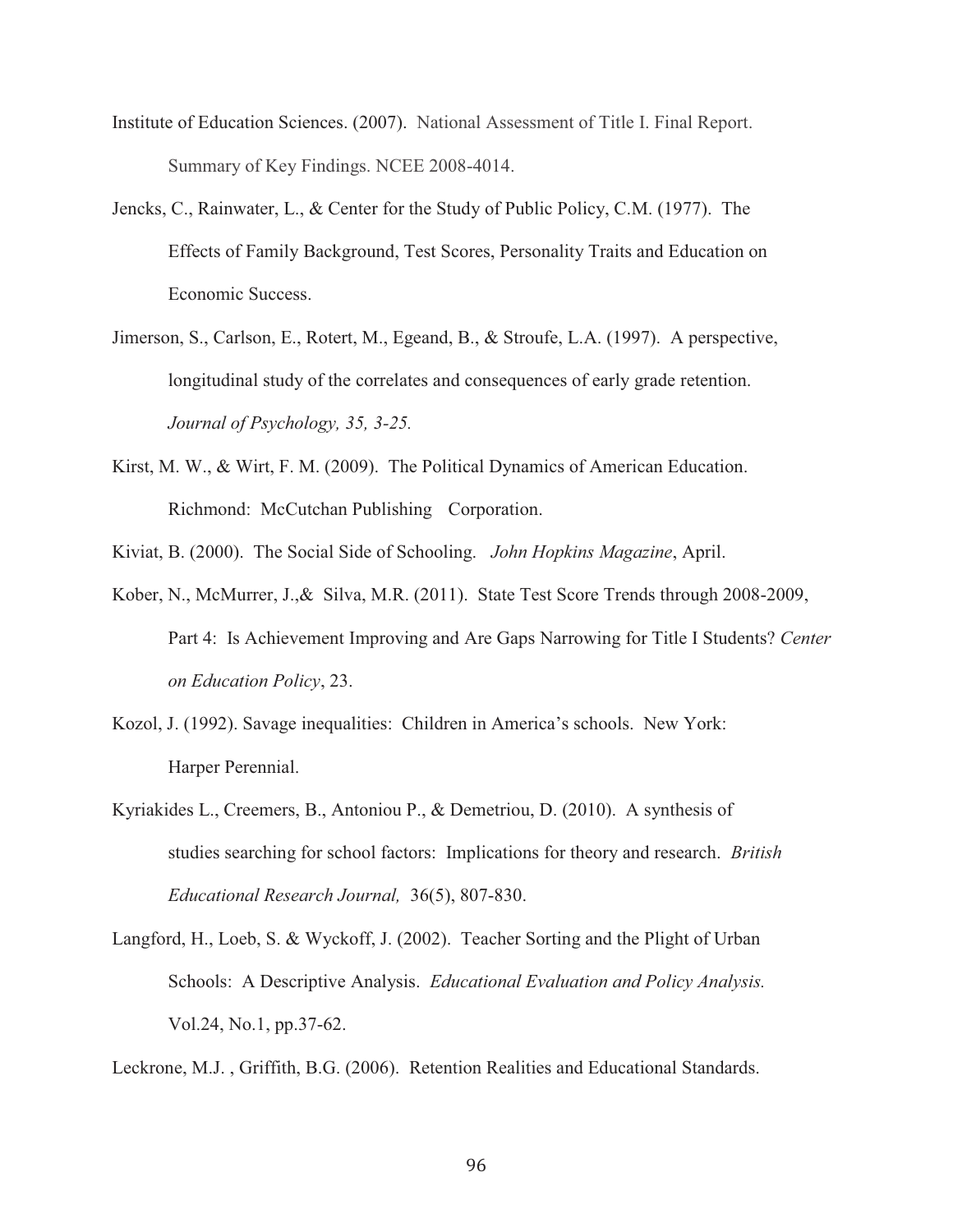Institute of Education Sciences. (2007). National Assessment of Title I. Final Report. Summary of Key Findings. NCEE 2008-4014.

Jencks, C., Rainwater, L., & Center for the Study of Public Policy, C.M. (1977). The Effects of Family Background, Test Scores, Personality Traits and Education on Economic Success.

Jimerson, S., Carlson, E., Rotert, M., Egeand, B., & Stroufe, L.A. (1997). A perspective, longitudinal study of the correlates and consequences of early grade retention. *Journal of Psychology, 35, 3-25.*

Kirst, M. W., & Wirt, F. M. (2009). The Political Dynamics of American Education. Richmond: McCutchan Publishing Corporation.

Kiviat, B. (2000). The Social Side of Schooling. *John Hopkins Magazine*, April.

Kober, N., McMurrer, J.,& Silva, M.R. (2011). State Test Score Trends through 2008-2009, Part 4: Is Achievement Improving and Are Gaps Narrowing for Title I Students? *Center on Education Policy*, 23.

Kozol, J. (1992). Savage inequalities: Children in America's schools. New York: Harper Perennial.

Kyriakides L., Creemers, B., Antoniou P., & Demetriou, D. (2010). A synthesis of studies searching for school factors: Implications for theory and research. *British Educational Research Journal,* 36(5), 807-830.

Langford, H., Loeb, S. & Wyckoff, J. (2002). Teacher Sorting and the Plight of Urban Schools: A Descriptive Analysis. *Educational Evaluation and Policy Analysis.* Vol.24, No.1, pp.37-62.

Leckrone, M.J. , Griffith, B.G. (2006). Retention Realities and Educational Standards.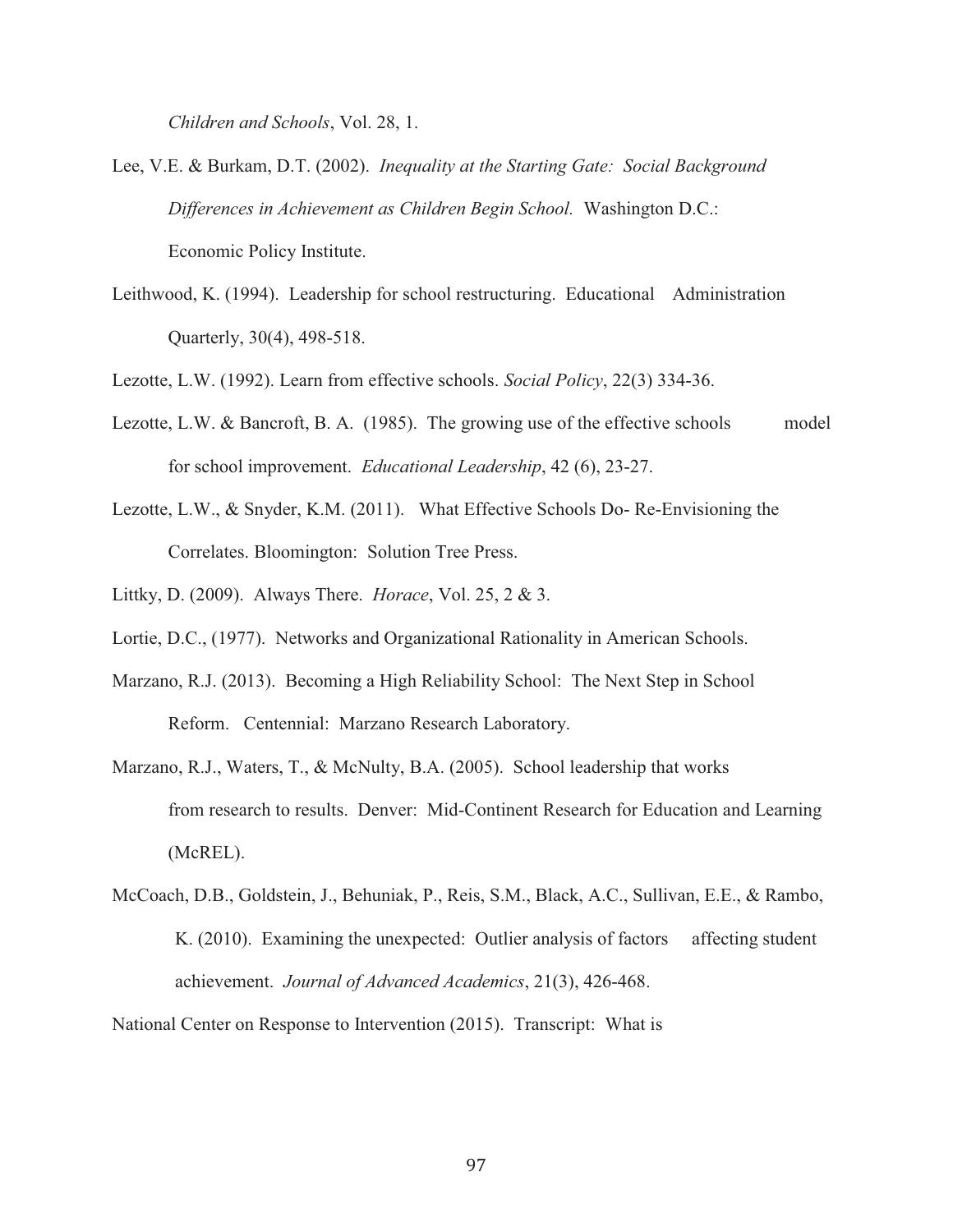*Children and Schools*, Vol. 28, 1.

Lee, V.E. & Burkam, D.T. (2002). *Inequality at the Starting Gate: Social Background Differences in Achievement as Children Begin School.* Washington D.C.: Economic Policy Institute.

Leithwood, K. (1994). Leadership for school restructuring. Educational Administration Quarterly, 30(4), 498-518.

Lezotte, L.W. (1992). Learn from effective schools. *Social Policy*, 22(3) 334-36.

Lezotte, L.W. & Bancroft, B. A. (1985). The growing use of the effective schools model for school improvement. *Educational Leadership*, 42 (6), 23-27.

Lezotte, L.W., & Snyder, K.M. (2011). What Effective Schools Do- Re-Envisioning the Correlates. Bloomington: Solution Tree Press.

Littky, D. (2009). Always There. *Horace*, Vol. 25, 2 & 3.

Lortie, D.C., (1977). Networks and Organizational Rationality in American Schools.

Marzano, R.J. (2013). Becoming a High Reliability School: The Next Step in School Reform. Centennial: Marzano Research Laboratory.

Marzano, R.J., Waters, T., & McNulty, B.A. (2005). School leadership that works from research to results. Denver: Mid-Continent Research for Education and Learning (McREL).

McCoach, D.B., Goldstein, J., Behuniak, P., Reis, S.M., Black, A.C., Sullivan, E.E., & Rambo, K. (2010). Examining the unexpected: Outlier analysis of factors affecting student achievement. *Journal of Advanced Academics*, 21(3), 426-468.

National Center on Response to Intervention (2015). Transcript: What is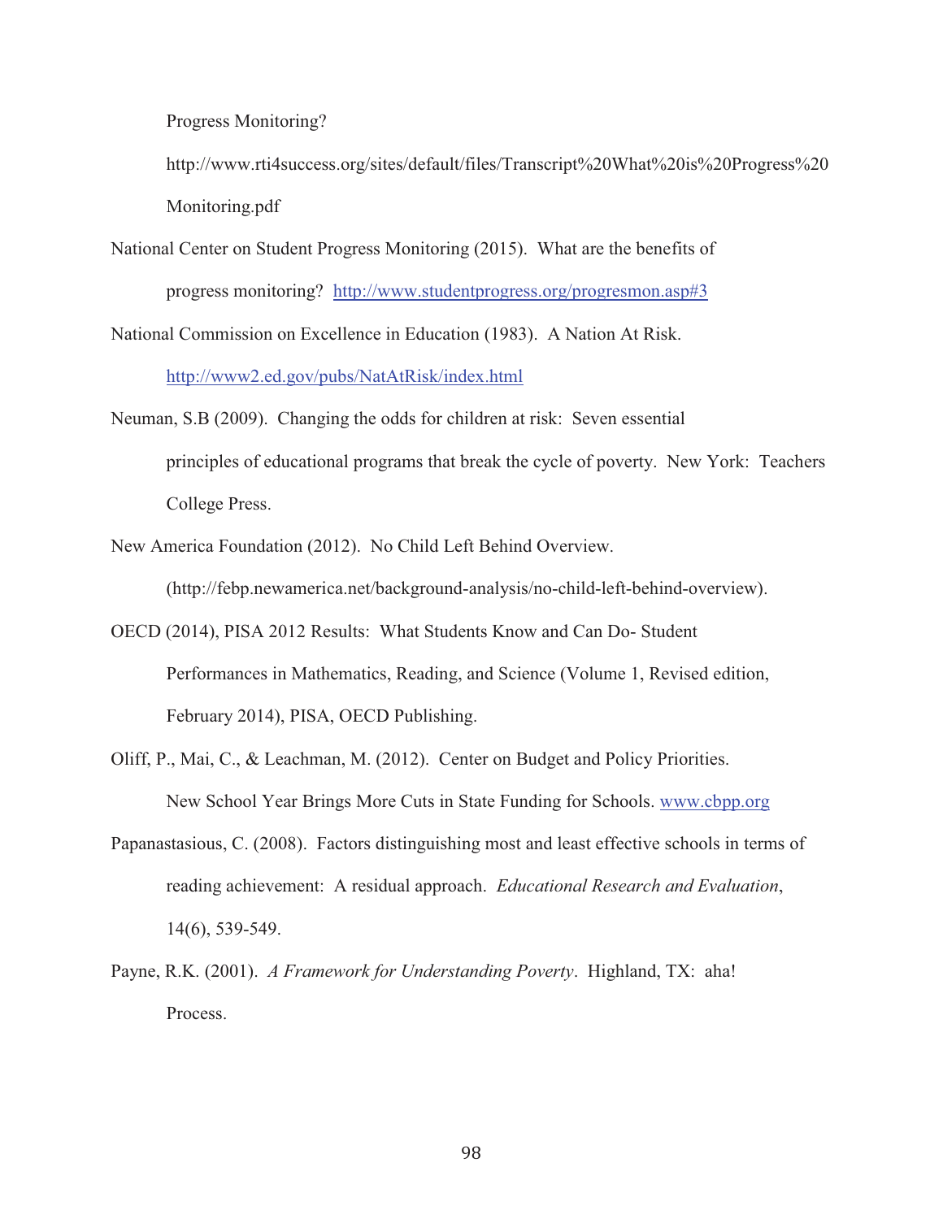Progress Monitoring? http://www.rti4success.org/sites/default/files/Transcript%20What%20is%20Progress%20Monitoring.pdf

National Center on Student Progress Monitoring (2015). What are the benefits of progress monitoring? http://www.studentprogress.org/progresmon.asp#3

National Commission on Excellence in Education (1983). A Nation At Risk. http://www2.ed.gov/pubs/NatAtRisk/index.html

Neuman, S.B (2009). Changing the odds for children at risk: Seven essential principles of educational programs that break the cycle of poverty. New York: Teachers College Press.

New America Foundation (2012). No Child Left Behind Overview. (http://febp.newamerica.net/background-analysis/no-child-left-behind-overview).

OECD (2014), PISA 2012 Results: What Students Know and Can Do- Student Performances in Mathematics, Reading, and Science (Volume 1, Revised edition, February 2014), PISA, OECD Publishing.

Oliff, P., Mai, C., & Leachman, M. (2012). Center on Budget and Policy Priorities. New School Year Brings More Cuts in State Funding for Schools. www.cbpp.org

Papanastasiou, C. (2008). Factors distinguishing most and least effective schools in terms of reading achievement: A residual approach. *Educational Research and Evaluation*, 14(6), 539-549.

Payne, R.K. (2001). *A Framework for Understanding Poverty*. Highland, TX: aha! Process.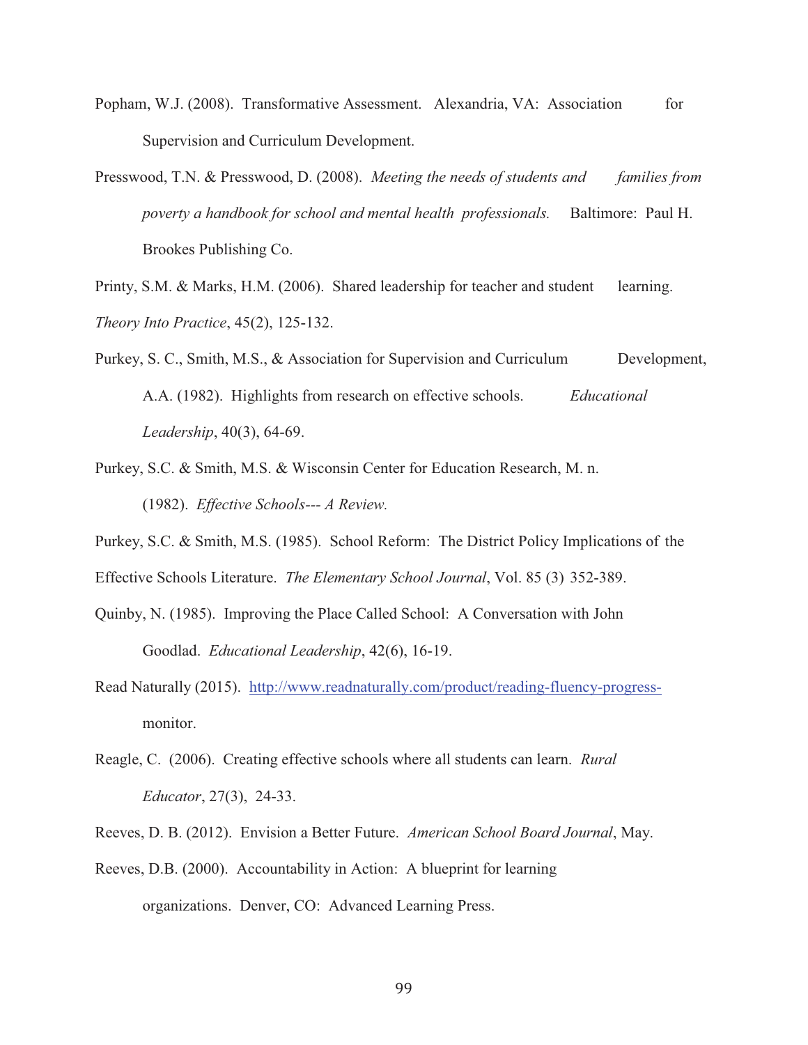Popham, W.J. (2008). Transformative Assessment. Alexandria, VA: Association for Supervision and Curriculum Development.

Presswood, T.N. & Presswood, D. (2008). *Meeting the needs of students and families from poverty a handbook for school and mental health professionals.* Baltimore: Paul H. Brookes Publishing Co.

Printy, S.M. & Marks, H.M. (2006). Shared leadership for teacher and student learning. *Theory Into Practice*, 45(2), 125-132.

Purkey, S. C., Smith, M.S., & Association for Supervision and Curriculum Development, A.A. (1982). Highlights from research on effective schools. *Educational Leadership*, 40(3), 64-69.

Purkey, S.C. & Smith, M.S. & Wisconsin Center for Education Research, M. n. (1982). *Effective Schools--- A Review.*

Purkey, S.C. & Smith, M.S. (1985). School Reform: The District Policy Implications of the Effective Schools Literature. *The Elementary School Journal*, Vol. 85 (3) 352-389.

Quinby, N. (1985). Improving the Place Called School: A Conversation with John Goodlad. *Educational Leadership*, 42(6), 16-19.

Read Naturally (2015). http://www.readnaturally.com/product/reading-fluency-progress-monitor.

Reagle, C. (2006). Creating effective schools where all students can learn. *Rural Educator*, 27(3), 24-33.

Reeves, D. B. (2012). Envision a Better Future. *American School Board Journal*, May.

Reeves, D.B. (2000). Accountability in Action: A blueprint for learning organizations. Denver, CO: Advanced Learning Press.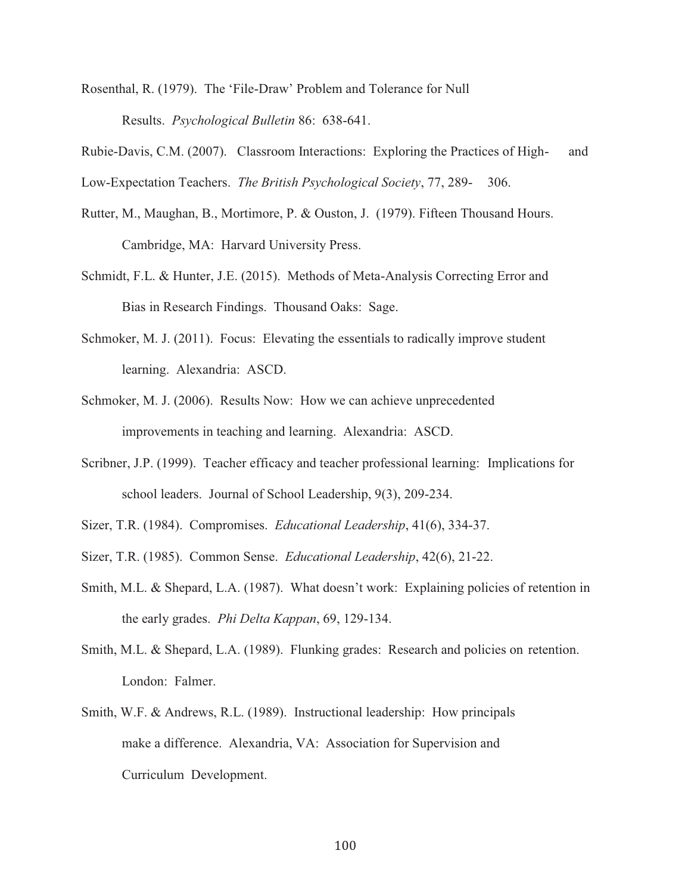Rosenthal, R. (1979). The 'File-Draw' Problem and Tolerance for Null Results. *Psychological Bulletin* 86: 638-641.

Rubie-Davis, C.M. (2007). Classroom Interactions: Exploring the Practices of High- and Low-Expectation Teachers. *The British Psychological Society*, 77, 289- 306.

Rutter, M., Maughan, B., Mortimore, P. & Ouston, J. (1979). Fifteen Thousand Hours. Cambridge, MA: Harvard University Press.

Schmidt, F.L. & Hunter, J.E. (2015). Methods of Meta-Analysis Correcting Error and Bias in Research Findings. Thousand Oaks: Sage.

Schmoker, M. J. (2011). Focus: Elevating the essentials to radically improve student learning. Alexandria: ASCD.

Schmoker, M. J. (2006). Results Now: How we can achieve unprecedented improvements in teaching and learning. Alexandria: ASCD.

Scribner, J.P. (1999). Teacher efficacy and teacher professional learning: Implications for school leaders. Journal of School Leadership, 9(3), 209-234.

Sizer, T.R. (1984). Compromises. *Educational Leadership*, 41(6), 334-37.

Sizer, T.R. (1985). Common Sense. *Educational Leadership*, 42(6), 21-22.

Smith, M.L. & Shepard, L.A. (1987). What doesn't work: Explaining policies of retention in the early grades. *Phi Delta Kappan*, 69, 129-134.

Smith, M.L. & Shepard, L.A. (1989). Flunking grades: Research and policies on retention. London: Falmer.

Smith, W.F. & Andrews, R.L. (1989). Instructional leadership: How principals make a difference. Alexandria, VA: Association for Supervision and Curriculum Development.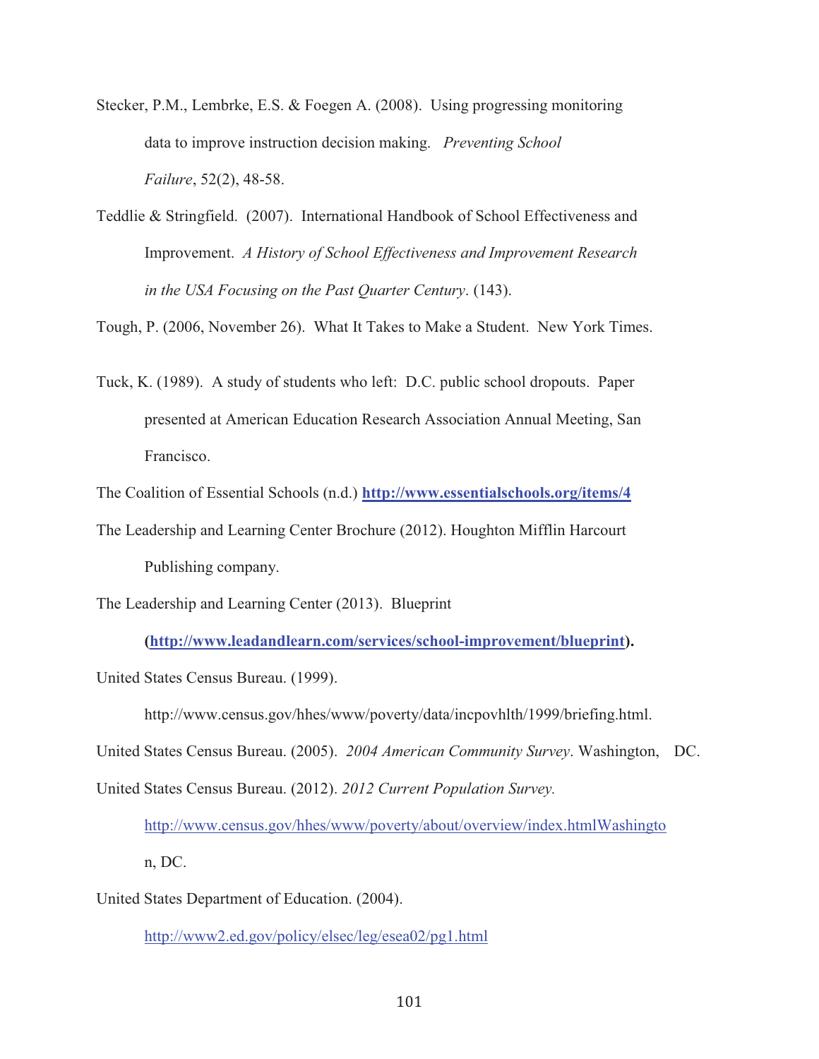Stecker, P.M., Lembrke, E.S. & Foegen A. (2008). Using progressing monitoring data to improve instruction decision making. *Preventing School Failure*, 52(2), 48-58.

Teddlie & Stringfield. (2007). International Handbook of School Effectiveness and Improvement. *A History of School Effectiveness and Improvement Research in the USA Focusing on the Past Quarter Century*. (143).

Tough, P. (2006, November 26). What It Takes to Make a Student. New York Times.

Tuck, K. (1989). A study of students who left: D.C. public school dropouts. Paper presented at American Education Research Association Annual Meeting, San Francisco.

The Coalition of Essential Schools (n.d.) **http://www.essentialschools.org/items/4**

The Leadership and Learning Center Brochure (2012). Houghton Mifflin Harcourt Publishing company.

The Leadership and Learning Center (2013). Blueprint **(http://www.leadandlearn.com/services/school-improvement/blueprint).**

United States Census Bureau. (1999). http://www.census.gov/hhes/www/poverty/data/incpovhlth/1999/briefing.html.

United States Census Bureau. (2005). *2004 American Community Survey*. Washington, DC.

United States Census Bureau. (2012). *2012 Current Population Survey.* http://www.census.gov/hhes/www/poverty/about/overview/index.htmlWashington, DC.

United States Department of Education. (2004). http://www2.ed.gov/policy/elsec/leg/esea02/pg1.html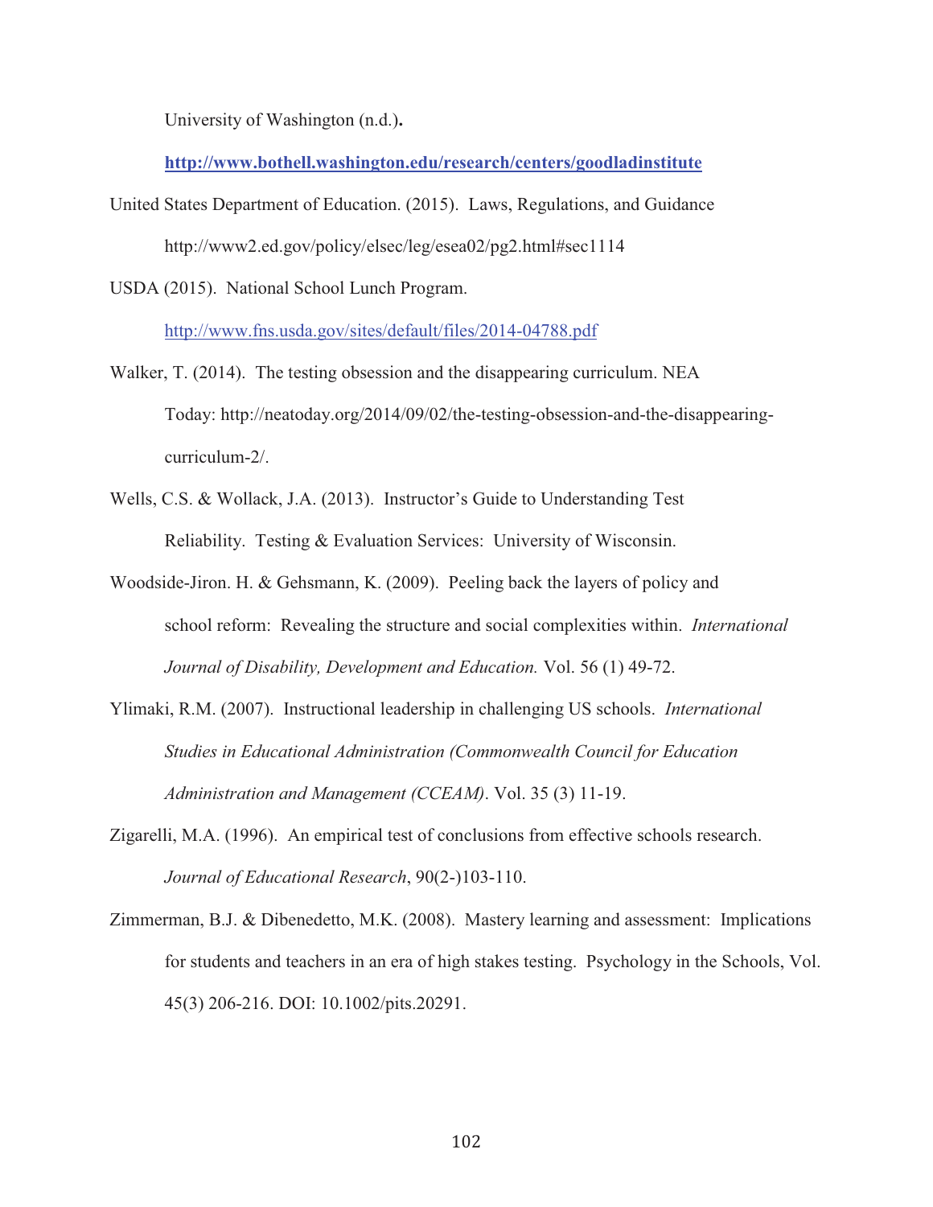University of Washington (n.d.).

**http://www.bothell.washington.edu/research/centers/goodladinstitute**

United States Department of Education. (2015). Laws, Regulations, and Guidance http://www2.ed.gov/policy/elsec/leg/esea02/pg2.html#sec1114

USDA (2015). National School Lunch Program. http://www.fns.usda.gov/sites/default/files/2014-04788.pdf

Walker, T. (2014). The testing obsession and the disappearing curriculum. NEA Today: http://neatoday.org/2014/09/02/the-testing-obsession-and-the-disappearing-curriculum-2/.

Wells, C.S. & Wollack, J.A. (2013). Instructor's Guide to Understanding Test Reliability. Testing & Evaluation Services: University of Wisconsin.

Woodside-Jiron. H. & Gehsmann, K. (2009). Peeling back the layers of policy and school reform: Revealing the structure and social complexities within. *International Journal of Disability, Development and Education.* Vol. 56 (1) 49-72.

Ylimaki, R.M. (2007). Instructional leadership in challenging US schools. *International Studies in Educational Administration (Commonwealth Council for Education Administration and Management (CCEAM)*. Vol. 35 (3) 11-19.

Zigarelli, M.A. (1996). An empirical test of conclusions from effective schools research. *Journal of Educational Research*, 90(2-)103-110.

Zimmerman, B.J. & Dibenedetto, M.K. (2008). Mastery learning and assessment: Implications for students and teachers in an era of high stakes testing. Psychology in the Schools, Vol. 45(3) 206-216. DOI: 10.1002/pits.20291.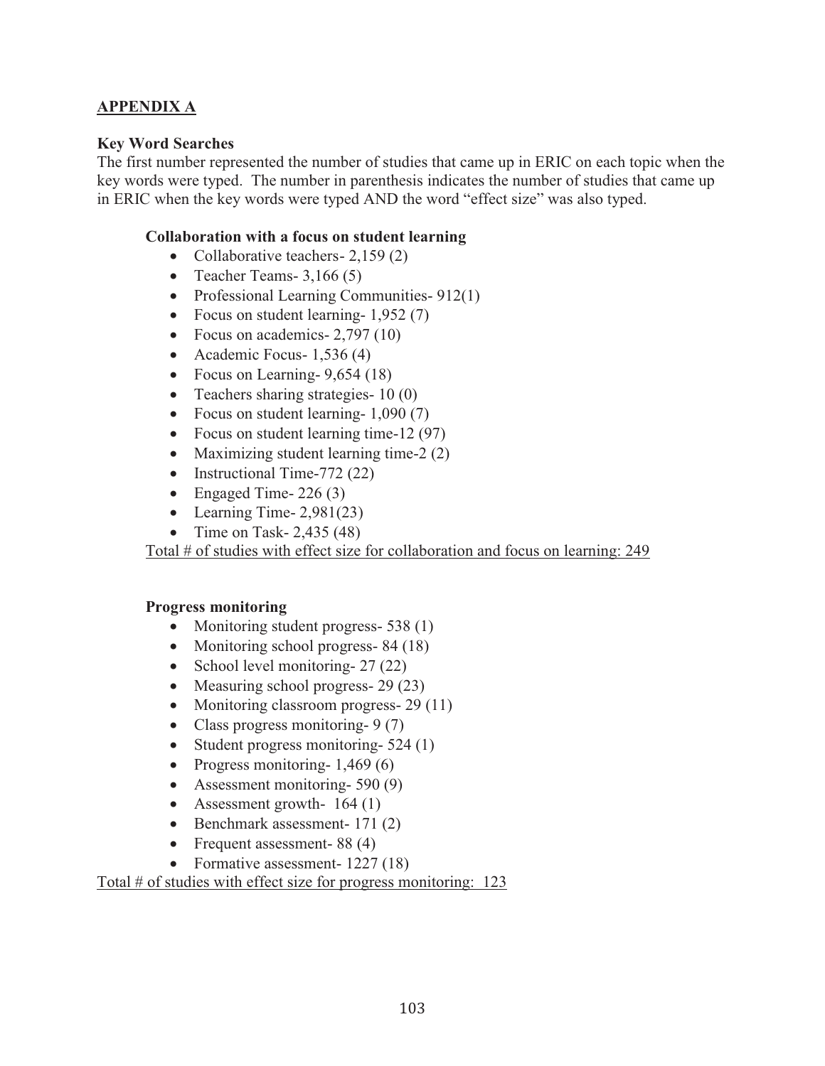## APPENDIX A

**Key Word Searches**

The first number represented the number of studies that came up in ERIC on each topic when the key words were typed. The number in parenthesis indicates the number of studies that came up in ERIC when the key words were typed AND the word "effect size" was also typed.

**Collaboration with a focus on student learning**

- Collaborative teachers- 2,159 (2)
- Teacher Teams- 3,166 (5)
- Professional Learning Communities- 912(1)
- Focus on student learning- 1,952 (7)
- Focus on academics- 2,797 (10)
- Academic Focus- 1,536 (4)
- Focus on Learning- 9,654 (18)
- Teachers sharing strategies- 10 (0)
- Focus on student learning- 1,090 (7)
- Focus on student learning time-12 (97)
- Maximizing student learning time-2 (2)
- Instructional Time-772 (22)
- Engaged Time- 226 (3)
- Learning Time- 2,981(23)
- Time on Task- 2,435 (48)

Total # of studies with effect size for collaboration and focus on learning: 249

**Progress monitoring**

- Monitoring student progress- 538 (1)
- Monitoring school progress- 84 (18)
- School level monitoring- 27 (22)
- Measuring school progress- 29 (23)
- Monitoring classroom progress- 29 (11)
- Class progress monitoring- 9 (7)
- Student progress monitoring- 524 (1)
- Progress monitoring- 1,469 (6)
- Assessment monitoring- 590 (9)
- Assessment growth- 164 (1)
- Benchmark assessment- 171 (2)
- Frequent assessment- 88 (4)
- Formative assessment- 1227 (18)

Total # of studies with effect size for progress monitoring: 123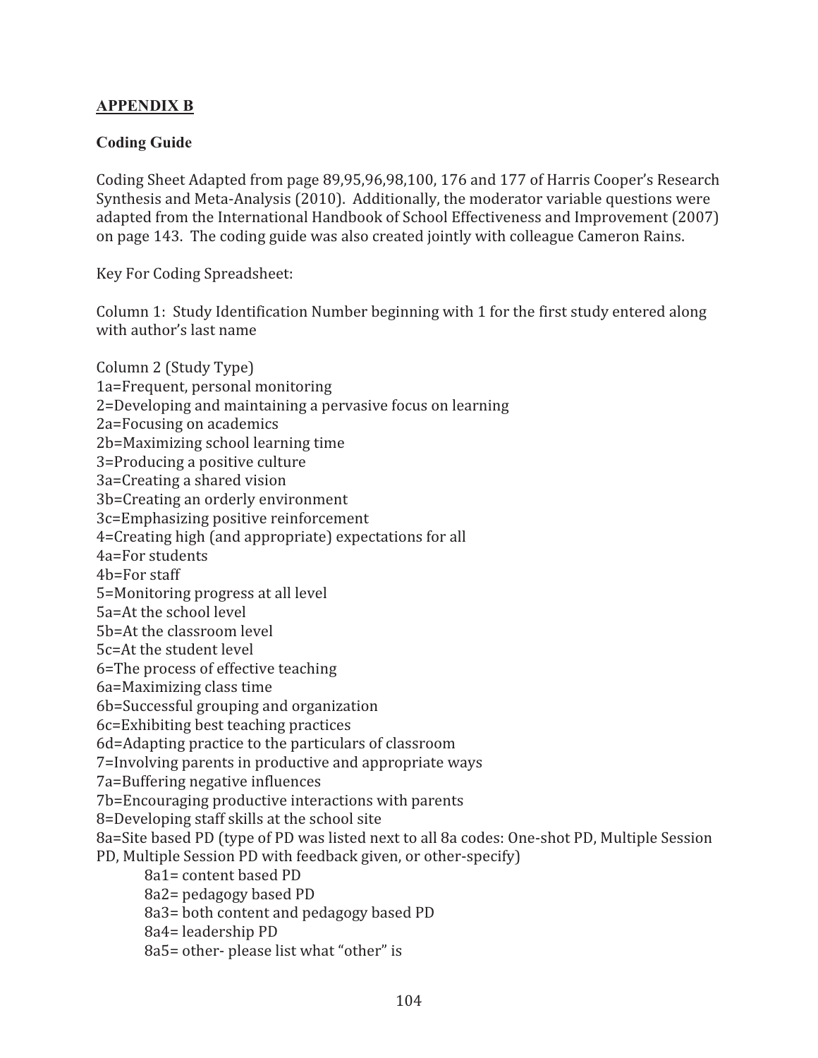## APPENDIX B

### Coding Guide

Coding Sheet Adapted from page 89,95,96,98,100, 176 and 177 of Harris Cooper's Research Synthesis and Meta-Analysis (2010). Additionally, the moderator variable questions were adapted from the International Handbook of School Effectiveness and Improvement (2007) on page 143. The coding guide was also created jointly with colleague Cameron Rains.

Key For Coding Spreadsheet:

Column 1: Study Identification Number beginning with 1 for the first study entered along with author's last name

Column 2 (Study Type)  
1a=Frequent, personal monitoring  
2=Developing and maintaining a pervasive focus on learning  
2a=Focusing on academics  
2b=Maximizing school learning time  
3=Producing a positive culture  
3a=Creating a shared vision  
3b=Creating an orderly environment  
3c=Emphasizing positive reinforcement  
4=Creating high (and appropriate) expectations for all  
4a=For students  
4b=For staff  
5=Monitoring progress at all level  
5a=At the school level  
5b=At the classroom level  
5c=At the student level  
6=The process of effective teaching  
6a=Maximizing class time  
6b=Successful grouping and organization  
6c=Exhibiting best teaching practices  
6d=Adapting practice to the particulars of classroom  
7=Involving parents in productive and appropriate ways  
7a=Buffering negative influences  
7b=Encouraging productive interactions with parents  
8=Developing staff skills at the school site  
8a=Site based PD (type of PD was listed next to all 8a codes: One-shot PD, Multiple Session PD, Multiple Session PD with feedback given, or other-specify)

- 8a1= content based PD
- 8a2= pedagogy based PD
- 8a3= both content and pedagogy based PD
- 8a4= leadership PD
- 8a5= other- please list what "other" is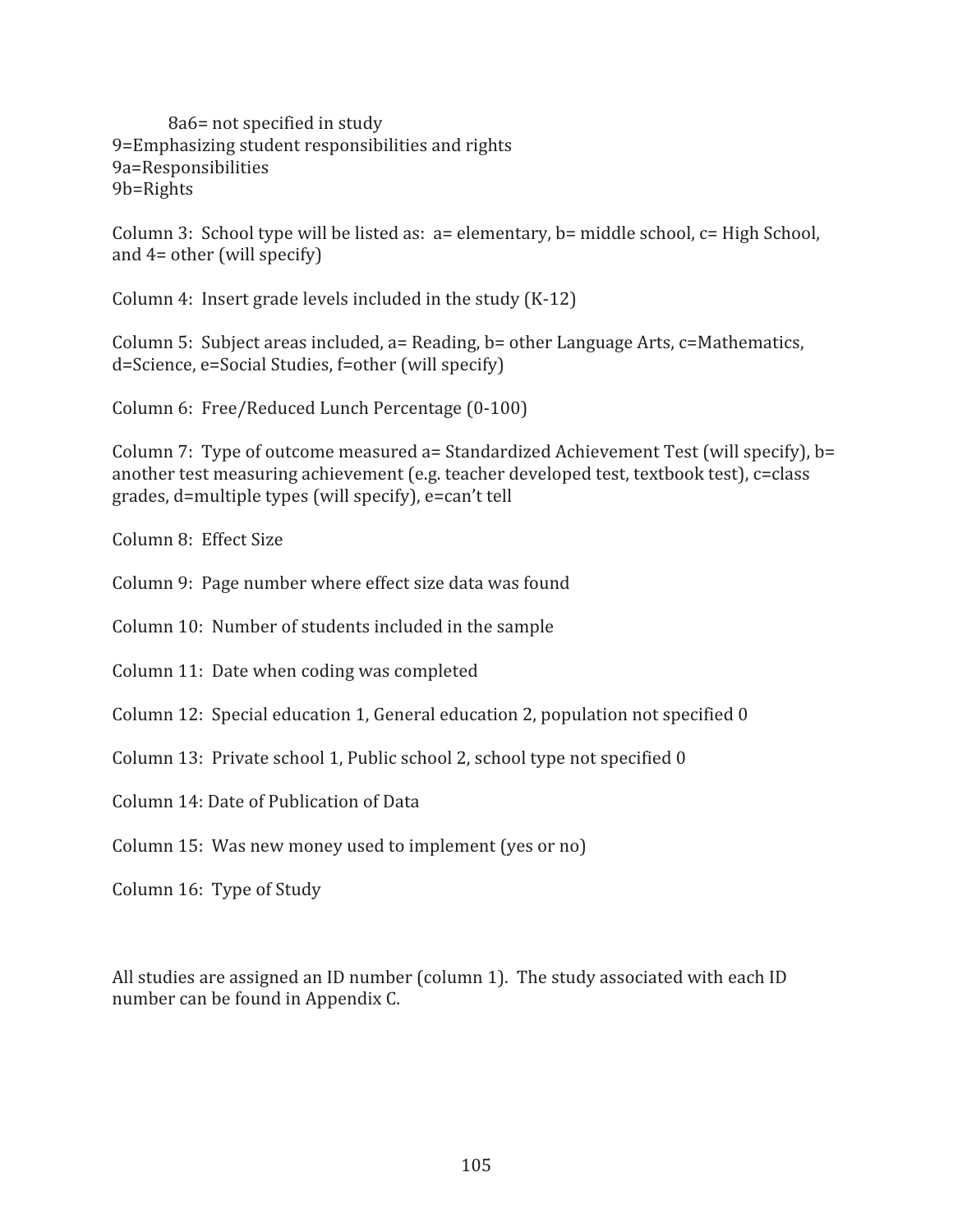8a6= not specified in study
9=Emphasizing student responsibilities and rights
9a=Responsibilities
9b=Rights

Column 3: School type will be listed as: a= elementary, b= middle school, c= High School, and 4= other (will specify)

Column 4: Insert grade levels included in the study (K-12)

Column 5: Subject areas included, a= Reading, b= other Language Arts, c=Mathematics, d=Science, e=Social Studies, f=other (will specify)

Column 6: Free/Reduced Lunch Percentage (0-100)

Column 7: Type of outcome measured a= Standardized Achievement Test (will specify), b= another test measuring achievement (e.g. teacher developed test, textbook test), c=class grades, d=multiple types (will specify), e=can't tell

Column 8: Effect Size

Column 9: Page number where effect size data was found

Column 10: Number of students included in the sample

Column 11: Date when coding was completed

Column 12: Special education 1, General education 2, population not specified 0

Column 13: Private school 1, Public school 2, school type not specified 0

Column 14: Date of Publication of Data

Column 15: Was new money used to implement (yes or no)

Column 16: Type of Study

All studies are assigned an ID number (column 1). The study associated with each ID number can be found in Appendix C.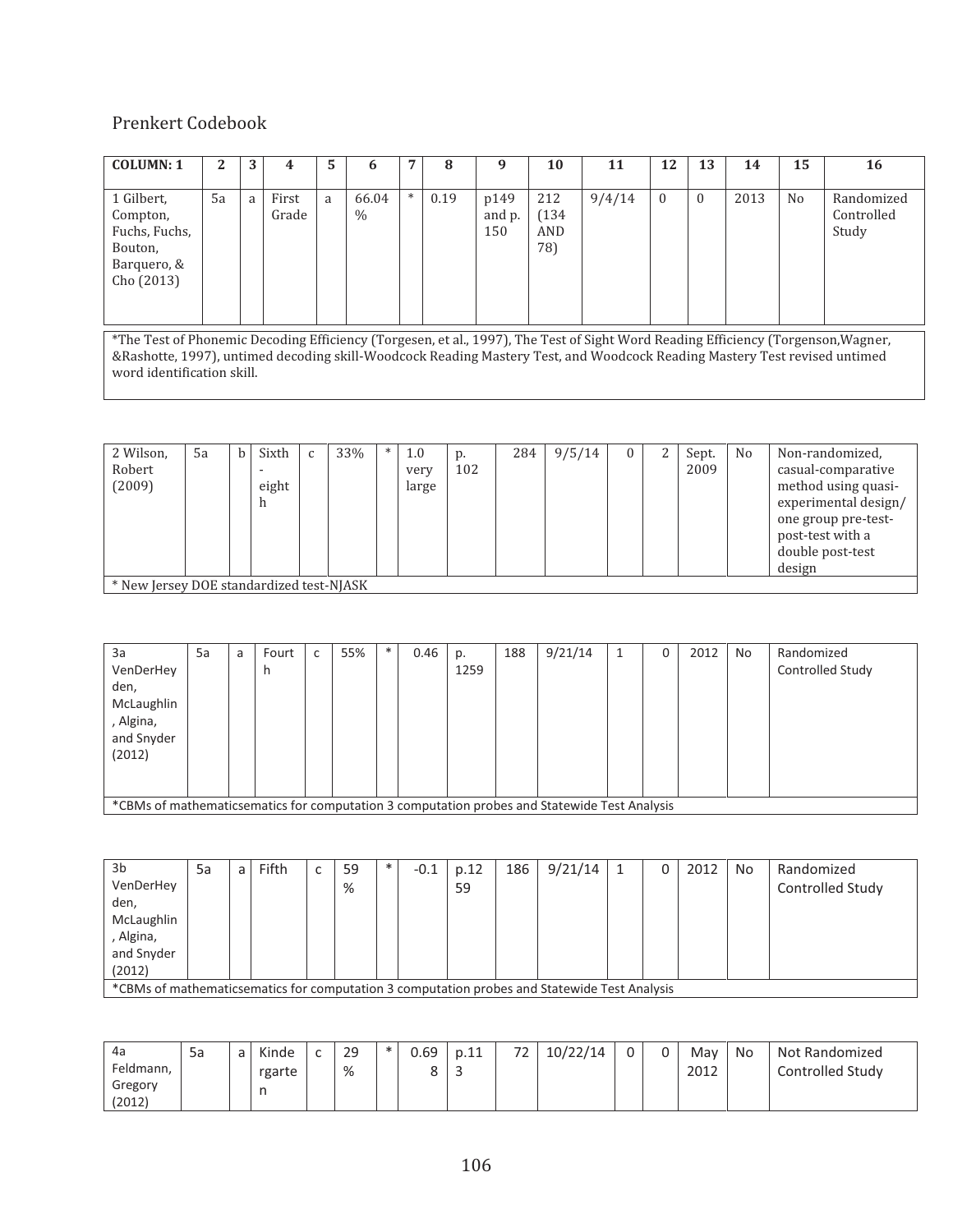## Prenkert Codebook

| COLUMN: 1 | 2 | 3 | 4 | 5 | 6 | 7 | 8 | 9 | 10 | 11 | 12 | 13 | 14 | 15 | 16 |
|---|---|---|---|---|---|---|---|---|---|---|---|---|---|---|---|
| 1 Gilbert, Compton, Fuchs, Fuchs, Bouton, Barquero, & Cho (2013) | 5a | a | First Grade | a | 66.04 % | * | 0.19 | p149 and p. 150 | 212 (134 AND 78) | 9/4/14 | 0 | 0 | 2013 | No | Randomized Controlled Study |

*The Test of Phonemic Decoding Efficiency (Torgesen, et al., 1997), The Test of Sight Word Reading Efficiency (Torgenson,Wagner, &Rashotte, 1997), untimed decoding skill-Woodcock Reading Mastery Test, and Woodcock Reading Mastery Test revised untimed word identification skill.

| | | | | | | | | | | | | | | | |
|---|---|---|---|---|---|---|---|---|---|---|---|---|---|---|---|
| 2 Wilson, Robert (2009) | 5a | b | Sixth - eighth | c | 33% | * | 1.0 very large | p. 102 | 284 | 9/5/14 | 0 | 2 | Sept. 2009 | No | Non-randomized, casual-comparative method using quasi-experimental design/ one group pre-test-post-test with a double post-test design |

* New Jersey DOE standardized test-NJASK

| | | | | | | | | | | | | | | | |
|---|---|---|---|---|---|---|---|---|---|---|---|---|---|---|---|
| 3a VenDerHeyden, McLaughlin, Algina, and Snyder (2012) | 5a | a | Fourth | c | 55% | * | 0.46 | p. 1259 | 188 | 9/21/14 | 1 | 0 | 2012 | No | Randomized Controlled Study |

*CBMs of mathematicsematics for computation 3 computation probes and Statewide Test Analysis

| | | | | | | | | | | | | | | | |
|---|---|---|---|---|---|---|---|---|---|---|---|---|---|---|---|
| 3b VenDerHeyden, McLaughlin, Algina, and Snyder (2012) | 5a | a | Fifth | c | 59 % | * | -0.1 | p.1259 | 186 | 9/21/14 | 1 | 0 | 2012 | No | Randomized Controlled Study |

*CBMs of mathematicsematics for computation 3 computation probes and Statewide Test Analysis

| | | | | | | | | | | | | | | | |
|---|---|---|---|---|---|---|---|---|---|---|---|---|---|---|---|
| 4a Feldmann, Gregory (2012) | 5a | a | Kindergarten | c | 29 % | * | 0.698 | p.113 | 72 | 10/22/14 | 0 | 0 | May 2012 | No | Not Randomized Controlled Study |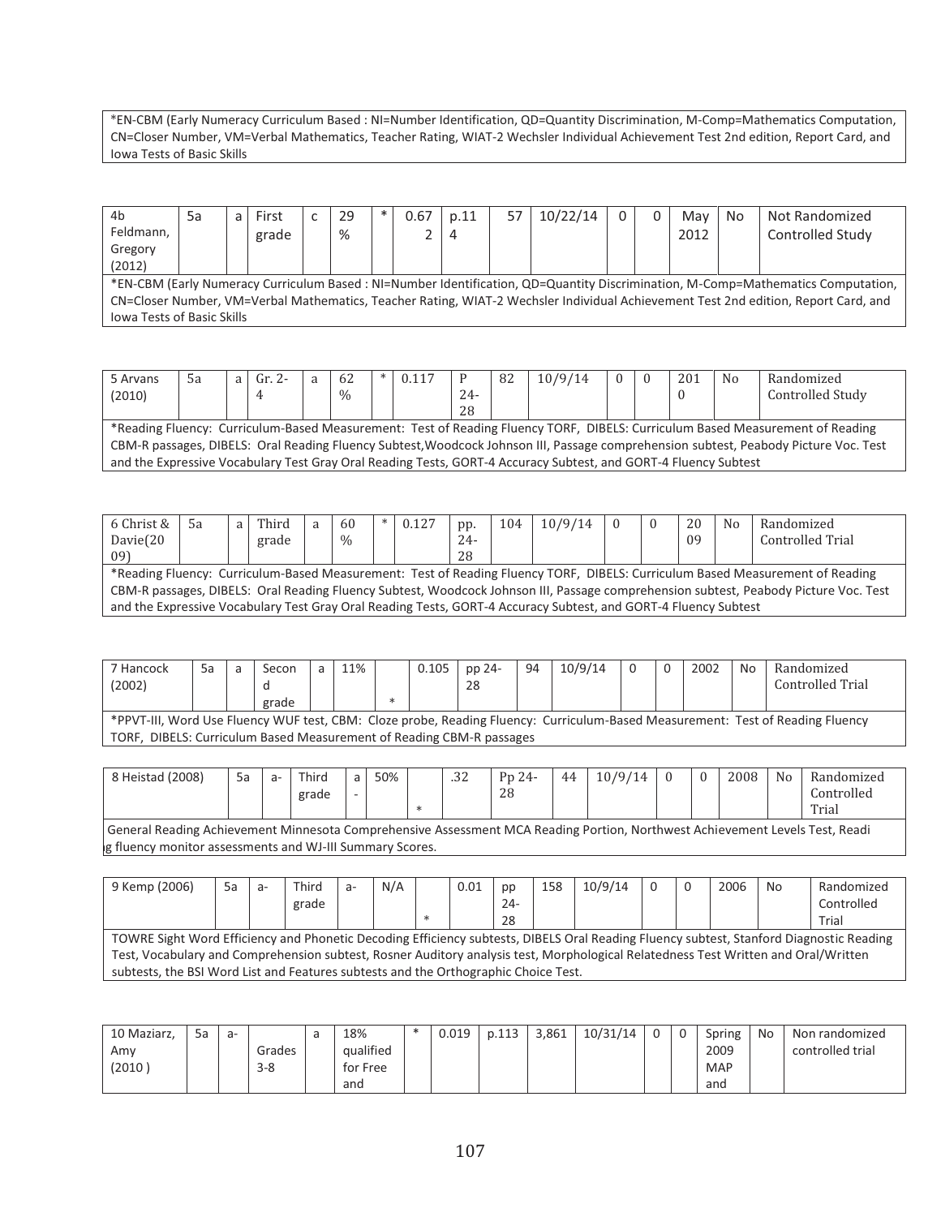*EN-CBM (Early Numeracy Curriculum Based : NI=Number Identification, QD=Quantity Discrimination, M-Comp=Mathematics Computation, CN=Closer Number, VM=Verbal Mathematics, Teacher Rating, WIAT-2 Wechsler Individual Achievement Test 2nd edition, Report Card, and Iowa Tests of Basic Skills

| 4b Feldmann, Gregory (2012) | 5a | a | First grade | c | 29 % | * | 0.672 | p.114 | 57 | 10/22/14 | 0 | 0 | May 2012 | No | Not Randomized Controlled Study |
|---|---|---|---|---|---|---|---|---|---|---|---|---|---|---|---|
| *EN-CBM (Early Numeracy Curriculum Based : NI=Number Identification, QD=Quantity Discrimination, M-Comp=Mathematics Computation, CN=Closer Number, VM=Verbal Mathematics, Teacher Rating, WIAT-2 Wechsler Individual Achievement Test 2nd edition, Report Card, and Iowa Tests of Basic Skills | | | | | | | | | | | | | | | |

| 5 Arvans (2010) | 5a | a | Gr. 2-4 | a | 62 % | * | 0.117 | P 24-28 | 82 | 10/9/14 | 0 | 0 | 2010 | No | Randomized Controlled Study |
|---|---|---|---|---|---|---|---|---|---|---|---|---|---|---|---|
| *Reading Fluency: Curriculum-Based Measurement: Test of Reading Fluency TORF, DIBELS: Curriculum Based Measurement of Reading CBM-R passages, DIBELS: Oral Reading Fluency Subtest,Woodcock Johnson III, Passage comprehension subtest, Peabody Picture Voc. Test and the Expressive Vocabulary Test Gray Oral Reading Tests, GORT-4 Accuracy Subtest, and GORT-4 Fluency Subtest | | | | | | | | | | | | | | | |

| 6 Christ & Davie(2009) | 5a | a | Third grade | a | 60 % | * | 0.127 | pp. 24-28 | 104 | 10/9/14 | 0 | 0 | 2009 | No | Randomized Controlled Trial |
|---|---|---|---|---|---|---|---|---|---|---|---|---|---|---|---|
| *Reading Fluency: Curriculum-Based Measurement: Test of Reading Fluency TORF, DIBELS: Curriculum Based Measurement of Reading CBM-R passages, DIBELS: Oral Reading Fluency Subtest, Woodcock Johnson III, Passage comprehension subtest, Peabody Picture Voc. Test and the Expressive Vocabulary Test Gray Oral Reading Tests, GORT-4 Accuracy Subtest, and GORT-4 Fluency Subtest | | | | | | | | | | | | | | | |

| 7 Hancock (2002) | 5a | a | Second grade | a | 11% | * | 0.105 | pp 24-28 | 94 | 10/9/14 | 0 | 0 | 2002 | No | Randomized Controlled Trial |
|---|---|---|---|---|---|---|---|---|---|---|---|---|---|---|---|
| *PPVT-III, Word Use Fluency WUF test, CBM: Cloze probe, Reading Fluency: Curriculum-Based Measurement: Test of Reading Fluency TORF, DIBELS: Curriculum Based Measurement of Reading CBM-R passages | | | | | | | | | | | | | | | |

| 8 Heistad (2008) | 5a | a- | Third grade | a- | 50% | * | .32 | Pp 24-28 | 44 | 10/9/14 | 0 | 0 | 2008 | No | Randomized Controlled Trial |
|---|---|---|---|---|---|---|---|---|---|---|---|---|---|---|---|
| General Reading Achievement Minnesota Comprehensive Assessment MCA Reading Portion, Northwest Achievement Levels Test, Reading fluency monitor assessments and WJ-III Summary Scores. | | | | | | | | | | | | | | | |

| 9 Kemp (2006) | 5a | a- | Third grade | a- | N/A | * | 0.01 | pp 24-28 | 158 | 10/9/14 | 0 | 0 | 2006 | No | Randomized Controlled Trial |
|---|---|---|---|---|---|---|---|---|---|---|---|---|---|---|---|
| TOWRE Sight Word Efficiency and Phonetic Decoding Efficiency subtests, DIBELS Oral Reading Fluency subtest, Stanford Diagnostic Reading Test, Vocabulary and Comprehension subtest, Rosner Auditory analysis test, Morphological Relatedness Test Written and Oral/Written subtests, the BSI Word List and Features subtests and the Orthographic Choice Test. | | | | | | | | | | | | | | | |

| 10 Maziarz, Amy (2010) | 5a | a- | Grades 3-8 | a | 18% qualified for Free and | * | 0.019 | p.113 | 3,861 | 10/31/14 | 0 | 0 | Spring 2009 MAP and | No | Non randomized controlled trial |
|---|---|---|---|---|---|---|---|---|---|---|---|---|---|---|---|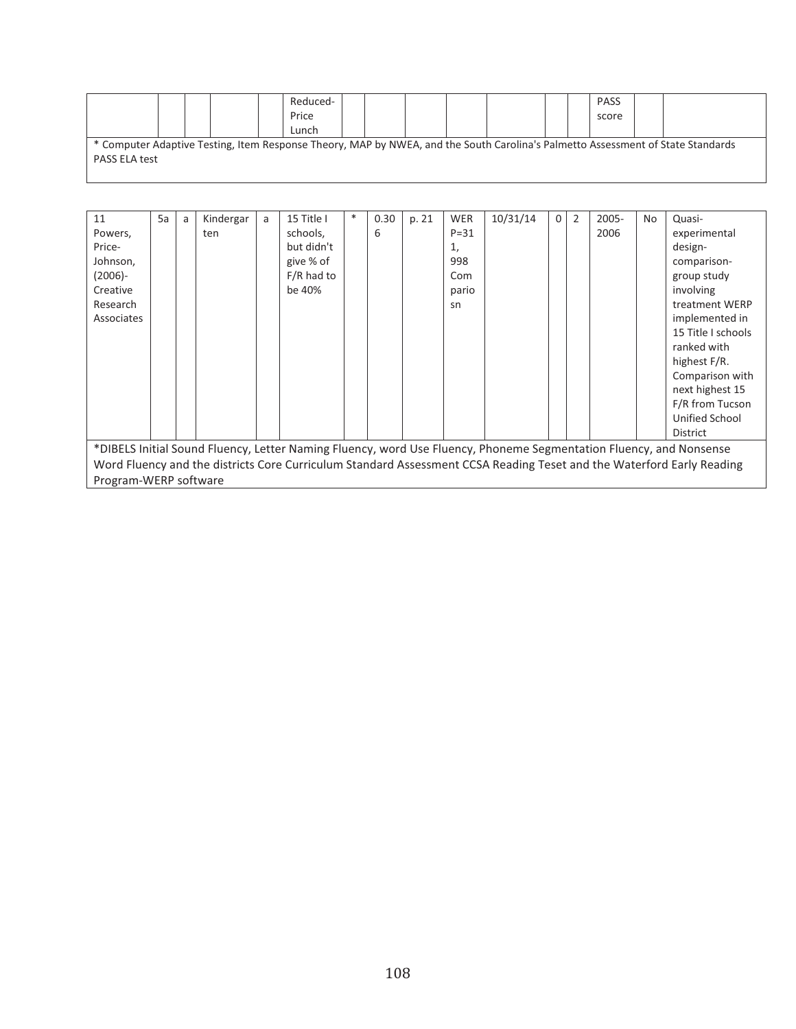| | | | | | Reduced-Price Lunch | | | | | | | | PASS score | | |
|---|---|---|---|---|---|---|---|---|---|---|---|---|---|---|---|
| * Computer Adaptive Testing, Item Response Theory, MAP by NWEA, and the South Carolina's Palmetto Assessment of State Standards PASS ELA test | | | | | | | | | | | | | | | |

| 11 Powers, Price-Johnson, (2006)- Creative Research Associates | 5a | a | Kindergarten | a | 15 Title I schools, but didn't give % of F/R had to be 40% | * | 0.306 | p. 21 | WERP=311, 998 Comparisosn | 10/31/14 | 0 | 2 | 2005-2006 | No | Quasi-experimental design- comparison-group study involving treatment WERP implemented in 15 Title I schools ranked with highest F/R. Comparison with next highest 15 F/R from Tucson Unified School District |
|---|---|---|---|---|---|---|---|---|---|---|---|---|---|---|---|
| *DIBELS Initial Sound Fluency, Letter Naming Fluency, word Use Fluency, Phoneme Segmentation Fluency, and Nonsense Word Fluency and the districts Core Curriculum Standard Assessment CCSA Reading Teset and the Waterford Early Reading Program-WERP software | | | | | | | | | | | | | | | |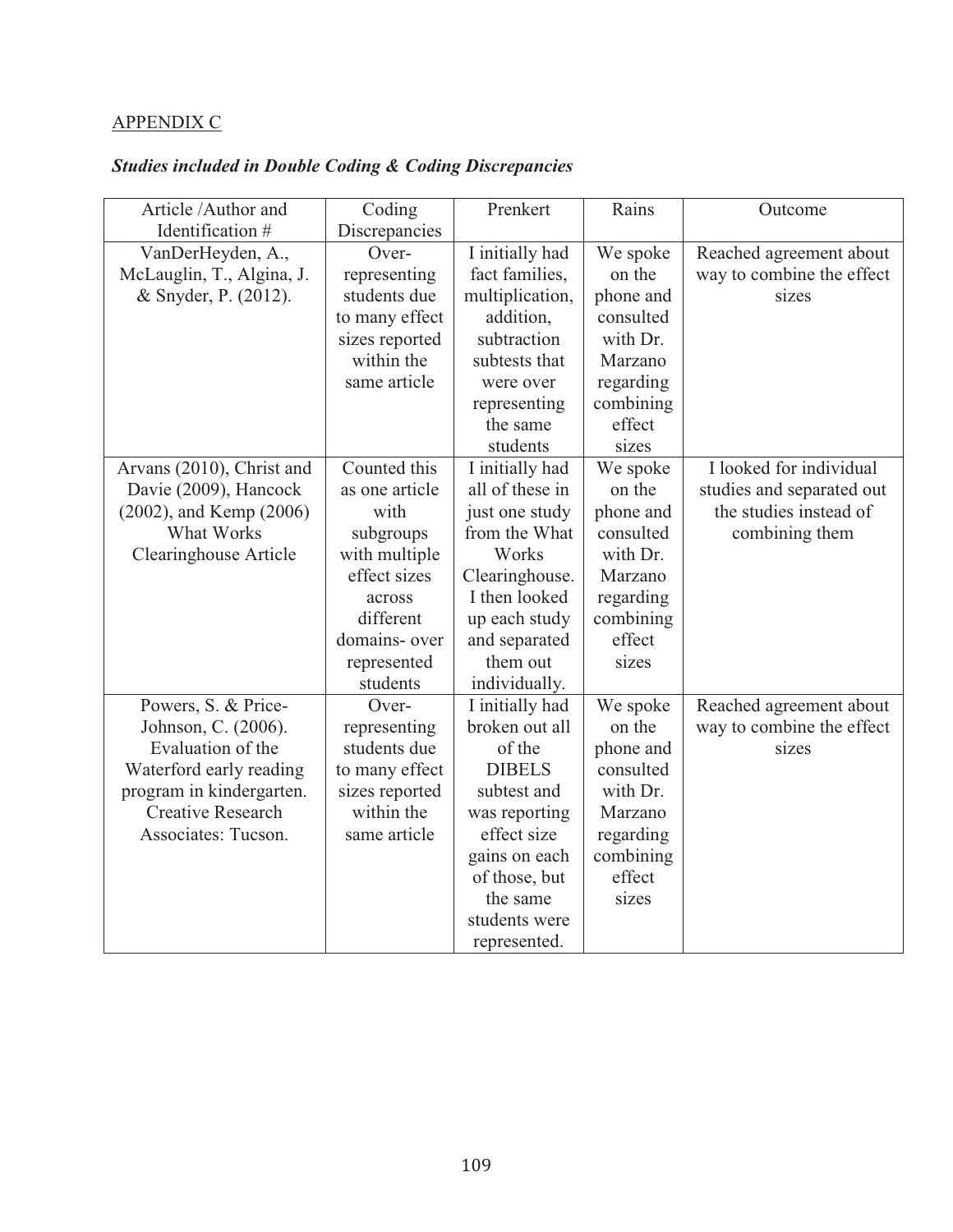APPENDIX C

***Studies included in Double Coding & Coding Discrepancies***

| Article /Author and Identification # | Coding Discrepancies | Prenkert | Rains | Outcome |
|---|---|---|---|---|
| VanDerHeyden, A., McLauglin, T., Algina, J. & Snyder, P. (2012). | Over-representing students due to many effect sizes reported within the same article | I initially had fact families, multiplication, addition, subtraction subtests that were over representing the same students | We spoke on the phone and consulted with Dr. Marzano regarding combining effect sizes | Reached agreement about way to combine the effect sizes |
| Arvans (2010), Christ and Davie (2009), Hancock (2002), and Kemp (2006) What Works Clearinghouse Article | Counted this as one article with subgroups with multiple effect sizes across different domains- over represented students | I initially had all of these in just one study from the What Works Clearinghouse. I then looked up each study and separated them out individually. | We spoke on the phone and consulted with Dr. Marzano regarding combining effect sizes | I looked for individual studies and separated out the studies instead of combining them |
| Powers, S. & Price-Johnson, C. (2006). Evaluation of the Waterford early reading program in kindergarten. Creative Research Associates: Tucson. | Over-representing students due to many effect sizes reported within the same article | I initially had broken out all of the DIBELS subtest and was reporting effect size gains on each of those, but the same students were represented. | We spoke on the phone and consulted with Dr. Marzano regarding combining effect sizes | Reached agreement about way to combine the effect sizes |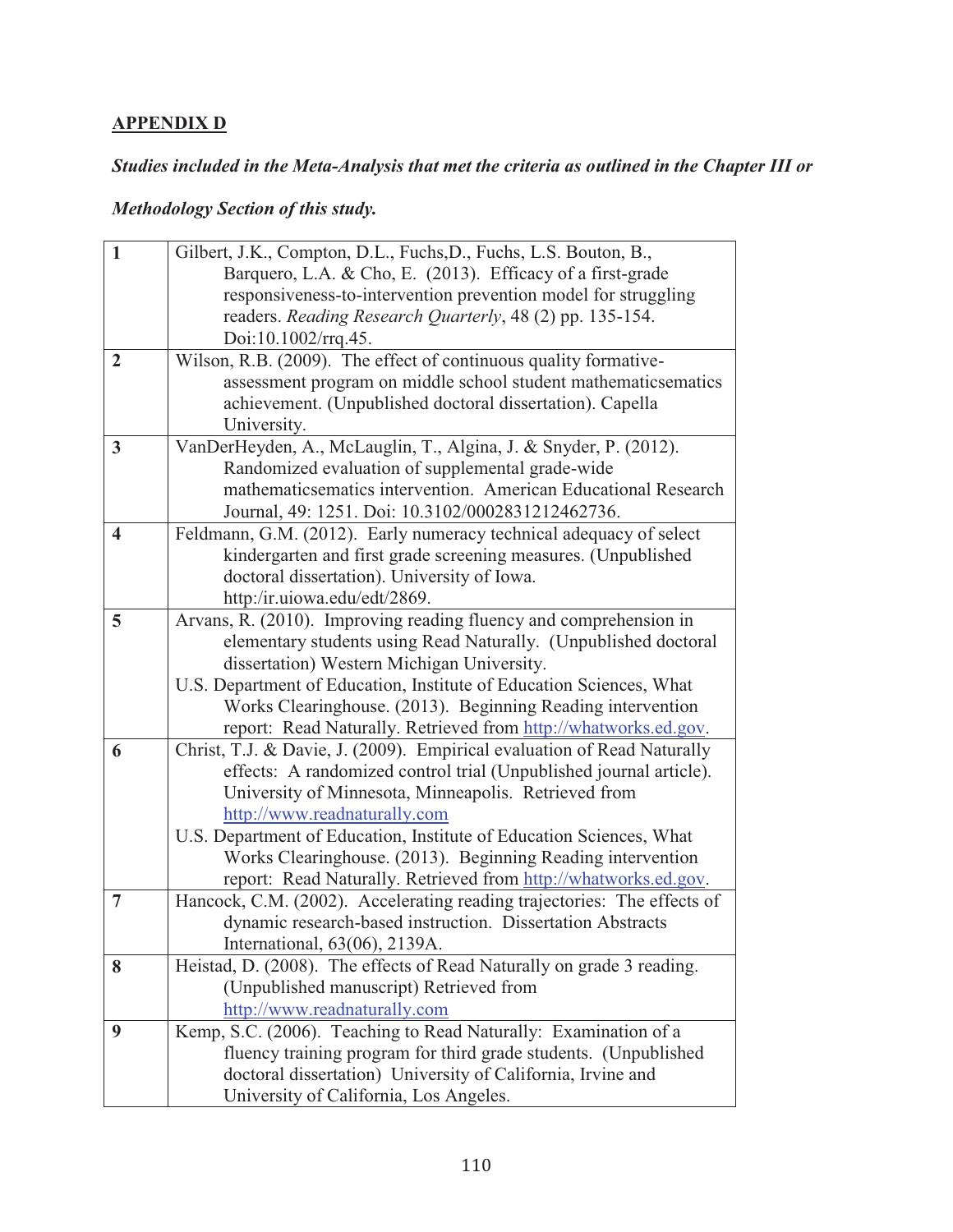**APPENDIX D**

***Studies included in the Meta-Analysis that met the criteria as outlined in the Chapter III or Methodology Section of this study.***

| | |
|---|---|
| **1** | Gilbert, J.K., Compton, D.L., Fuchs,D., Fuchs, L.S. Bouton, B., Barquero, L.A. & Cho, E. (2013). Efficacy of a first-grade responsiveness-to-intervention prevention model for struggling readers. *Reading Research Quarterly*, 48 (2) pp. 135-154. Doi:10.1002/rrq.45. |
| **2** | Wilson, R.B. (2009). The effect of continuous quality formative-assessment program on middle school student mathematicsematics achievement. (Unpublished doctoral dissertation). Capella University. |
| **3** | VanDerHeyden, A., McLauglin, T., Algina, J. & Snyder, P. (2012). Randomized evaluation of supplemental grade-wide mathematicsematics intervention. American Educational Research Journal, 49: 1251. Doi: 10.3102/0002831212462736. |
| **4** | Feldmann, G.M. (2012). Early numeracy technical adequacy of select kindergarten and first grade screening measures. (Unpublished doctoral dissertation). University of Iowa. http:/ir.uiowa.edu/edt/2869. |
| **5** | Arvans, R. (2010). Improving reading fluency and comprehension in elementary students using Read Naturally. (Unpublished doctoral dissertation) Western Michigan University. <br> U.S. Department of Education, Institute of Education Sciences, What Works Clearinghouse. (2013). Beginning Reading intervention report: Read Naturally. Retrieved from http://whatworks.ed.gov. |
| **6** | Christ, T.J. & Davie, J. (2009). Empirical evaluation of Read Naturally effects: A randomized control trial (Unpublished journal article). University of Minnesota, Minneapolis. Retrieved from http://www.readnaturally.com <br> U.S. Department of Education, Institute of Education Sciences, What Works Clearinghouse. (2013). Beginning Reading intervention report: Read Naturally. Retrieved from http://whatworks.ed.gov. |
| **7** | Hancock, C.M. (2002). Accelerating reading trajectories: The effects of dynamic research-based instruction. Dissertation Abstracts International, 63(06), 2139A. |
| **8** | Heistad, D. (2008). The effects of Read Naturally on grade 3 reading. (Unpublished manuscript) Retrieved from http://www.readnaturally.com |
| **9** | Kemp, S.C. (2006). Teaching to Read Naturally: Examination of a fluency training program for third grade students. (Unpublished doctoral dissertation) University of California, Irvine and University of California, Los Angeles. |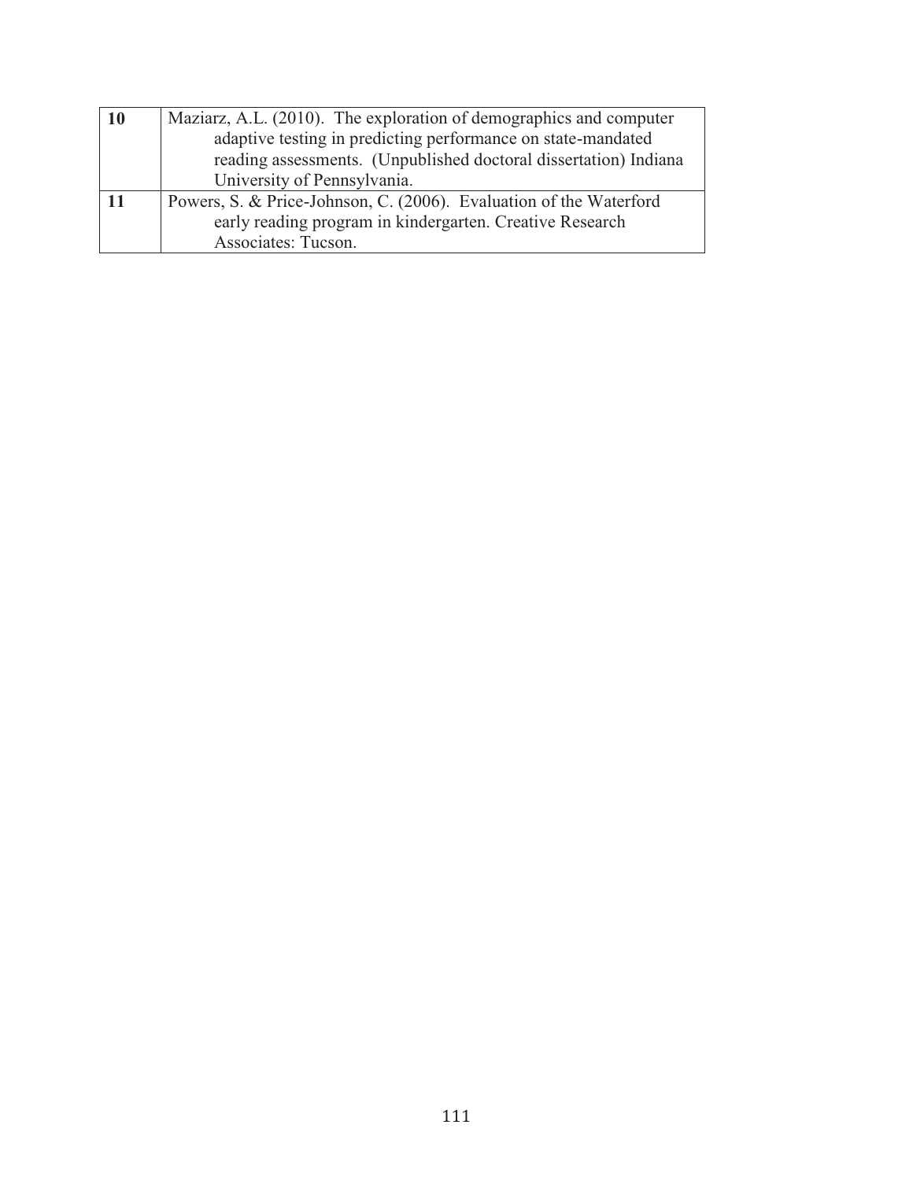| | |
|---|---|
| **10** | Maziarz, A.L. (2010). The exploration of demographics and computer adaptive testing in predicting performance on state-mandated reading assessments. (Unpublished doctoral dissertation) Indiana University of Pennsylvania. |
| **11** | Powers, S. & Price-Johnson, C. (2006). Evaluation of the Waterford early reading program in kindergarten. Creative Research Associates: Tucson. |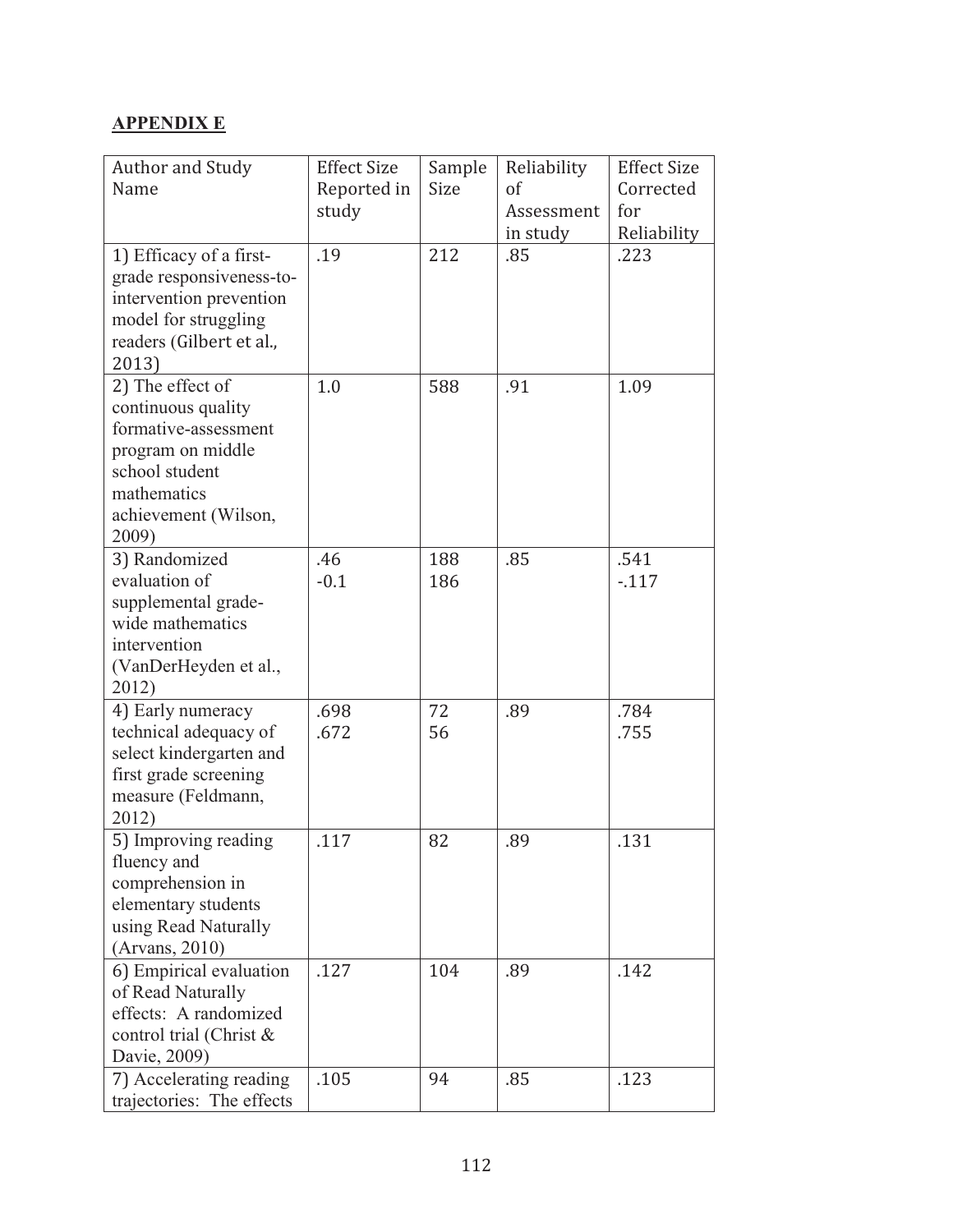**APPENDIX E**

| Author and Study Name | Effect Size Reported in study | Sample Size | Reliability of Assessment in study | Effect Size Corrected for Reliability |
|---|---|---|---|---|
| 1) Efficacy of a first-grade responsiveness-to-intervention prevention model for struggling readers (Gilbert et al., 2013) | .19 | 212 | .85 | .223 |
| 2) The effect of continuous quality formative-assessment program on middle school student mathematics achievement (Wilson, 2009) | 1.0 | 588 | .91 | 1.09 |
| 3) Randomized evaluation of supplemental grade-wide mathematics intervention (VanDerHeyden et al., 2012) | .46<br>-0.1 | 188<br>186 | .85 | .541<br>-.117 |
| 4) Early numeracy technical adequacy of select kindergarten and first grade screening measure (Feldmann, 2012) | .698<br>.672 | 72<br>56 | .89 | .784<br>.755 |
| 5) Improving reading fluency and comprehension in elementary students using Read Naturally (Arvans, 2010) | .117 | 82 | .89 | .131 |
| 6) Empirical evaluation of Read Naturally effects: A randomized control trial (Christ & Davie, 2009) | .127 | 104 | .89 | .142 |
| 7) Accelerating reading trajectories: The effects | .105 | 94 | .85 | .123 |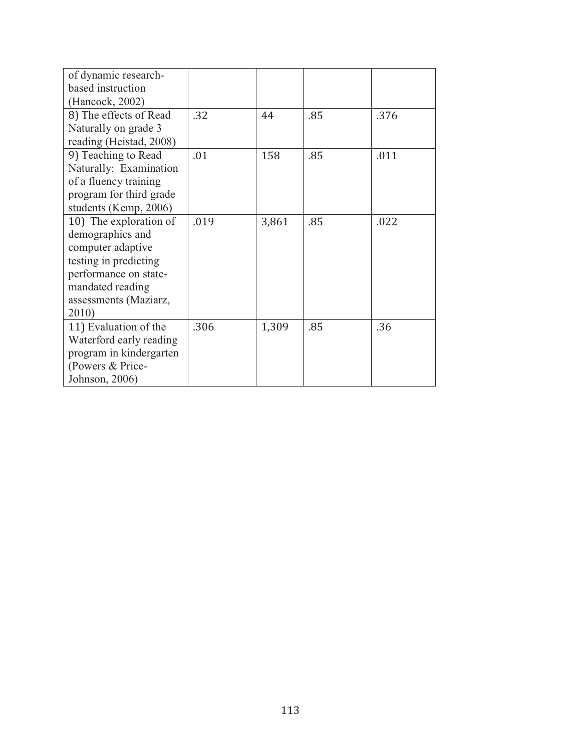| | | | | |
|---|---|---|---|---|
| of dynamic research-based instruction (Hancock, 2002) | | | | |
| 8) The effects of Read Naturally on grade 3 reading (Heistad, 2008) | .32 | 44 | .85 | .376 |
| 9) Teaching to Read Naturally: Examination of a fluency training program for third grade students (Kemp, 2006) | .01 | 158 | .85 | .011 |
| 10) The exploration of demographics and computer adaptive testing in predicting performance on state-mandated reading assessments (Maziarz, 2010) | .019 | 3,861 | .85 | .022 |
| 11) Evaluation of the Waterford early reading program in kindergarten (Powers & Price-Johnson, 2006) | .306 | 1,309 | .85 | .36 |